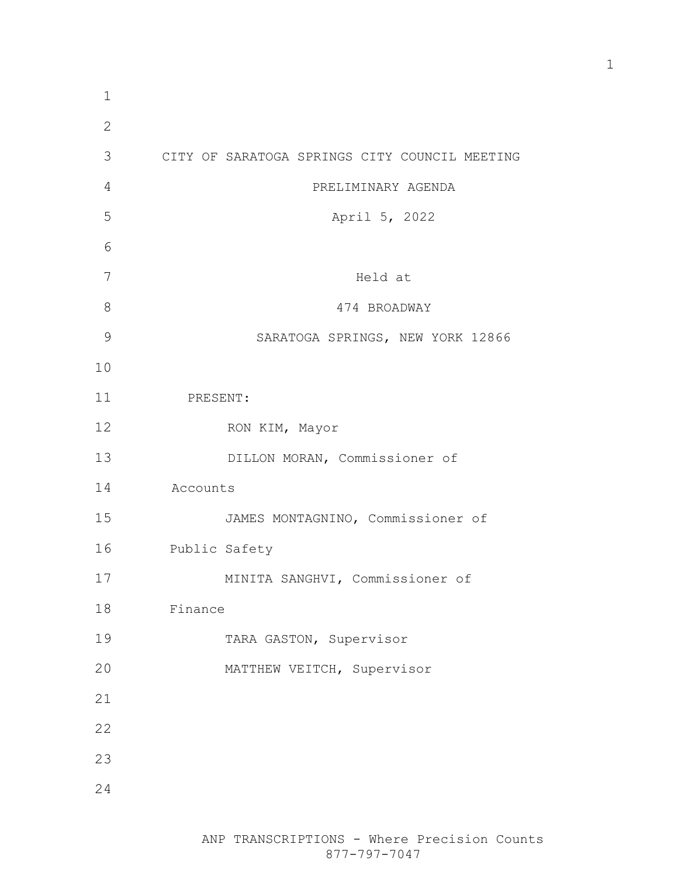CITY OF SARATOGA SPRINGS CITY COUNCIL MEETING

PRELIMINARY AGENDA

April 5, 2022

Held at

474 BROADWAY

SARATOGA SPRINGS, NEW YORK 12866

PRESENT:

RON KIM, Mayor

DILLON MORAN, Commissioner of Accounts

JAMES MONTAGNINO, Commissioner of Public Safety

MINITA SANGHVI, Commissioner of Finance

TARA GASTON, Supervisor

MATTHEW VEITCH, Supervisor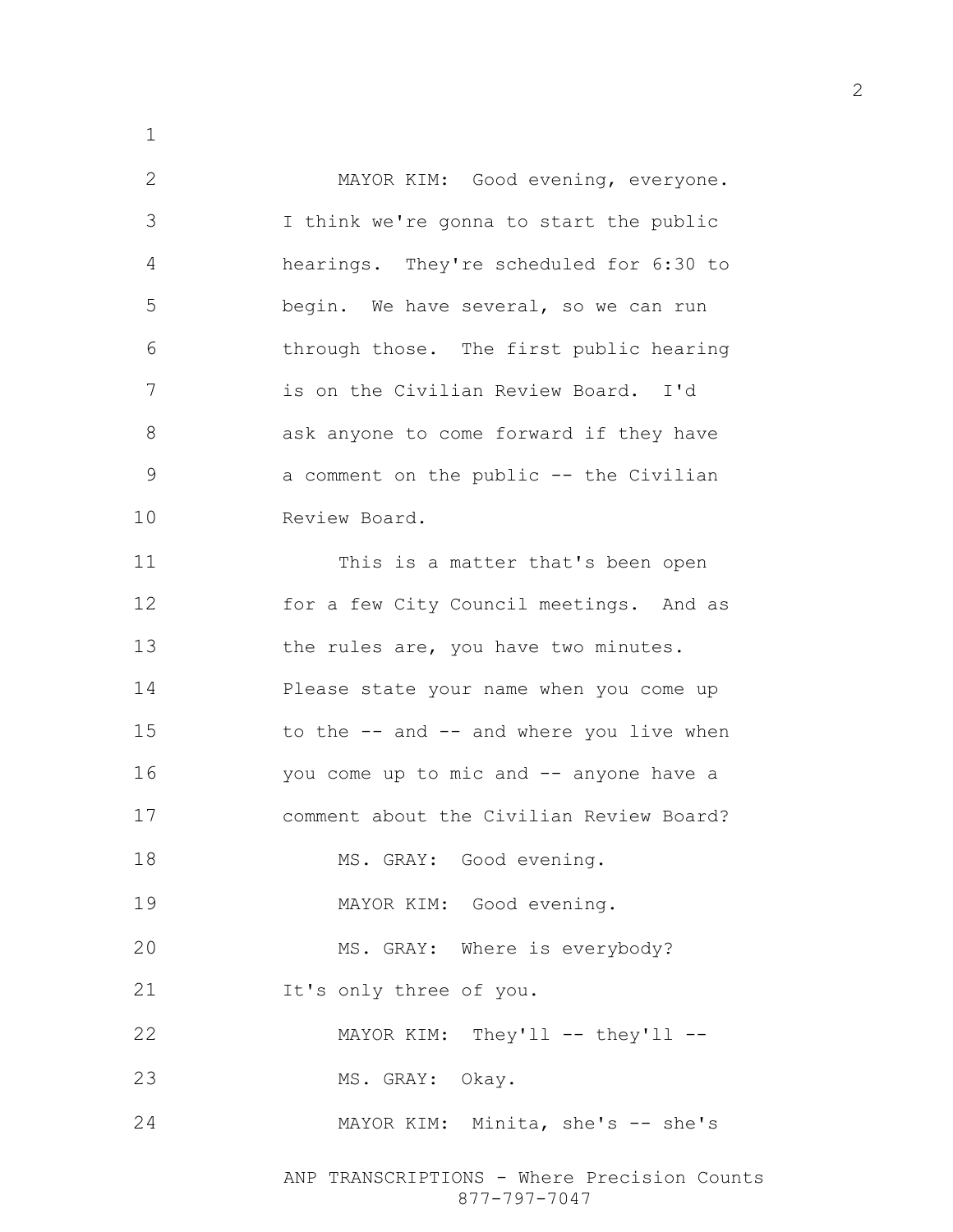MAYOR KIM: Good evening, everyone. I think we're gonna to start the public hearings. They're scheduled for 6:30 to begin. We have several, so we can run through those. The first public hearing is on the Civilian Review Board. I'd ask anyone to come forward if they have a comment on the public -- the Civilian Review Board.

This is a matter that's been open for a few City Council meetings. And as the rules are, you have two minutes. Please state your name when you come up to the -- and -- and where you live when you come up to mic and -- anyone have a comment about the Civilian Review Board?

MS. GRAY: Good evening.

MAYOR KIM: Good evening.

MS. GRAY: Where is everybody? It's only three of you.

MAYOR KIM: They'll -- they'll --

MS. GRAY: Okay.

MAYOR KIM: Minita, she's -- she's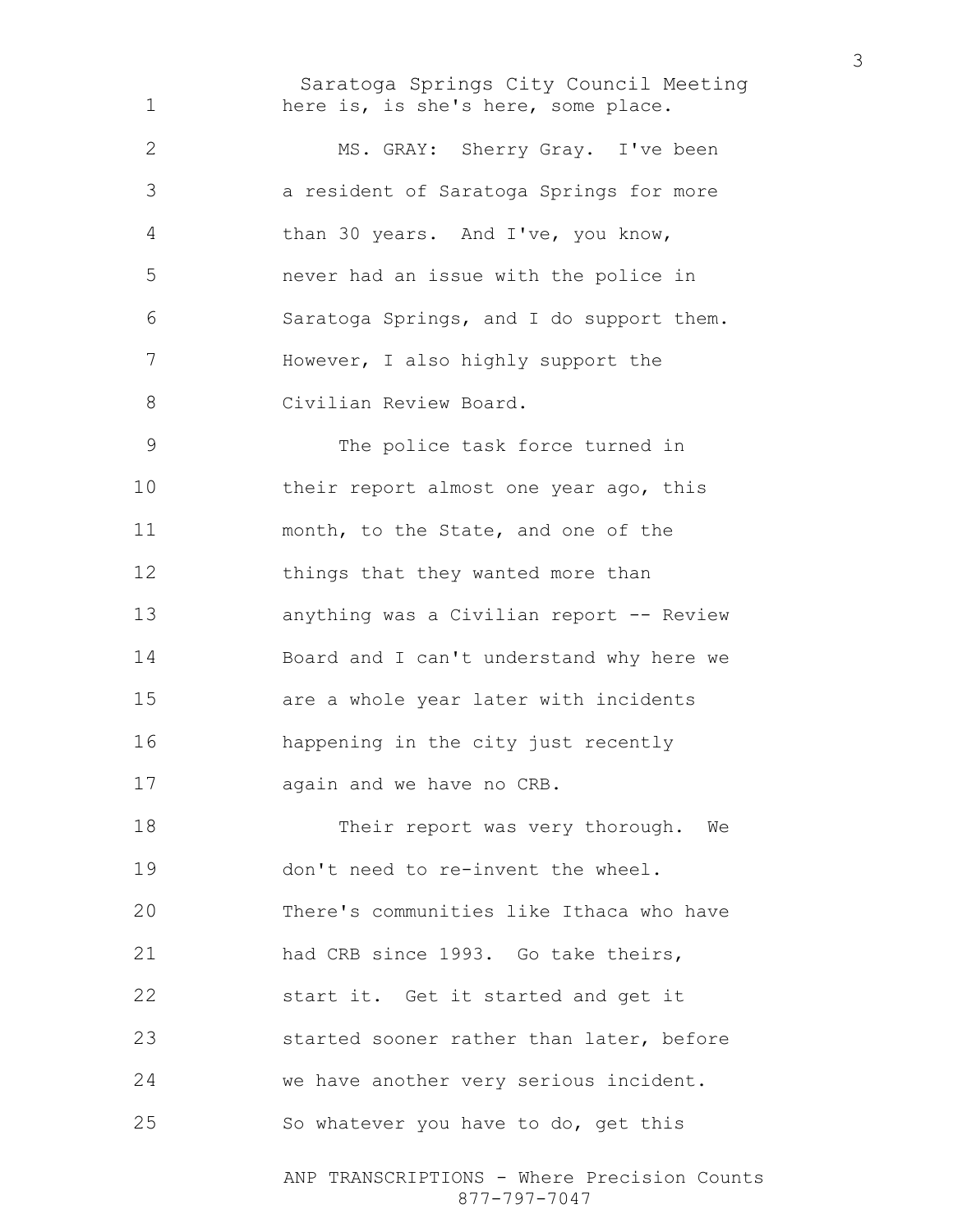here is, is she's here, some place.

MS. GRAY: Sherry Gray. I've been a resident of Saratoga Springs for more than 30 years. And I've, you know, never had an issue with the police in Saratoga Springs, and I do support them. However, I also highly support the Civilian Review Board.

The police task force turned in their report almost one year ago, this month, to the State, and one of the things that they wanted more than anything was a Civilian report -- Review Board and I can't understand why here we are a whole year later with incidents happening in the city just recently again and we have no CRB.

Their report was very thorough. We don't need to re-invent the wheel. There's communities like Ithaca who have had CRB since 1993. Go take theirs, start it. Get it started and get it started sooner rather than later, before we have another very serious incident. So whatever you have to do, get this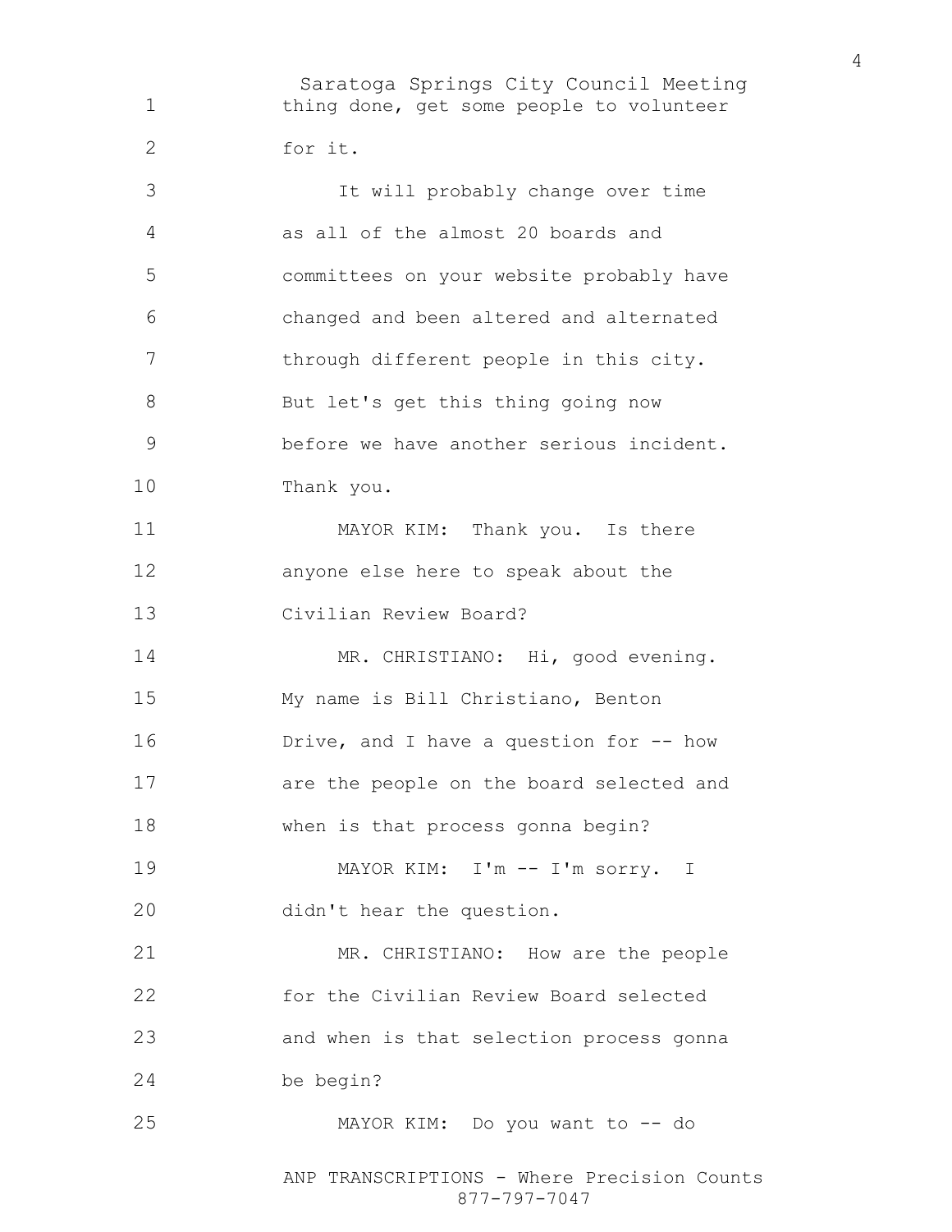thing done, get some people to volunteer for it.

It will probably change over time as all of the almost 20 boards and committees on your website probably have changed and been altered and alternated through different people in this city. But let's get this thing going now before we have another serious incident. Thank you.

MAYOR KIM: Thank you. Is there anyone else here to speak about the Civilian Review Board?

MR. CHRISTIANO: Hi, good evening. My name is Bill Christiano, Benton Drive, and I have a question for -- how are the people on the board selected and when is that process gonna begin?

MAYOR KIM: I'm -- I'm sorry. I didn't hear the question.

MR. CHRISTIANO: How are the people for the Civilian Review Board selected and when is that selection process gonna be begin?

MAYOR KIM: Do you want to -- do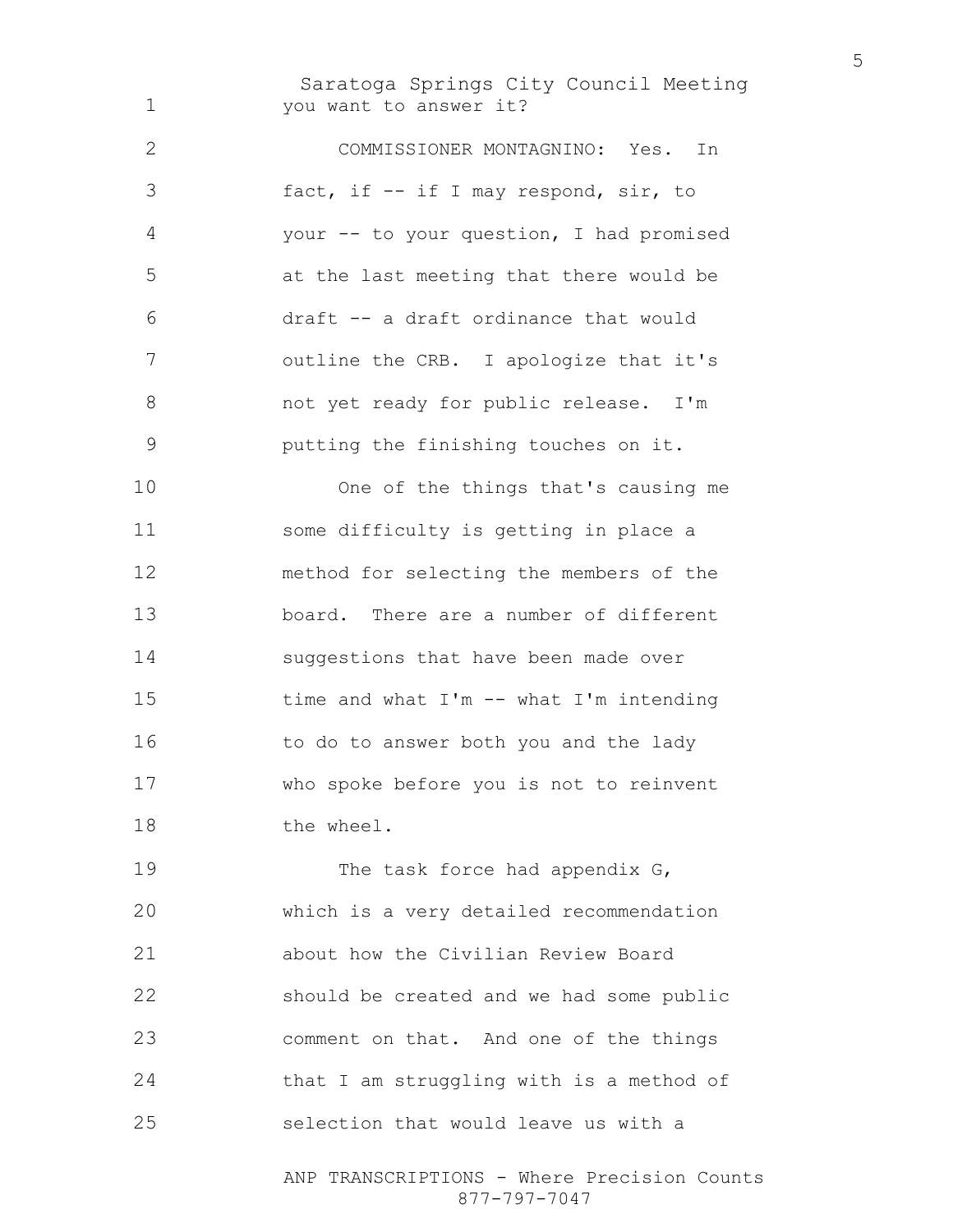you want to answer it?

COMMISSIONER MONTAGNINO: Yes. In fact, if -- if I may respond, sir, to your -- to your question, I had promised at the last meeting that there would be draft -- a draft ordinance that would outline the CRB. I apologize that it's not yet ready for public release. I'm putting the finishing touches on it.

One of the things that's causing me some difficulty is getting in place a method for selecting the members of the board. There are a number of different suggestions that have been made over time and what I'm -- what I'm intending to do to answer both you and the lady who spoke before you is not to reinvent the wheel.

The task force had appendix G, which is a very detailed recommendation about how the Civilian Review Board should be created and we had some public comment on that. And one of the things that I am struggling with is a method of selection that would leave us with a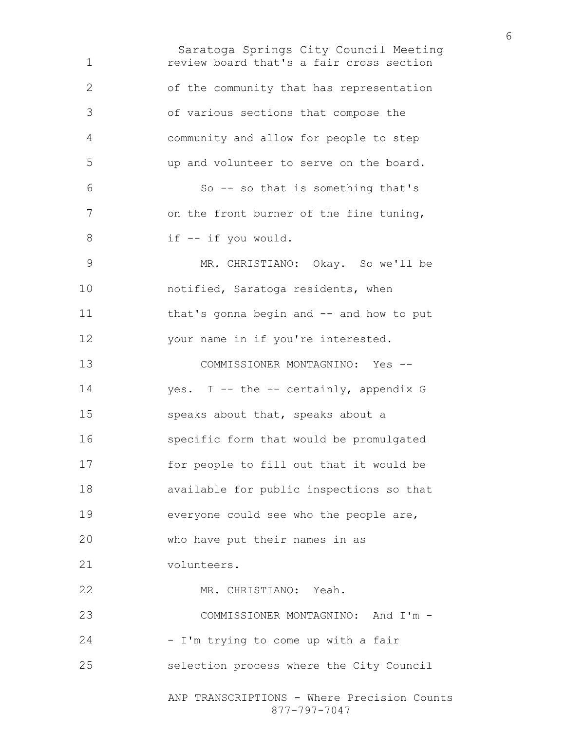review board that's a fair cross section of the community that has representation of various sections that compose the community and allow for people to step up and volunteer to serve on the board.

So -- so that is something that's on the front burner of the fine tuning, if -- if you would.

MR. CHRISTIANO: Okay. So we'll be notified, Saratoga residents, when that's gonna begin and -- and how to put your name in if you're interested.

COMMISSIONER MONTAGNINO: Yes -- yes. I -- the -- certainly, appendix G speaks about that, speaks about a specific form that would be promulgated for people to fill out that it would be available for public inspections so that everyone could see who the people are, who have put their names in as volunteers.

MR. CHRISTIANO: Yeah.

COMMISSIONER MONTAGNINO: And I'm -- I'm trying to come up with a fair selection process where the City Council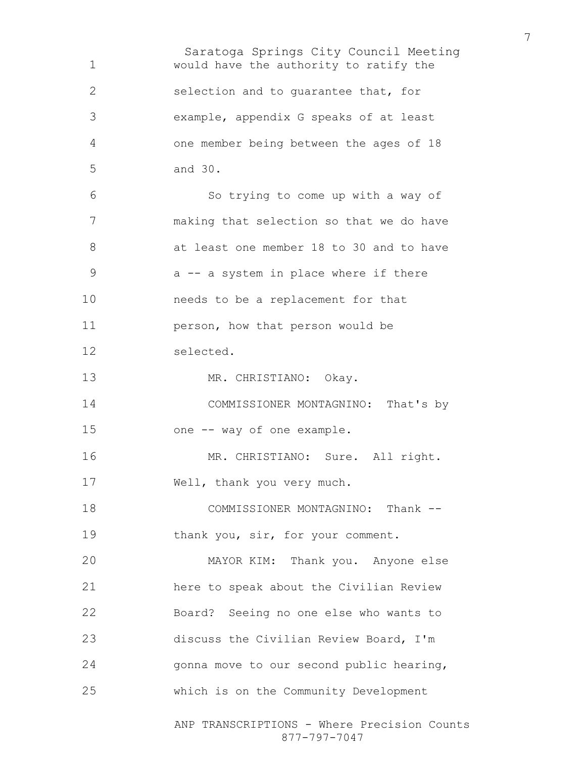would have the authority to ratify the selection and to guarantee that, for example, appendix G speaks of at least one member being between the ages of 18 and 30.

So trying to come up with a way of making that selection so that we do have at least one member 18 to 30 and to have a -- a system in place where if there needs to be a replacement for that person, how that person would be selected.

MR. CHRISTIANO: Okay.

COMMISSIONER MONTAGNINO: That's by one -- way of one example.

MR. CHRISTIANO: Sure. All right. Well, thank you very much.

COMMISSIONER MONTAGNINO: Thank -- thank you, sir, for your comment.

MAYOR KIM: Thank you. Anyone else here to speak about the Civilian Review Board? Seeing no one else who wants to discuss the Civilian Review Board, I'm gonna move to our second public hearing, which is on the Community Development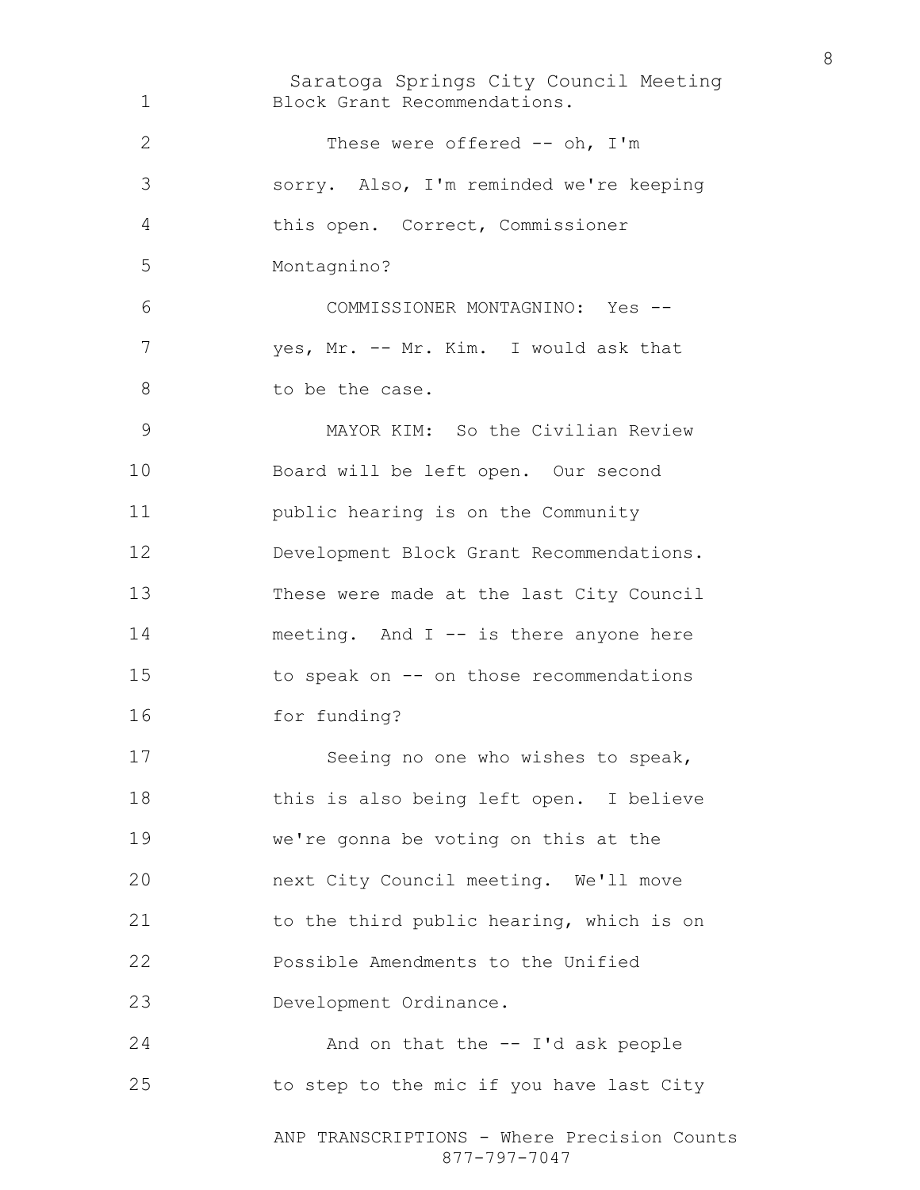Block Grant Recommendations.

These were offered -- oh, I'm sorry. Also, I'm reminded we're keeping this open. Correct, Commissioner Montagnino?

COMMISSIONER MONTAGNINO: Yes -- yes, Mr. -- Mr. Kim. I would ask that to be the case.

MAYOR KIM: So the Civilian Review Board will be left open. Our second public hearing is on the Community Development Block Grant Recommendations. These were made at the last City Council meeting. And I -- is there anyone here to speak on -- on those recommendations for funding?

Seeing no one who wishes to speak, this is also being left open. I believe we're gonna be voting on this at the next City Council meeting. We'll move to the third public hearing, which is on Possible Amendments to the Unified Development Ordinance.

And on that the -- I'd ask people to step to the mic if you have last City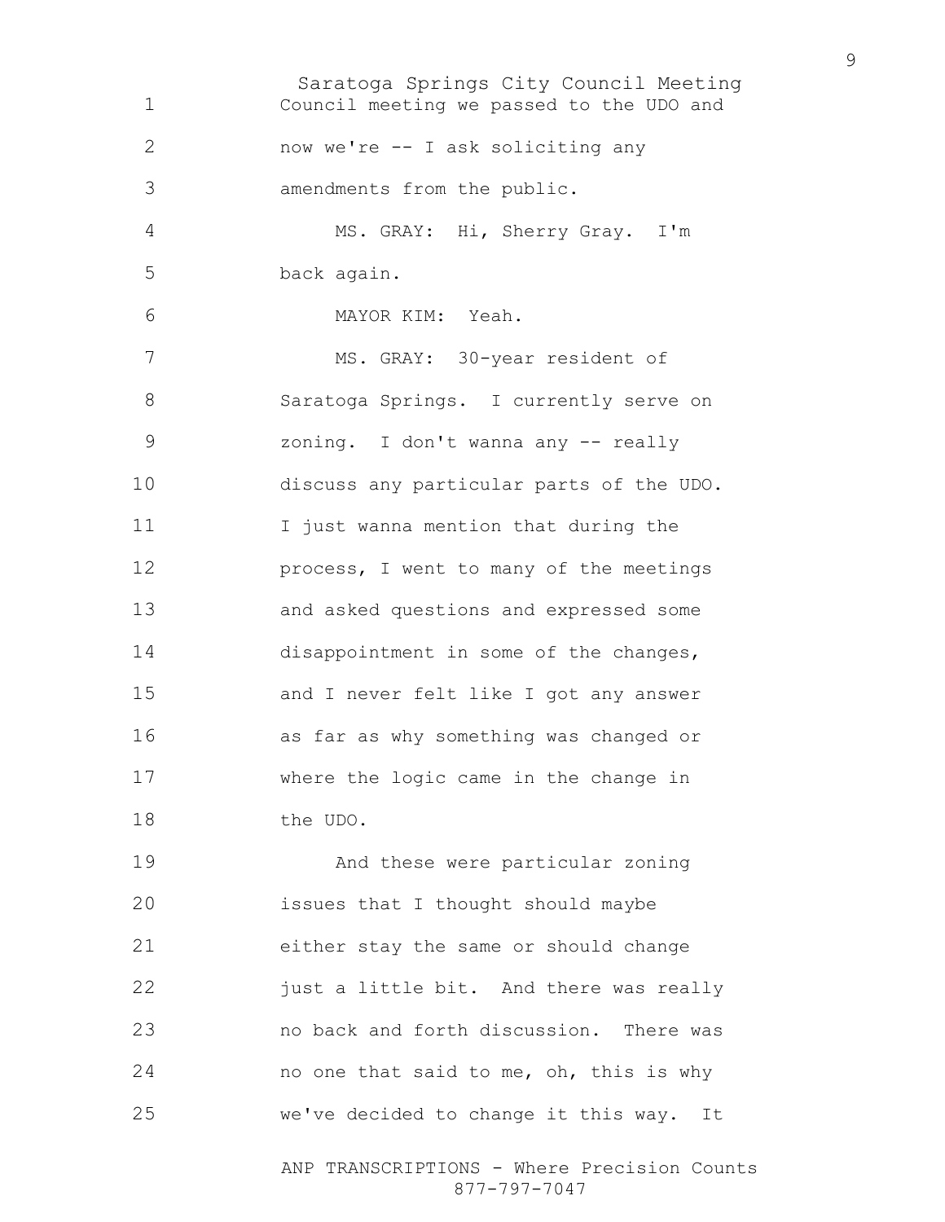Council meeting we passed to the UDO and now we're -- I ask soliciting any amendments from the public.

MS. GRAY: Hi, Sherry Gray. I'm back again.

MAYOR KIM: Yeah.

MS. GRAY: 30-year resident of Saratoga Springs. I currently serve on zoning. I don't wanna any -- really discuss any particular parts of the UDO. I just wanna mention that during the process, I went to many of the meetings and asked questions and expressed some disappointment in some of the changes, and I never felt like I got any answer as far as why something was changed or where the logic came in the change in the UDO.

And these were particular zoning issues that I thought should maybe either stay the same or should change just a little bit. And there was really no back and forth discussion. There was no one that said to me, oh, this is why we've decided to change it this way. It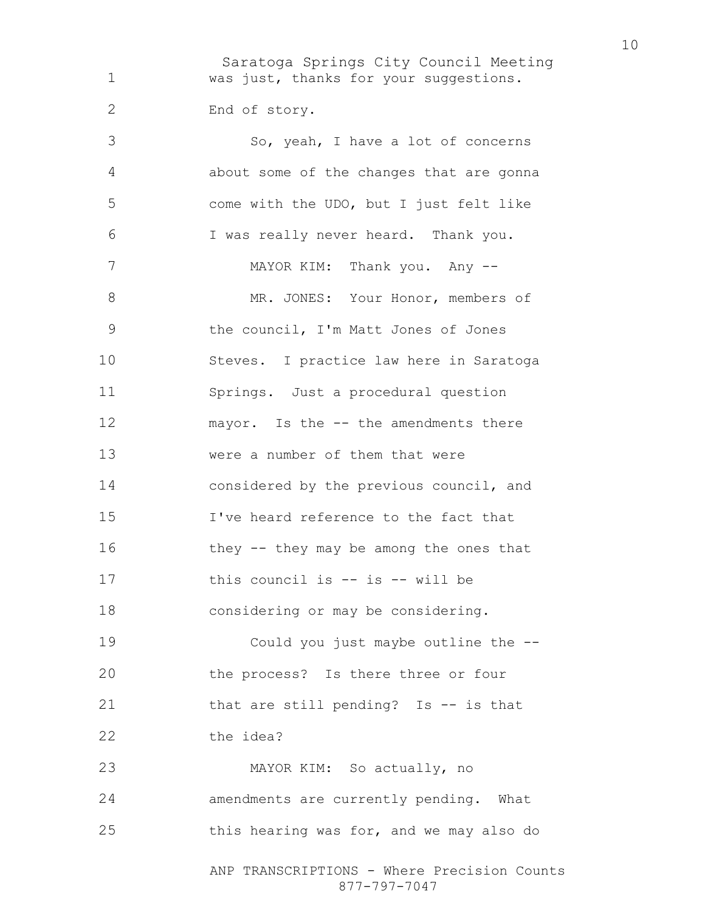was just, thanks for your suggestions. End of story.

So, yeah, I have a lot of concerns about some of the changes that are gonna come with the UDO, but I just felt like I was really never heard. Thank you.

MAYOR KIM: Thank you. Any --

MR. JONES: Your Honor, members of the council, I'm Matt Jones of Jones Steves. I practice law here in Saratoga Springs. Just a procedural question mayor. Is the -- the amendments there were a number of them that were considered by the previous council, and I've heard reference to the fact that they -- they may be among the ones that this council is -- is -- will be considering or may be considering.

Could you just maybe outline the -- the process? Is there three or four that are still pending? Is -- is that the idea?

MAYOR KIM: So actually, no amendments are currently pending. What this hearing was for, and we may also do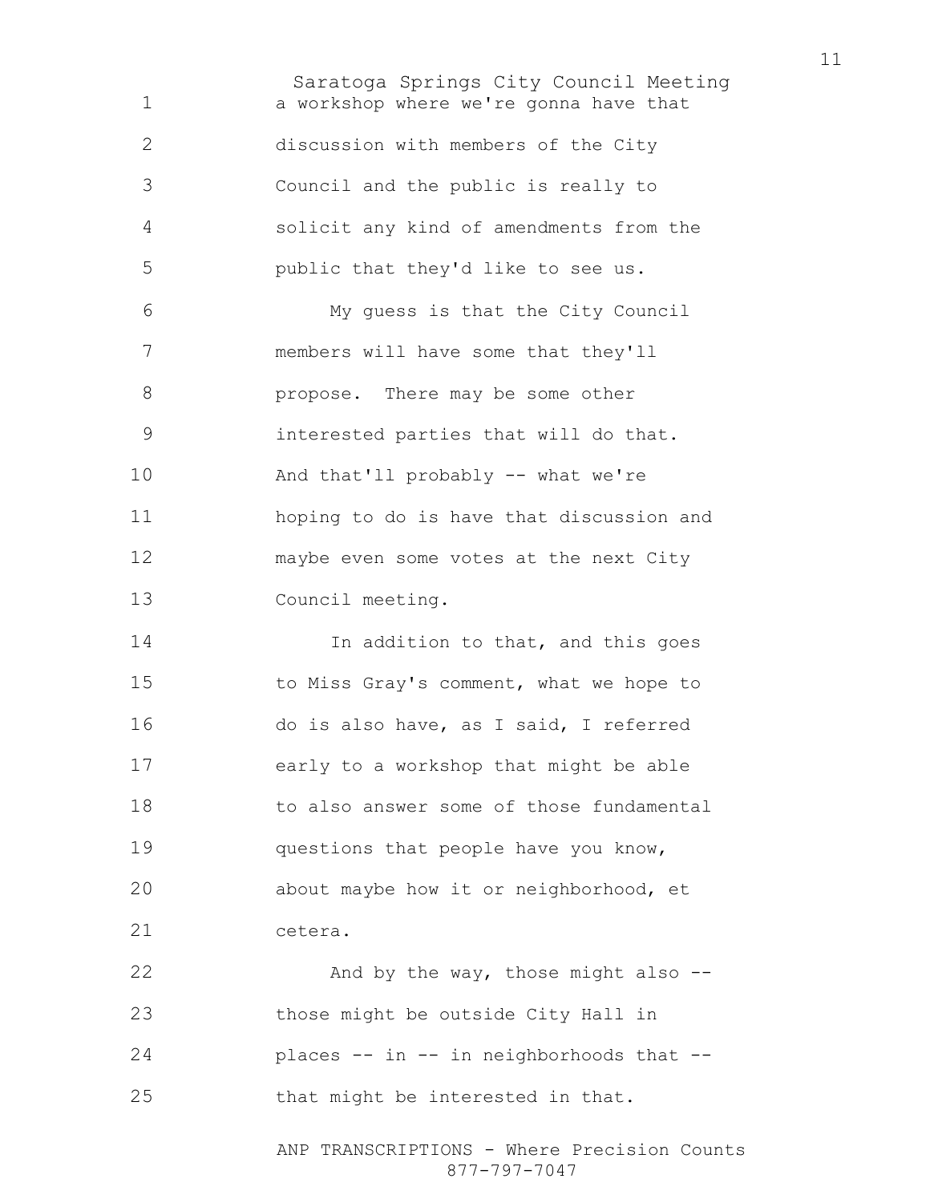a workshop where we're gonna have that discussion with members of the City Council and the public is really to solicit any kind of amendments from the public that they'd like to see us.

My guess is that the City Council members will have some that they'll propose. There may be some other interested parties that will do that. And that'll probably -- what we're hoping to do is have that discussion and maybe even some votes at the next City Council meeting.

In addition to that, and this goes to Miss Gray's comment, what we hope to do is also have, as I said, I referred early to a workshop that might be able to also answer some of those fundamental questions that people have you know, about maybe how it or neighborhood, et cetera.

And by the way, those might also -- those might be outside City Hall in places -- in -- in neighborhoods that -- that might be interested in that.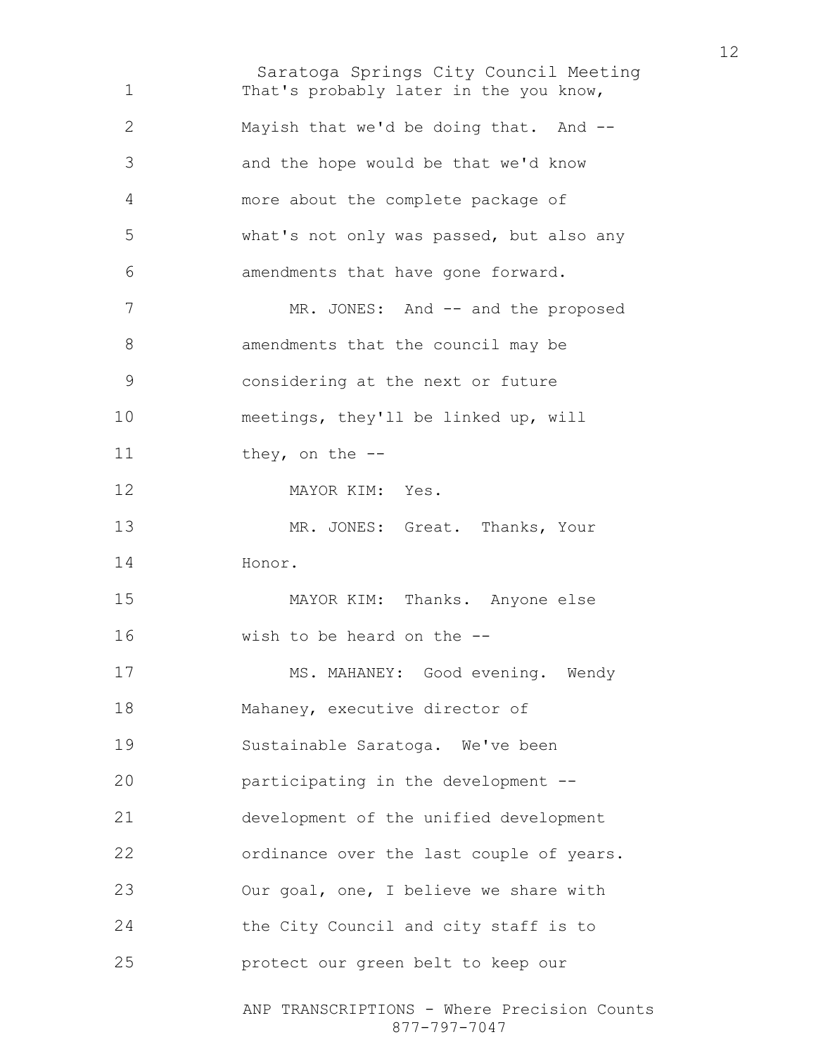That's probably later in the you know, Mayish that we'd be doing that. And -- and the hope would be that we'd know more about the complete package of what's not only was passed, but also any amendments that have gone forward.

MR. JONES: And -- and the proposed amendments that the council may be considering at the next or future meetings, they'll be linked up, will they, on the --

MAYOR KIM: Yes.

MR. JONES: Great. Thanks, Your Honor.

MAYOR KIM: Thanks. Anyone else wish to be heard on the --

MS. MAHANEY: Good evening. Wendy Mahaney, executive director of Sustainable Saratoga. We've been participating in the development -- development of the unified development ordinance over the last couple of years. Our goal, one, I believe we share with the City Council and city staff is to protect our green belt to keep our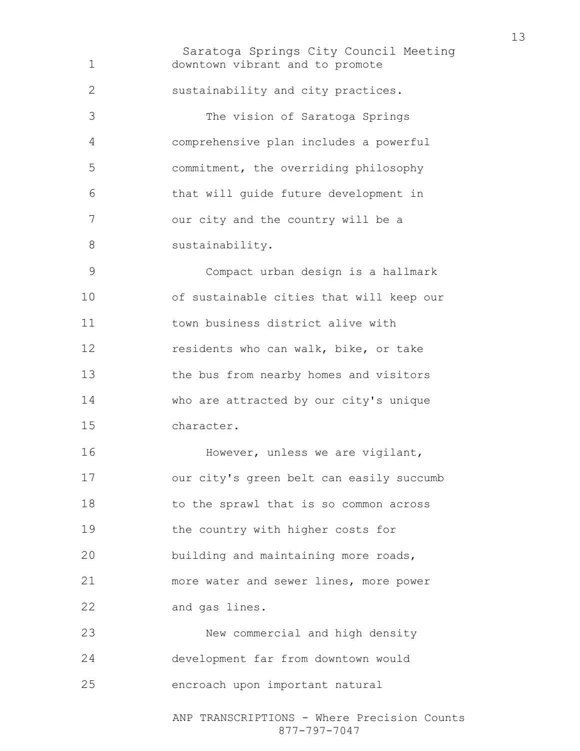downtown vibrant and to promote sustainability and city practices.

The vision of Saratoga Springs comprehensive plan includes a powerful commitment, the overriding philosophy that will guide future development in our city and the country will be a sustainability.

Compact urban design is a hallmark of sustainable cities that will keep our town business district alive with residents who can walk, bike, or take the bus from nearby homes and visitors who are attracted by our city's unique character.

However, unless we are vigilant, our city's green belt can easily succumb to the sprawl that is so common across the country with higher costs for building and maintaining more roads, more water and sewer lines, more power and gas lines.

New commercial and high density development far from downtown would encroach upon important natural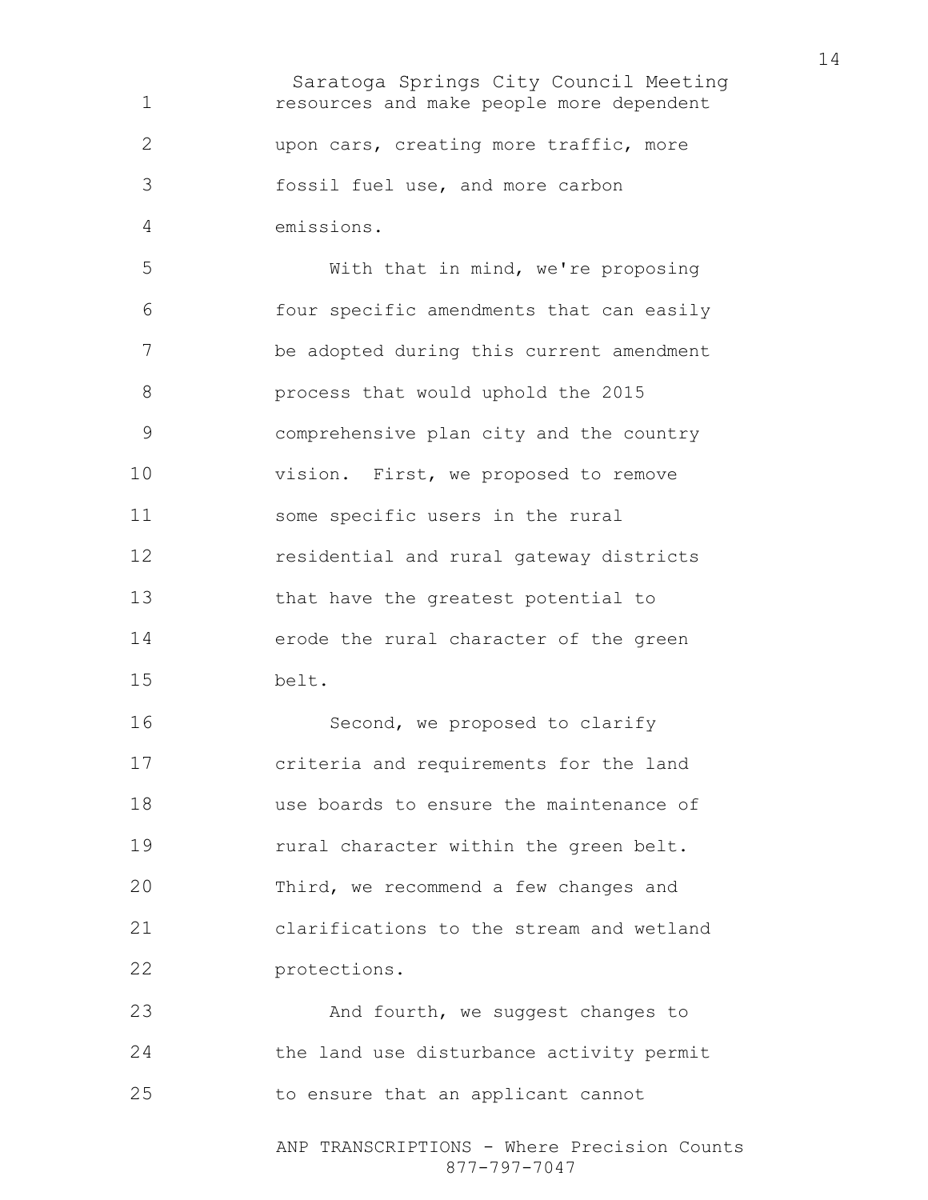resources and make people more dependent upon cars, creating more traffic, more fossil fuel use, and more carbon emissions.

With that in mind, we're proposing four specific amendments that can easily be adopted during this current amendment process that would uphold the 2015 comprehensive plan city and the country vision. First, we proposed to remove some specific users in the rural residential and rural gateway districts that have the greatest potential to erode the rural character of the green belt.

Second, we proposed to clarify criteria and requirements for the land use boards to ensure the maintenance of rural character within the green belt. Third, we recommend a few changes and clarifications to the stream and wetland protections.

And fourth, we suggest changes to the land use disturbance activity permit to ensure that an applicant cannot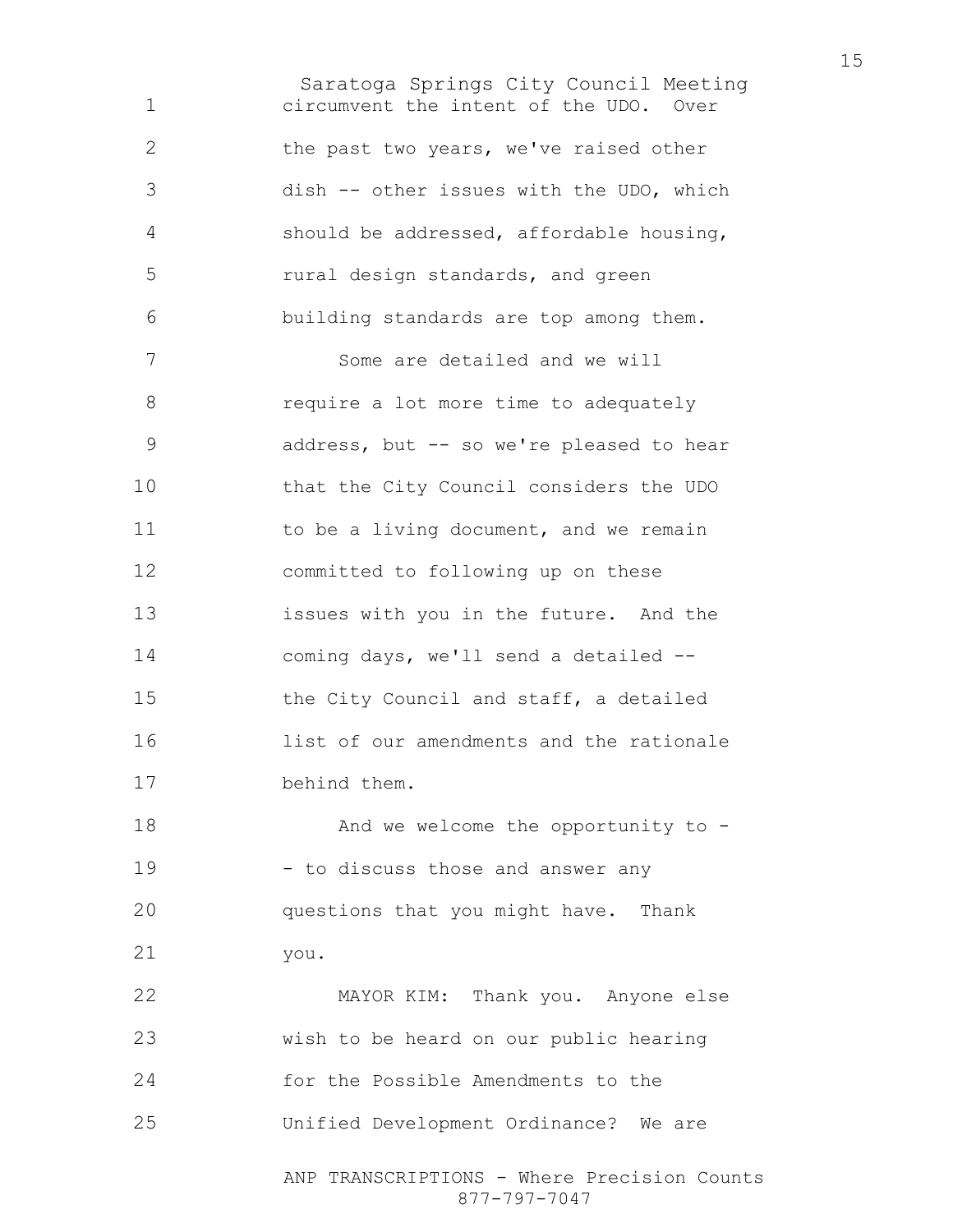circumvent the intent of the UDO. Over the past two years, we've raised other dish -- other issues with the UDO, which should be addressed, affordable housing, rural design standards, and green building standards are top among them.

Some are detailed and we will require a lot more time to adequately address, but -- so we're pleased to hear that the City Council considers the UDO to be a living document, and we remain committed to following up on these issues with you in the future. And the coming days, we'll send a detailed -- the City Council and staff, a detailed list of our amendments and the rationale behind them.

And we welcome the opportunity to - - to discuss those and answer any questions that you might have. Thank you.

MAYOR KIM: Thank you. Anyone else wish to be heard on our public hearing for the Possible Amendments to the Unified Development Ordinance? We are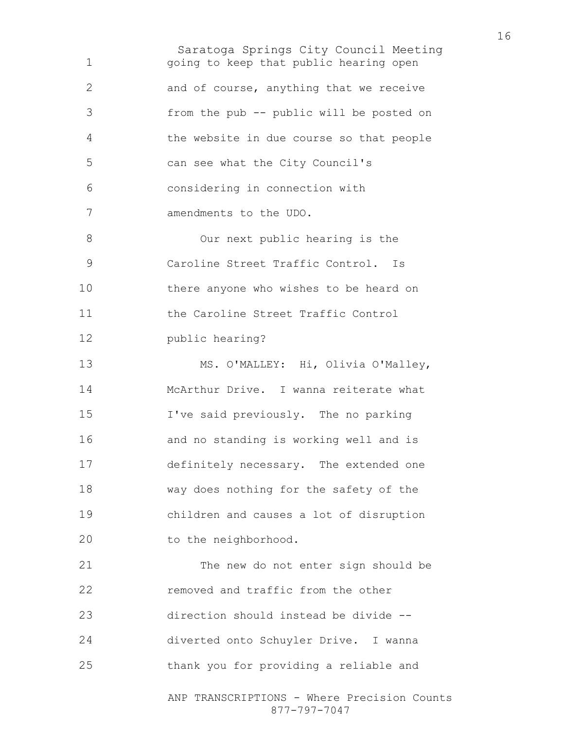going to keep that public hearing open and of course, anything that we receive from the pub -- public will be posted on the website in due course so that people can see what the City Council's considering in connection with amendments to the UDO.

Our next public hearing is the Caroline Street Traffic Control. Is there anyone who wishes to be heard on the Caroline Street Traffic Control public hearing?

MS. O'MALLEY: Hi, Olivia O'Malley, McArthur Drive. I wanna reiterate what I've said previously. The no parking and no standing is working well and is definitely necessary. The extended one way does nothing for the safety of the children and causes a lot of disruption to the neighborhood.

The new do not enter sign should be removed and traffic from the other direction should instead be divide -- diverted onto Schuyler Drive. I wanna thank you for providing a reliable and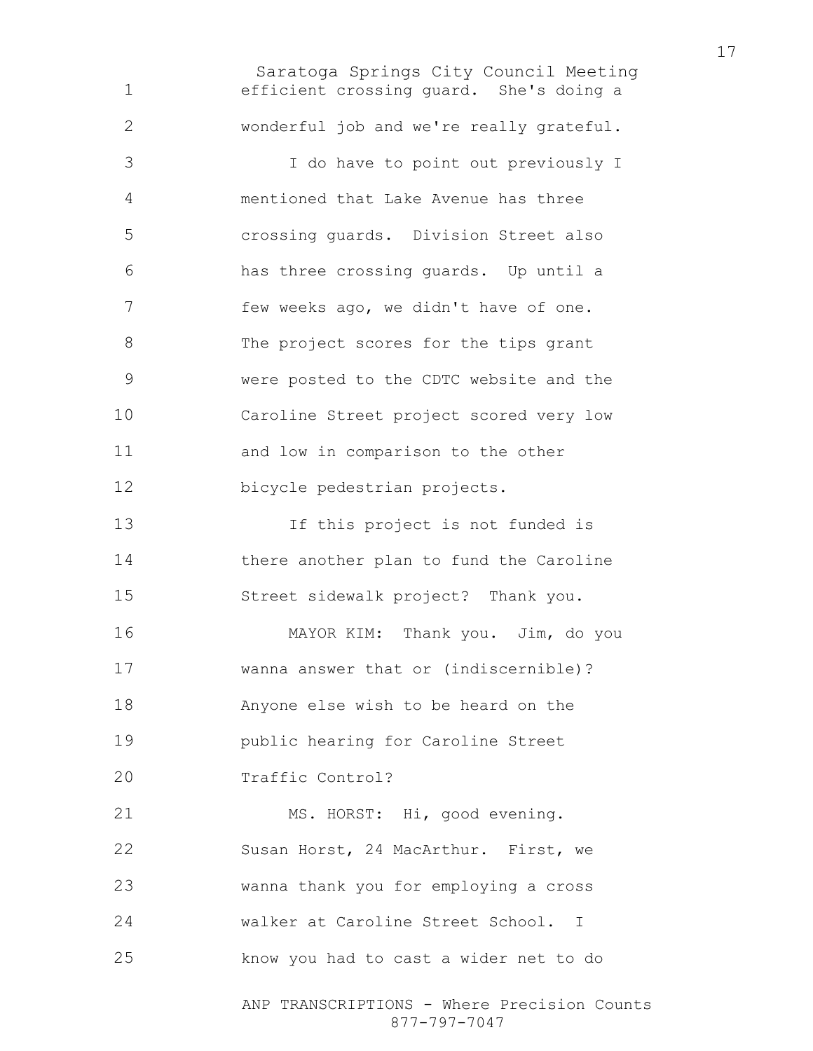efficient crossing guard. She's doing a wonderful job and we're really grateful.

I do have to point out previously I mentioned that Lake Avenue has three crossing guards. Division Street also has three crossing guards. Up until a few weeks ago, we didn't have of one. The project scores for the tips grant were posted to the CDTC website and the Caroline Street project scored very low and low in comparison to the other bicycle pedestrian projects.

If this project is not funded is there another plan to fund the Caroline Street sidewalk project? Thank you.

MAYOR KIM: Thank you. Jim, do you wanna answer that or (indiscernible)? Anyone else wish to be heard on the public hearing for Caroline Street Traffic Control?

MS. HORST: Hi, good evening. Susan Horst, 24 MacArthur. First, we wanna thank you for employing a cross walker at Caroline Street School. I know you had to cast a wider net to do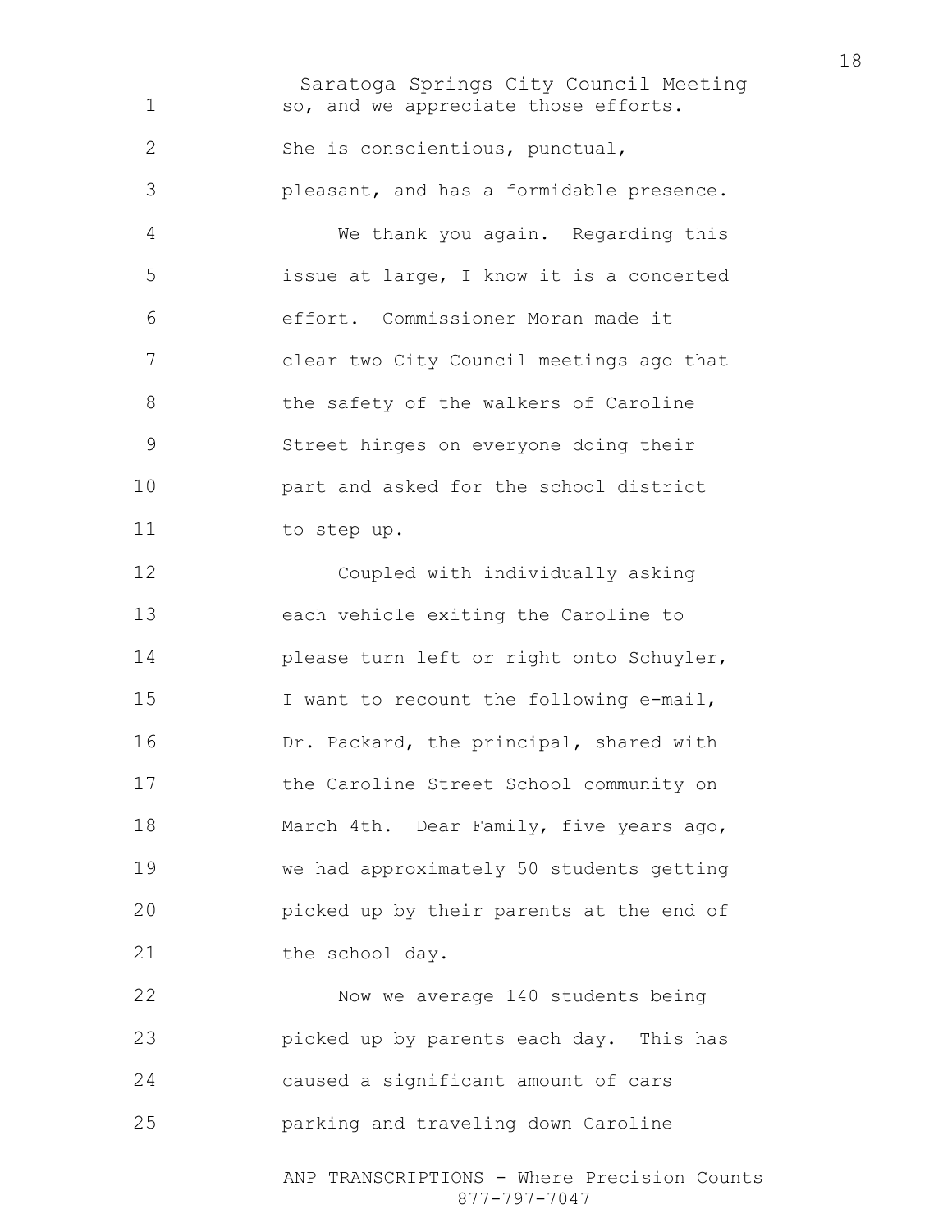so, and we appreciate those efforts.

She is conscientious, punctual, pleasant, and has a formidable presence.

We thank you again. Regarding this issue at large, I know it is a concerted effort. Commissioner Moran made it clear two City Council meetings ago that the safety of the walkers of Caroline Street hinges on everyone doing their part and asked for the school district to step up.

Coupled with individually asking each vehicle exiting the Caroline to please turn left or right onto Schuyler, I want to recount the following e-mail, Dr. Packard, the principal, shared with the Caroline Street School community on March 4th. Dear Family, five years ago, we had approximately 50 students getting picked up by their parents at the end of the school day.

Now we average 140 students being picked up by parents each day. This has caused a significant amount of cars parking and traveling down Caroline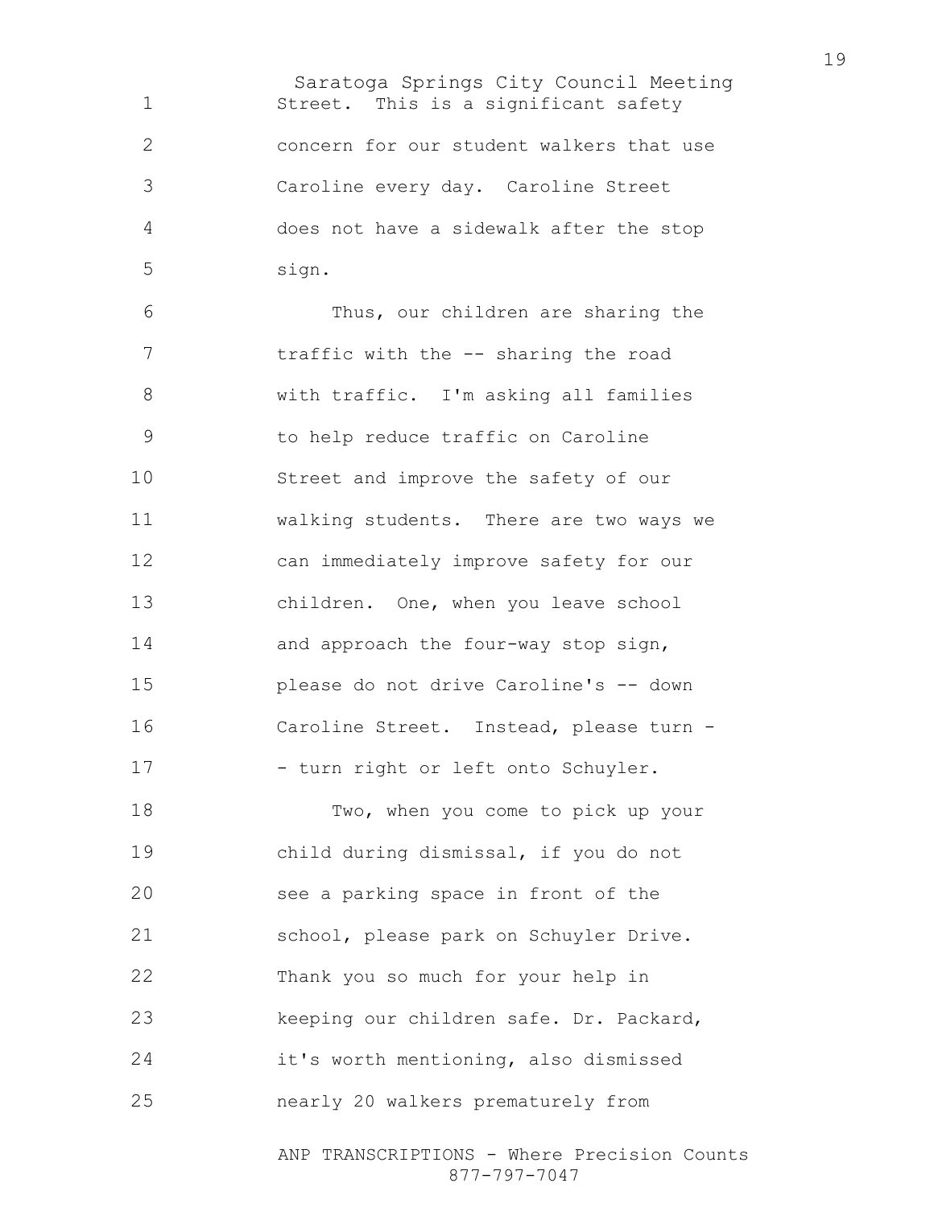Street. This is a significant safety concern for our student walkers that use Caroline every day. Caroline Street does not have a sidewalk after the stop sign.

Thus, our children are sharing the traffic with the -- sharing the road with traffic. I'm asking all families to help reduce traffic on Caroline Street and improve the safety of our walking students. There are two ways we can immediately improve safety for our children. One, when you leave school and approach the four-way stop sign, please do not drive Caroline's -- down Caroline Street. Instead, please turn -- turn right or left onto Schuyler.

Two, when you come to pick up your child during dismissal, if you do not see a parking space in front of the school, please park on Schuyler Drive. Thank you so much for your help in keeping our children safe. Dr. Packard, it's worth mentioning, also dismissed nearly 20 walkers prematurely from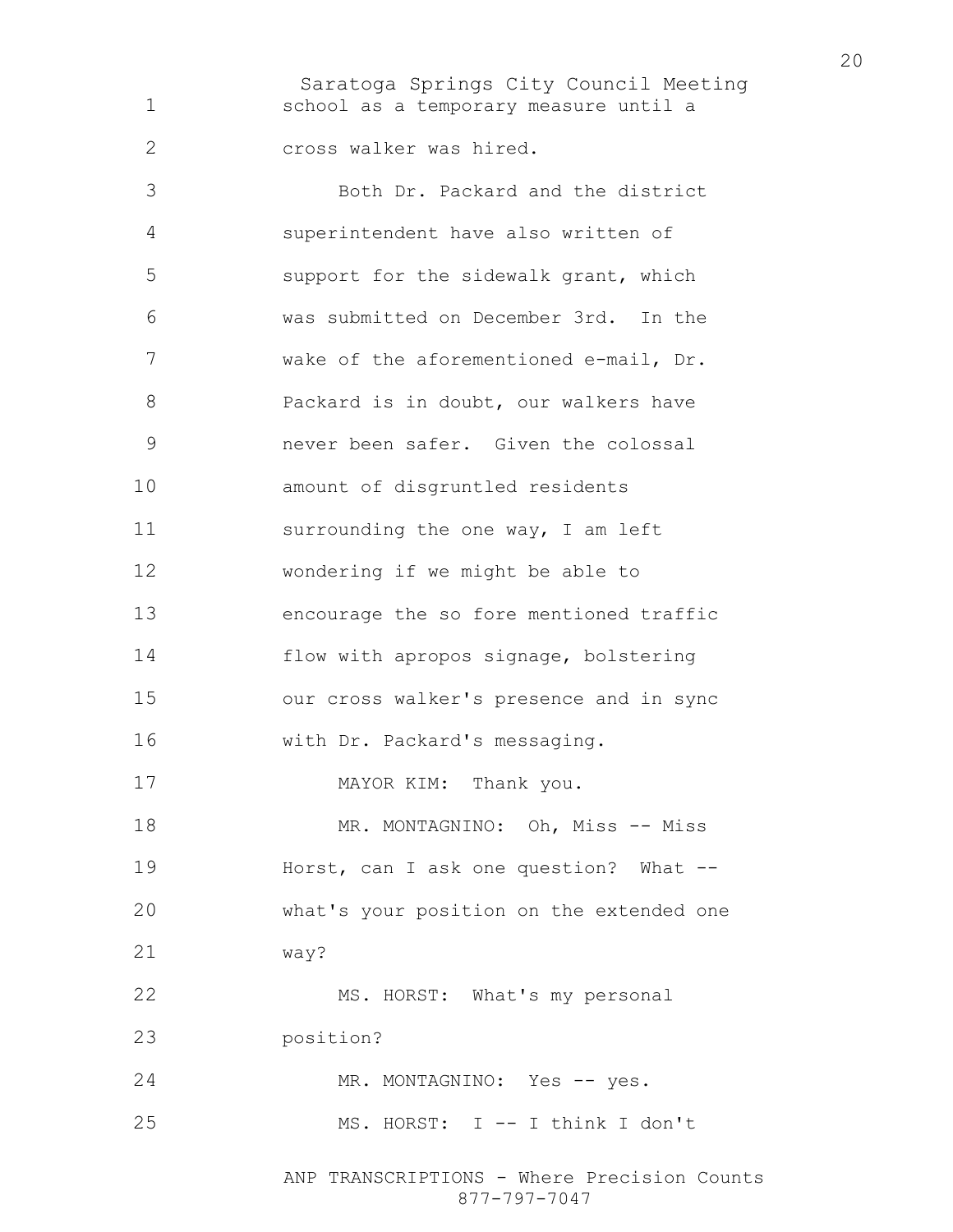school as a temporary measure until a cross walker was hired.

Both Dr. Packard and the district superintendent have also written of support for the sidewalk grant, which was submitted on December 3rd. In the wake of the aforementioned e-mail, Dr. Packard is in doubt, our walkers have never been safer. Given the colossal amount of disgruntled residents surrounding the one way, I am left wondering if we might be able to encourage the so fore mentioned traffic flow with apropos signage, bolstering our cross walker's presence and in sync with Dr. Packard's messaging.

MAYOR KIM: Thank you.

MR. MONTAGNINO: Oh, Miss -- Miss Horst, can I ask one question? What -- what's your position on the extended one way?

MS. HORST: What's my personal position?

MR. MONTAGNINO: Yes -- yes.

MS. HORST: I -- I think I don't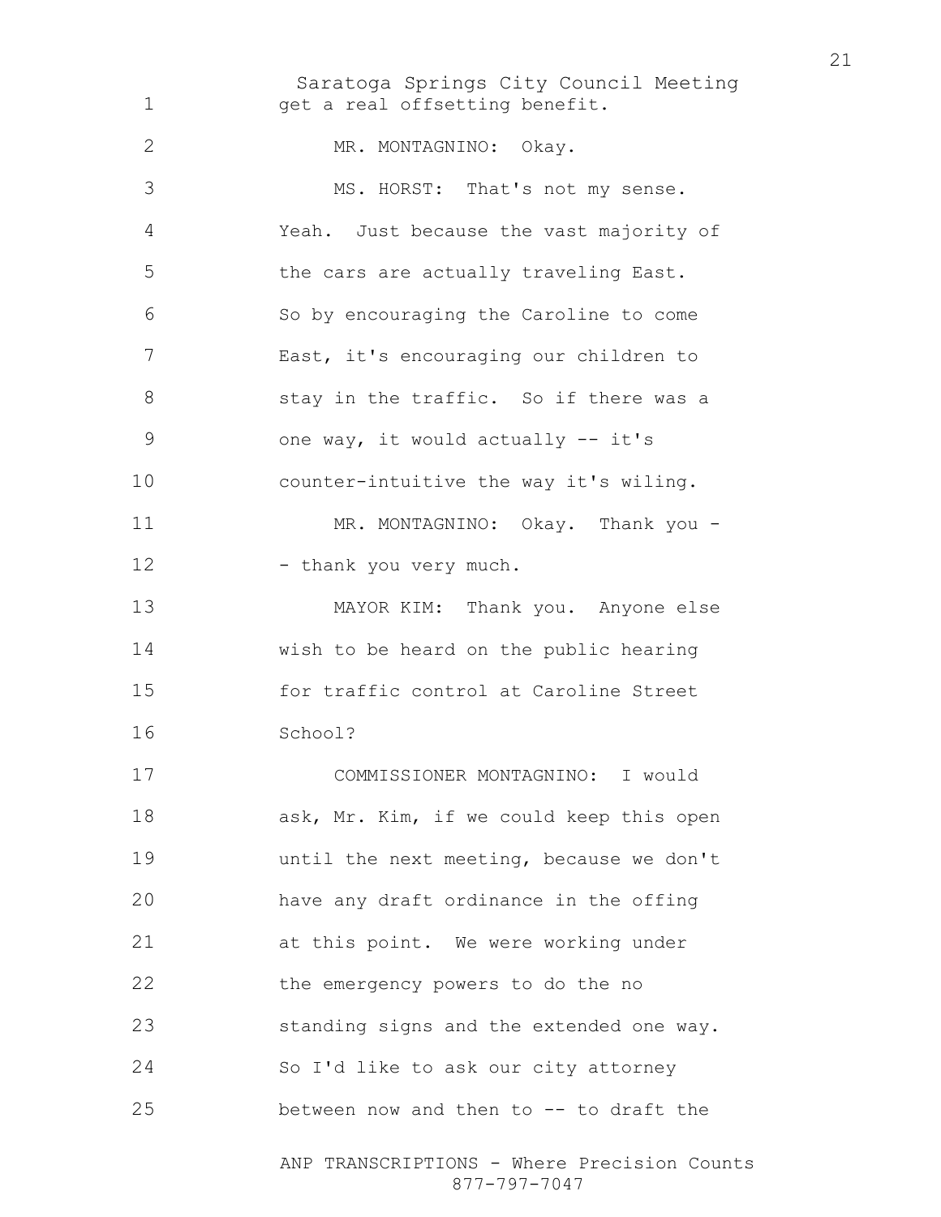get a real offsetting benefit.

MR. MONTAGNINO: Okay.

MS. HORST: That's not my sense. Yeah. Just because the vast majority of the cars are actually traveling East. So by encouraging the Caroline to come East, it's encouraging our children to stay in the traffic. So if there was a one way, it would actually -- it's counter-intuitive the way it's wiling.

MR. MONTAGNINO: Okay. Thank you - - thank you very much.

MAYOR KIM: Thank you. Anyone else wish to be heard on the public hearing for traffic control at Caroline Street School?

COMMISSIONER MONTAGNINO: I would ask, Mr. Kim, if we could keep this open until the next meeting, because we don't have any draft ordinance in the offing at this point. We were working under the emergency powers to do the no standing signs and the extended one way. So I'd like to ask our city attorney between now and then to -- to draft the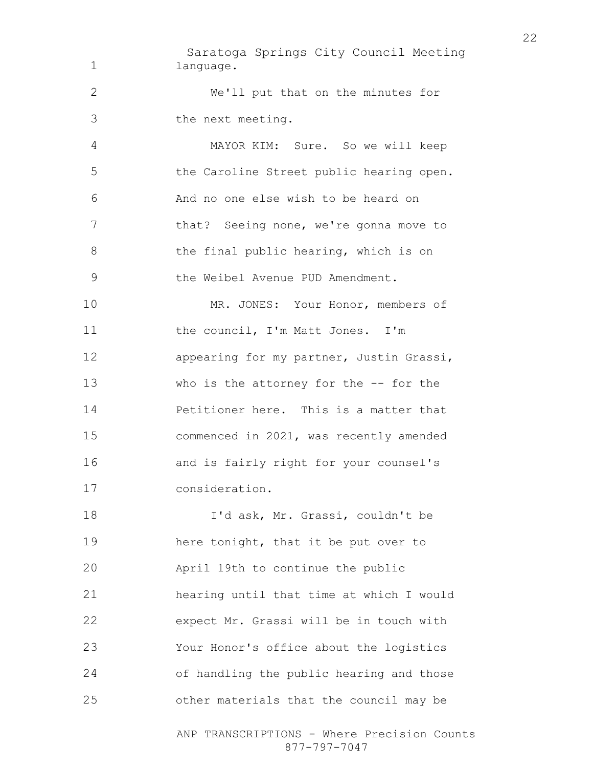language.

We'll put that on the minutes for the next meeting.

MAYOR KIM: Sure. So we will keep the Caroline Street public hearing open. And no one else wish to be heard on that? Seeing none, we're gonna move to the final public hearing, which is on the Weibel Avenue PUD Amendment.

MR. JONES: Your Honor, members of the council, I'm Matt Jones. I'm appearing for my partner, Justin Grassi, who is the attorney for the -- for the Petitioner here. This is a matter that commenced in 2021, was recently amended and is fairly right for your counsel's consideration.

I'd ask, Mr. Grassi, couldn't be here tonight, that it be put over to April 19th to continue the public hearing until that time at which I would expect Mr. Grassi will be in touch with Your Honor's office about the logistics of handling the public hearing and those other materials that the council may be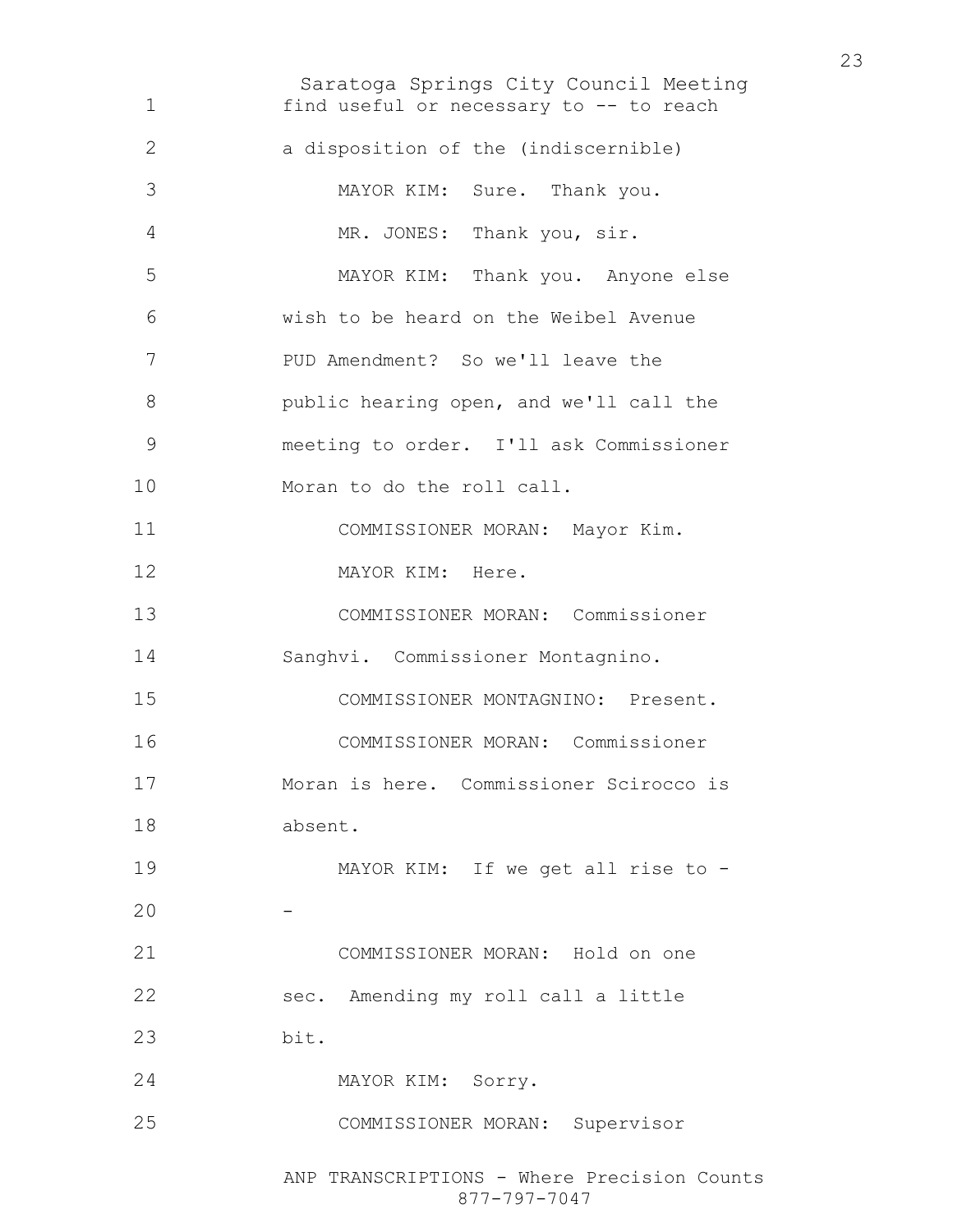find useful or necessary to -- to reach a disposition of the (indiscernible)

MAYOR KIM: Sure. Thank you.

MR. JONES: Thank you, sir.

MAYOR KIM: Thank you. Anyone else wish to be heard on the Weibel Avenue PUD Amendment? So we'll leave the public hearing open, and we'll call the meeting to order. I'll ask Commissioner Moran to do the roll call.

COMMISSIONER MORAN: Mayor Kim.

MAYOR KIM: Here.

COMMISSIONER MORAN: Commissioner Sanghvi. Commissioner Montagnino.

COMMISSIONER MONTAGNINO: Present.

COMMISSIONER MORAN: Commissioner Moran is here. Commissioner Scirocco is absent.

MAYOR KIM: If we get all rise to --

COMMISSIONER MORAN: Hold on one sec. Amending my roll call a little bit.

MAYOR KIM: Sorry.

COMMISSIONER MORAN: Supervisor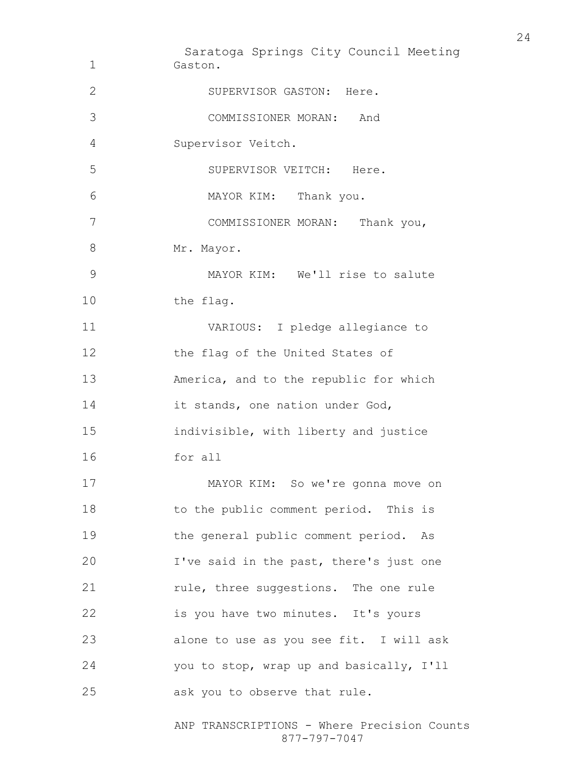Gaston.

SUPERVISOR GASTON: Here.

COMMISSIONER MORAN: And Supervisor Veitch.

SUPERVISOR VEITCH: Here.

MAYOR KIM: Thank you.

COMMISSIONER MORAN: Thank you, Mr. Mayor.

MAYOR KIM: We'll rise to salute the flag.

VARIOUS: I pledge allegiance to the flag of the United States of America, and to the republic for which it stands, one nation under God, indivisible, with liberty and justice for all

MAYOR KIM: So we're gonna move on to the public comment period. This is the general public comment period. As I've said in the past, there's just one rule, three suggestions. The one rule is you have two minutes. It's yours alone to use as you see fit. I will ask you to stop, wrap up and basically, I'll ask you to observe that rule.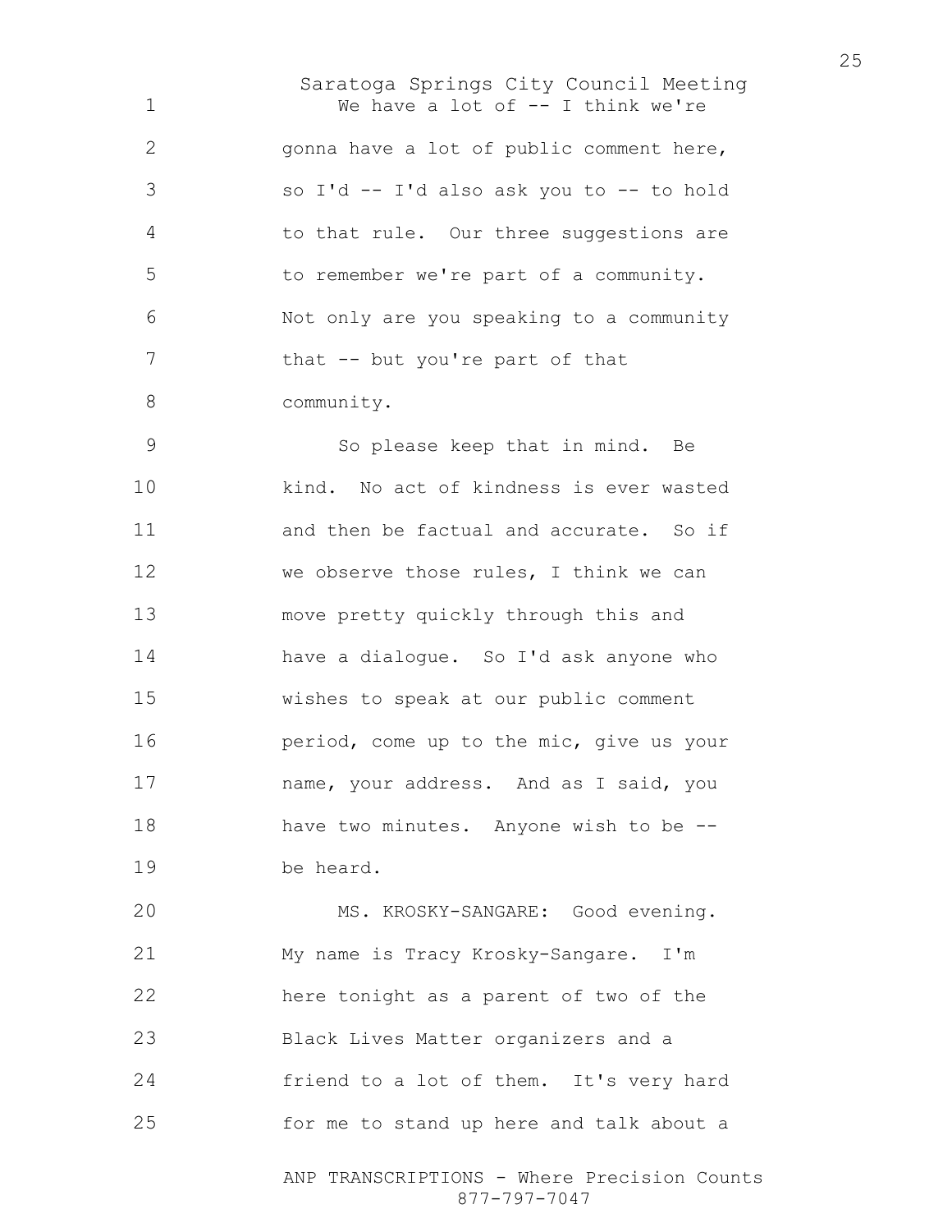We have a lot of -- I think we're gonna have a lot of public comment here, so I'd -- I'd also ask you to -- to hold to that rule. Our three suggestions are to remember we're part of a community. Not only are you speaking to a community that -- but you're part of that community.

So please keep that in mind. Be kind. No act of kindness is ever wasted and then be factual and accurate. So if we observe those rules, I think we can move pretty quickly through this and have a dialogue. So I'd ask anyone who wishes to speak at our public comment period, come up to the mic, give us your name, your address. And as I said, you have two minutes. Anyone wish to be -- be heard.

MS. KROSKY-SANGARE: Good evening. My name is Tracy Krosky-Sangare. I'm here tonight as a parent of two of the Black Lives Matter organizers and a friend to a lot of them. It's very hard for me to stand up here and talk about a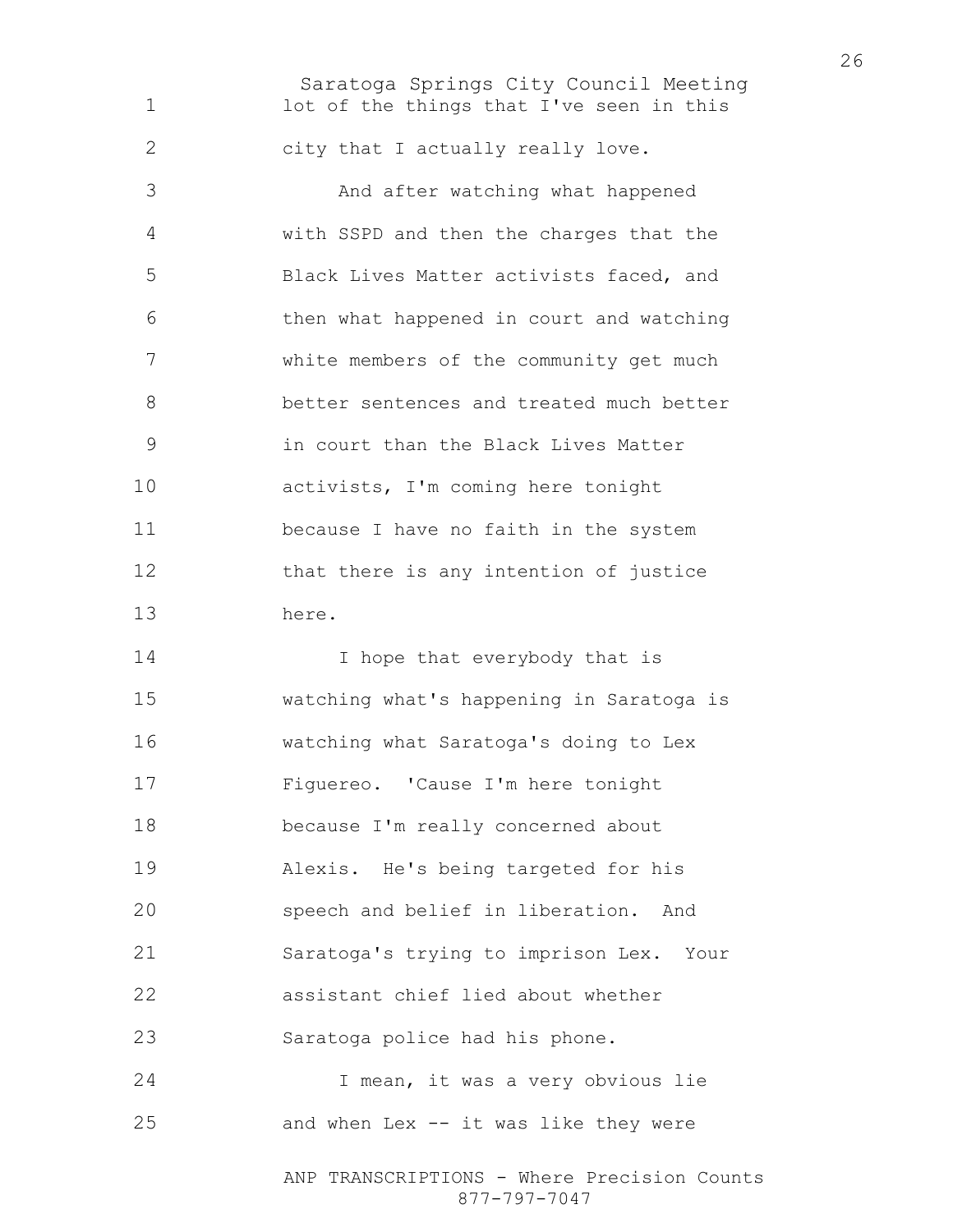lot of the things that I've seen in this city that I actually really love.

And after watching what happened with SSPD and then the charges that the Black Lives Matter activists faced, and then what happened in court and watching white members of the community get much better sentences and treated much better in court than the Black Lives Matter activists, I'm coming here tonight because I have no faith in the system that there is any intention of justice here.

I hope that everybody that is watching what's happening in Saratoga is watching what Saratoga's doing to Lex Figuereo. 'Cause I'm here tonight because I'm really concerned about Alexis. He's being targeted for his speech and belief in liberation. And Saratoga's trying to imprison Lex. Your assistant chief lied about whether Saratoga police had his phone.

I mean, it was a very obvious lie and when Lex -- it was like they were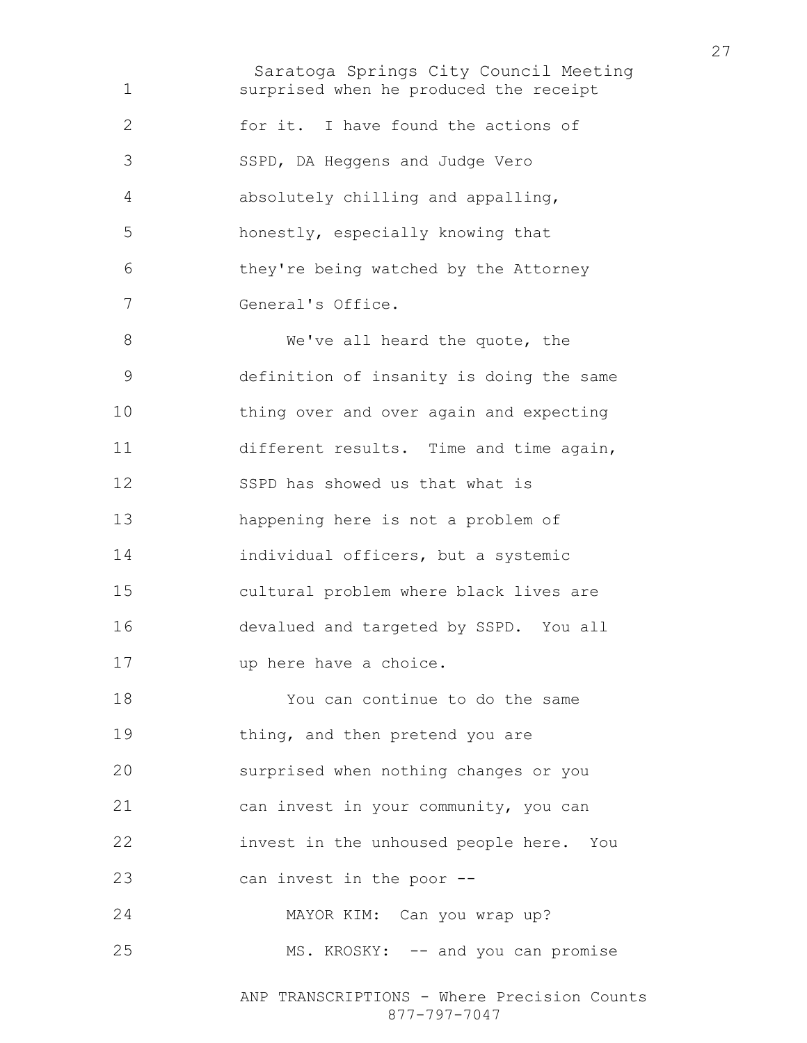surprised when he produced the receipt for it. I have found the actions of SSPD, DA Heggens and Judge Vero absolutely chilling and appalling, honestly, especially knowing that they're being watched by the Attorney General's Office.

We've all heard the quote, the definition of insanity is doing the same thing over and over again and expecting different results. Time and time again, SSPD has showed us that what is happening here is not a problem of individual officers, but a systemic cultural problem where black lives are devalued and targeted by SSPD. You all up here have a choice.

You can continue to do the same thing, and then pretend you are surprised when nothing changes or you can invest in your community, you can invest in the unhoused people here. You can invest in the poor --

MAYOR KIM: Can you wrap up?

MS. KROSKY: -- and you can promise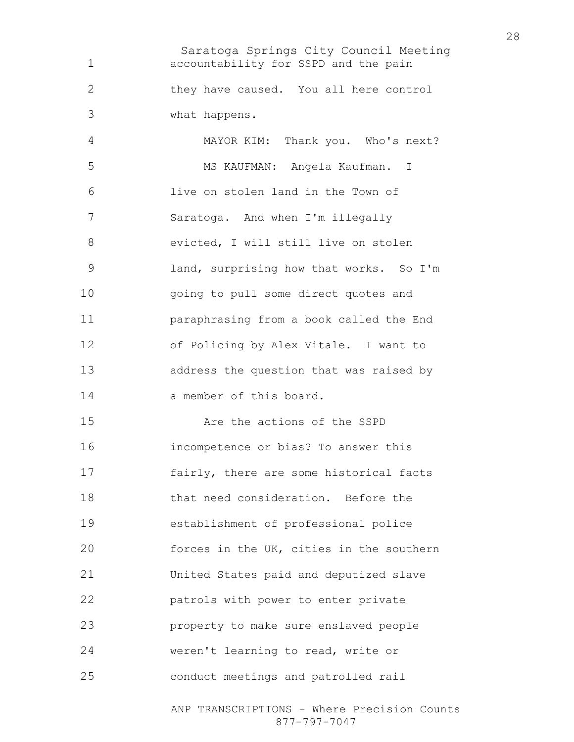accountability for SSPD and the pain they have caused. You all here control what happens.

MAYOR KIM: Thank you. Who's next?

MS KAUFMAN: Angela Kaufman. I live on stolen land in the Town of Saratoga. And when I'm illegally evicted, I will still live on stolen land, surprising how that works. So I'm going to pull some direct quotes and paraphrasing from a book called the End of Policing by Alex Vitale. I want to address the question that was raised by a member of this board.

Are the actions of the SSPD incompetence or bias? To answer this fairly, there are some historical facts that need consideration. Before the establishment of professional police forces in the UK, cities in the southern United States paid and deputized slave patrols with power to enter private property to make sure enslaved people weren't learning to read, write or conduct meetings and patrolled rail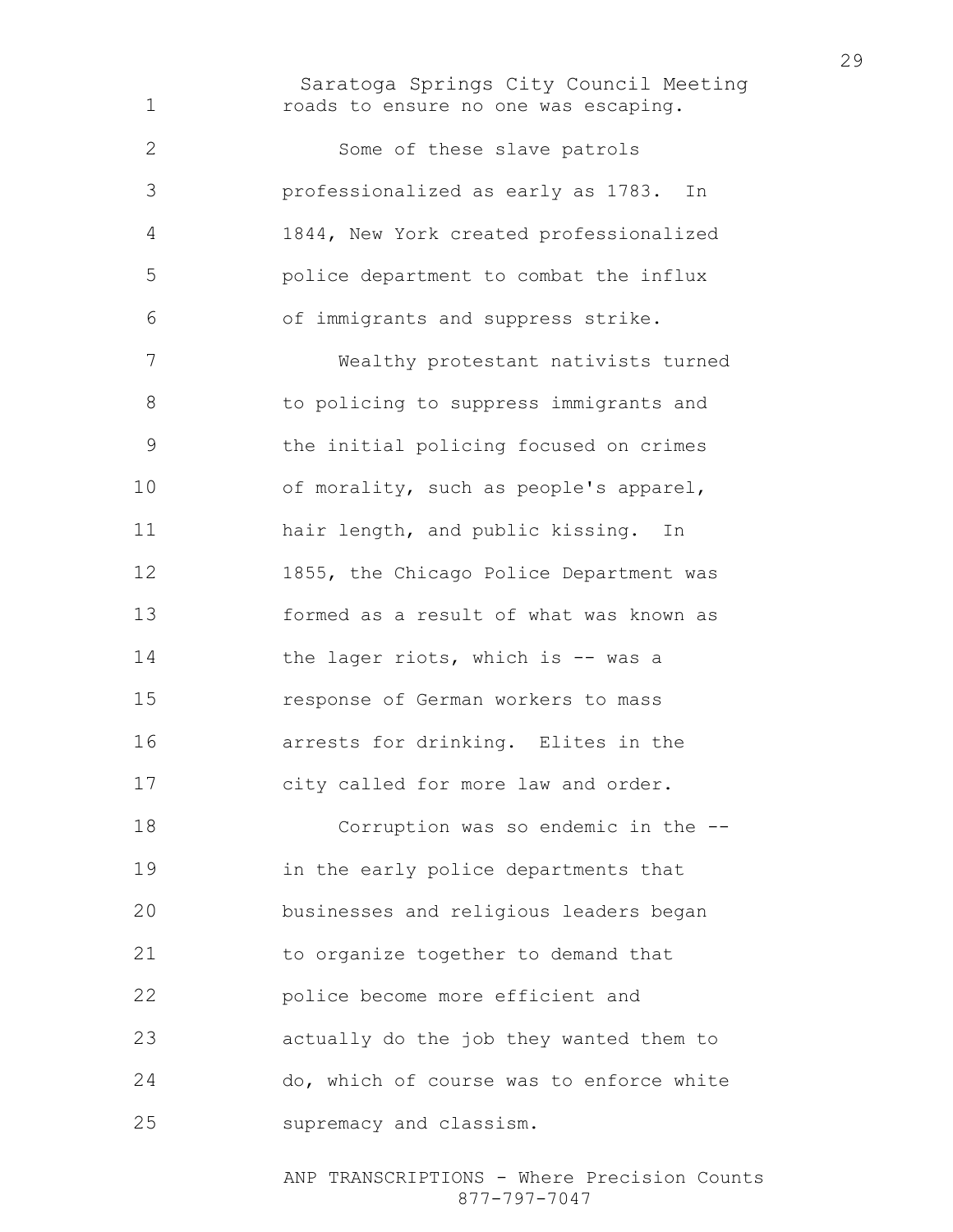roads to ensure no one was escaping.

Some of these slave patrols professionalized as early as 1783. In 1844, New York created professionalized police department to combat the influx of immigrants and suppress strike.

Wealthy protestant nativists turned to policing to suppress immigrants and the initial policing focused on crimes of morality, such as people's apparel, hair length, and public kissing. In 1855, the Chicago Police Department was formed as a result of what was known as the lager riots, which is -- was a response of German workers to mass arrests for drinking. Elites in the city called for more law and order.

Corruption was so endemic in the -- in the early police departments that businesses and religious leaders began to organize together to demand that police become more efficient and actually do the job they wanted them to do, which of course was to enforce white supremacy and classism.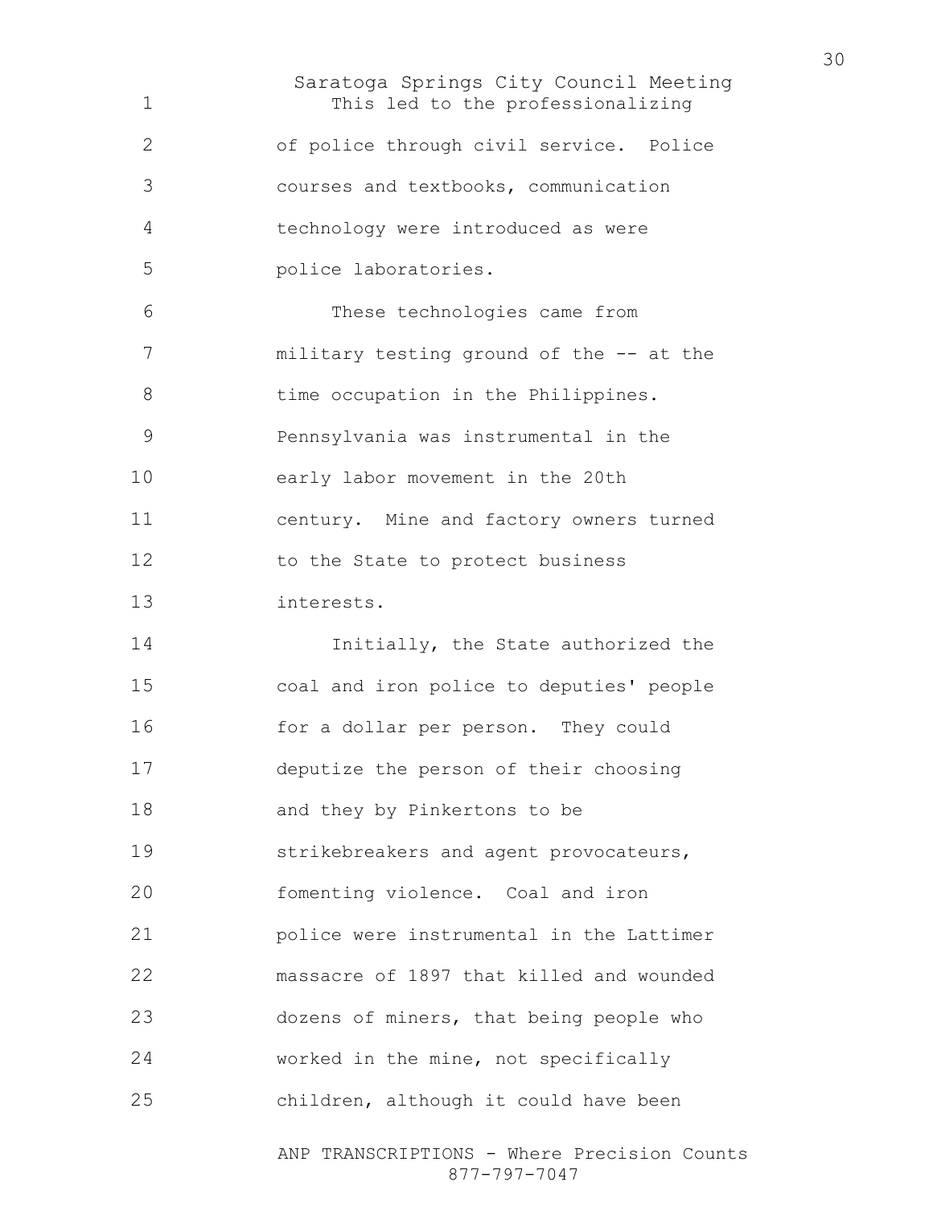This led to the professionalizing of police through civil service. Police courses and textbooks, communication technology were introduced as were police laboratories.

These technologies came from military testing ground of the -- at the time occupation in the Philippines. Pennsylvania was instrumental in the early labor movement in the 20th century. Mine and factory owners turned to the State to protect business interests.

Initially, the State authorized the coal and iron police to deputies' people for a dollar per person. They could deputize the person of their choosing and they by Pinkertons to be strikebreakers and agent provocateurs, fomenting violence. Coal and iron police were instrumental in the Lattimer massacre of 1897 that killed and wounded dozens of miners, that being people who worked in the mine, not specifically children, although it could have been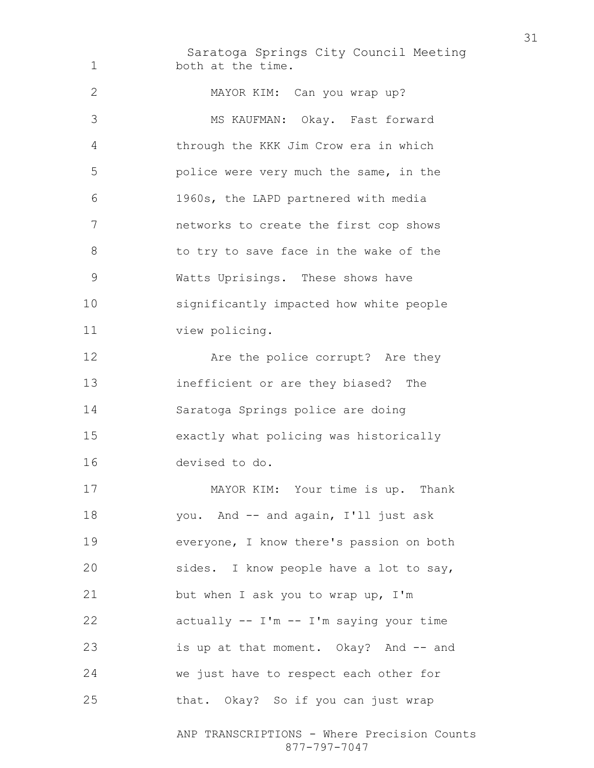both at the time.

MAYOR KIM: Can you wrap up?

MS KAUFMAN: Okay. Fast forward through the KKK Jim Crow era in which police were very much the same, in the 1960s, the LAPD partnered with media networks to create the first cop shows to try to save face in the wake of the Watts Uprisings. These shows have significantly impacted how white people view policing.

Are the police corrupt? Are they inefficient or are they biased? The Saratoga Springs police are doing exactly what policing was historically devised to do.

MAYOR KIM: Your time is up. Thank you. And -- and again, I'll just ask everyone, I know there's passion on both sides. I know people have a lot to say, but when I ask you to wrap up, I'm actually -- I'm -- I'm saying your time is up at that moment. Okay? And -- and we just have to respect each other for that. Okay? So if you can just wrap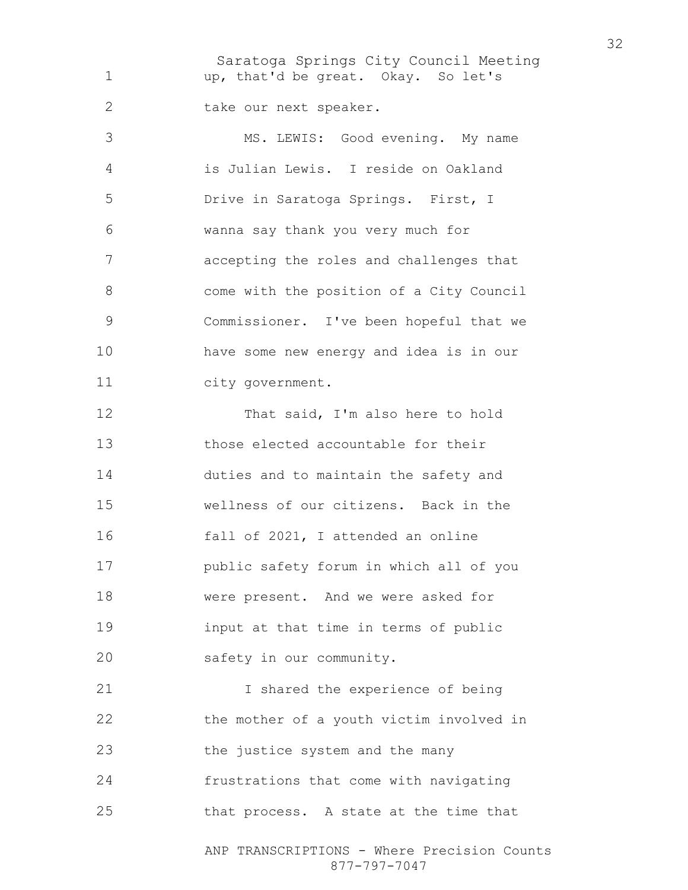up, that'd be great. Okay. So let's take our next speaker.

MS. LEWIS: Good evening. My name is Julian Lewis. I reside on Oakland Drive in Saratoga Springs. First, I wanna say thank you very much for accepting the roles and challenges that come with the position of a City Council Commissioner. I've been hopeful that we have some new energy and idea is in our city government.

That said, I'm also here to hold those elected accountable for their duties and to maintain the safety and wellness of our citizens. Back in the fall of 2021, I attended an online public safety forum in which all of you were present. And we were asked for input at that time in terms of public safety in our community.

I shared the experience of being the mother of a youth victim involved in the justice system and the many frustrations that come with navigating that process. A state at the time that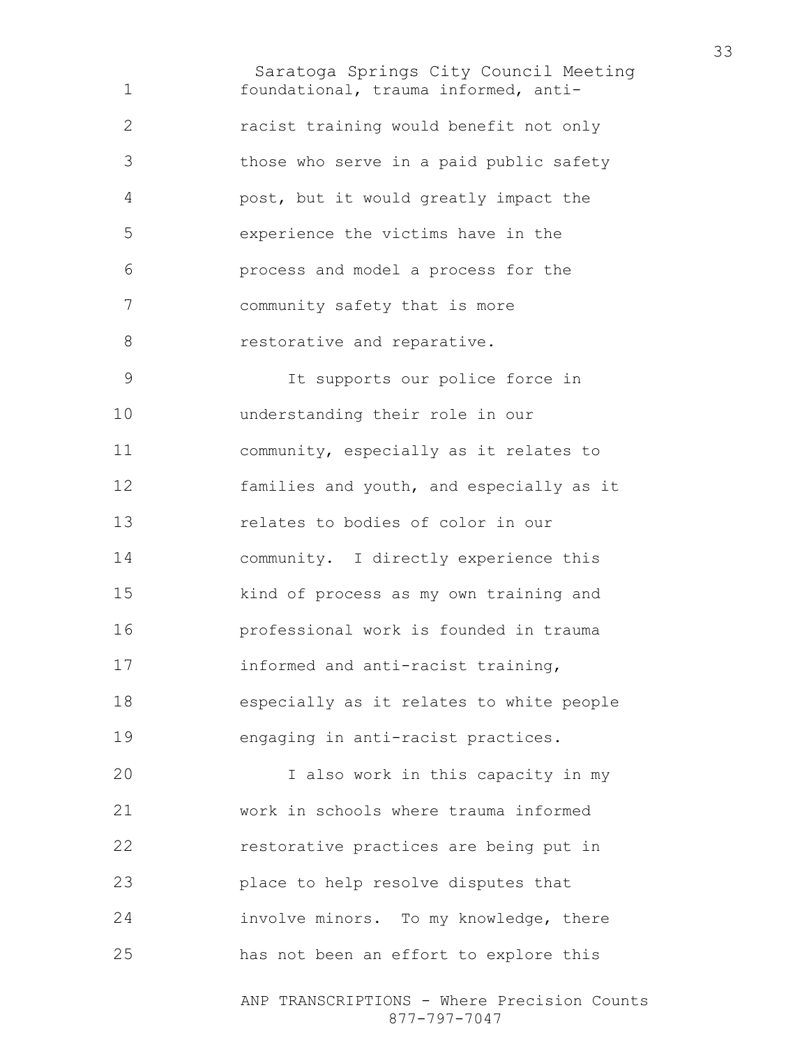foundational, trauma informed, anti-racist training would benefit not only those who serve in a paid public safety post, but it would greatly impact the experience the victims have in the process and model a process for the community safety that is more restorative and reparative.

It supports our police force in understanding their role in our community, especially as it relates to families and youth, and especially as it relates to bodies of color in our community. I directly experience this kind of process as my own training and professional work is founded in trauma informed and anti-racist training, especially as it relates to white people engaging in anti-racist practices.

I also work in this capacity in my work in schools where trauma informed restorative practices are being put in place to help resolve disputes that involve minors. To my knowledge, there has not been an effort to explore this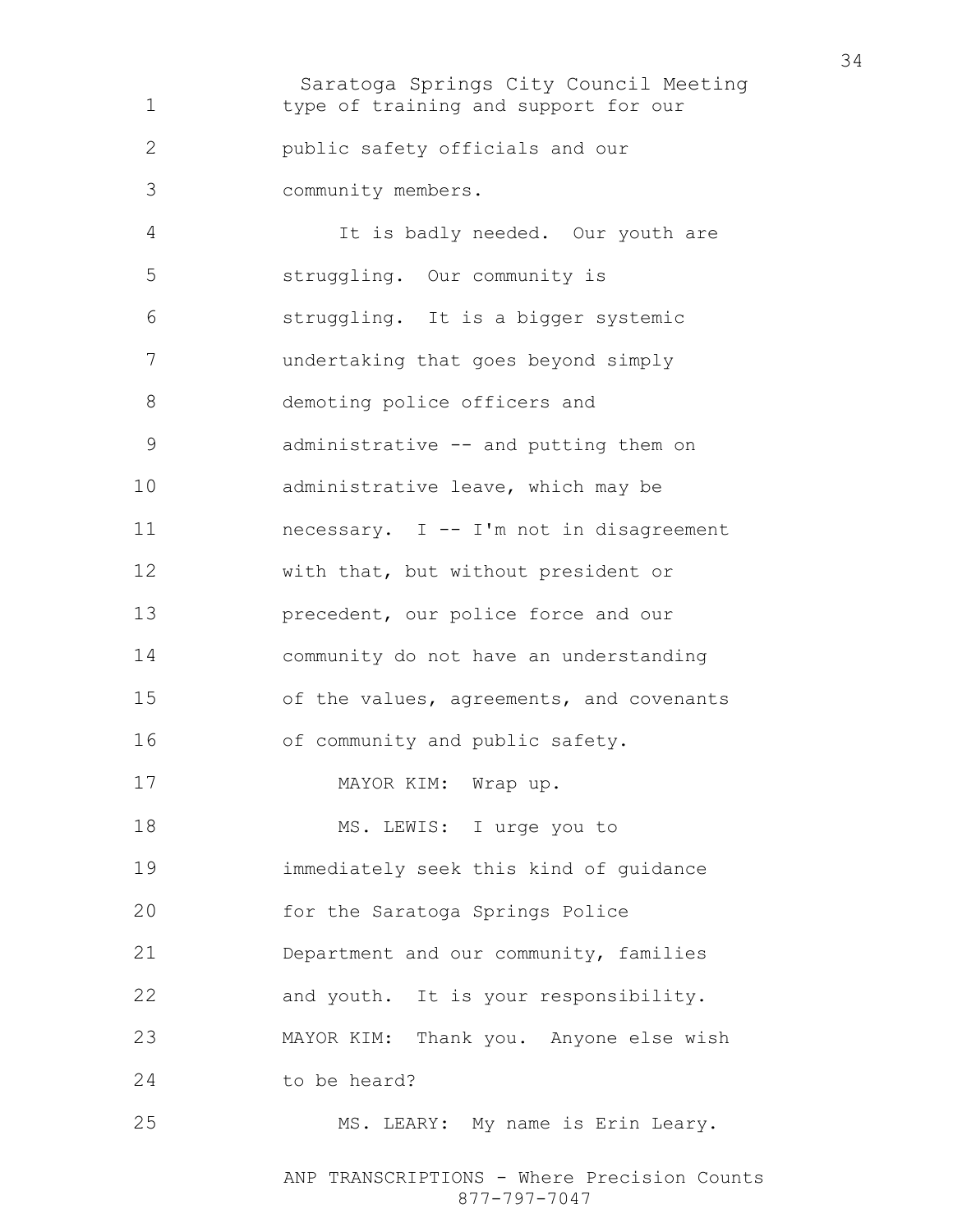type of training and support for our public safety officials and our community members.

It is badly needed. Our youth are struggling. Our community is struggling. It is a bigger systemic undertaking that goes beyond simply demoting police officers and administrative -- and putting them on administrative leave, which may be necessary. I -- I'm not in disagreement with that, but without president or precedent, our police force and our community do not have an understanding of the values, agreements, and covenants of community and public safety.

MAYOR KIM: Wrap up.

MS. LEWIS: I urge you to immediately seek this kind of guidance for the Saratoga Springs Police Department and our community, families and youth. It is your responsibility.

MAYOR KIM: Thank you. Anyone else wish to be heard?

MS. LEARY: My name is Erin Leary.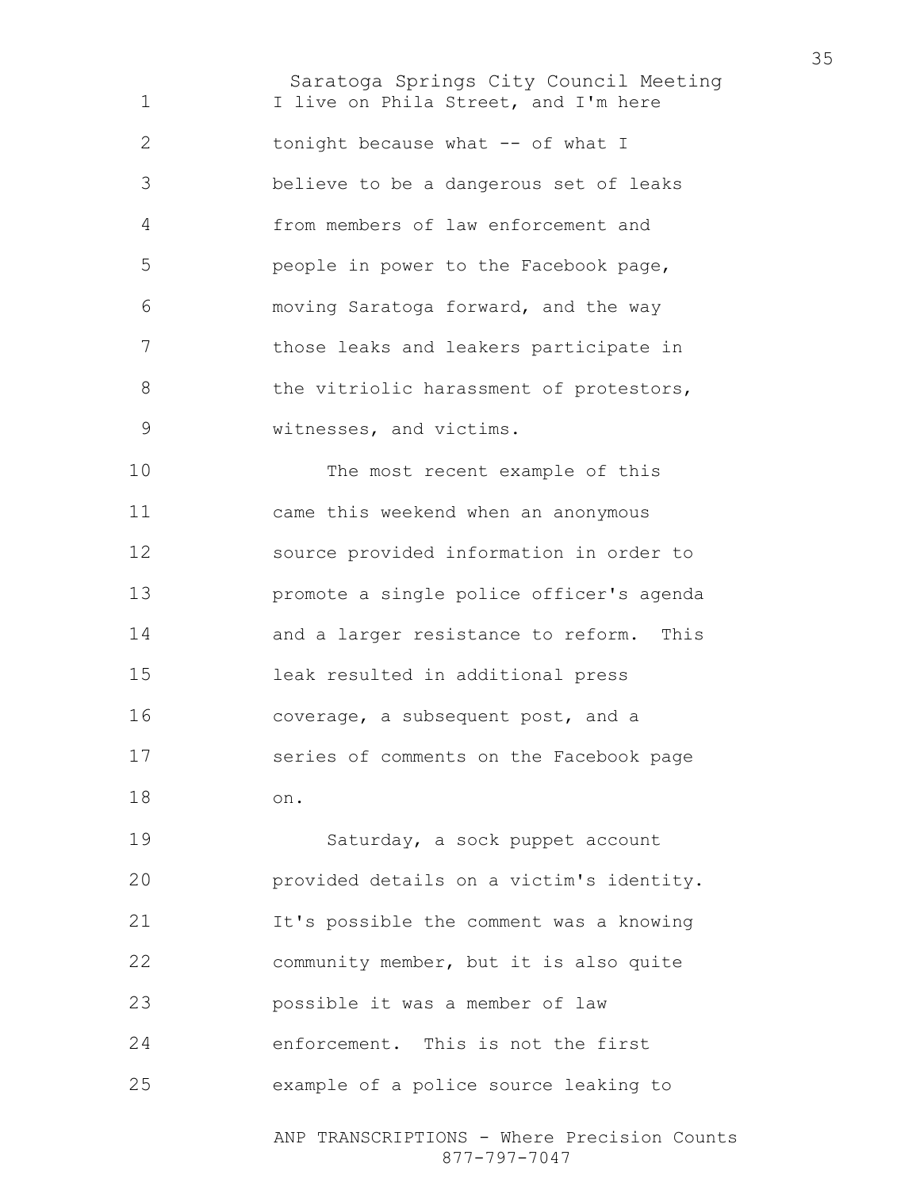I live on Phila Street, and I'm here tonight because what -- of what I believe to be a dangerous set of leaks from members of law enforcement and people in power to the Facebook page, moving Saratoga forward, and the way those leaks and leakers participate in the vitriolic harassment of protestors, witnesses, and victims.

The most recent example of this came this weekend when an anonymous source provided information in order to promote a single police officer's agenda and a larger resistance to reform. This leak resulted in additional press coverage, a subsequent post, and a series of comments on the Facebook page on.

Saturday, a sock puppet account provided details on a victim's identity. It's possible the comment was a knowing community member, but it is also quite possible it was a member of law enforcement. This is not the first example of a police source leaking to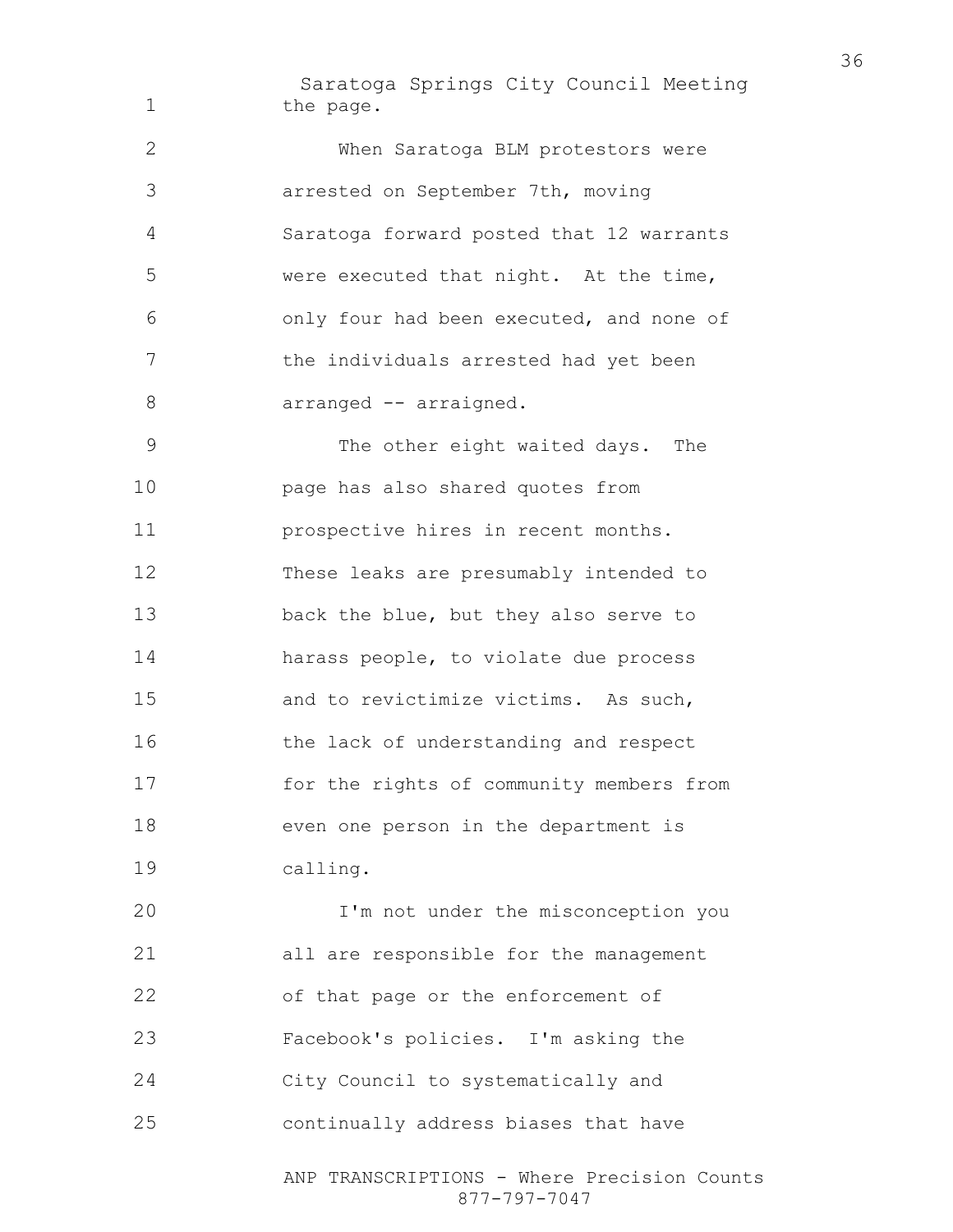the page.

When Saratoga BLM protestors were arrested on September 7th, moving Saratoga forward posted that 12 warrants were executed that night. At the time, only four had been executed, and none of the individuals arrested had yet been arranged -- arraigned.

The other eight waited days. The page has also shared quotes from prospective hires in recent months. These leaks are presumably intended to back the blue, but they also serve to harass people, to violate due process and to revictimize victims. As such, the lack of understanding and respect for the rights of community members from even one person in the department is calling.

I'm not under the misconception you all are responsible for the management of that page or the enforcement of Facebook's policies. I'm asking the City Council to systematically and continually address biases that have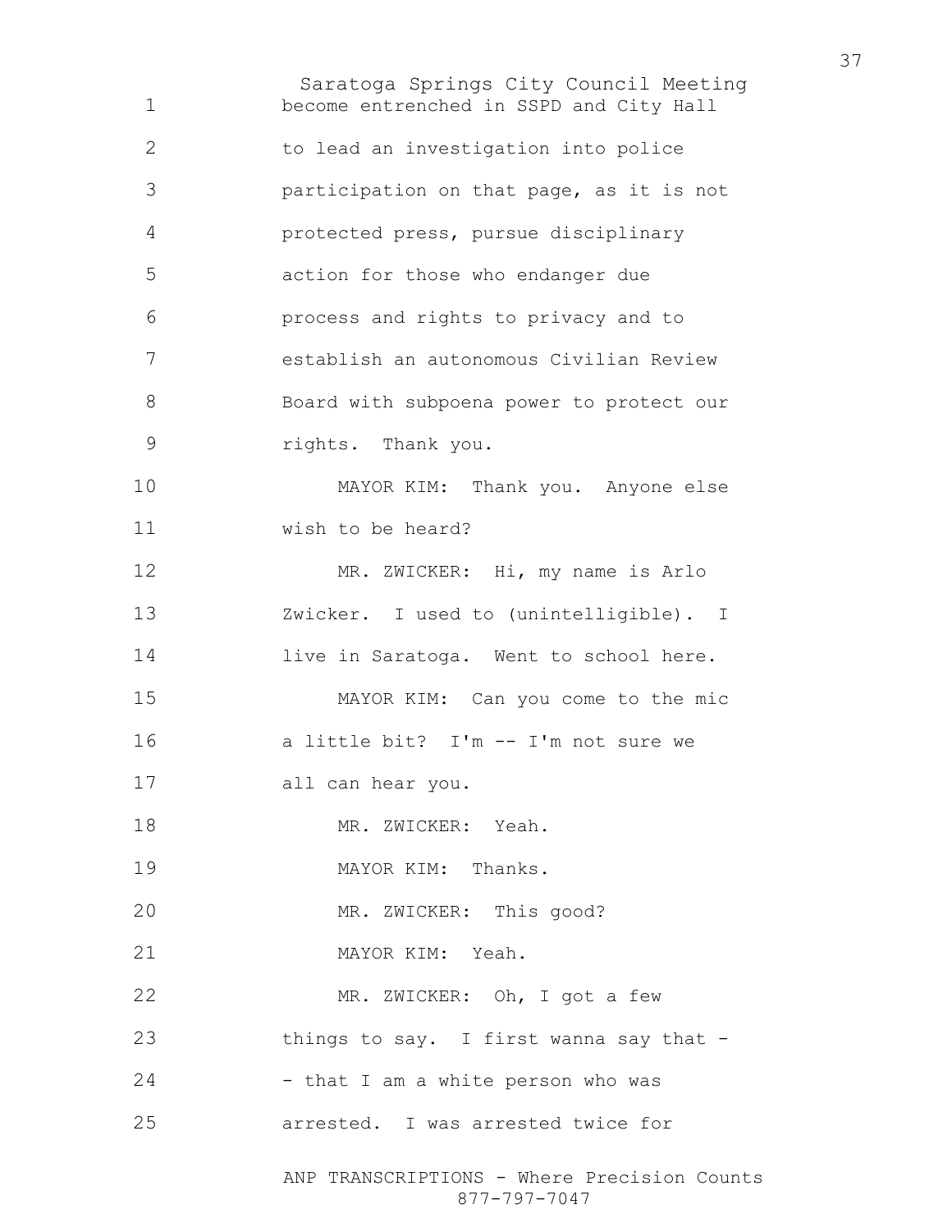become entrenched in SSPD and City Hall to lead an investigation into police participation on that page, as it is not protected press, pursue disciplinary action for those who endanger due process and rights to privacy and to establish an autonomous Civilian Review Board with subpoena power to protect our rights. Thank you.

MAYOR KIM: Thank you. Anyone else wish to be heard?

MR. ZWICKER: Hi, my name is Arlo Zwicker. I used to (unintelligible). I live in Saratoga. Went to school here.

MAYOR KIM: Can you come to the mic a little bit? I'm -- I'm not sure we all can hear you.

MR. ZWICKER: Yeah.

MAYOR KIM: Thanks.

MR. ZWICKER: This good?

MAYOR KIM: Yeah.

MR. ZWICKER: Oh, I got a few things to say. I first wanna say that -- that I am a white person who was arrested. I was arrested twice for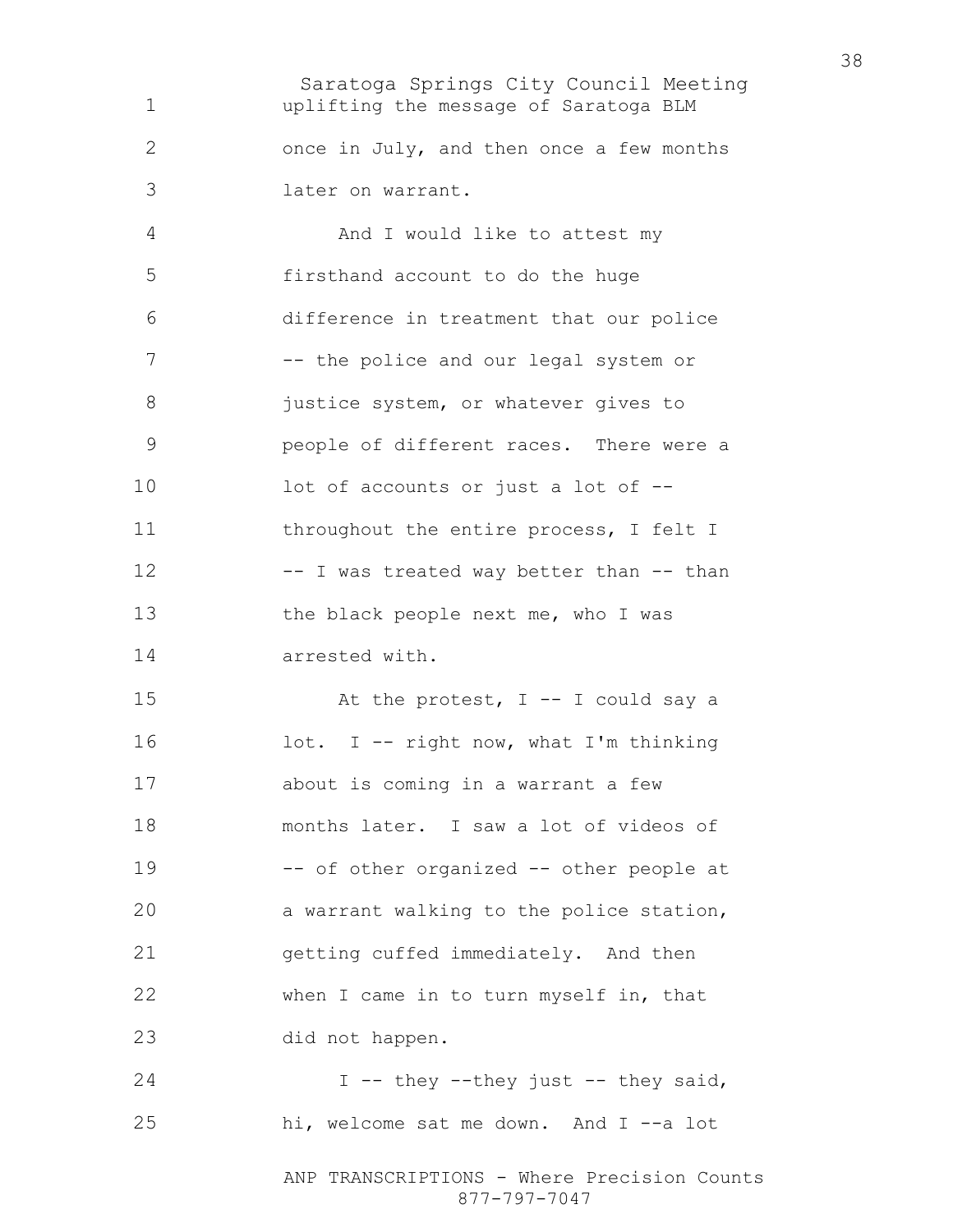uplifting the message of Saratoga BLM once in July, and then once a few months later on warrant.

And I would like to attest my firsthand account to do the huge difference in treatment that our police -- the police and our legal system or justice system, or whatever gives to people of different races. There were a lot of accounts or just a lot of -- throughout the entire process, I felt I -- I was treated way better than -- than the black people next me, who I was arrested with.

At the protest, I -- I could say a lot. I -- right now, what I'm thinking about is coming in a warrant a few months later. I saw a lot of videos of -- of other organized -- other people at a warrant walking to the police station, getting cuffed immediately. And then when I came in to turn myself in, that did not happen.

I -- they --they just -- they said, hi, welcome sat me down. And I --a lot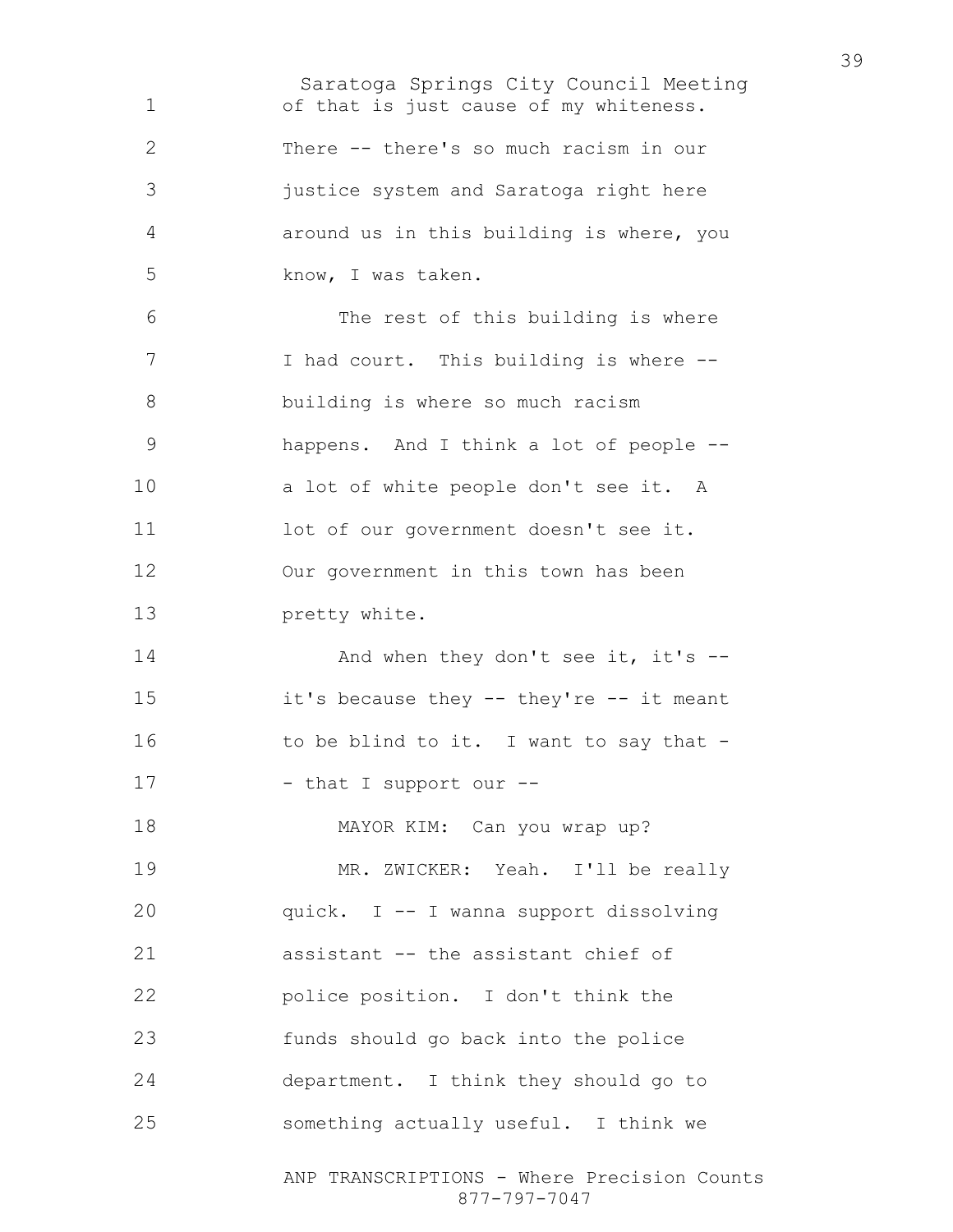of that is just cause of my whiteness. There -- there's so much racism in our justice system and Saratoga right here around us in this building is where, you know, I was taken.

The rest of this building is where I had court. This building is where -- building is where so much racism happens. And I think a lot of people -- a lot of white people don't see it. A lot of our government doesn't see it. Our government in this town has been pretty white.

And when they don't see it, it's -- it's because they -- they're -- it meant to be blind to it. I want to say that - - that I support our --

MAYOR KIM: Can you wrap up?

MR. ZWICKER: Yeah. I'll be really quick. I -- I wanna support dissolving assistant -- the assistant chief of police position. I don't think the funds should go back into the police department. I think they should go to something actually useful. I think we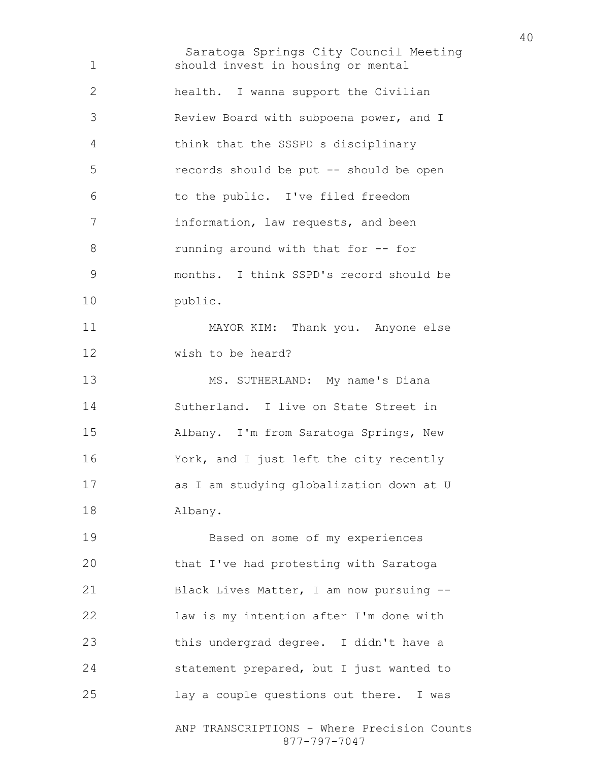should invest in housing or mental health. I wanna support the Civilian Review Board with subpoena power, and I think that the SSSPD s disciplinary records should be put -- should be open to the public. I've filed freedom information, law requests, and been running around with that for -- for months. I think SSPD's record should be public.

MAYOR KIM: Thank you. Anyone else wish to be heard?

MS. SUTHERLAND: My name's Diana Sutherland. I live on State Street in Albany. I'm from Saratoga Springs, New York, and I just left the city recently as I am studying globalization down at U Albany.

Based on some of my experiences that I've had protesting with Saratoga Black Lives Matter, I am now pursuing -- law is my intention after I'm done with this undergrad degree. I didn't have a statement prepared, but I just wanted to lay a couple questions out there. I was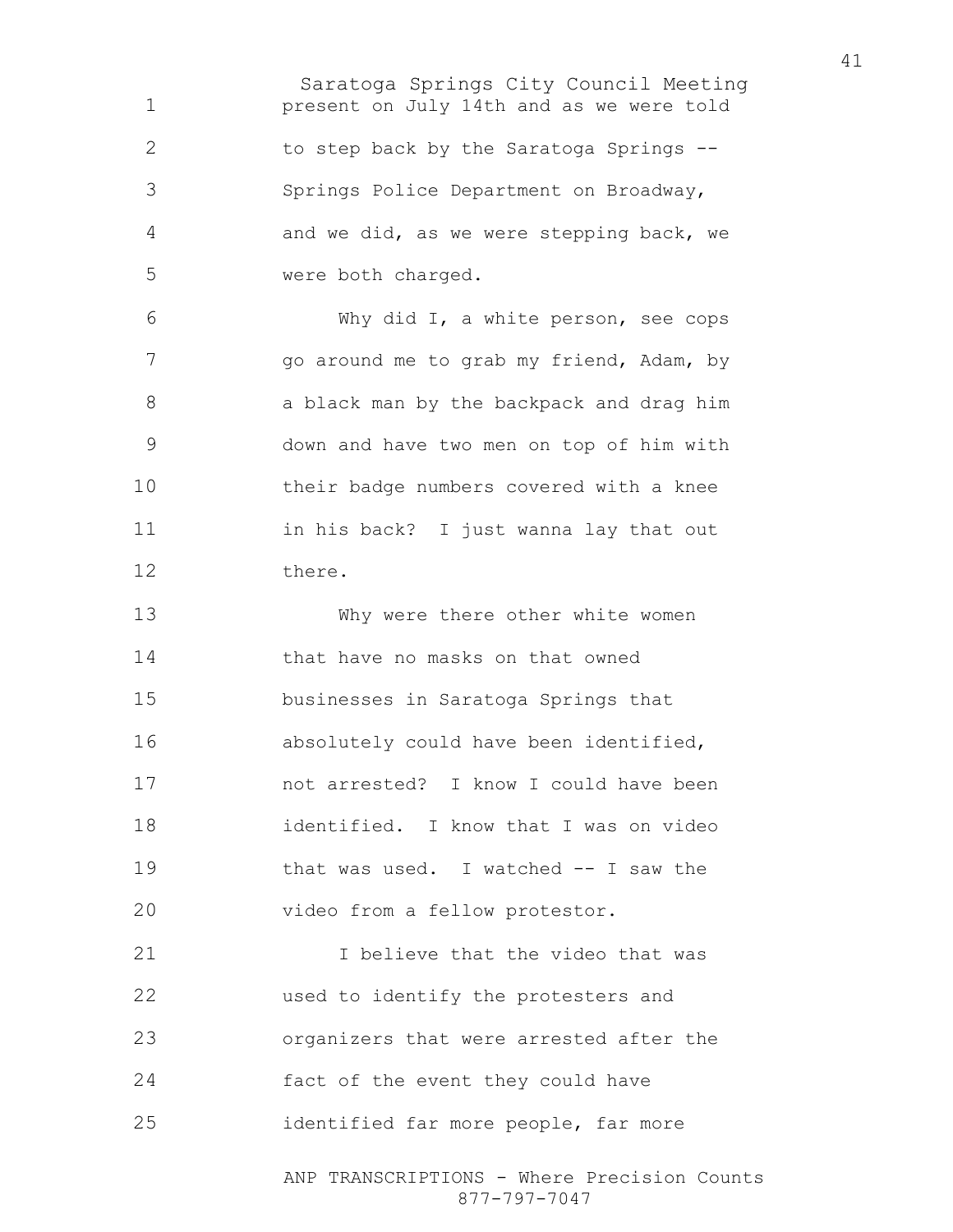present on July 14th and as we were told to step back by the Saratoga Springs -- Springs Police Department on Broadway, and we did, as we were stepping back, we were both charged.

Why did I, a white person, see cops go around me to grab my friend, Adam, by a black man by the backpack and drag him down and have two men on top of him with their badge numbers covered with a knee in his back? I just wanna lay that out there.

Why were there other white women that have no masks on that owned businesses in Saratoga Springs that absolutely could have been identified, not arrested? I know I could have been identified. I know that I was on video that was used. I watched -- I saw the video from a fellow protestor.

I believe that the video that was used to identify the protesters and organizers that were arrested after the fact of the event they could have identified far more people, far more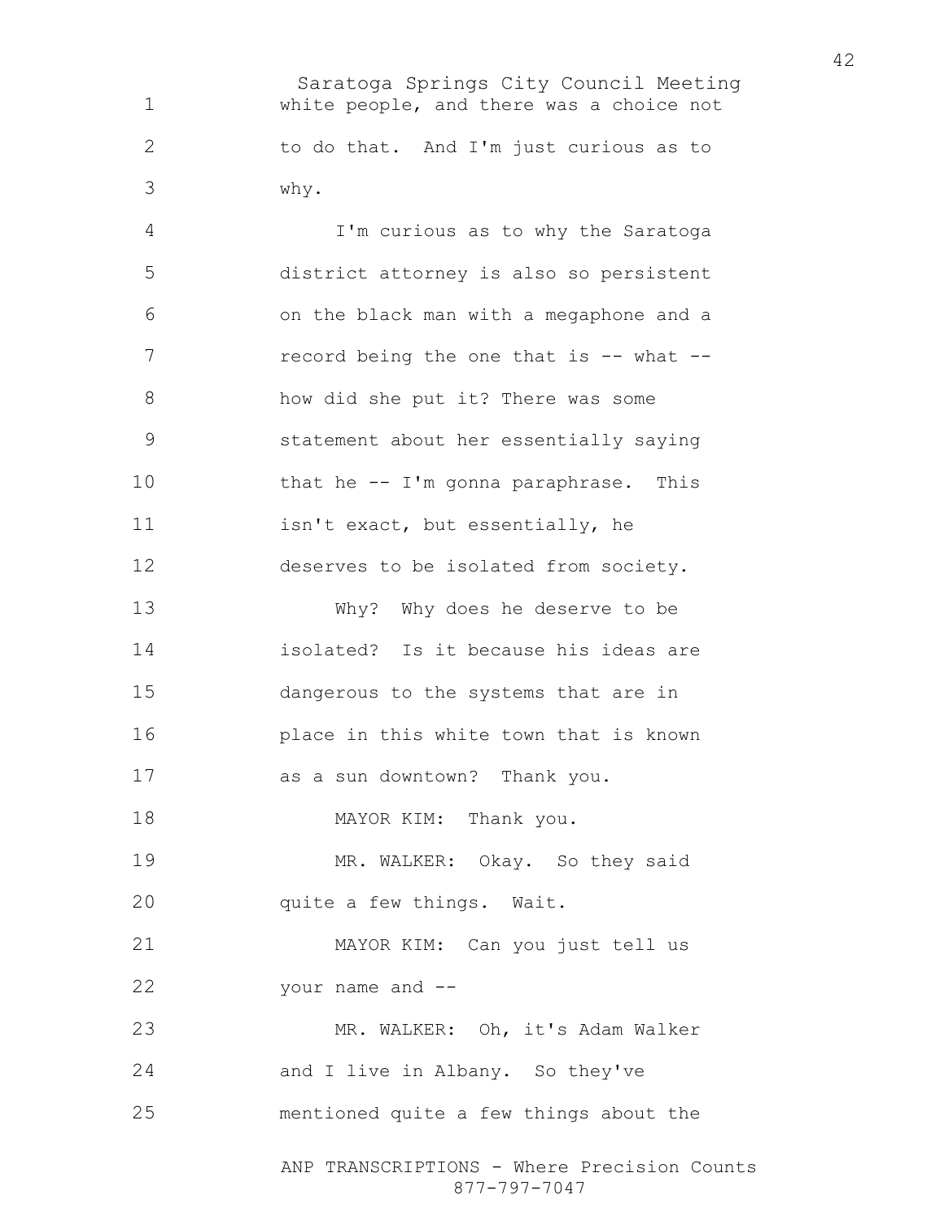white people, and there was a choice not to do that. And I'm just curious as to why.

I'm curious as to why the Saratoga district attorney is also so persistent on the black man with a megaphone and a record being the one that is -- what -- how did she put it? There was some statement about her essentially saying that he -- I'm gonna paraphrase. This isn't exact, but essentially, he deserves to be isolated from society.

Why? Why does he deserve to be isolated? Is it because his ideas are dangerous to the systems that are in place in this white town that is known as a sun downtown? Thank you.

MAYOR KIM: Thank you.

MR. WALKER: Okay. So they said quite a few things. Wait.

MAYOR KIM: Can you just tell us your name and --

MR. WALKER: Oh, it's Adam Walker and I live in Albany. So they've mentioned quite a few things about the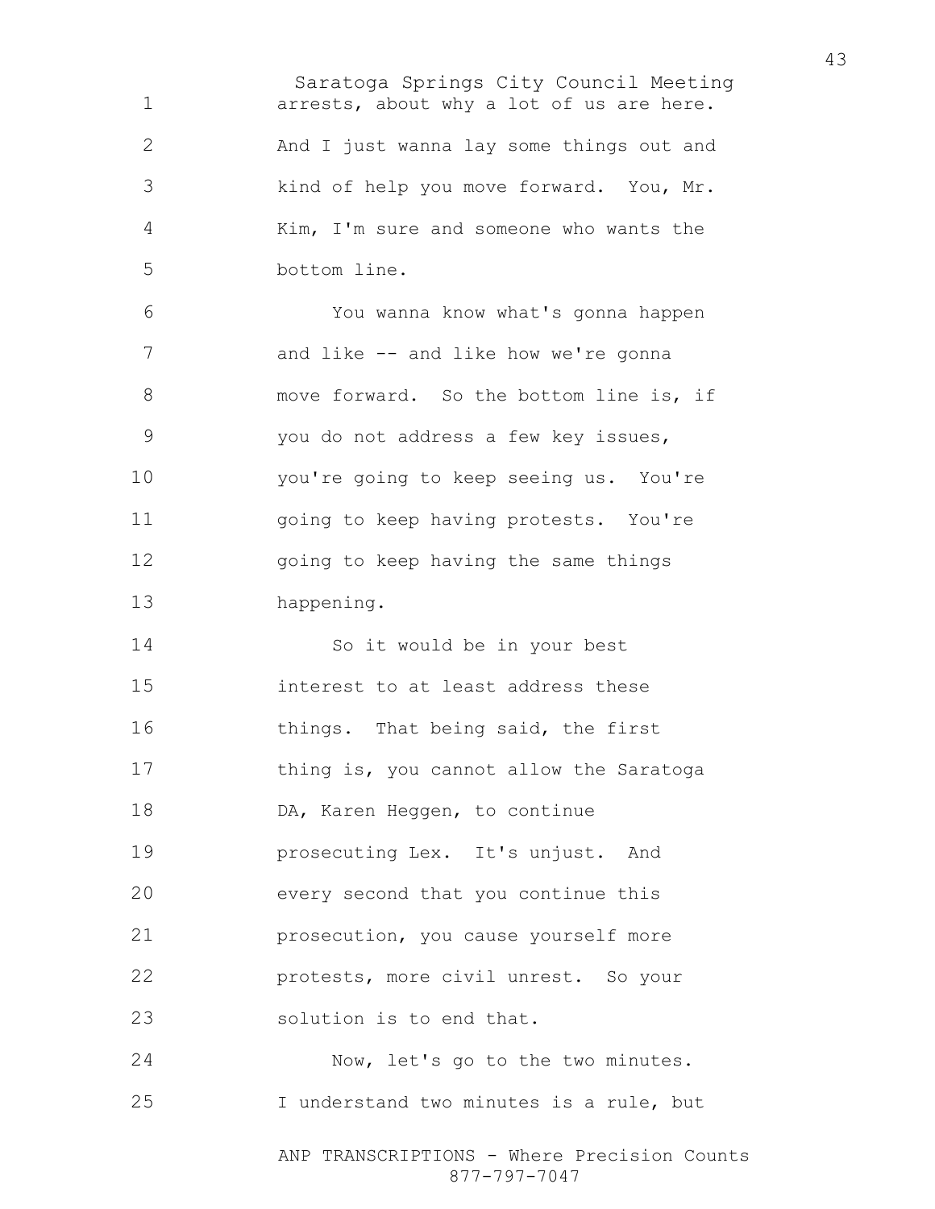arrests, about why a lot of us are here. And I just wanna lay some things out and kind of help you move forward. You, Mr. Kim, I'm sure and someone who wants the bottom line.

You wanna know what's gonna happen and like -- and like how we're gonna move forward. So the bottom line is, if you do not address a few key issues, you're going to keep seeing us. You're going to keep having protests. You're going to keep having the same things happening.

So it would be in your best interest to at least address these things. That being said, the first thing is, you cannot allow the Saratoga DA, Karen Heggen, to continue prosecuting Lex. It's unjust. And every second that you continue this prosecution, you cause yourself more protests, more civil unrest. So your solution is to end that.

Now, let's go to the two minutes. I understand two minutes is a rule, but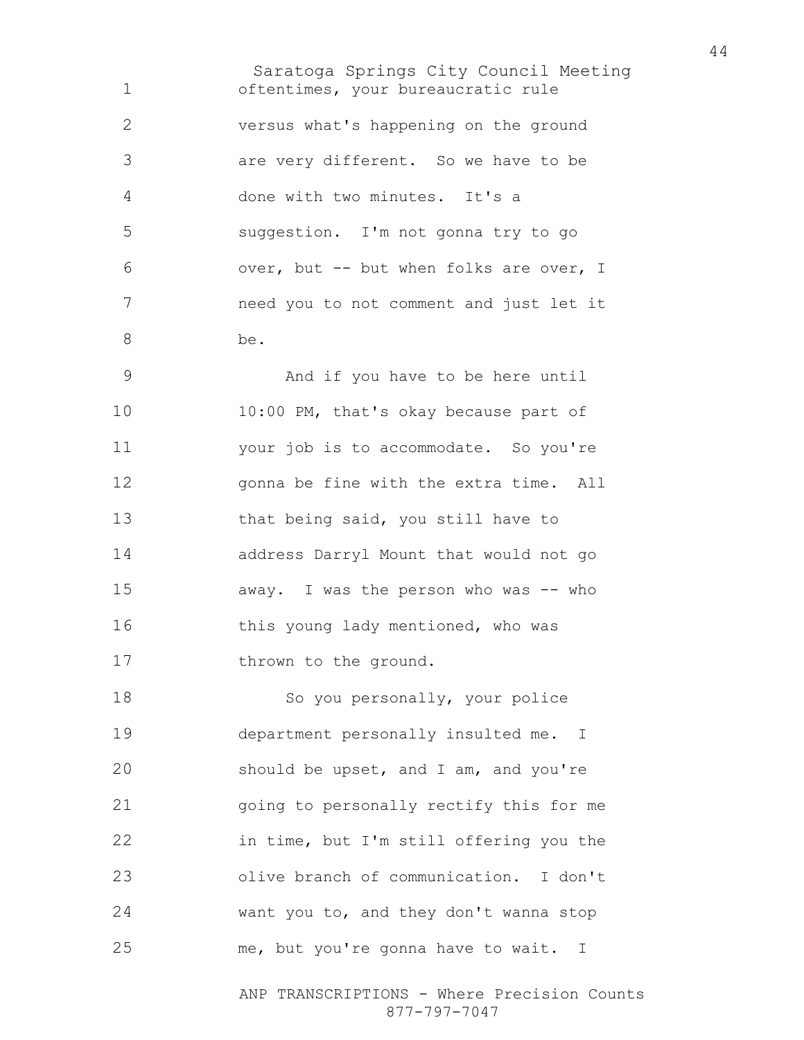oftentimes, your bureaucratic rule versus what's happening on the ground are very different. So we have to be done with two minutes. It's a suggestion. I'm not gonna try to go over, but -- but when folks are over, I need you to not comment and just let it be.

And if you have to be here until 10:00 PM, that's okay because part of your job is to accommodate. So you're gonna be fine with the extra time. All that being said, you still have to address Darryl Mount that would not go away. I was the person who was -- who this young lady mentioned, who was thrown to the ground.

So you personally, your police department personally insulted me. I should be upset, and I am, and you're going to personally rectify this for me in time, but I'm still offering you the olive branch of communication. I don't want you to, and they don't wanna stop me, but you're gonna have to wait. I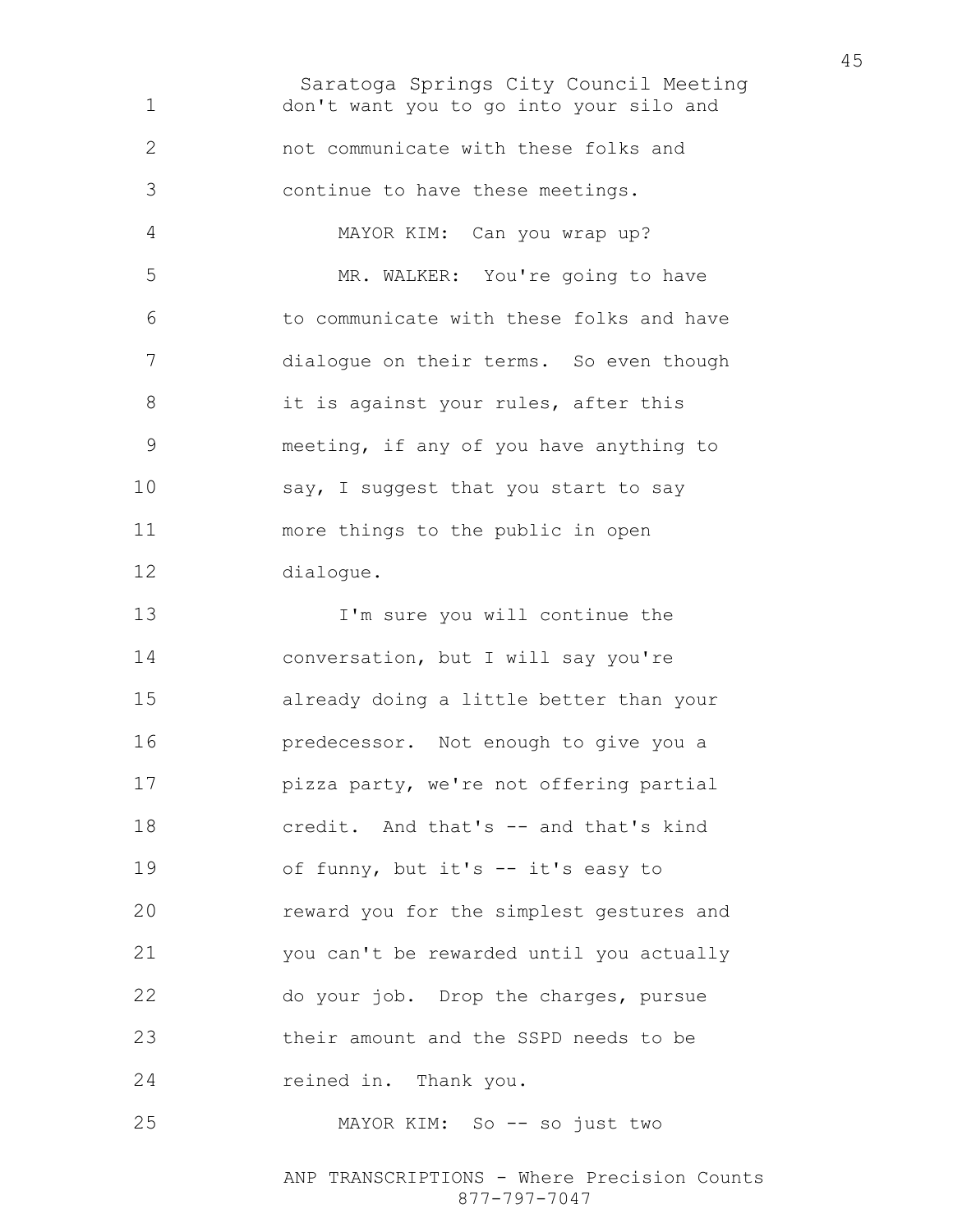don't want you to go into your silo and not communicate with these folks and continue to have these meetings.

MAYOR KIM: Can you wrap up?

MR. WALKER: You're going to have to communicate with these folks and have dialogue on their terms. So even though it is against your rules, after this meeting, if any of you have anything to say, I suggest that you start to say more things to the public in open dialogue.

I'm sure you will continue the conversation, but I will say you're already doing a little better than your predecessor. Not enough to give you a pizza party, we're not offering partial credit. And that's -- and that's kind of funny, but it's -- it's easy to reward you for the simplest gestures and you can't be rewarded until you actually do your job. Drop the charges, pursue their amount and the SSPD needs to be reined in. Thank you.

MAYOR KIM: So -- so just two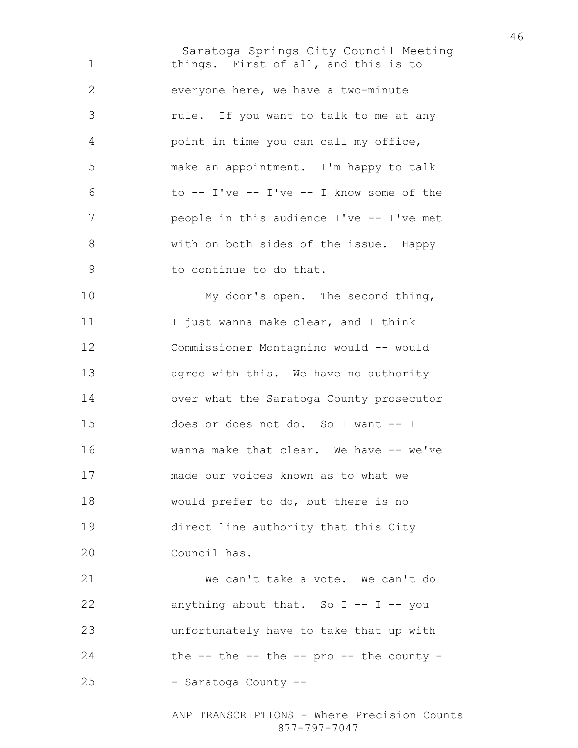things. First of all, and this is to everyone here, we have a two-minute rule. If you want to talk to me at any point in time you can call my office, make an appointment. I'm happy to talk to -- I've -- I've -- I know some of the people in this audience I've -- I've met with on both sides of the issue. Happy to continue to do that.

My door's open. The second thing, I just wanna make clear, and I think Commissioner Montagnino would -- would agree with this. We have no authority over what the Saratoga County prosecutor does or does not do. So I want -- I wanna make that clear. We have -- we've made our voices known as to what we would prefer to do, but there is no direct line authority that this City Council has.

We can't take a vote. We can't do anything about that. So I -- I -- you unfortunately have to take that up with the -- the -- the -- pro -- the county -- Saratoga County --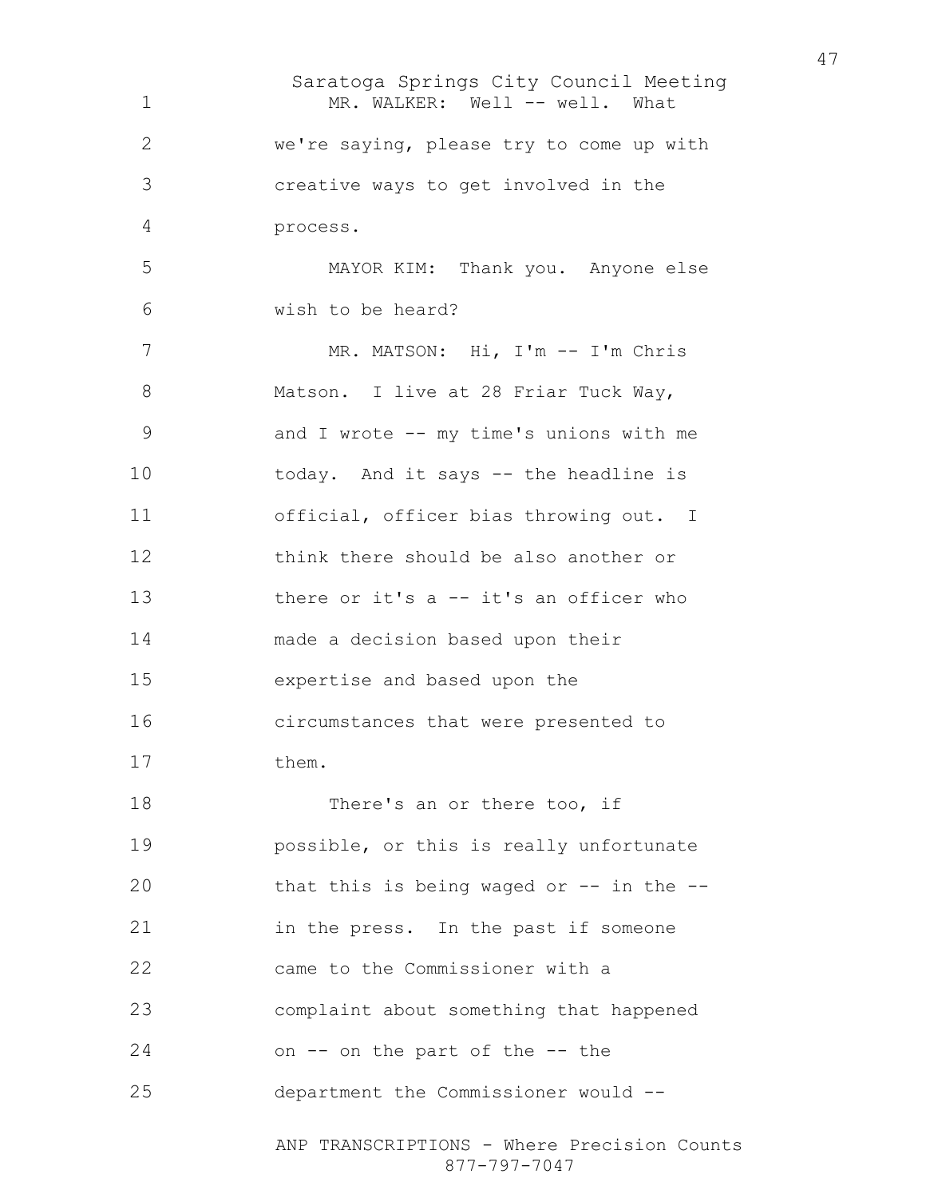MR. WALKER: Well -- well. What we're saying, please try to come up with creative ways to get involved in the process.

MAYOR KIM: Thank you. Anyone else wish to be heard?

MR. MATSON: Hi, I'm -- I'm Chris Matson. I live at 28 Friar Tuck Way, and I wrote -- my time's unions with me today. And it says -- the headline is official, officer bias throwing out. I think there should be also another or there or it's a -- it's an officer who made a decision based upon their expertise and based upon the circumstances that were presented to them.

There's an or there too, if possible, or this is really unfortunate that this is being waged or -- in the -- in the press. In the past if someone came to the Commissioner with a complaint about something that happened on -- on the part of the -- the department the Commissioner would --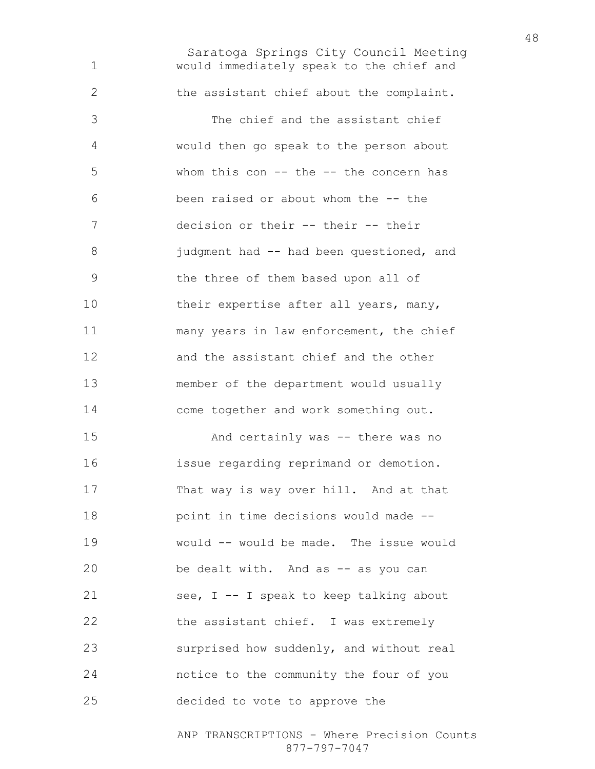would immediately speak to the chief and the assistant chief about the complaint.

The chief and the assistant chief would then go speak to the person about whom this con -- the -- the concern has been raised or about whom the -- the decision or their -- their -- their judgment had -- had been questioned, and the three of them based upon all of their expertise after all years, many, many years in law enforcement, the chief and the assistant chief and the other member of the department would usually come together and work something out.

And certainly was -- there was no issue regarding reprimand or demotion. That way is way over hill. And at that point in time decisions would made -- would -- would be made. The issue would be dealt with. And as -- as you can see, I -- I speak to keep talking about the assistant chief. I was extremely surprised how suddenly, and without real notice to the community the four of you decided to vote to approve the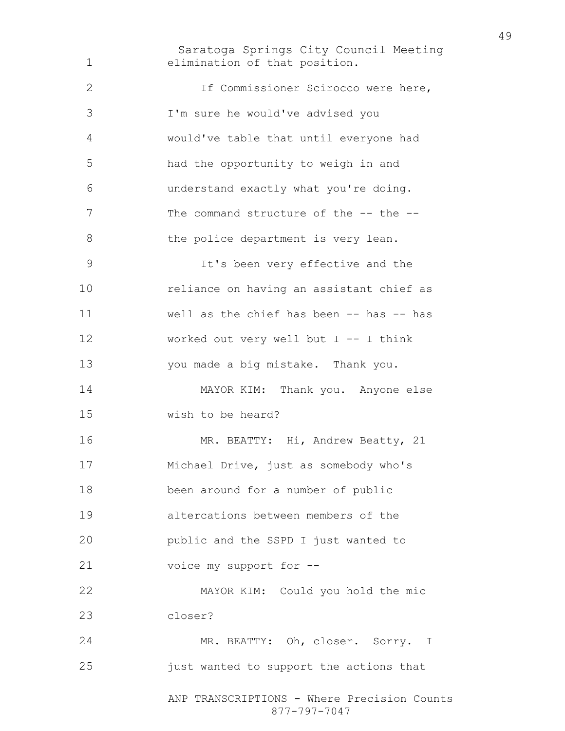elimination of that position.

If Commissioner Scirocco were here, I'm sure he would've advised you would've table that until everyone had had the opportunity to weigh in and understand exactly what you're doing. The command structure of the -- the -- the police department is very lean.

It's been very effective and the reliance on having an assistant chief as well as the chief has been -- has -- has worked out very well but I -- I think you made a big mistake. Thank you.

MAYOR KIM: Thank you. Anyone else wish to be heard?

MR. BEATTY: Hi, Andrew Beatty, 21 Michael Drive, just as somebody who's been around for a number of public altercations between members of the public and the SSPD I just wanted to voice my support for --

MAYOR KIM: Could you hold the mic closer?

MR. BEATTY: Oh, closer. Sorry. I just wanted to support the actions that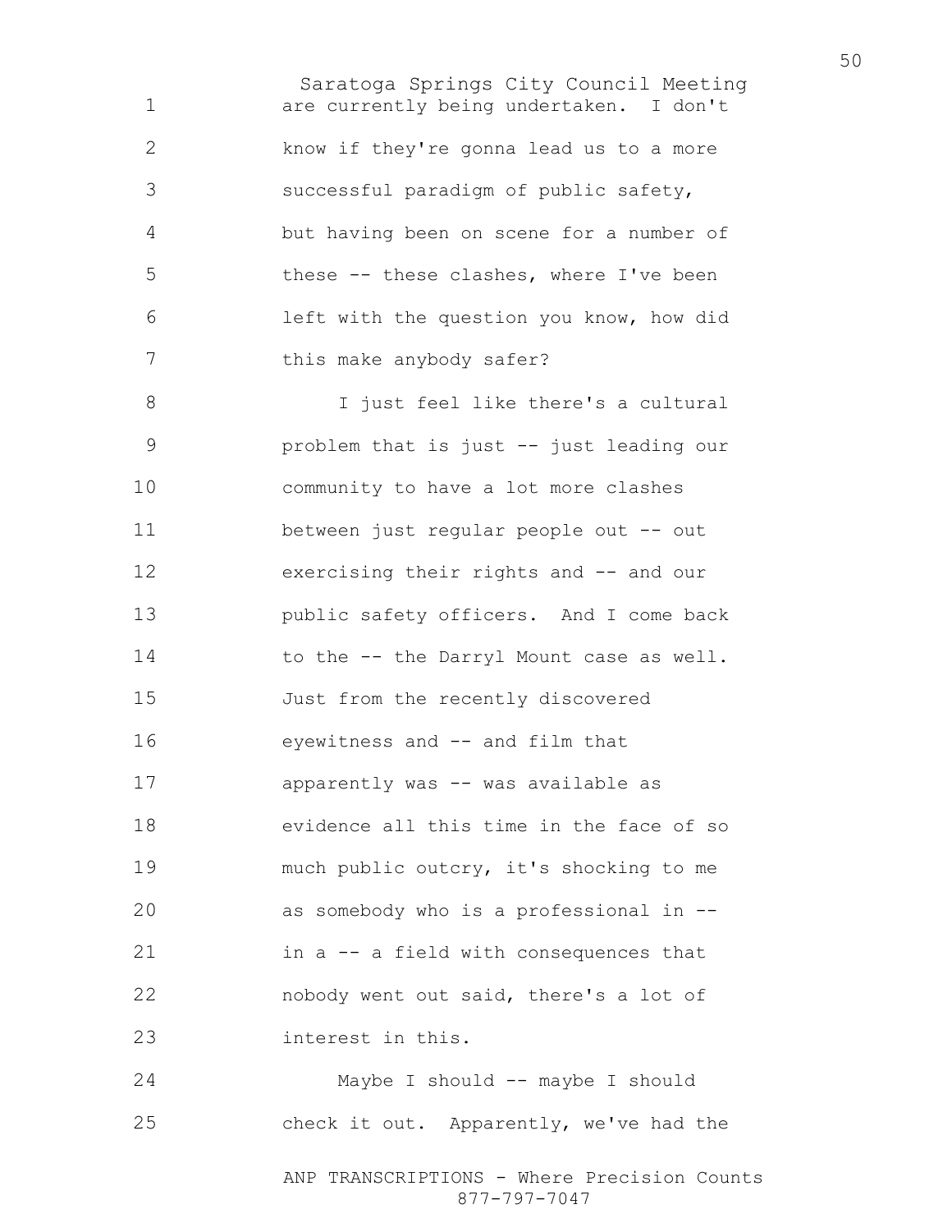are currently being undertaken. I don't know if they're gonna lead us to a more successful paradigm of public safety, but having been on scene for a number of these -- these clashes, where I've been left with the question you know, how did this make anybody safer?

I just feel like there's a cultural problem that is just -- just leading our community to have a lot more clashes between just regular people out -- out exercising their rights and -- and our public safety officers. And I come back to the -- the Darryl Mount case as well. Just from the recently discovered eyewitness and -- and film that apparently was -- was available as evidence all this time in the face of so much public outcry, it's shocking to me as somebody who is a professional in -- in a -- a field with consequences that nobody went out said, there's a lot of interest in this.

Maybe I should -- maybe I should check it out. Apparently, we've had the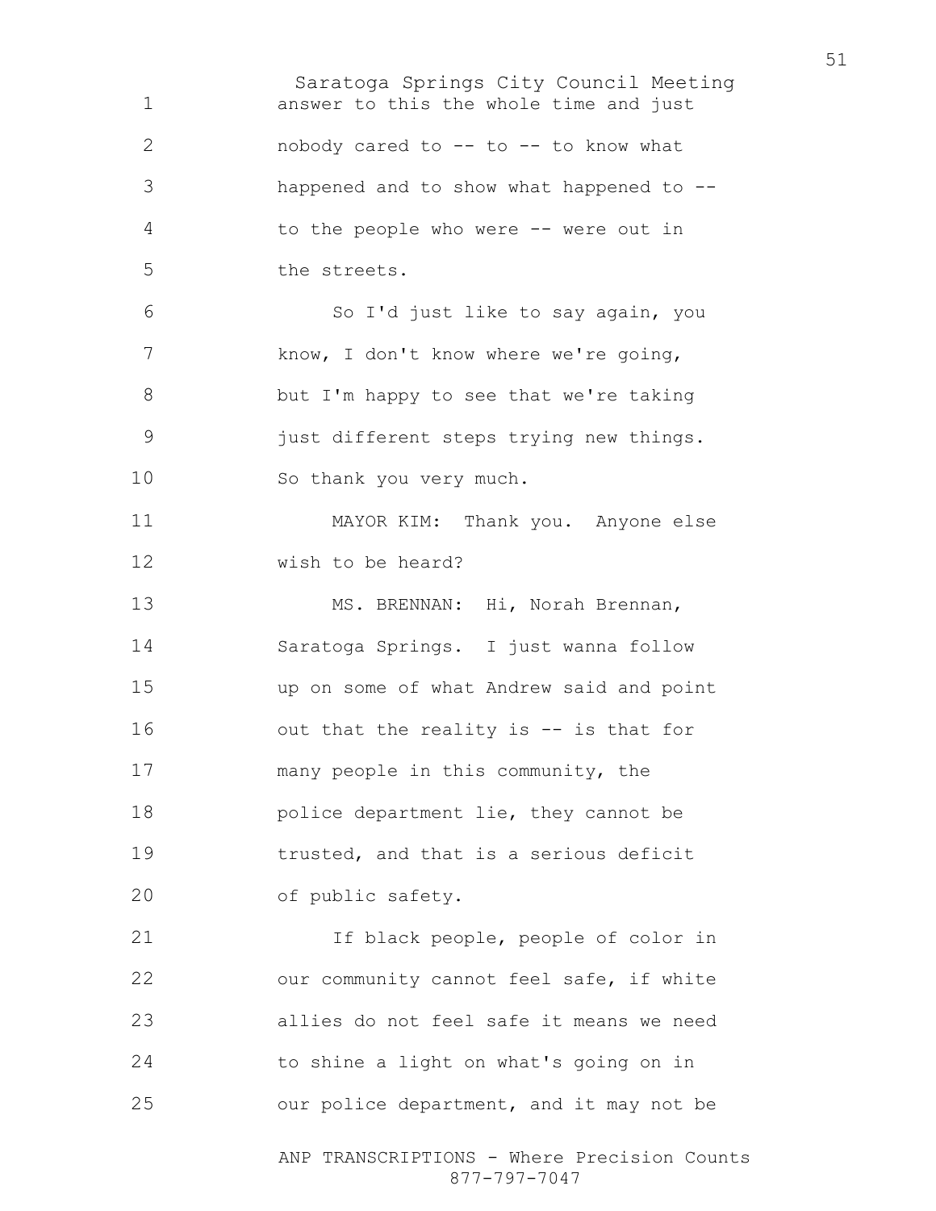answer to this the whole time and just nobody cared to -- to -- to know what happened and to show what happened to -- to the people who were -- were out in the streets.

So I'd just like to say again, you know, I don't know where we're going, but I'm happy to see that we're taking just different steps trying new things. So thank you very much.

MAYOR KIM: Thank you. Anyone else wish to be heard?

MS. BRENNAN: Hi, Norah Brennan, Saratoga Springs. I just wanna follow up on some of what Andrew said and point out that the reality is -- is that for many people in this community, the police department lie, they cannot be trusted, and that is a serious deficit of public safety.

If black people, people of color in our community cannot feel safe, if white allies do not feel safe it means we need to shine a light on what's going on in our police department, and it may not be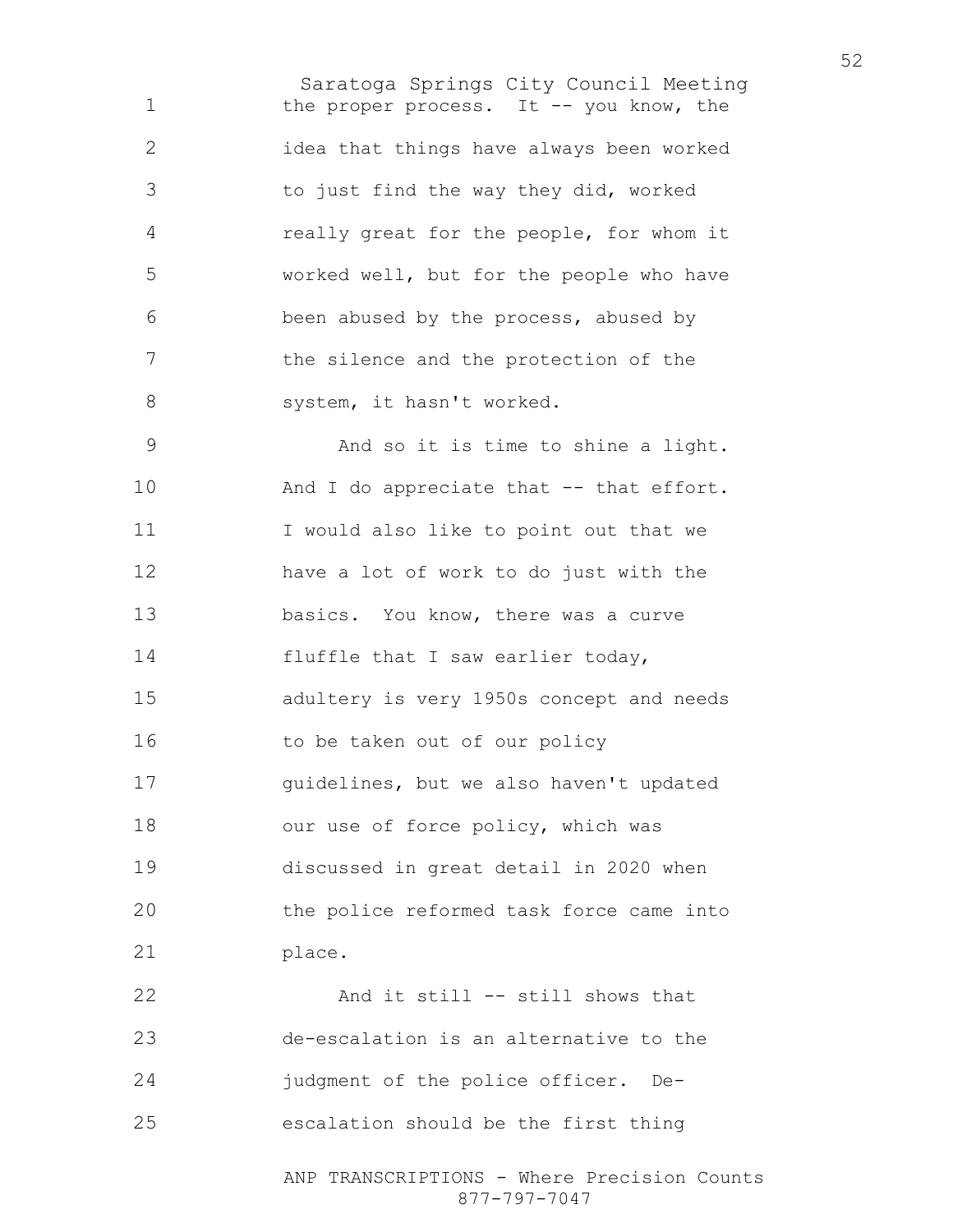the proper process. It -- you know, the idea that things have always been worked to just find the way they did, worked really great for the people, for whom it worked well, but for the people who have been abused by the process, abused by the silence and the protection of the system, it hasn't worked.

And so it is time to shine a light. And I do appreciate that -- that effort. I would also like to point out that we have a lot of work to do just with the basics. You know, there was a curve fluffle that I saw earlier today, adultery is very 1950s concept and needs to be taken out of our policy guidelines, but we also haven't updated our use of force policy, which was discussed in great detail in 2020 when the police reformed task force came into place.

And it still -- still shows that de-escalation is an alternative to the judgment of the police officer. De-escalation should be the first thing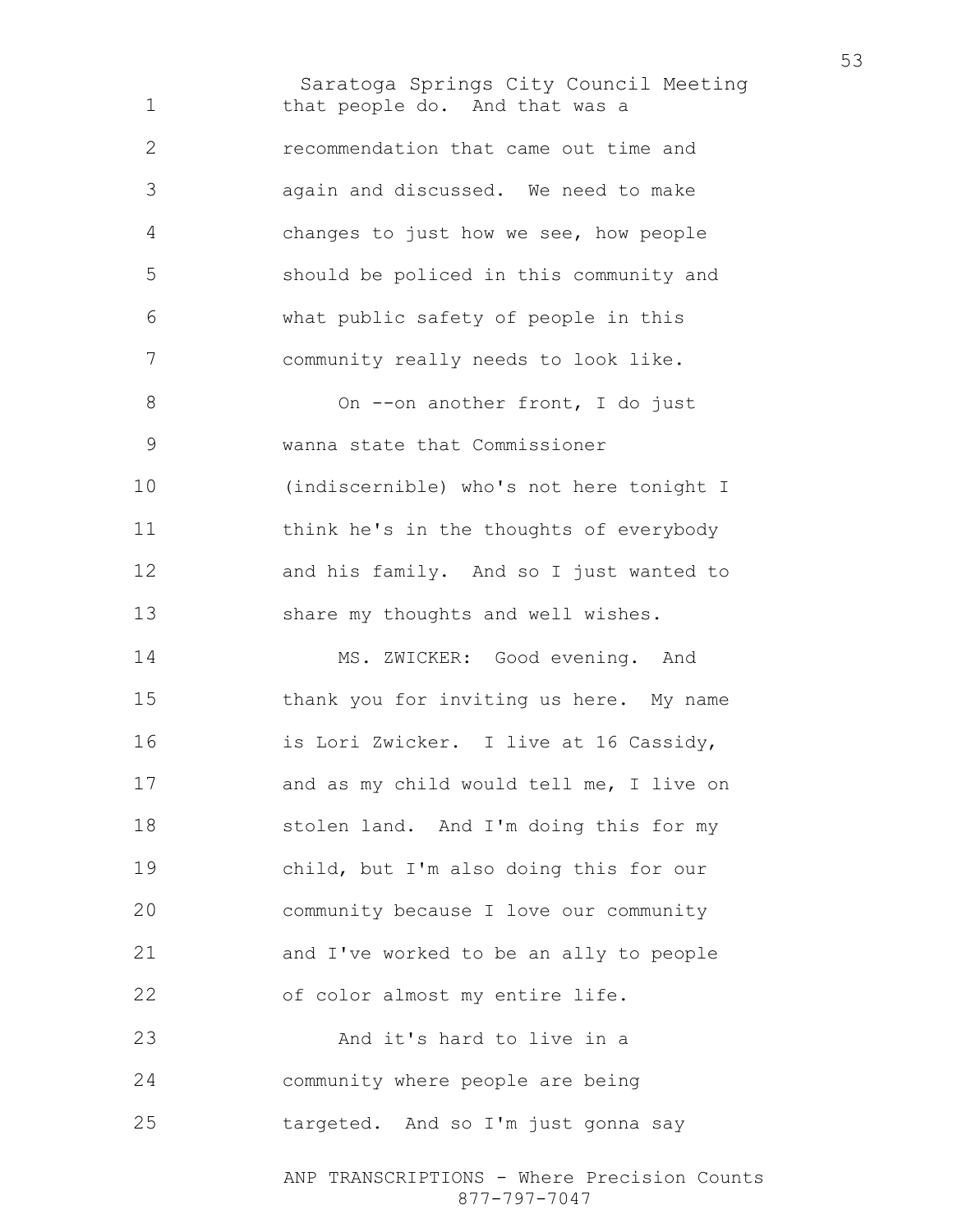that people do. And that was a recommendation that came out time and again and discussed. We need to make changes to just how we see, how people should be policed in this community and what public safety of people in this community really needs to look like.

On --on another front, I do just wanna state that Commissioner (indiscernible) who's not here tonight I think he's in the thoughts of everybody and his family. And so I just wanted to share my thoughts and well wishes.

MS. ZWICKER: Good evening. And thank you for inviting us here. My name is Lori Zwicker. I live at 16 Cassidy, and as my child would tell me, I live on stolen land. And I'm doing this for my child, but I'm also doing this for our community because I love our community and I've worked to be an ally to people of color almost my entire life.

And it's hard to live in a community where people are being targeted. And so I'm just gonna say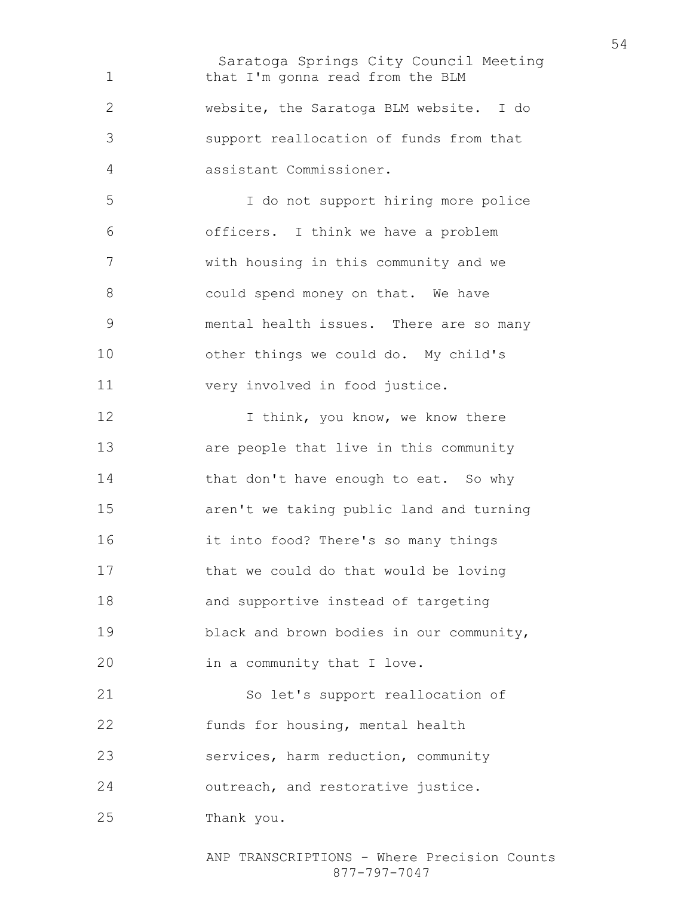that I'm gonna read from the BLM website, the Saratoga BLM website. I do support reallocation of funds from that assistant Commissioner.

I do not support hiring more police officers. I think we have a problem with housing in this community and we could spend money on that. We have mental health issues. There are so many other things we could do. My child's very involved in food justice.

I think, you know, we know there are people that live in this community that don't have enough to eat. So why aren't we taking public land and turning it into food? There's so many things that we could do that would be loving and supportive instead of targeting black and brown bodies in our community, in a community that I love.

So let's support reallocation of funds for housing, mental health services, harm reduction, community outreach, and restorative justice. Thank you.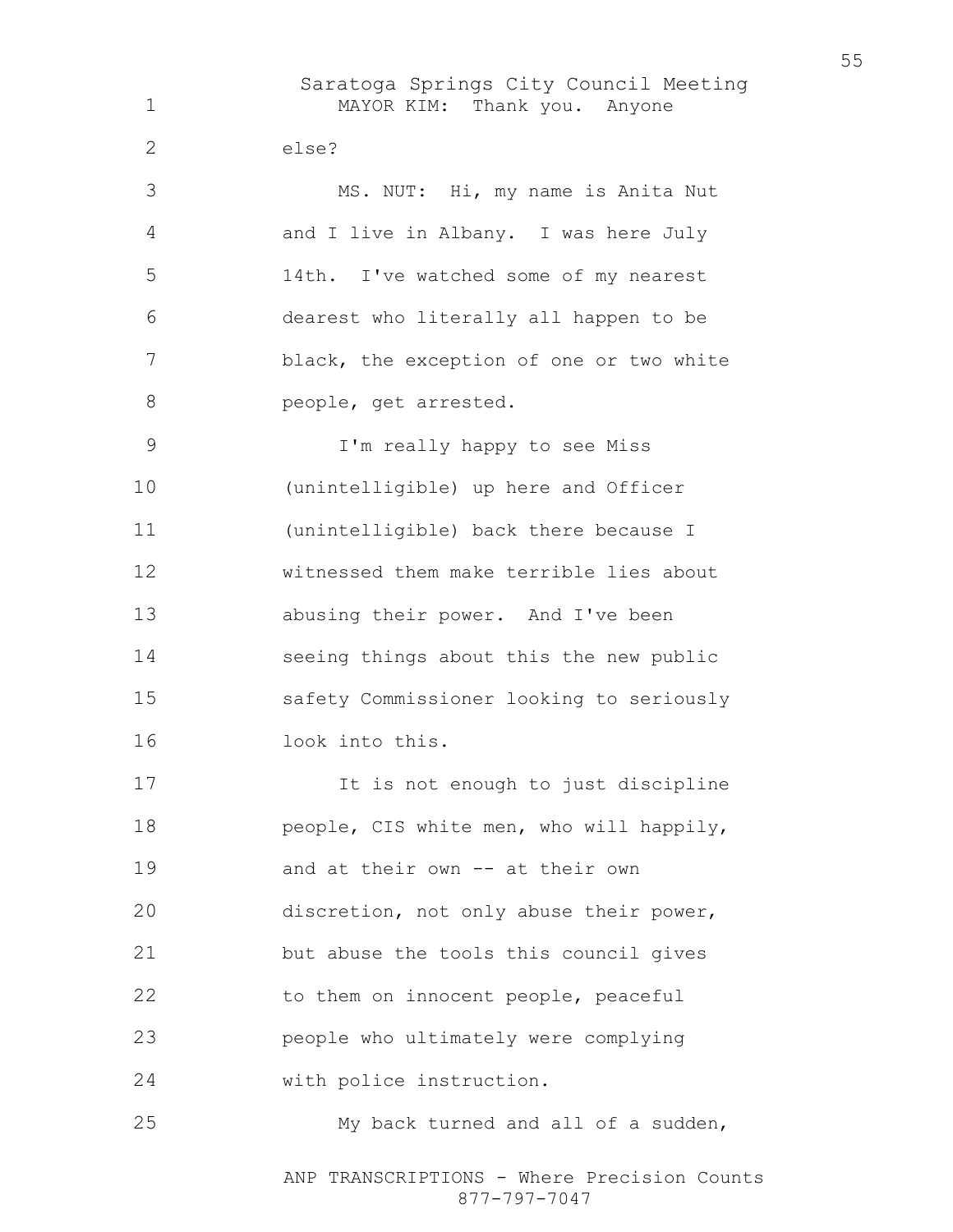MAYOR KIM: Thank you. Anyone else?

MS. NUT: Hi, my name is Anita Nut and I live in Albany. I was here July 14th. I've watched some of my nearest dearest who literally all happen to be black, the exception of one or two white people, get arrested.

I'm really happy to see Miss (unintelligible) up here and Officer (unintelligible) back there because I witnessed them make terrible lies about abusing their power. And I've been seeing things about this the new public safety Commissioner looking to seriously look into this.

It is not enough to just discipline people, CIS white men, who will happily, and at their own -- at their own discretion, not only abuse their power, but abuse the tools this council gives to them on innocent people, peaceful people who ultimately were complying with police instruction.

My back turned and all of a sudden,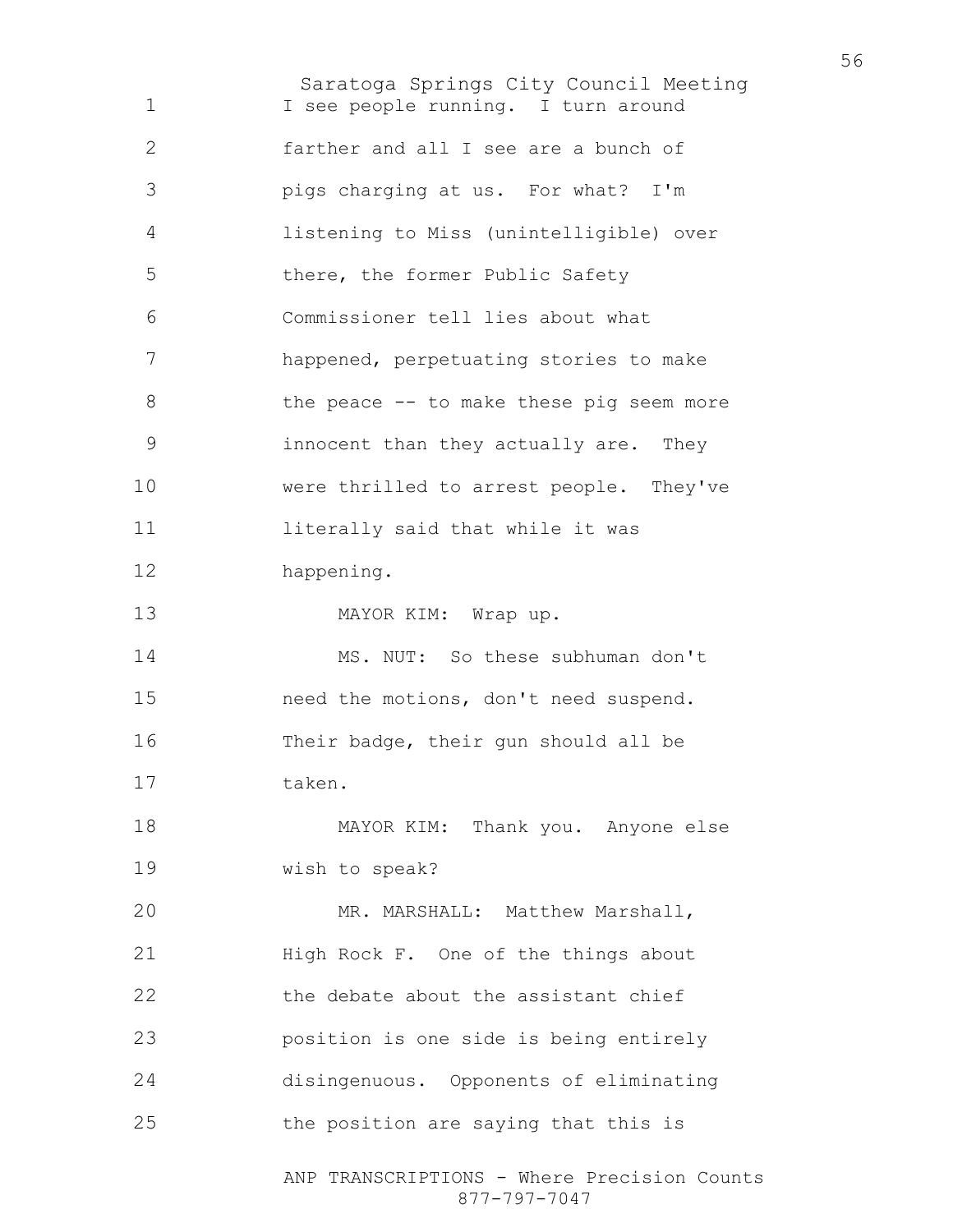I see people running. I turn around farther and all I see are a bunch of pigs charging at us. For what? I'm listening to Miss (unintelligible) over there, the former Public Safety Commissioner tell lies about what happened, perpetuating stories to make the peace -- to make these pig seem more innocent than they actually are. They were thrilled to arrest people. They've literally said that while it was happening.

MAYOR KIM: Wrap up.

MS. NUT: So these subhuman don't need the motions, don't need suspend. Their badge, their gun should all be taken.

MAYOR KIM: Thank you. Anyone else wish to speak?

MR. MARSHALL: Matthew Marshall, High Rock F. One of the things about the debate about the assistant chief position is one side is being entirely disingenuous. Opponents of eliminating the position are saying that this is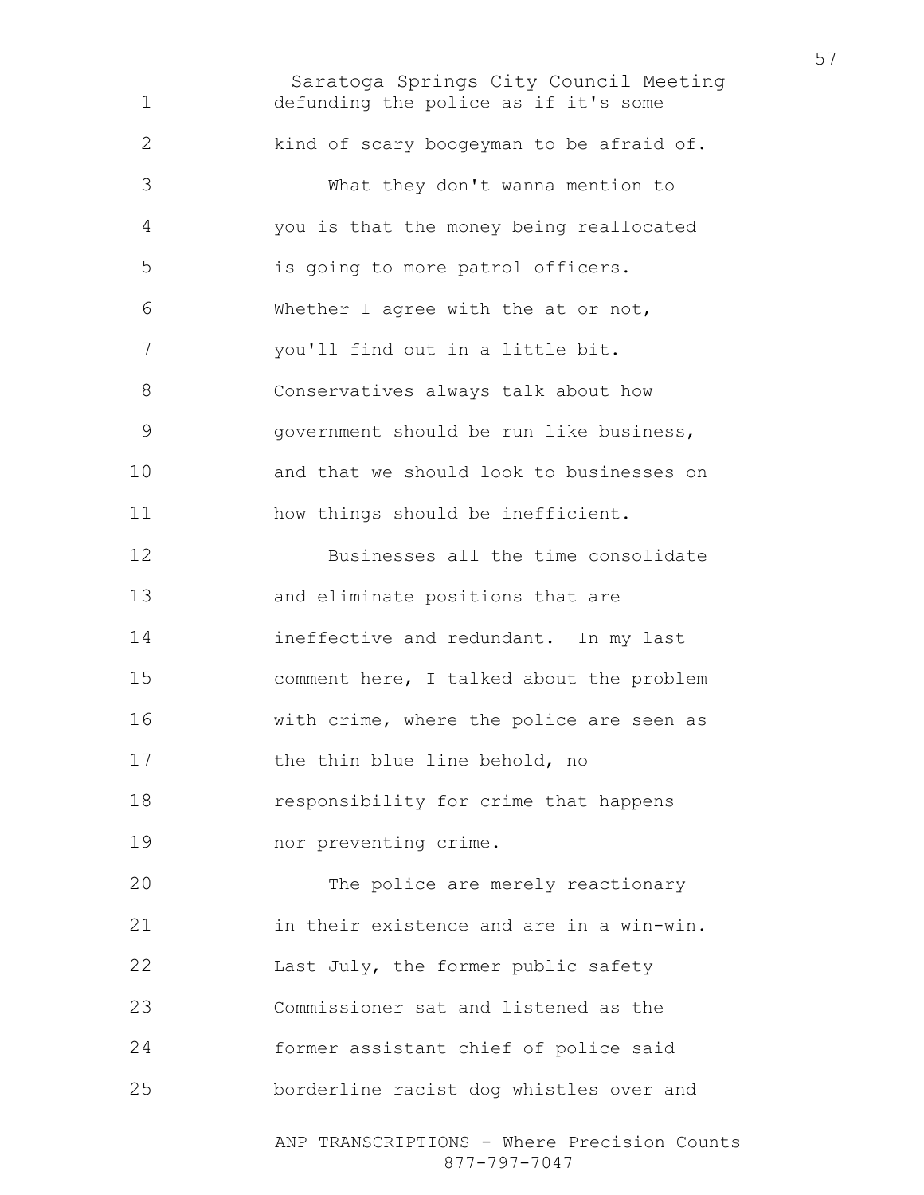defunding the police as if it's some kind of scary boogeyman to be afraid of.

What they don't wanna mention to you is that the money being reallocated is going to more patrol officers. Whether I agree with the at or not, you'll find out in a little bit. Conservatives always talk about how government should be run like business, and that we should look to businesses on how things should be inefficient.

Businesses all the time consolidate and eliminate positions that are ineffective and redundant. In my last comment here, I talked about the problem with crime, where the police are seen as the thin blue line behold, no responsibility for crime that happens nor preventing crime.

The police are merely reactionary in their existence and are in a win-win. Last July, the former public safety Commissioner sat and listened as the former assistant chief of police said borderline racist dog whistles over and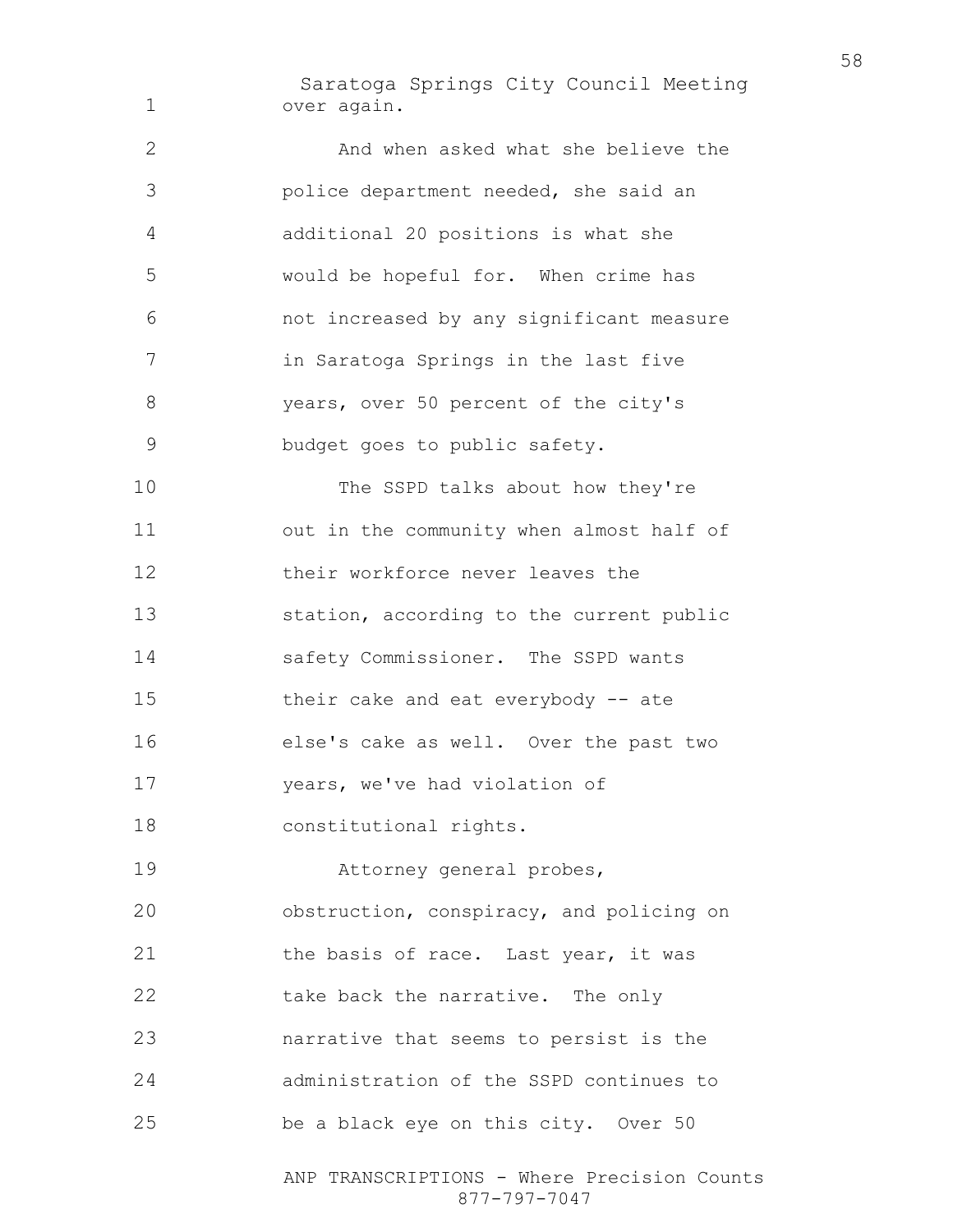over again.

And when asked what she believe the police department needed, she said an additional 20 positions is what she would be hopeful for. When crime has not increased by any significant measure in Saratoga Springs in the last five years, over 50 percent of the city's budget goes to public safety.

The SSPD talks about how they're out in the community when almost half of their workforce never leaves the station, according to the current public safety Commissioner. The SSPD wants their cake and eat everybody -- ate else's cake as well. Over the past two years, we've had violation of constitutional rights.

Attorney general probes, obstruction, conspiracy, and policing on the basis of race. Last year, it was take back the narrative. The only narrative that seems to persist is the administration of the SSPD continues to be a black eye on this city. Over 50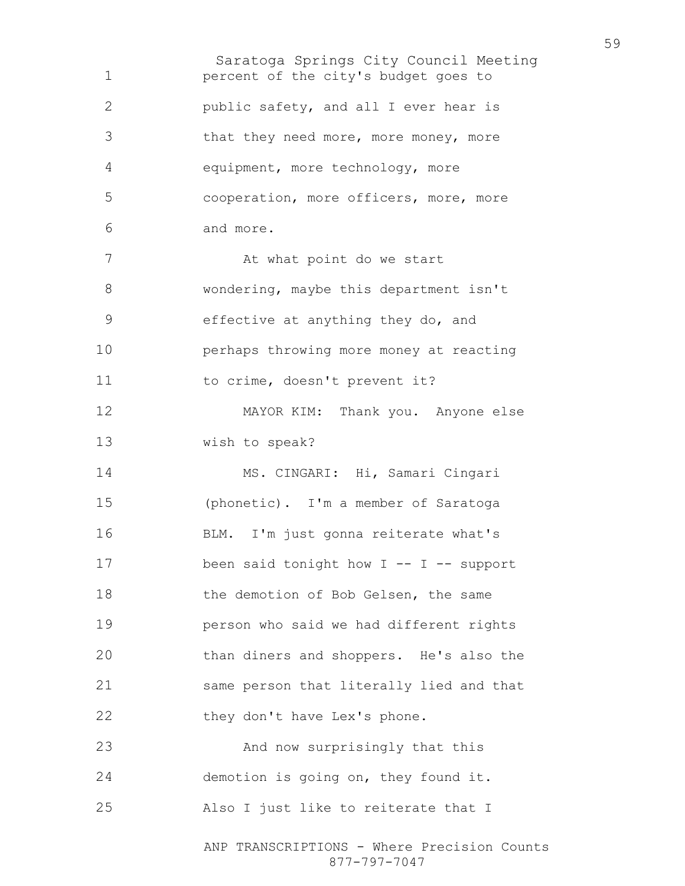percent of the city's budget goes to public safety, and all I ever hear is that they need more, more money, more equipment, more technology, more cooperation, more officers, more, more and more.

At what point do we start wondering, maybe this department isn't effective at anything they do, and perhaps throwing more money at reacting to crime, doesn't prevent it?

MAYOR KIM: Thank you. Anyone else wish to speak?

MS. CINGARI: Hi, Samari Cingari (phonetic). I'm a member of Saratoga BLM. I'm just gonna reiterate what's been said tonight how I -- I -- support the demotion of Bob Gelsen, the same person who said we had different rights than diners and shoppers. He's also the same person that literally lied and that they don't have Lex's phone.

And now surprisingly that this demotion is going on, they found it. Also I just like to reiterate that I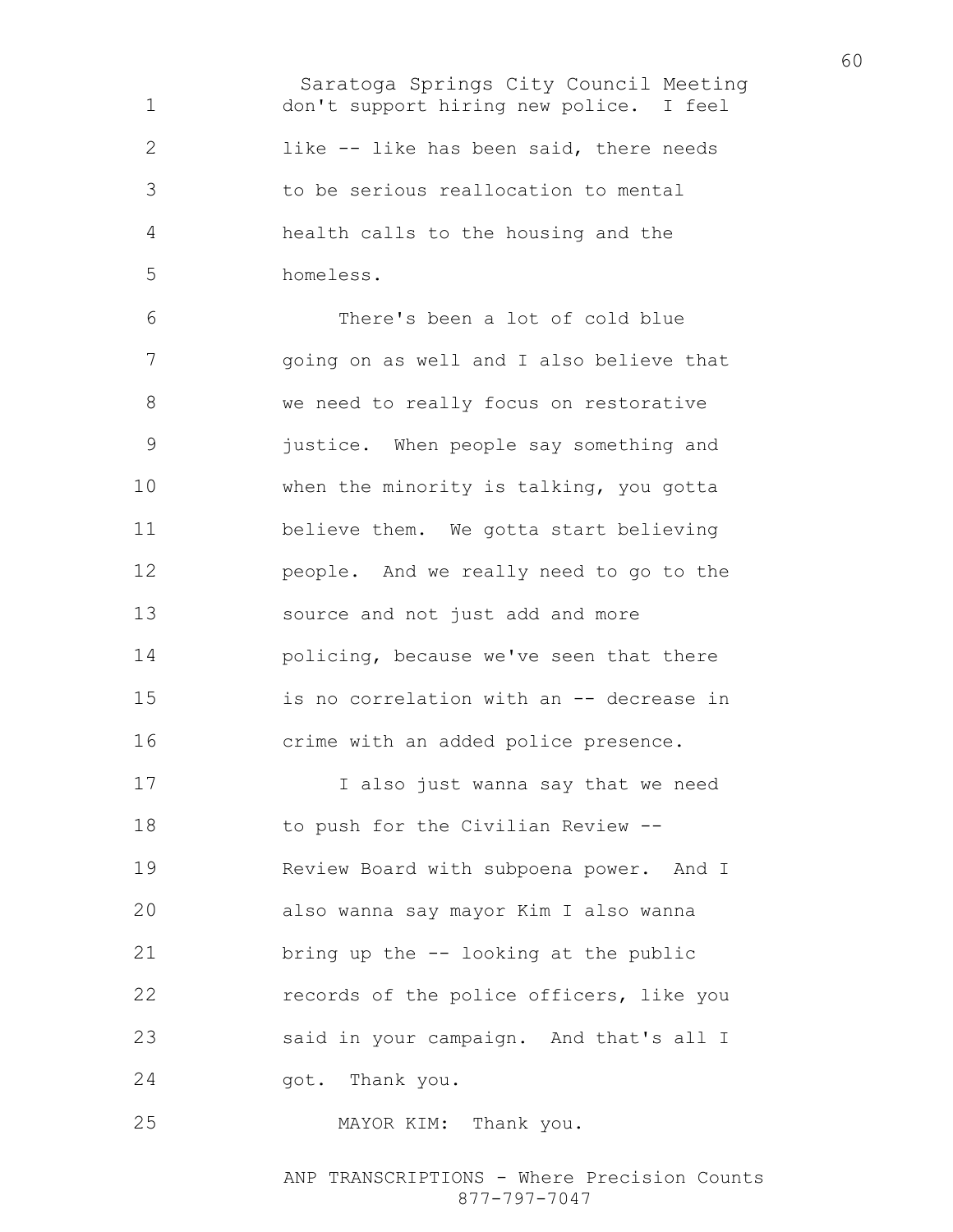don't support hiring new police. I feel like -- like has been said, there needs to be serious reallocation to mental health calls to the housing and the homeless.

There's been a lot of cold blue going on as well and I also believe that we need to really focus on restorative justice. When people say something and when the minority is talking, you gotta believe them. We gotta start believing people. And we really need to go to the source and not just add and more policing, because we've seen that there is no correlation with an -- decrease in crime with an added police presence.

I also just wanna say that we need to push for the Civilian Review -- Review Board with subpoena power. And I also wanna say mayor Kim I also wanna bring up the -- looking at the public records of the police officers, like you said in your campaign. And that's all I got. Thank you.

MAYOR KIM: Thank you.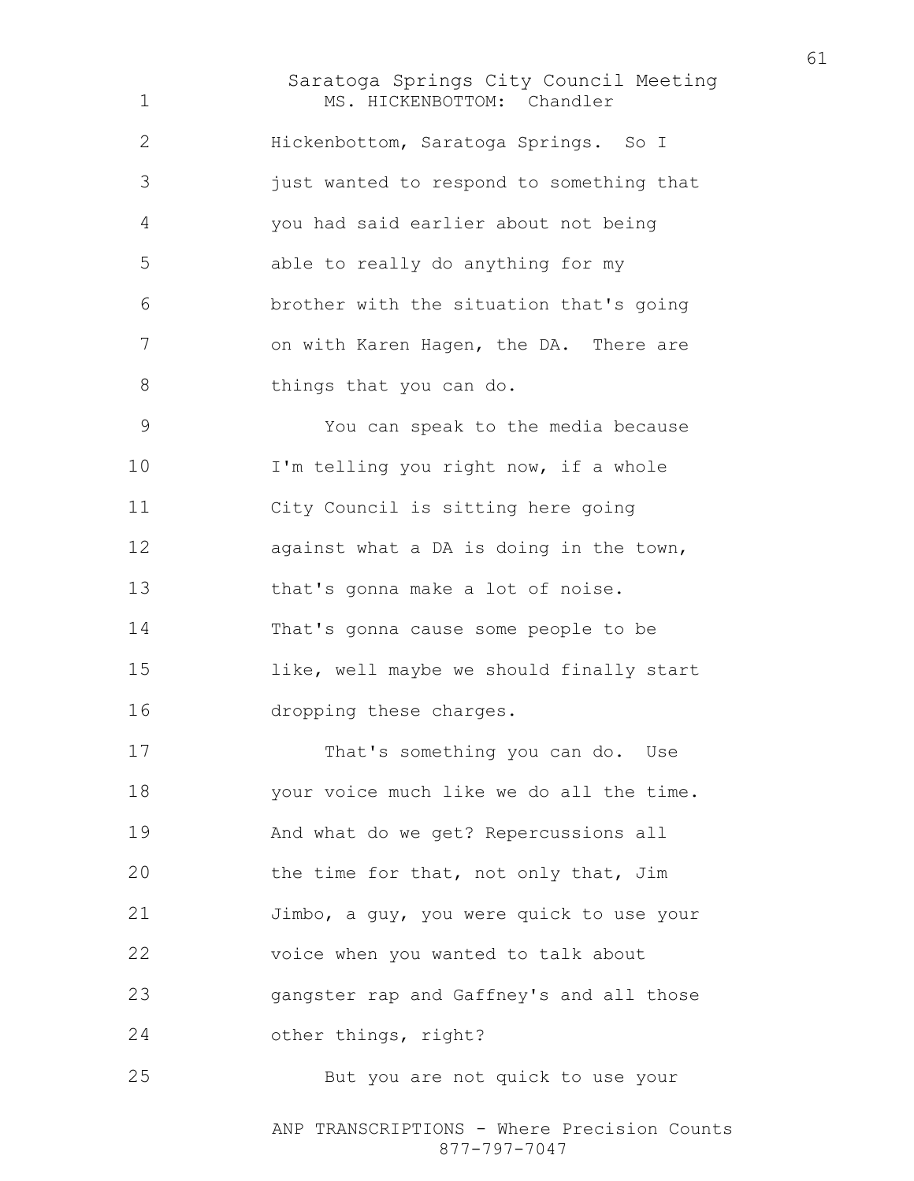MS. HICKENBOTTOM: Chandler Hickenbottom, Saratoga Springs. So I just wanted to respond to something that you had said earlier about not being able to really do anything for my brother with the situation that's going on with Karen Hagen, the DA. There are things that you can do.

You can speak to the media because I'm telling you right now, if a whole City Council is sitting here going against what a DA is doing in the town, that's gonna make a lot of noise. That's gonna cause some people to be like, well maybe we should finally start dropping these charges.

That's something you can do. Use your voice much like we do all the time. And what do we get? Repercussions all the time for that, not only that, Jim Jimbo, a guy, you were quick to use your voice when you wanted to talk about gangster rap and Gaffney's and all those other things, right?

But you are not quick to use your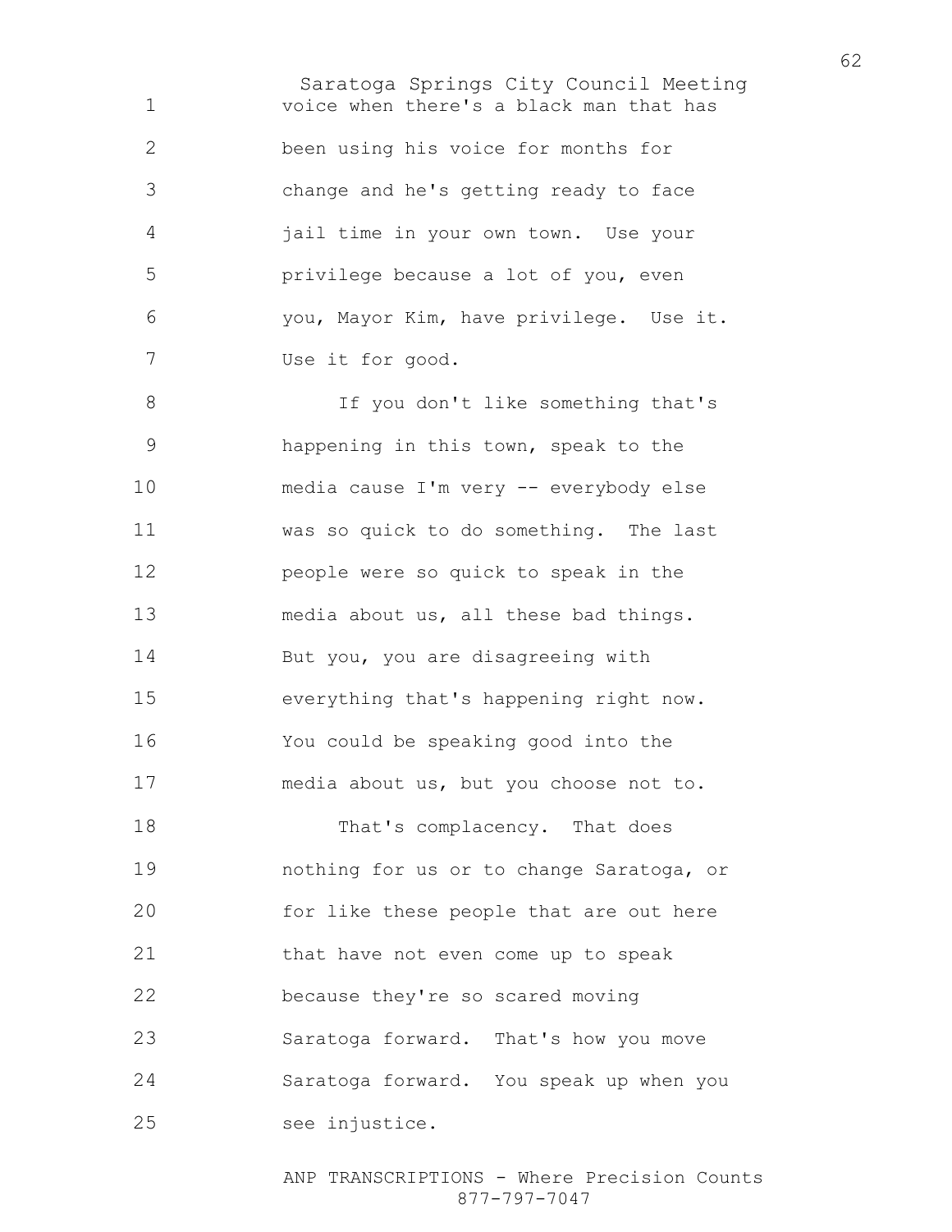voice when there's a black man that has been using his voice for months for change and he's getting ready to face jail time in your own town. Use your privilege because a lot of you, even you, Mayor Kim, have privilege. Use it. Use it for good.

If you don't like something that's happening in this town, speak to the media cause I'm very -- everybody else was so quick to do something. The last people were so quick to speak in the media about us, all these bad things. But you, you are disagreeing with everything that's happening right now. You could be speaking good into the media about us, but you choose not to.

That's complacency. That does nothing for us or to change Saratoga, or for like these people that are out here that have not even come up to speak because they're so scared moving Saratoga forward. That's how you move Saratoga forward. You speak up when you see injustice.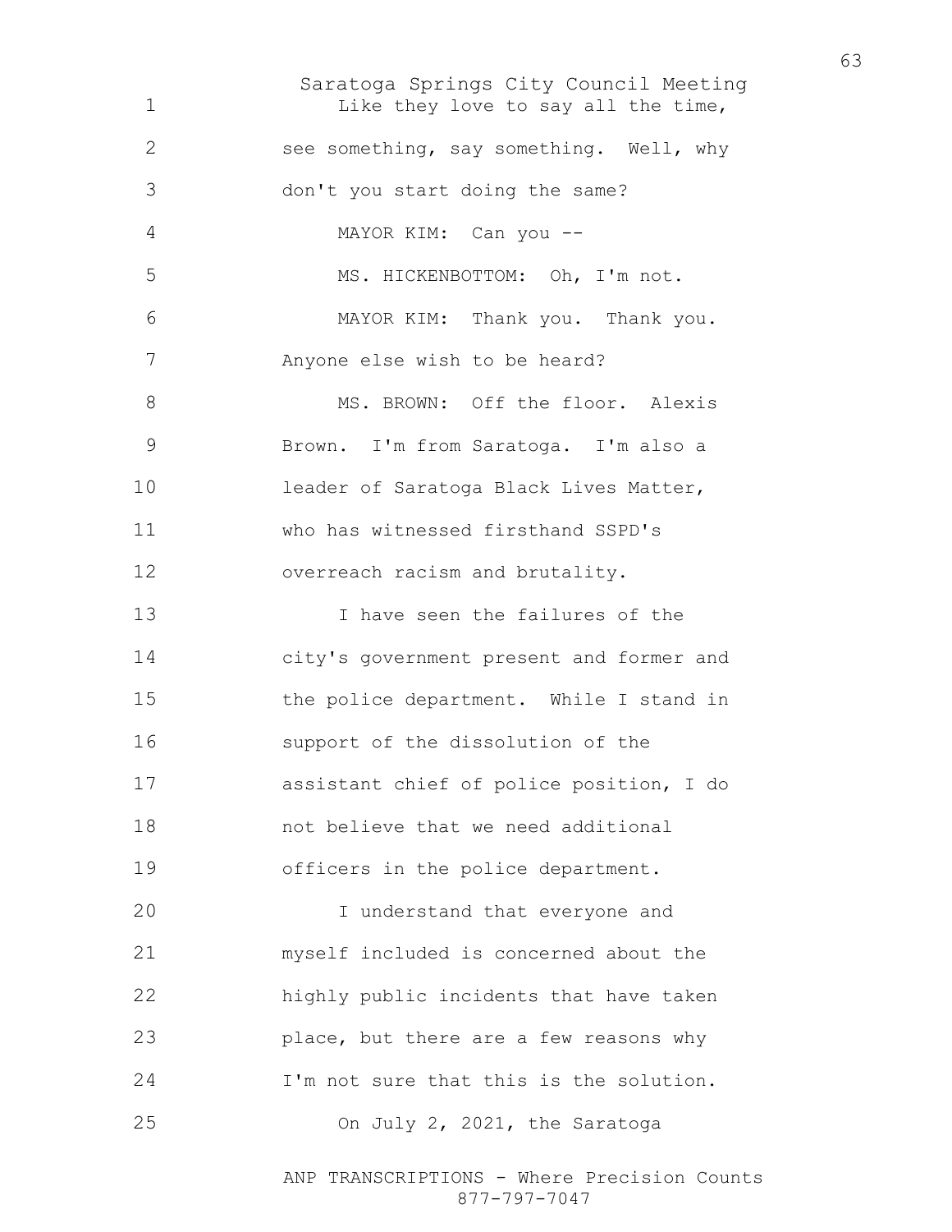Like they love to say all the time, see something, say something. Well, why don't you start doing the same?

MAYOR KIM: Can you --

MS. HICKENBOTTOM: Oh, I'm not.

MAYOR KIM: Thank you. Thank you. Anyone else wish to be heard?

MS. BROWN: Off the floor. Alexis Brown. I'm from Saratoga. I'm also a leader of Saratoga Black Lives Matter, who has witnessed firsthand SSPD's overreach racism and brutality.

I have seen the failures of the city's government present and former and the police department. While I stand in support of the dissolution of the assistant chief of police position, I do not believe that we need additional officers in the police department.

I understand that everyone and myself included is concerned about the highly public incidents that have taken place, but there are a few reasons why I'm not sure that this is the solution.

On July 2, 2021, the Saratoga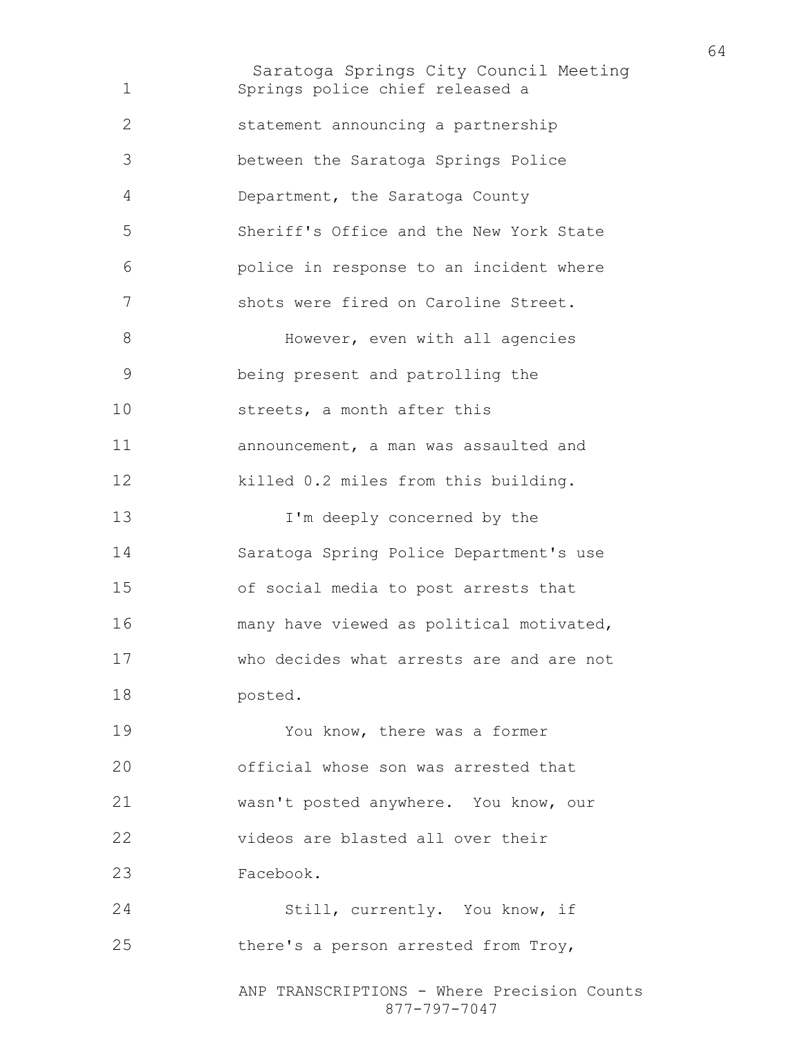Springs police chief released a statement announcing a partnership between the Saratoga Springs Police Department, the Saratoga County Sheriff's Office and the New York State police in response to an incident where shots were fired on Caroline Street.

However, even with all agencies being present and patrolling the streets, a month after this announcement, a man was assaulted and killed 0.2 miles from this building.

I'm deeply concerned by the Saratoga Spring Police Department's use of social media to post arrests that many have viewed as political motivated, who decides what arrests are and are not posted.

You know, there was a former official whose son was arrested that wasn't posted anywhere. You know, our videos are blasted all over their Facebook.

Still, currently. You know, if there's a person arrested from Troy,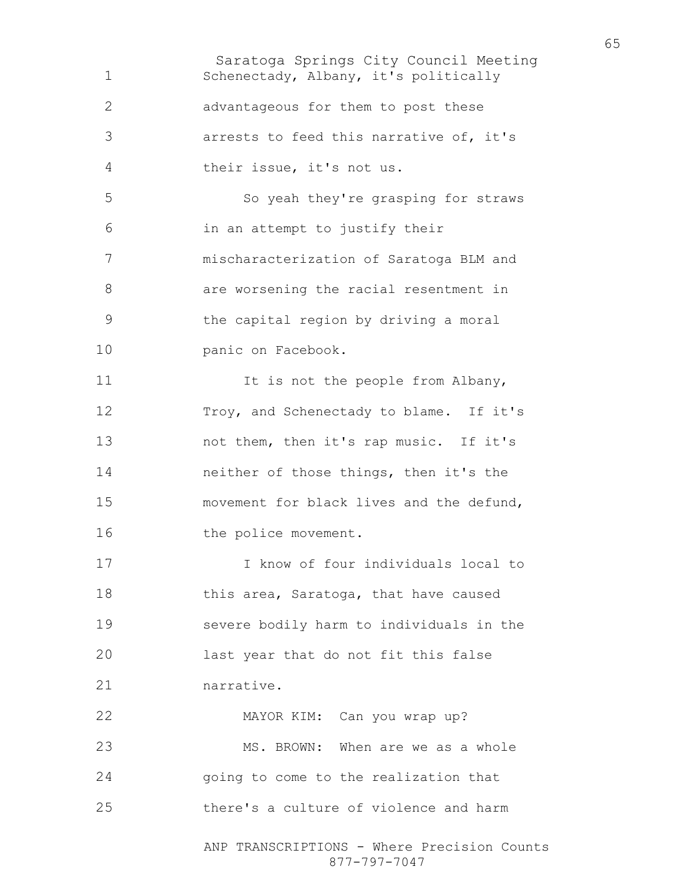Schenectady, Albany, it's politically advantageous for them to post these arrests to feed this narrative of, it's their issue, it's not us.

So yeah they're grasping for straws in an attempt to justify their mischaracterization of Saratoga BLM and are worsening the racial resentment in the capital region by driving a moral panic on Facebook.

It is not the people from Albany, Troy, and Schenectady to blame. If it's not them, then it's rap music. If it's neither of those things, then it's the movement for black lives and the defund, the police movement.

I know of four individuals local to this area, Saratoga, that have caused severe bodily harm to individuals in the last year that do not fit this false narrative.

MAYOR KIM: Can you wrap up?

MS. BROWN: When are we as a whole going to come to the realization that there's a culture of violence and harm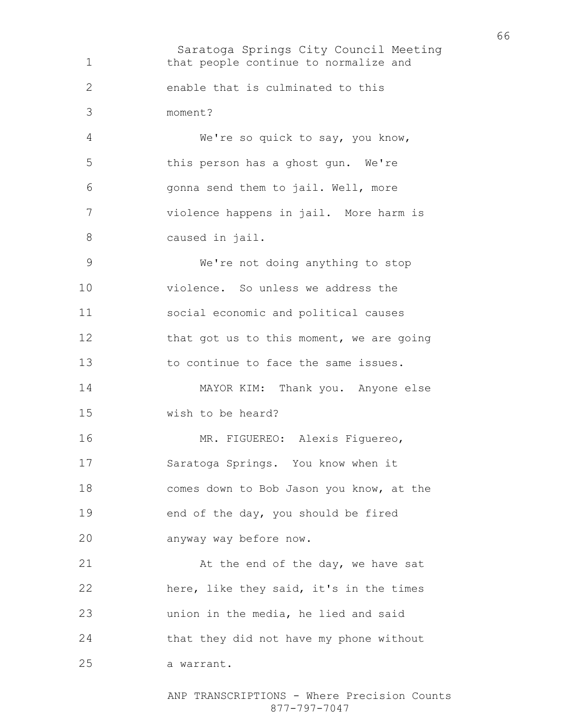that people continue to normalize and enable that is culminated to this moment?

We're so quick to say, you know, this person has a ghost gun. We're gonna send them to jail. Well, more violence happens in jail. More harm is caused in jail.

We're not doing anything to stop violence. So unless we address the social economic and political causes that got us to this moment, we are going to continue to face the same issues.

MAYOR KIM: Thank you. Anyone else wish to be heard?

MR. FIGUEREO: Alexis Figuereo, Saratoga Springs. You know when it comes down to Bob Jason you know, at the end of the day, you should be fired anyway way before now.

At the end of the day, we have sat here, like they said, it's in the times union in the media, he lied and said that they did not have my phone without a warrant.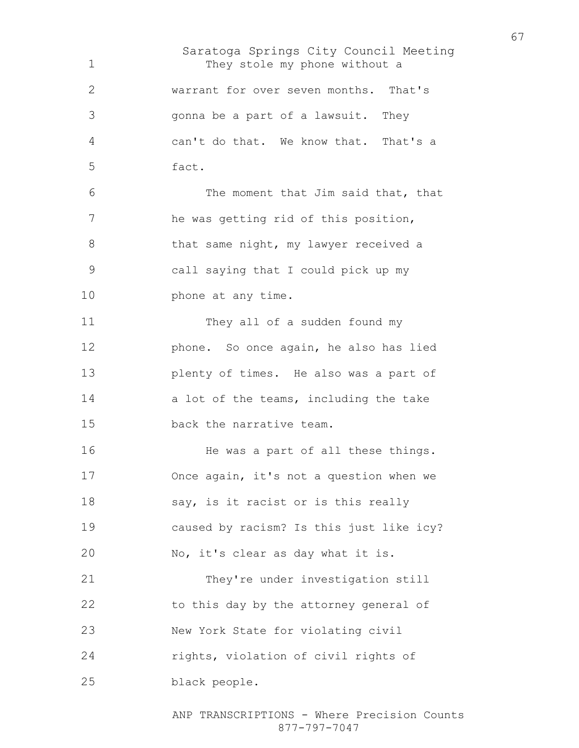They stole my phone without a warrant for over seven months. That's gonna be a part of a lawsuit. They can't do that. We know that. That's a fact.

The moment that Jim said that, that he was getting rid of this position, that same night, my lawyer received a call saying that I could pick up my phone at any time.

They all of a sudden found my phone. So once again, he also has lied plenty of times. He also was a part of a lot of the teams, including the take back the narrative team.

He was a part of all these things. Once again, it's not a question when we say, is it racist or is this really caused by racism? Is this just like icy? No, it's clear as day what it is.

They're under investigation still to this day by the attorney general of New York State for violating civil rights, violation of civil rights of black people.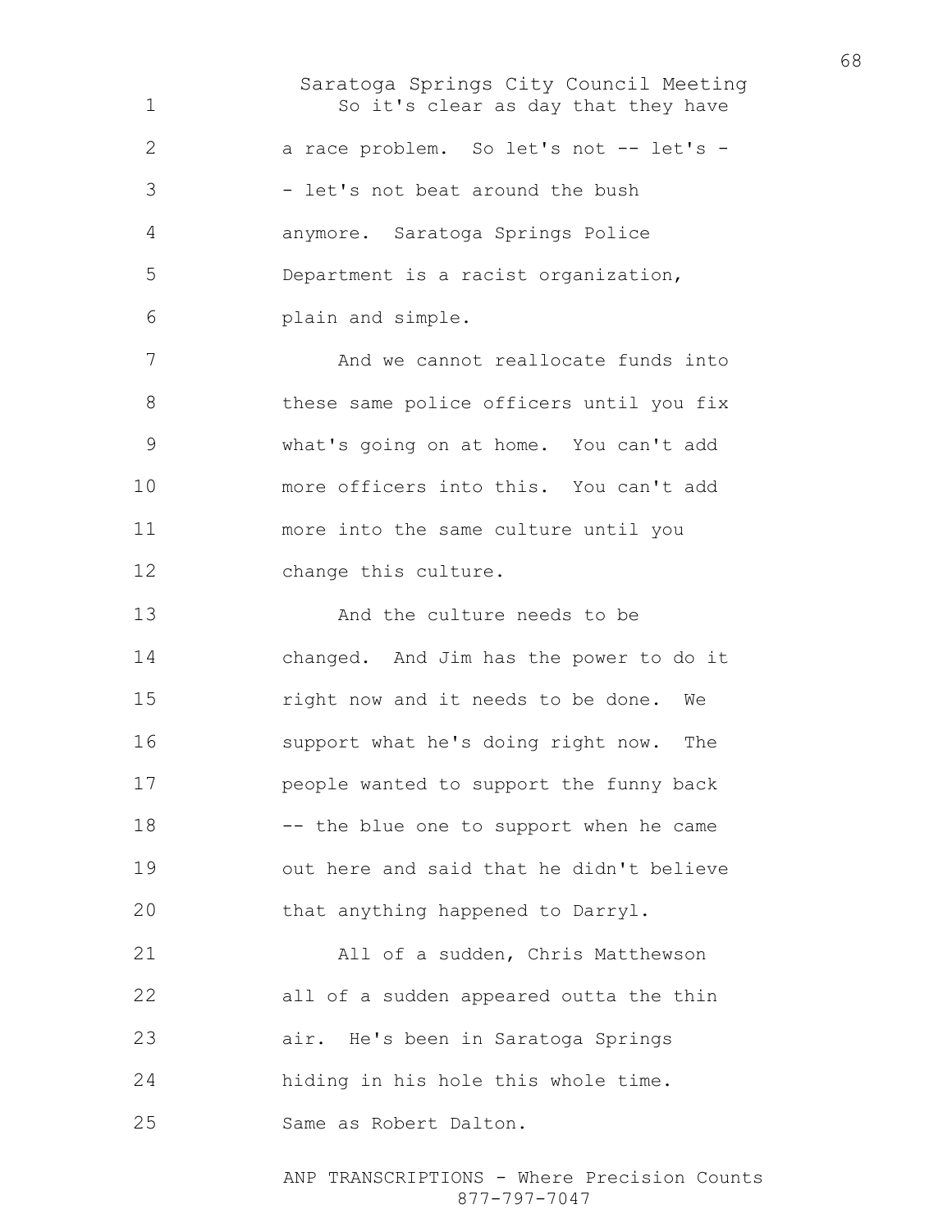So it's clear as day that they have a race problem. So let's not -- let's -- let's not beat around the bush anymore. Saratoga Springs Police Department is a racist organization, plain and simple.

And we cannot reallocate funds into these same police officers until you fix what's going on at home. You can't add more officers into this. You can't add more into the same culture until you change this culture.

And the culture needs to be changed. And Jim has the power to do it right now and it needs to be done. We support what he's doing right now. The people wanted to support the funny back -- the blue one to support when he came out here and said that he didn't believe that anything happened to Darryl.

All of a sudden, Chris Matthewson all of a sudden appeared outta the thin air. He's been in Saratoga Springs hiding in his hole this whole time. Same as Robert Dalton.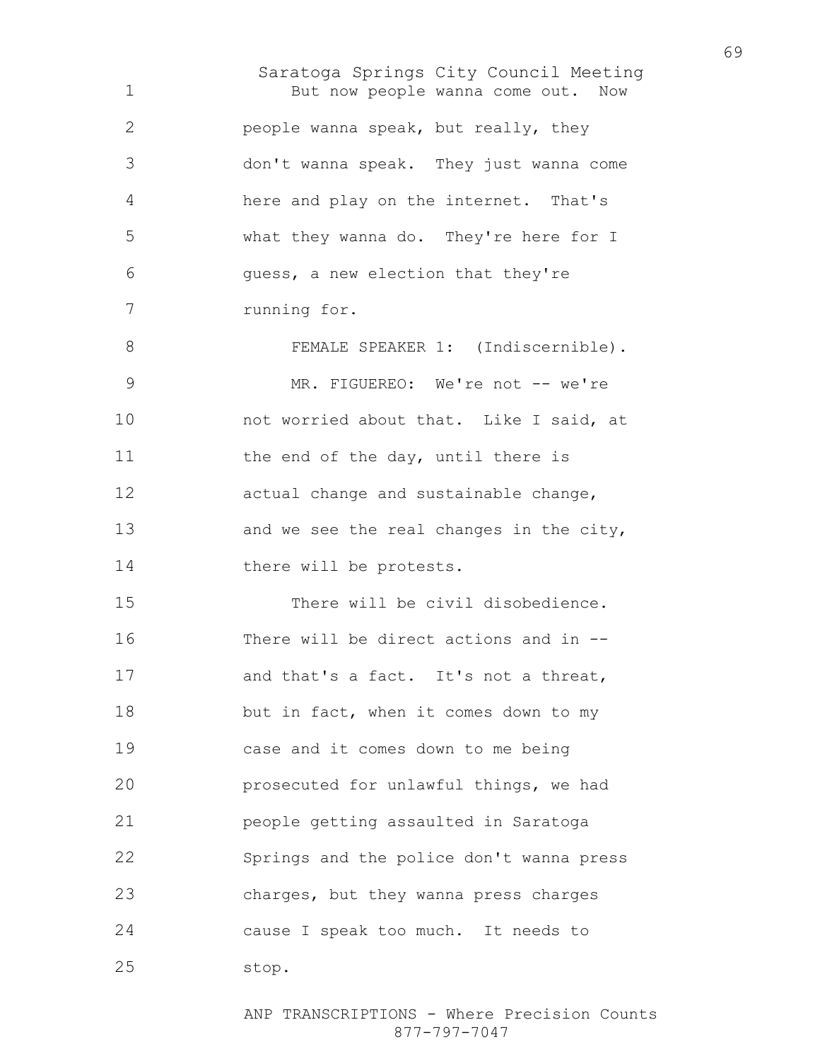But now people wanna come out. Now people wanna speak, but really, they don't wanna speak. They just wanna come here and play on the internet. That's what they wanna do. They're here for I guess, a new election that they're running for.

FEMALE SPEAKER 1: (Indiscernible).

MR. FIGUEREO: We're not -- we're not worried about that. Like I said, at the end of the day, until there is actual change and sustainable change, and we see the real changes in the city, there will be protests.

There will be civil disobedience. There will be direct actions and in -- and that's a fact. It's not a threat, but in fact, when it comes down to my case and it comes down to me being prosecuted for unlawful things, we had people getting assaulted in Saratoga Springs and the police don't wanna press charges, but they wanna press charges cause I speak too much. It needs to stop.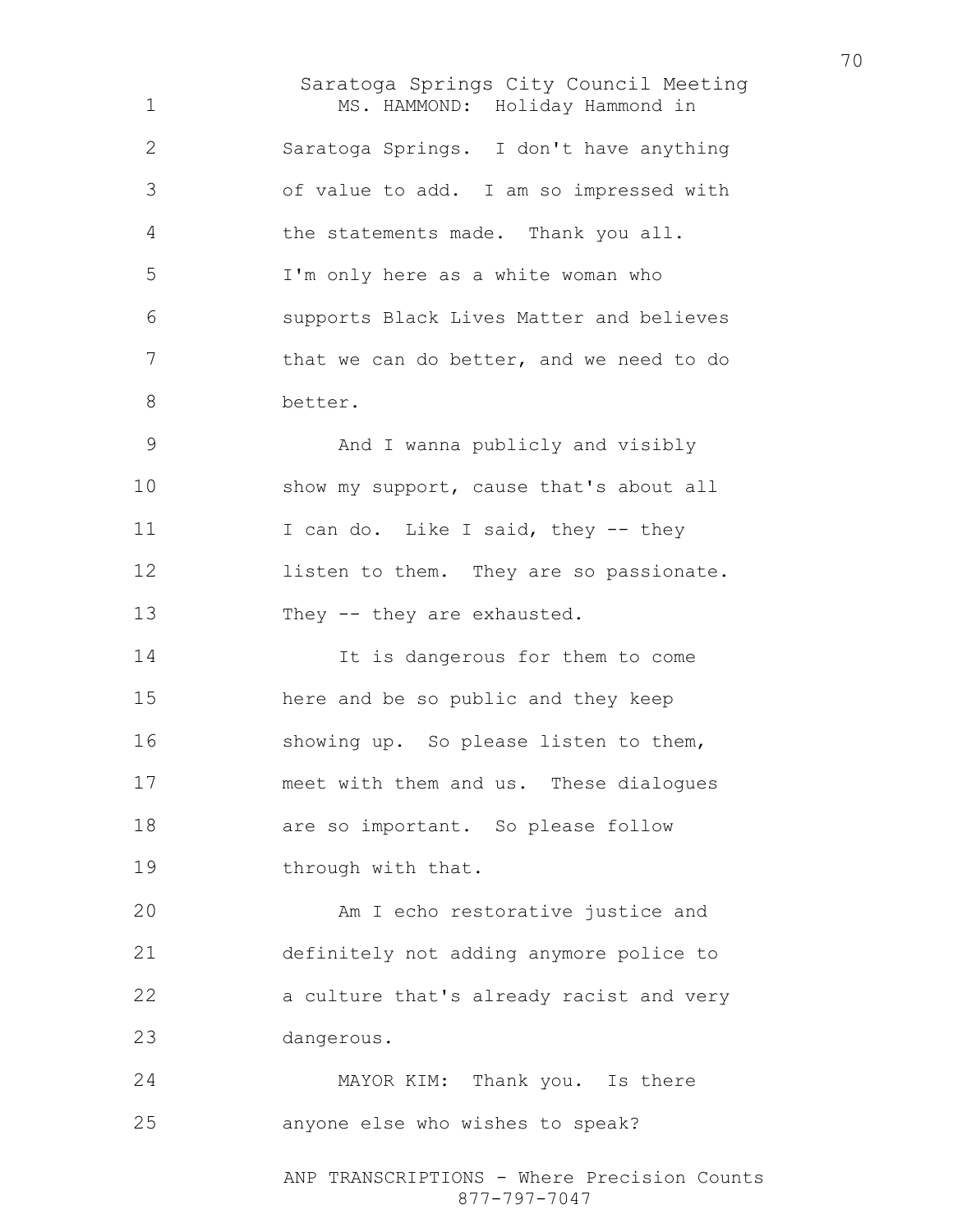MS. HAMMOND: Holiday Hammond in Saratoga Springs. I don't have anything of value to add. I am so impressed with the statements made. Thank you all. I'm only here as a white woman who supports Black Lives Matter and believes that we can do better, and we need to do better.

And I wanna publicly and visibly show my support, cause that's about all I can do. Like I said, they -- they listen to them. They are so passionate. They -- they are exhausted.

It is dangerous for them to come here and be so public and they keep showing up. So please listen to them, meet with them and us. These dialogues are so important. So please follow through with that.

Am I echo restorative justice and definitely not adding anymore police to a culture that's already racist and very dangerous.

MAYOR KIM: Thank you. Is there anyone else who wishes to speak?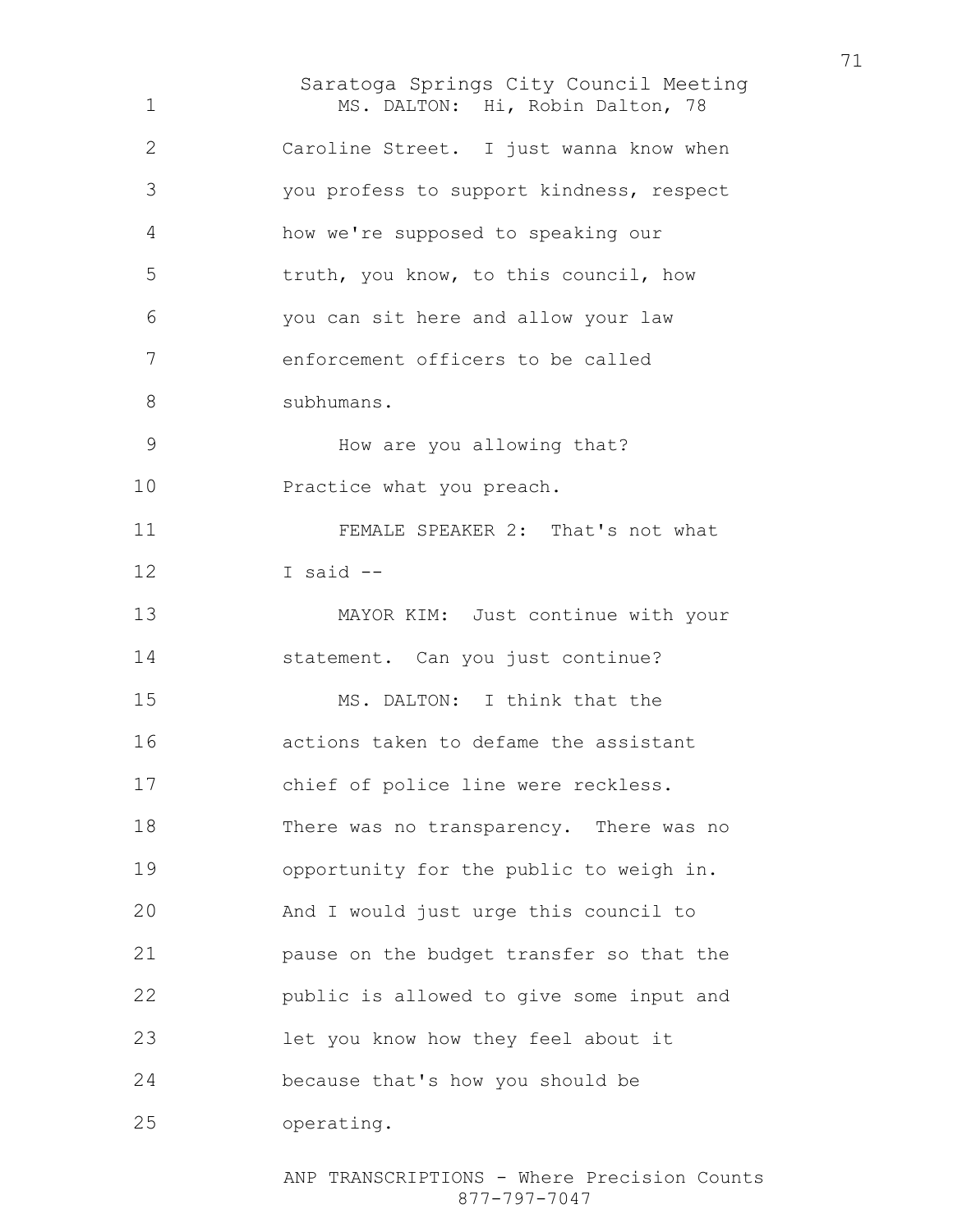MS. DALTON: Hi, Robin Dalton, 78 Caroline Street. I just wanna know when you profess to support kindness, respect how we're supposed to speaking our truth, you know, to this council, how you can sit here and allow your law enforcement officers to be called subhumans.

How are you allowing that? Practice what you preach.

FEMALE SPEAKER 2: That's not what I said --

MAYOR KIM: Just continue with your statement. Can you just continue?

MS. DALTON: I think that the actions taken to defame the assistant chief of police line were reckless. There was no transparency. There was no opportunity for the public to weigh in. And I would just urge this council to pause on the budget transfer so that the public is allowed to give some input and let you know how they feel about it because that's how you should be operating.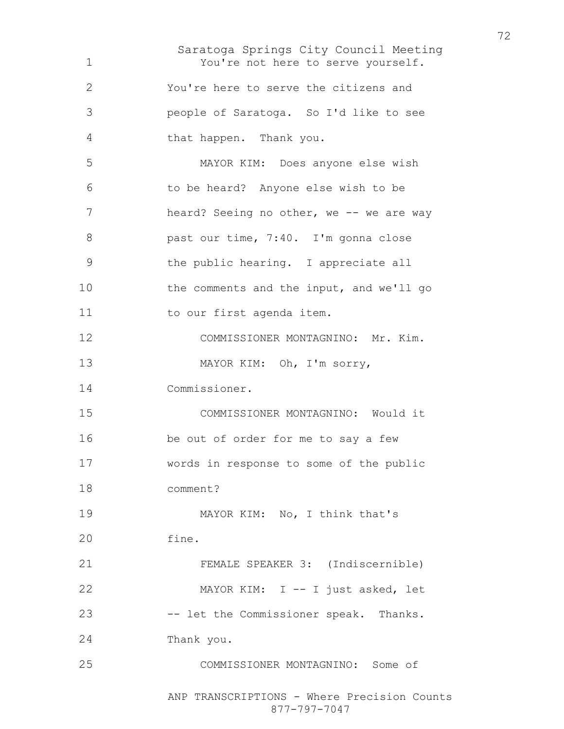You're not here to serve yourself. You're here to serve the citizens and people of Saratoga. So I'd like to see that happen. Thank you.

MAYOR KIM: Does anyone else wish to be heard? Anyone else wish to be heard? Seeing no other, we -- we are way past our time, 7:40. I'm gonna close the public hearing. I appreciate all the comments and the input, and we'll go to our first agenda item.

COMMISSIONER MONTAGNINO: Mr. Kim.

MAYOR KIM: Oh, I'm sorry, Commissioner.

COMMISSIONER MONTAGNINO: Would it be out of order for me to say a few words in response to some of the public comment?

MAYOR KIM: No, I think that's fine.

FEMALE SPEAKER 3: (Indiscernible)

MAYOR KIM: I -- I just asked, let -- let the Commissioner speak. Thanks. Thank you.

COMMISSIONER MONTAGNINO: Some of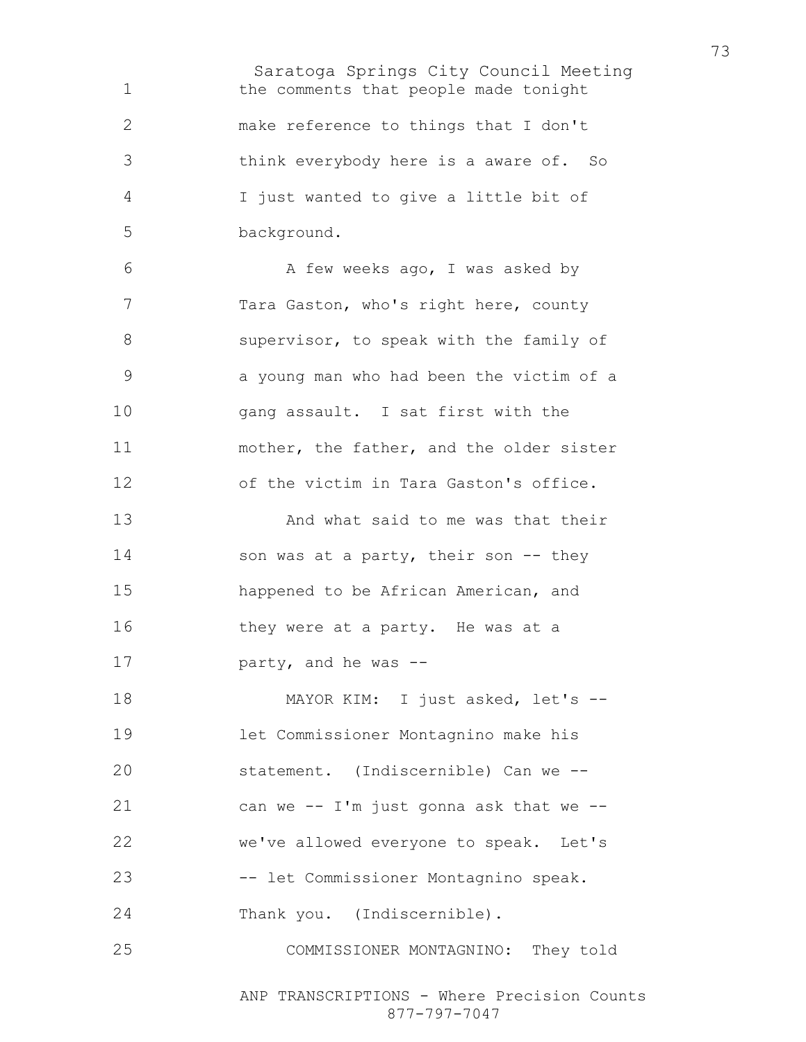the comments that people made tonight make reference to things that I don't think everybody here is a aware of. So I just wanted to give a little bit of background.

A few weeks ago, I was asked by Tara Gaston, who's right here, county supervisor, to speak with the family of a young man who had been the victim of a gang assault. I sat first with the mother, the father, and the older sister of the victim in Tara Gaston's office.

And what said to me was that their son was at a party, their son -- they happened to be African American, and they were at a party. He was at a party, and he was --

MAYOR KIM: I just asked, let's -- let Commissioner Montagnino make his statement. (Indiscernible) Can we -- can we -- I'm just gonna ask that we -- we've allowed everyone to speak. Let's -- let Commissioner Montagnino speak. Thank you. (Indiscernible).

COMMISSIONER MONTAGNINO: They told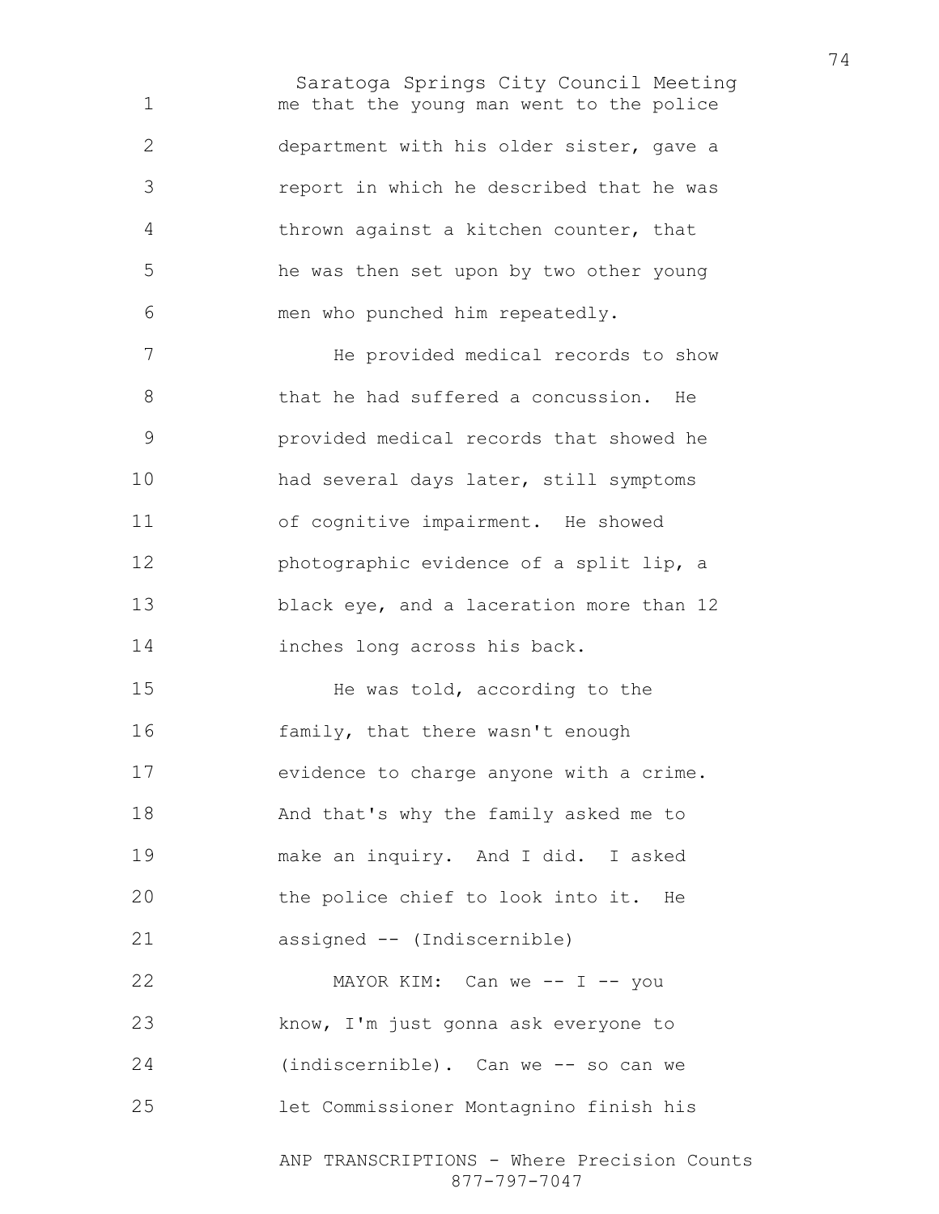me that the young man went to the police department with his older sister, gave a report in which he described that he was thrown against a kitchen counter, that he was then set upon by two other young men who punched him repeatedly.

He provided medical records to show that he had suffered a concussion. He provided medical records that showed he had several days later, still symptoms of cognitive impairment. He showed photographic evidence of a split lip, a black eye, and a laceration more than 12 inches long across his back.

He was told, according to the family, that there wasn't enough evidence to charge anyone with a crime. And that's why the family asked me to make an inquiry. And I did. I asked the police chief to look into it. He assigned -- (Indiscernible)

MAYOR KIM: Can we -- I -- you know, I'm just gonna ask everyone to (indiscernible). Can we -- so can we let Commissioner Montagnino finish his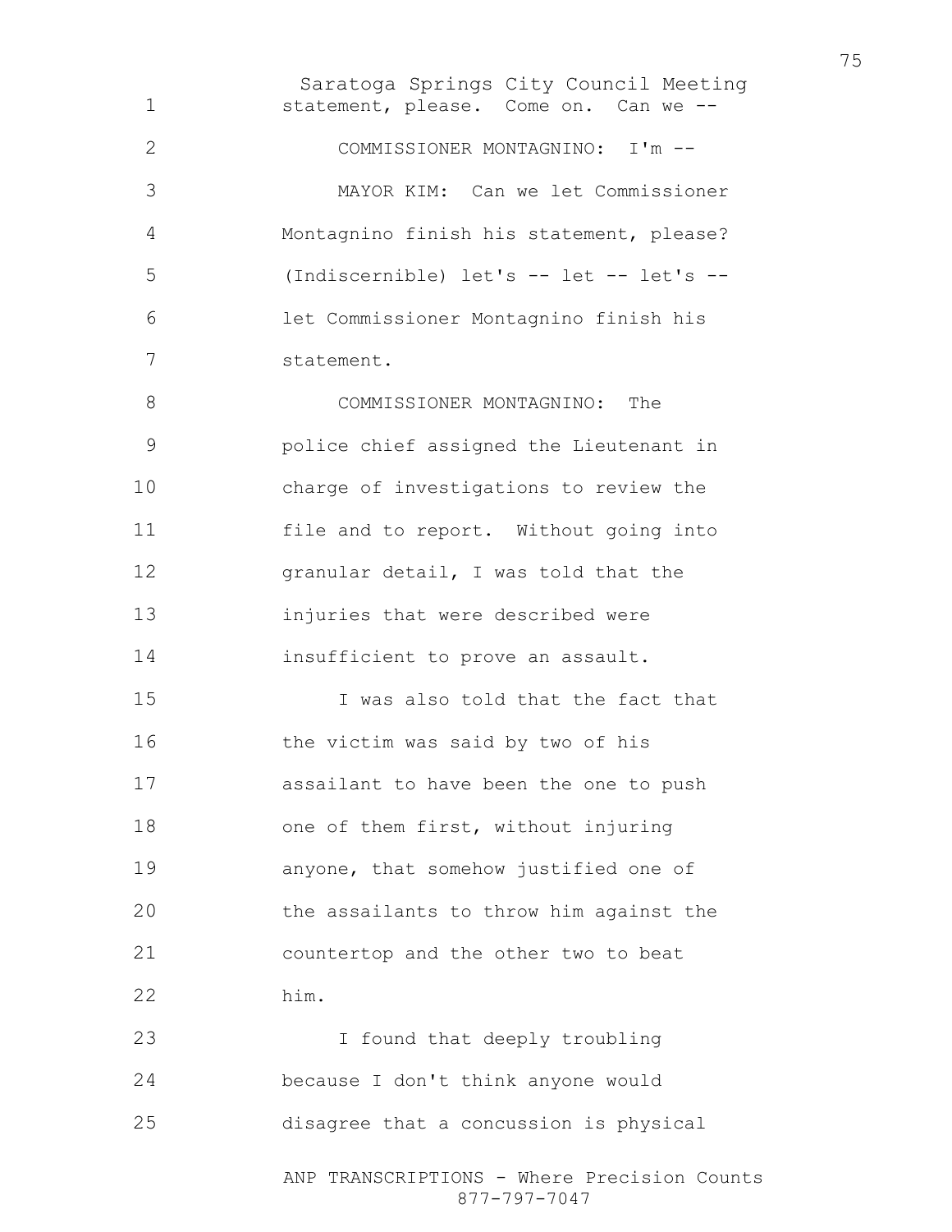statement, please. Come on. Can we --

COMMISSIONER MONTAGNINO: I'm --

MAYOR KIM: Can we let Commissioner Montagnino finish his statement, please? (Indiscernible) let's -- let -- let's -- let Commissioner Montagnino finish his statement.

COMMISSIONER MONTAGNINO: The police chief assigned the Lieutenant in charge of investigations to review the file and to report. Without going into granular detail, I was told that the injuries that were described were insufficient to prove an assault.

I was also told that the fact that the victim was said by two of his assailant to have been the one to push one of them first, without injuring anyone, that somehow justified one of the assailants to throw him against the countertop and the other two to beat him.

I found that deeply troubling because I don't think anyone would disagree that a concussion is physical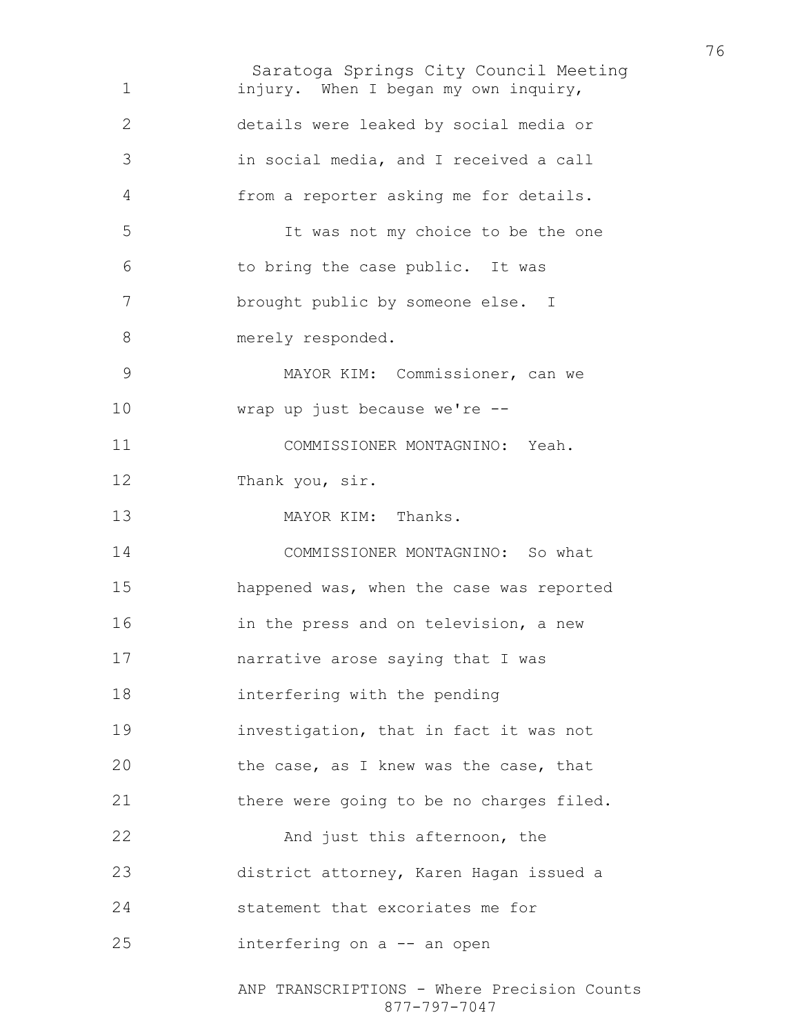injury. When I began my own inquiry, details were leaked by social media or in social media, and I received a call from a reporter asking me for details.

It was not my choice to be the one to bring the case public. It was brought public by someone else. I merely responded.

MAYOR KIM: Commissioner, can we wrap up just because we're --

COMMISSIONER MONTAGNINO: Yeah. Thank you, sir.

MAYOR KIM: Thanks.

COMMISSIONER MONTAGNINO: So what happened was, when the case was reported in the press and on television, a new narrative arose saying that I was interfering with the pending investigation, that in fact it was not the case, as I knew was the case, that there were going to be no charges filed.

And just this afternoon, the district attorney, Karen Hagan issued a statement that excoriates me for interfering on a -- an open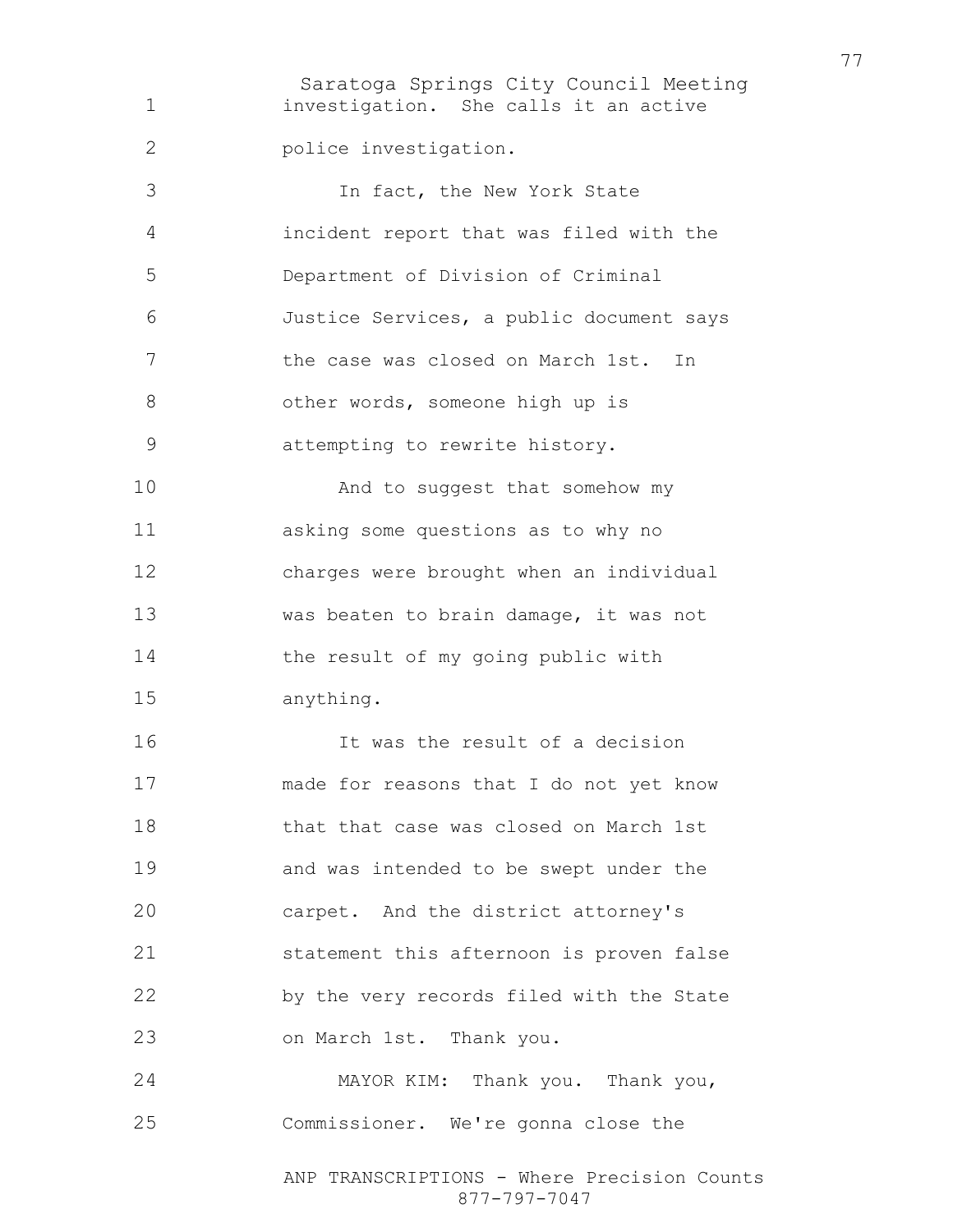investigation. She calls it an active police investigation.

In fact, the New York State incident report that was filed with the Department of Division of Criminal Justice Services, a public document says the case was closed on March 1st. In other words, someone high up is attempting to rewrite history.

And to suggest that somehow my asking some questions as to why no charges were brought when an individual was beaten to brain damage, it was not the result of my going public with anything.

It was the result of a decision made for reasons that I do not yet know that that case was closed on March 1st and was intended to be swept under the carpet. And the district attorney's statement this afternoon is proven false by the very records filed with the State on March 1st. Thank you.

MAYOR KIM: Thank you. Thank you, Commissioner. We're gonna close the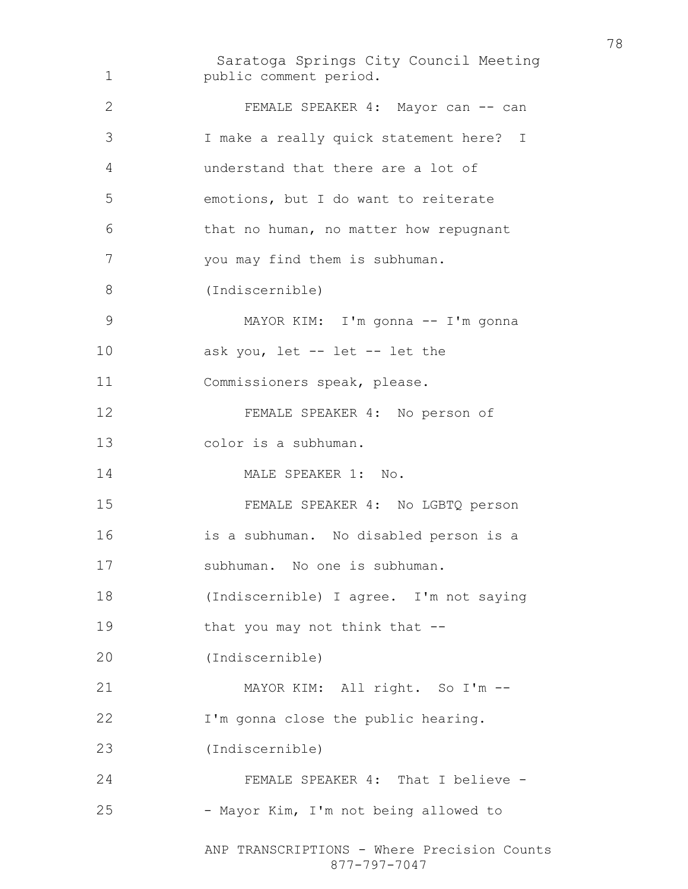public comment period.

FEMALE SPEAKER 4: Mayor can -- can I make a really quick statement here? I understand that there are a lot of emotions, but I do want to reiterate that no human, no matter how repugnant you may find them is subhuman.

(Indiscernible)

MAYOR KIM: I'm gonna -- I'm gonna ask you, let -- let -- let the Commissioners speak, please.

FEMALE SPEAKER 4: No person of color is a subhuman.

MALE SPEAKER 1: No.

FEMALE SPEAKER 4: No LGBTQ person is a subhuman. No disabled person is a subhuman. No one is subhuman. (Indiscernible) I agree. I'm not saying that you may not think that --

(Indiscernible)

MAYOR KIM: All right. So I'm -- I'm gonna close the public hearing.

(Indiscernible)

FEMALE SPEAKER 4: That I believe -- Mayor Kim, I'm not being allowed to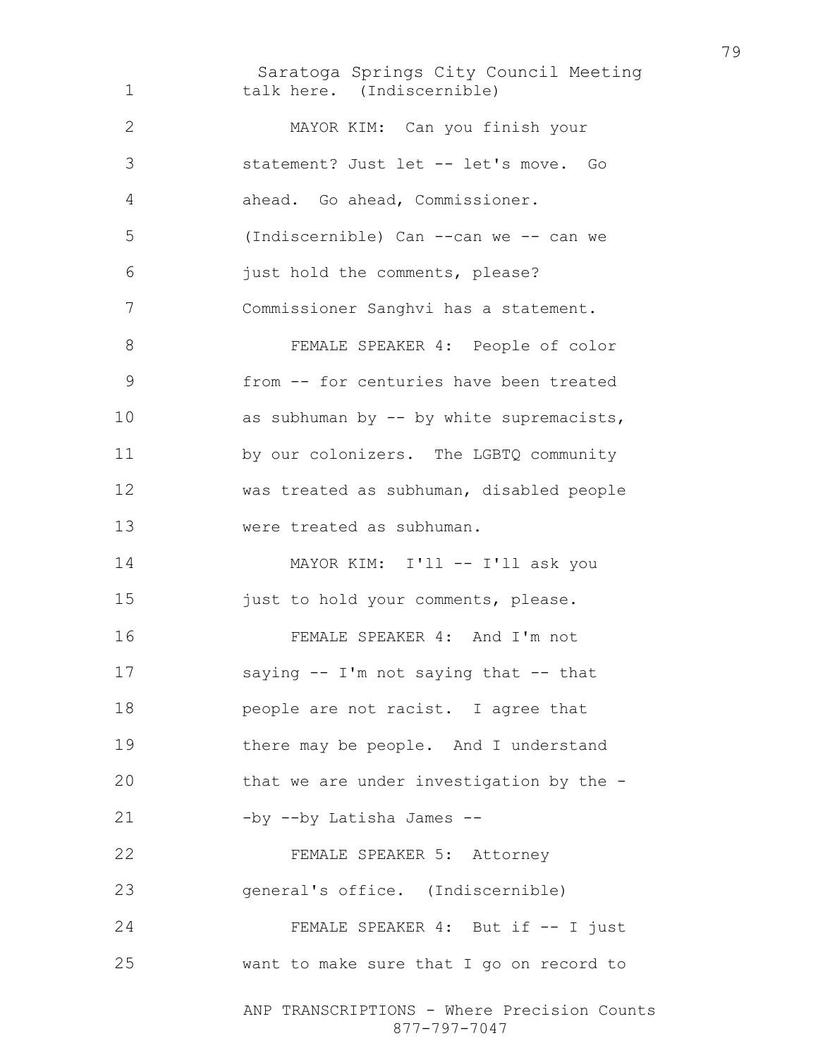talk here. (Indiscernible)

MAYOR KIM: Can you finish your statement? Just let -- let's move. Go ahead. Go ahead, Commissioner. (Indiscernible) Can --can we -- can we just hold the comments, please? Commissioner Sanghvi has a statement.

FEMALE SPEAKER 4: People of color from -- for centuries have been treated as subhuman by -- by white supremacists, by our colonizers. The LGBTQ community was treated as subhuman, disabled people were treated as subhuman.

MAYOR KIM: I'll -- I'll ask you just to hold your comments, please.

FEMALE SPEAKER 4: And I'm not saying -- I'm not saying that -- that people are not racist. I agree that there may be people. And I understand that we are under investigation by the --by --by Latisha James --

FEMALE SPEAKER 5: Attorney general's office. (Indiscernible)

FEMALE SPEAKER 4: But if -- I just want to make sure that I go on record to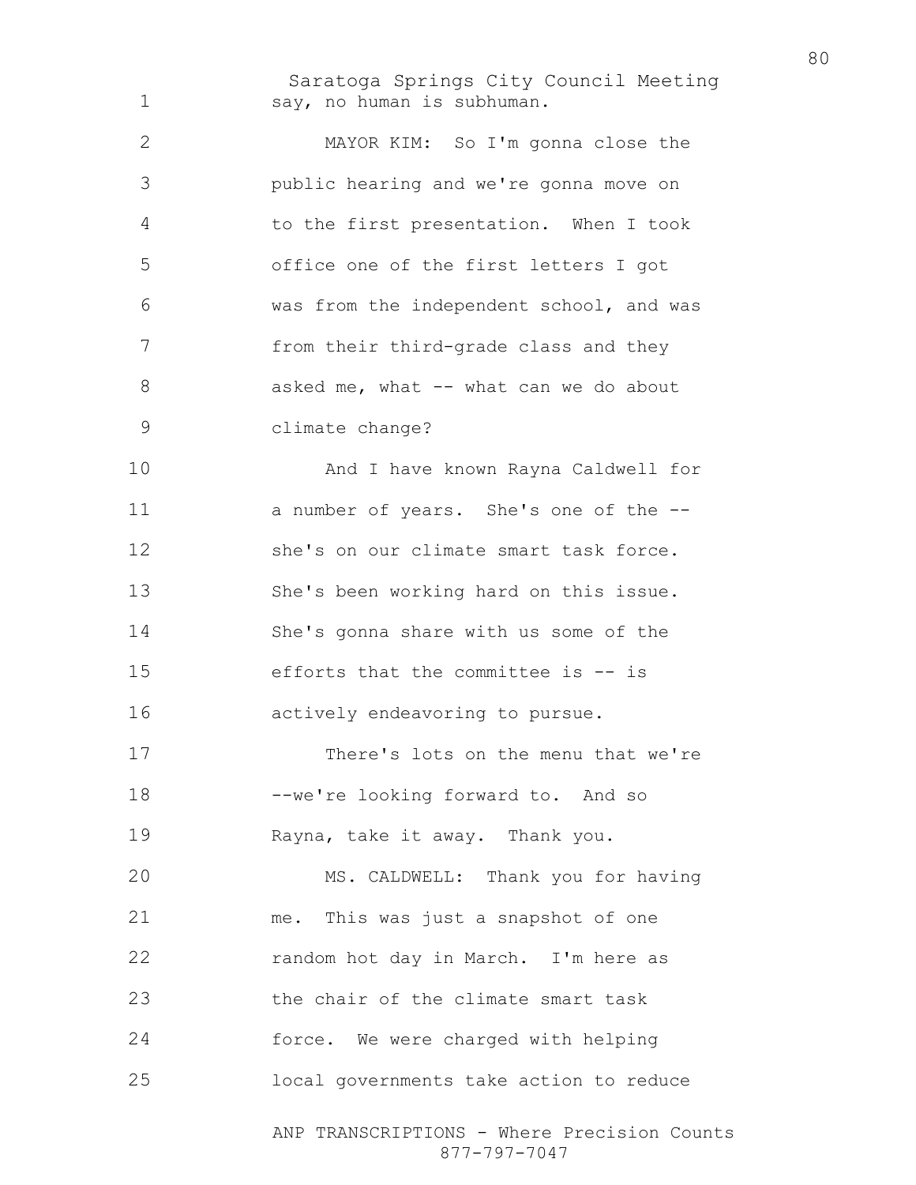say, no human is subhuman.

MAYOR KIM: So I'm gonna close the public hearing and we're gonna move on to the first presentation. When I took office one of the first letters I got was from the independent school, and was from their third-grade class and they asked me, what -- what can we do about climate change?

And I have known Rayna Caldwell for a number of years. She's one of the -- she's on our climate smart task force. She's been working hard on this issue. She's gonna share with us some of the efforts that the committee is -- is actively endeavoring to pursue.

There's lots on the menu that we're --we're looking forward to. And so Rayna, take it away. Thank you.

MS. CALDWELL: Thank you for having me. This was just a snapshot of one random hot day in March. I'm here as the chair of the climate smart task force. We were charged with helping local governments take action to reduce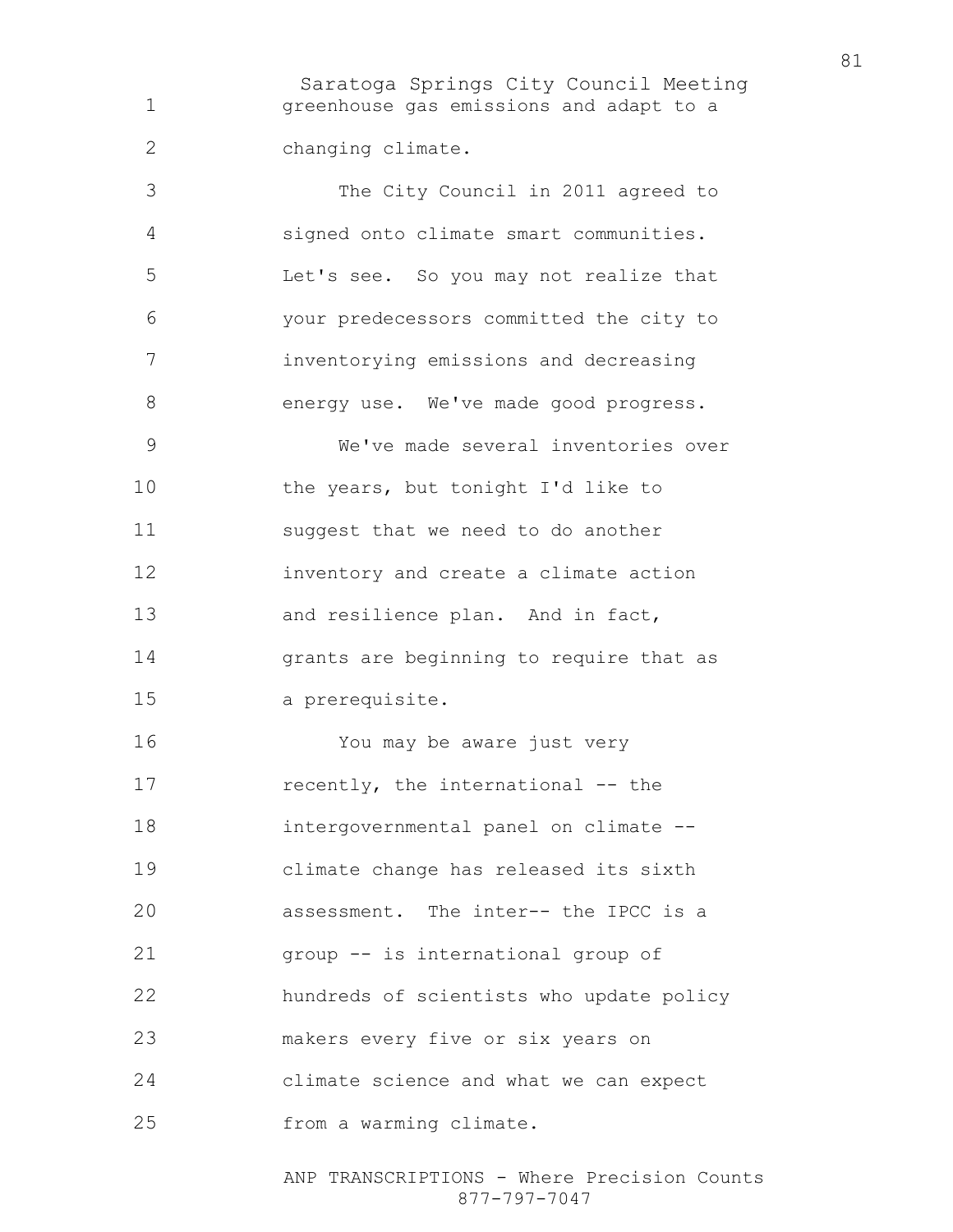greenhouse gas emissions and adapt to a changing climate.

The City Council in 2011 agreed to signed onto climate smart communities. Let's see. So you may not realize that your predecessors committed the city to inventorying emissions and decreasing energy use. We've made good progress.

We've made several inventories over the years, but tonight I'd like to suggest that we need to do another inventory and create a climate action and resilience plan. And in fact, grants are beginning to require that as a prerequisite.

You may be aware just very recently, the international -- the intergovernmental panel on climate -- climate change has released its sixth assessment. The inter-- the IPCC is a group -- is international group of hundreds of scientists who update policy makers every five or six years on climate science and what we can expect from a warming climate.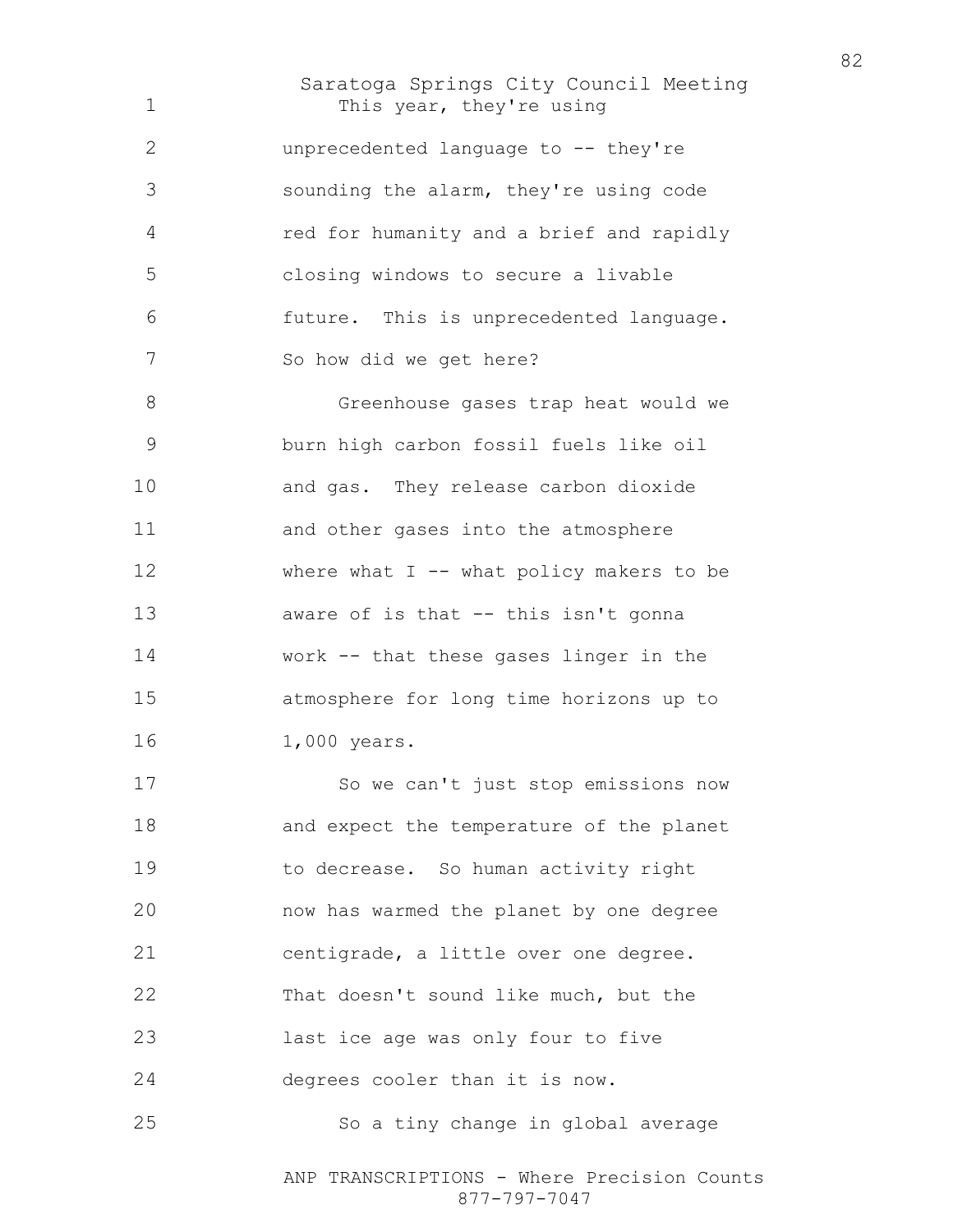This year, they're using unprecedented language to -- they're sounding the alarm, they're using code red for humanity and a brief and rapidly closing windows to secure a livable future. This is unprecedented language. So how did we get here?

Greenhouse gases trap heat would we burn high carbon fossil fuels like oil and gas. They release carbon dioxide and other gases into the atmosphere where what I -- what policy makers to be aware of is that -- this isn't gonna work -- that these gases linger in the atmosphere for long time horizons up to 1,000 years.

So we can't just stop emissions now and expect the temperature of the planet to decrease. So human activity right now has warmed the planet by one degree centigrade, a little over one degree. That doesn't sound like much, but the last ice age was only four to five degrees cooler than it is now.

So a tiny change in global average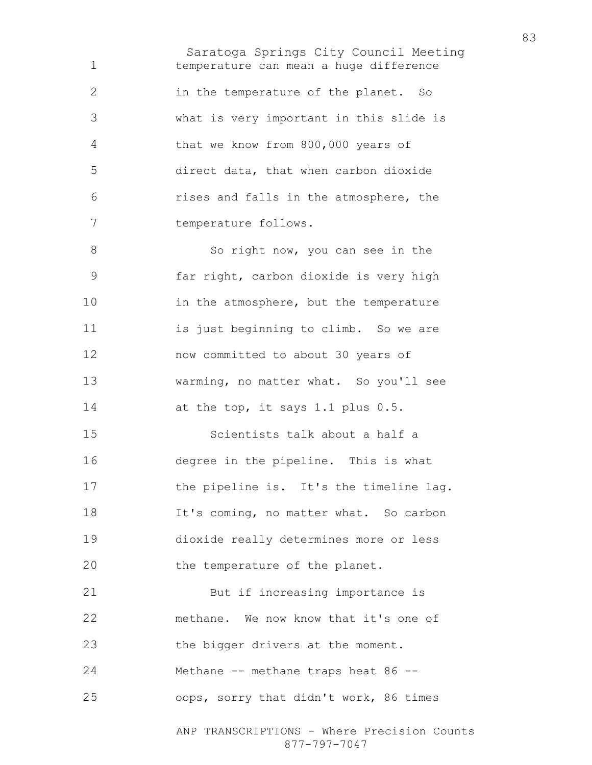temperature can mean a huge difference in the temperature of the planet. So what is very important in this slide is that we know from 800,000 years of direct data, that when carbon dioxide rises and falls in the atmosphere, the temperature follows.

So right now, you can see in the far right, carbon dioxide is very high in the atmosphere, but the temperature is just beginning to climb. So we are now committed to about 30 years of warming, no matter what. So you'll see at the top, it says 1.1 plus 0.5.

Scientists talk about a half a degree in the pipeline. This is what the pipeline is. It's the timeline lag. It's coming, no matter what. So carbon dioxide really determines more or less the temperature of the planet.

But if increasing importance is methane. We now know that it's one of the bigger drivers at the moment. Methane -- methane traps heat 86 -- oops, sorry that didn't work, 86 times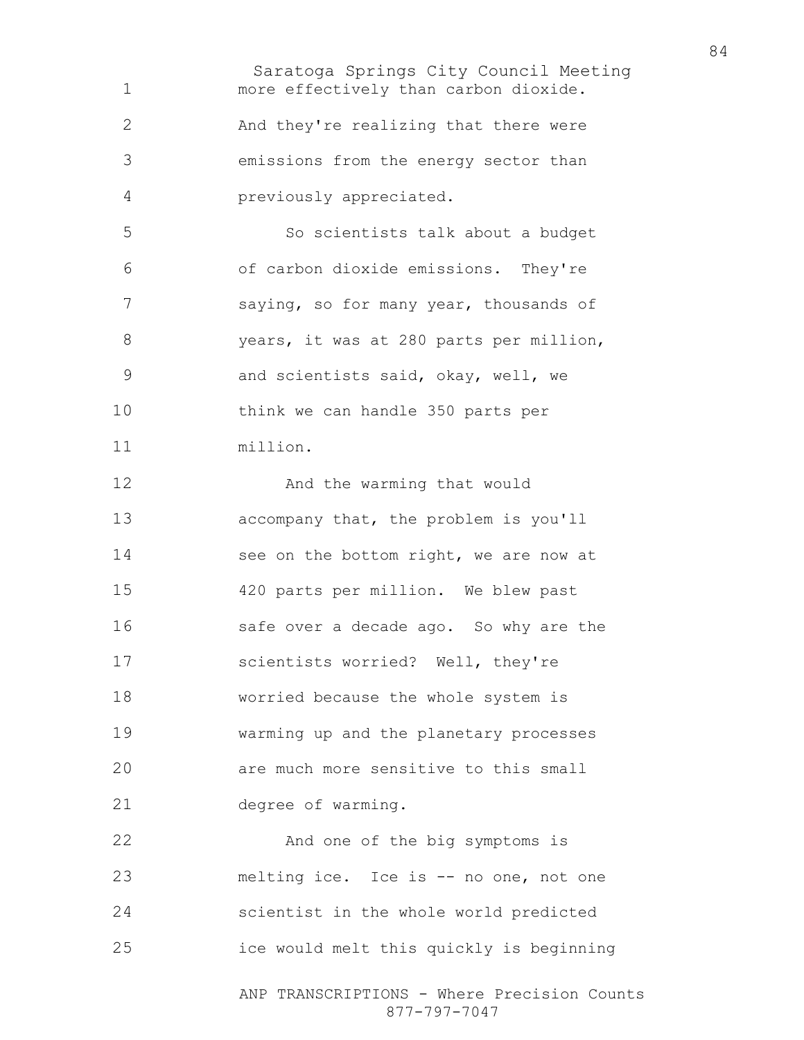more effectively than carbon dioxide. And they're realizing that there were emissions from the energy sector than previously appreciated.

So scientists talk about a budget of carbon dioxide emissions. They're saying, so for many year, thousands of years, it was at 280 parts per million, and scientists said, okay, well, we think we can handle 350 parts per million.

And the warming that would accompany that, the problem is you'll see on the bottom right, we are now at 420 parts per million. We blew past safe over a decade ago. So why are the scientists worried? Well, they're worried because the whole system is warming up and the planetary processes are much more sensitive to this small degree of warming.

And one of the big symptoms is melting ice. Ice is -- no one, not one scientist in the whole world predicted ice would melt this quickly is beginning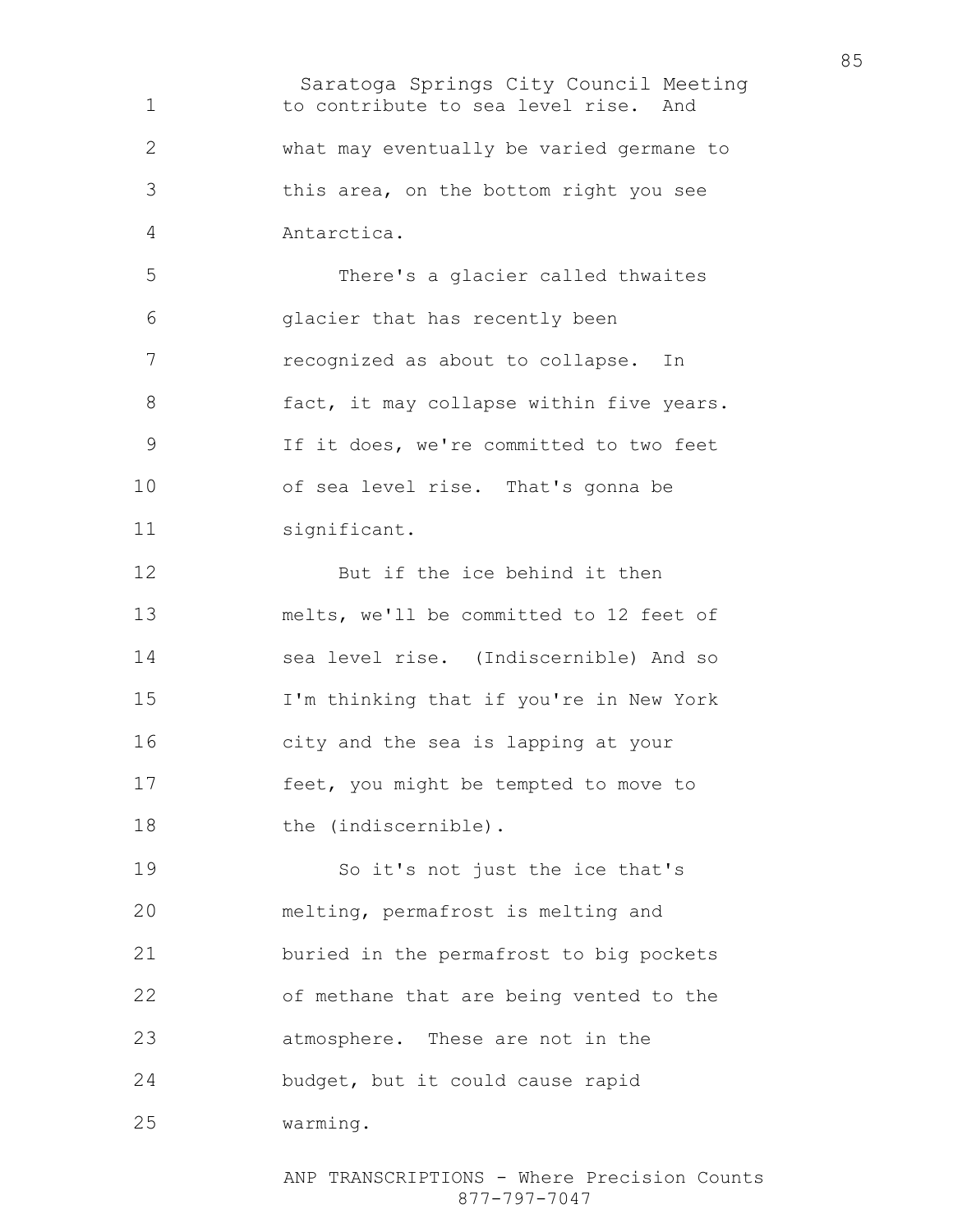to contribute to sea level rise. And what may eventually be varied germane to this area, on the bottom right you see Antarctica.

There's a glacier called thwaites glacier that has recently been recognized as about to collapse. In fact, it may collapse within five years. If it does, we're committed to two feet of sea level rise. That's gonna be significant.

But if the ice behind it then melts, we'll be committed to 12 feet of sea level rise. (Indiscernible) And so I'm thinking that if you're in New York city and the sea is lapping at your feet, you might be tempted to move to the (indiscernible).

So it's not just the ice that's melting, permafrost is melting and buried in the permafrost to big pockets of methane that are being vented to the atmosphere. These are not in the budget, but it could cause rapid warming.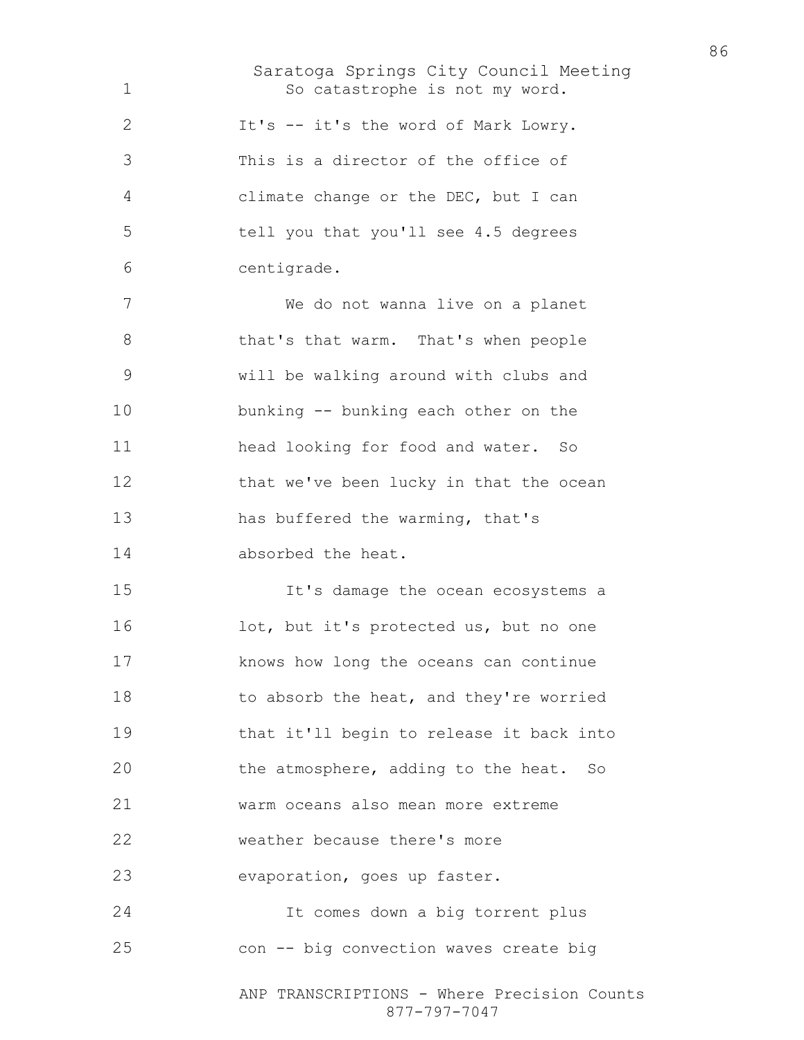So catastrophe is not my word. It's -- it's the word of Mark Lowry. This is a director of the office of climate change or the DEC, but I can tell you that you'll see 4.5 degrees centigrade.

We do not wanna live on a planet that's that warm. That's when people will be walking around with clubs and bunking -- bunking each other on the head looking for food and water. So that we've been lucky in that the ocean has buffered the warming, that's absorbed the heat.

It's damage the ocean ecosystems a lot, but it's protected us, but no one knows how long the oceans can continue to absorb the heat, and they're worried that it'll begin to release it back into the atmosphere, adding to the heat. So warm oceans also mean more extreme weather because there's more evaporation, goes up faster.

It comes down a big torrent plus con -- big convection waves create big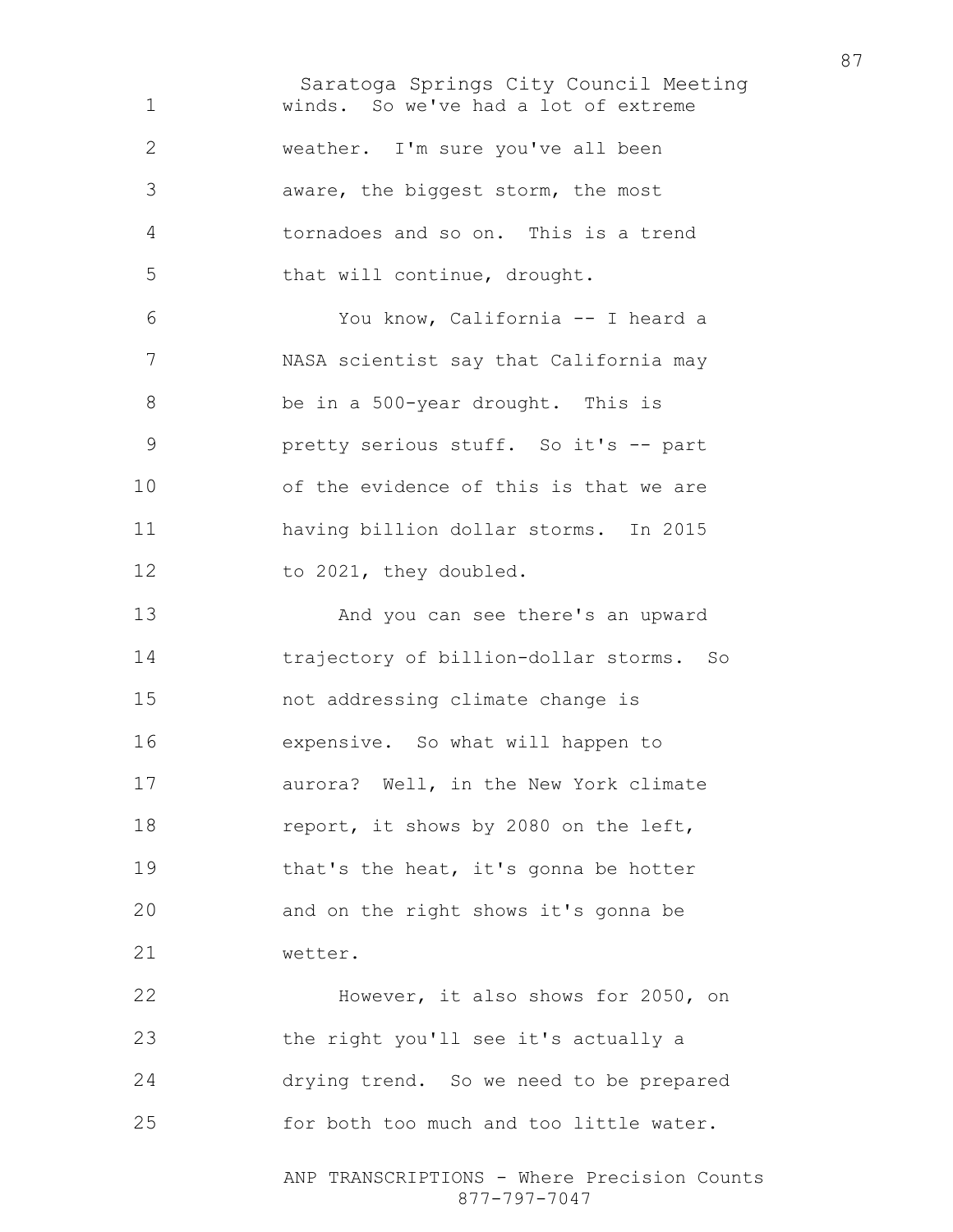winds. So we've had a lot of extreme weather. I'm sure you've all been aware, the biggest storm, the most tornadoes and so on. This is a trend that will continue, drought.

You know, California -- I heard a NASA scientist say that California may be in a 500-year drought. This is pretty serious stuff. So it's -- part of the evidence of this is that we are having billion dollar storms. In 2015 to 2021, they doubled.

And you can see there's an upward trajectory of billion-dollar storms. So not addressing climate change is expensive. So what will happen to aurora? Well, in the New York climate report, it shows by 2080 on the left, that's the heat, it's gonna be hotter and on the right shows it's gonna be wetter.

However, it also shows for 2050, on the right you'll see it's actually a drying trend. So we need to be prepared for both too much and too little water.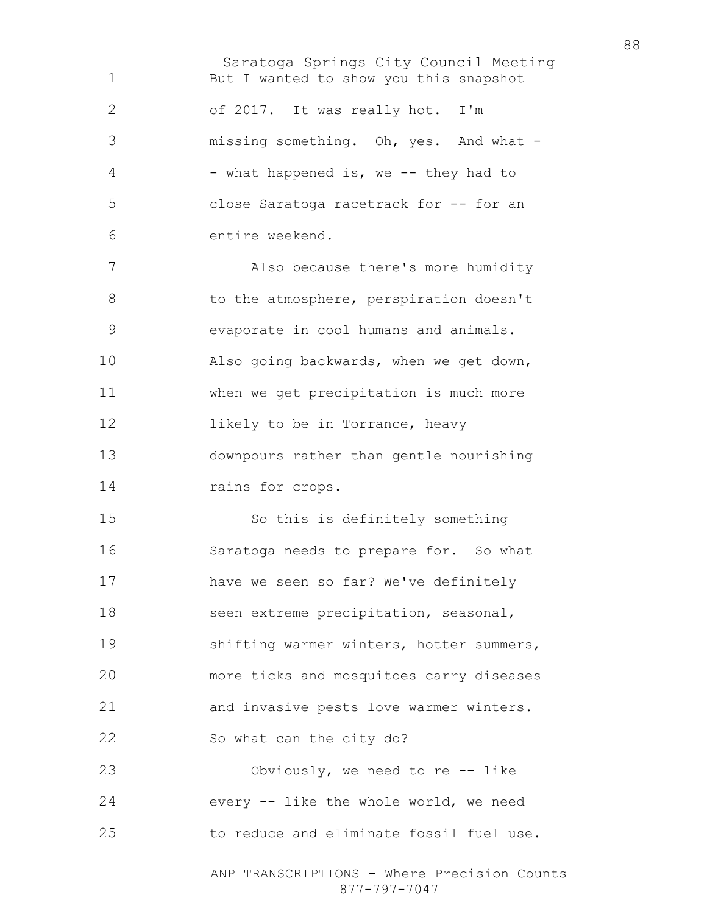But I wanted to show you this snapshot of 2017. It was really hot. I'm missing something. Oh, yes. And what -- what happened is, we -- they had to close Saratoga racetrack for -- for an entire weekend.

Also because there's more humidity to the atmosphere, perspiration doesn't evaporate in cool humans and animals. Also going backwards, when we get down, when we get precipitation is much more likely to be in Torrance, heavy downpours rather than gentle nourishing rains for crops.

So this is definitely something Saratoga needs to prepare for. So what have we seen so far? We've definitely seen extreme precipitation, seasonal, shifting warmer winters, hotter summers, more ticks and mosquitoes carry diseases and invasive pests love warmer winters. So what can the city do?

Obviously, we need to re -- like every -- like the whole world, we need to reduce and eliminate fossil fuel use.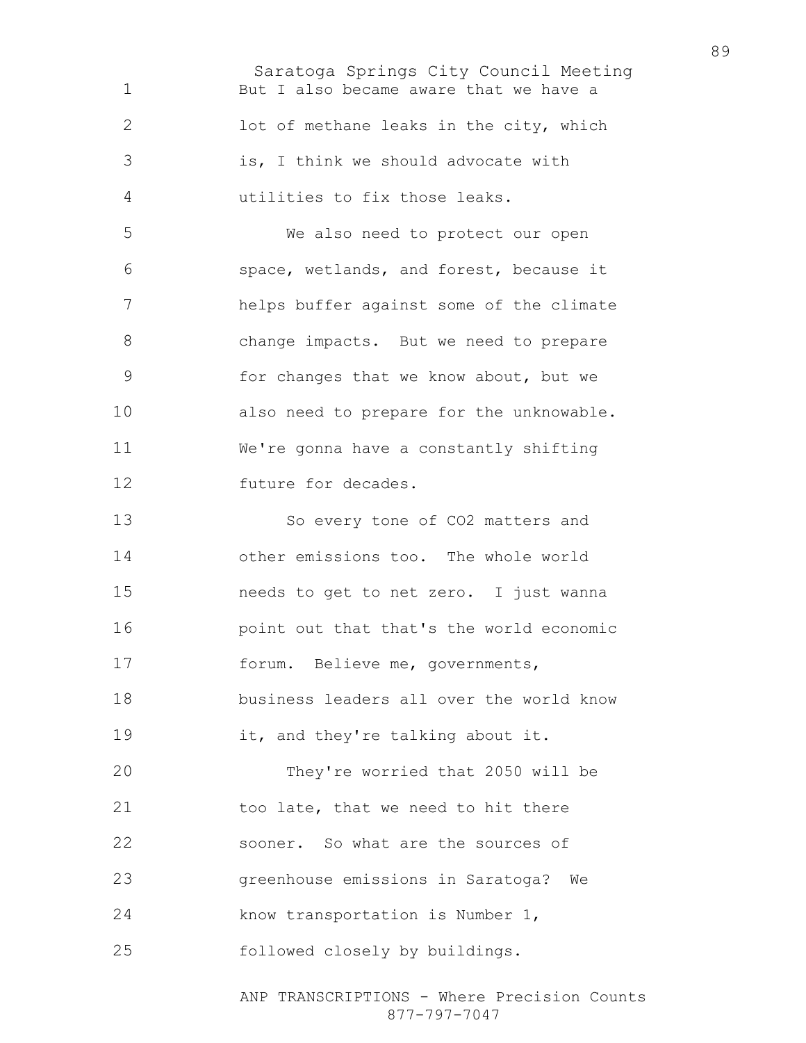But I also became aware that we have a lot of methane leaks in the city, which is, I think we should advocate with utilities to fix those leaks.

We also need to protect our open space, wetlands, and forest, because it helps buffer against some of the climate change impacts. But we need to prepare for changes that we know about, but we also need to prepare for the unknowable. We're gonna have a constantly shifting future for decades.

So every tone of $CO_2$ matters and other emissions too. The whole world needs to get to net zero. I just wanna point out that that's the world economic forum. Believe me, governments, business leaders all over the world know it, and they're talking about it.

They're worried that 2050 will be too late, that we need to hit there sooner. So what are the sources of greenhouse emissions in Saratoga? We know transportation is Number 1, followed closely by buildings.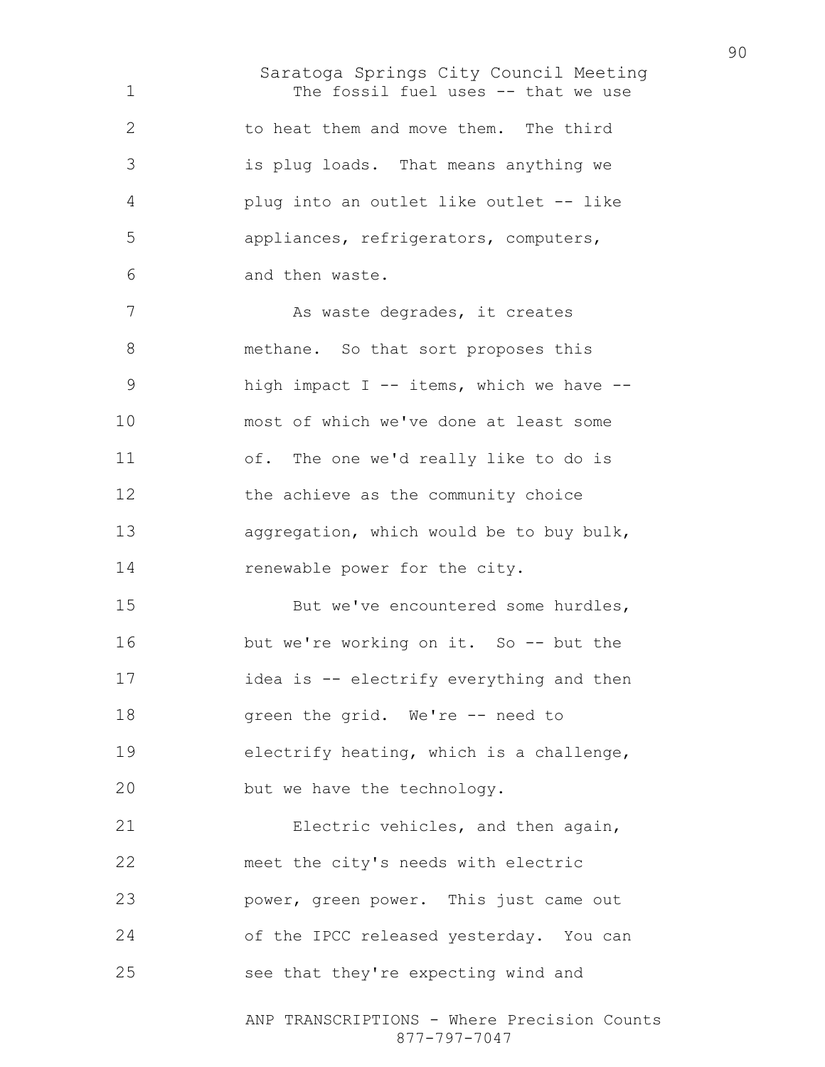The fossil fuel uses -- that we use to heat them and move them. The third is plug loads. That means anything we plug into an outlet like outlet -- like appliances, refrigerators, computers, and then waste.

As waste degrades, it creates methane. So that sort proposes this high impact I -- items, which we have -- most of which we've done at least some of. The one we'd really like to do is the achieve as the community choice aggregation, which would be to buy bulk, renewable power for the city.

But we've encountered some hurdles, but we're working on it. So -- but the idea is -- electrify everything and then green the grid. We're -- need to electrify heating, which is a challenge, but we have the technology.

Electric vehicles, and then again, meet the city's needs with electric power, green power. This just came out of the IPCC released yesterday. You can see that they're expecting wind and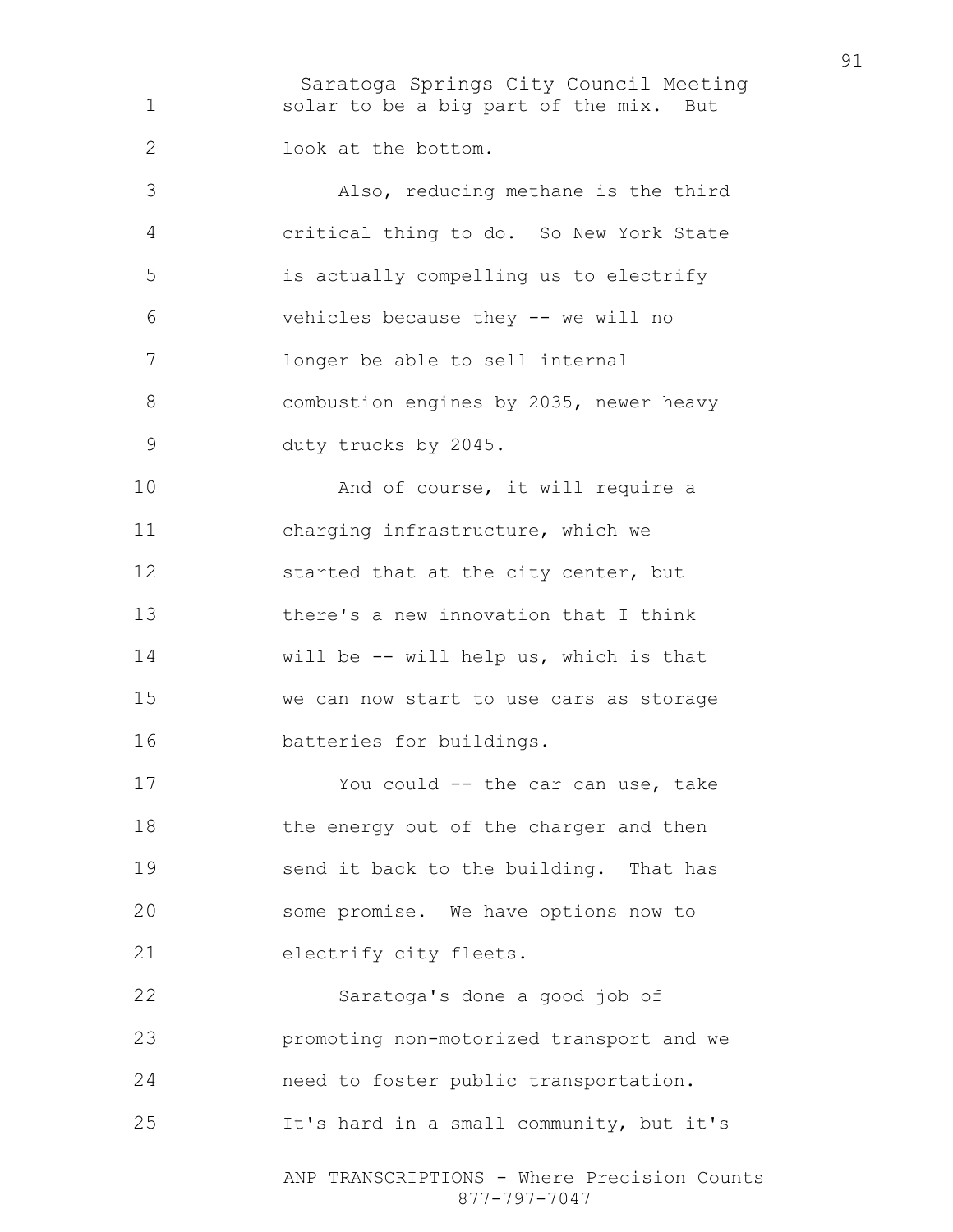solar to be a big part of the mix. But look at the bottom.

Also, reducing methane is the third critical thing to do. So New York State is actually compelling us to electrify vehicles because they -- we will no longer be able to sell internal combustion engines by 2035, newer heavy duty trucks by 2045.

And of course, it will require a charging infrastructure, which we started that at the city center, but there's a new innovation that I think will be -- will help us, which is that we can now start to use cars as storage batteries for buildings.

You could -- the car can use, take the energy out of the charger and then send it back to the building. That has some promise. We have options now to electrify city fleets.

Saratoga's done a good job of promoting non-motorized transport and we need to foster public transportation. It's hard in a small community, but it's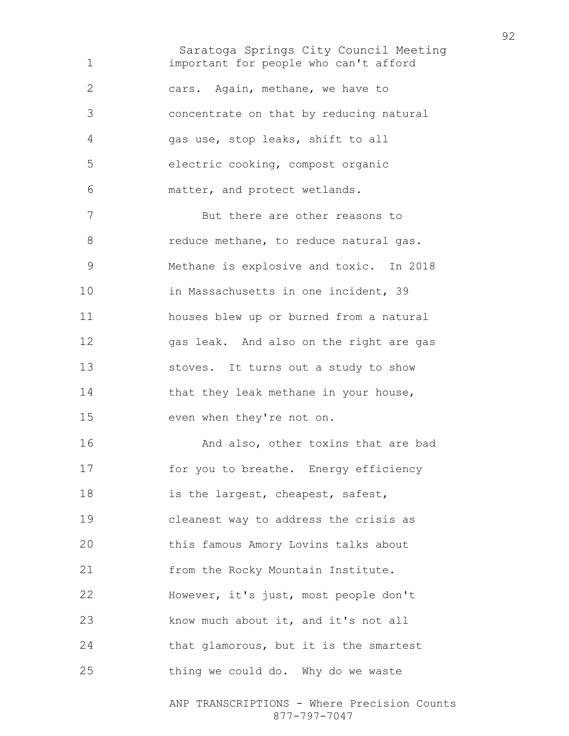important for people who can't afford cars. Again, methane, we have to concentrate on that by reducing natural gas use, stop leaks, shift to all electric cooking, compost organic matter, and protect wetlands.

But there are other reasons to reduce methane, to reduce natural gas. Methane is explosive and toxic. In 2018 in Massachusetts in one incident, 39 houses blew up or burned from a natural gas leak. And also on the right are gas stoves. It turns out a study to show that they leak methane in your house, even when they're not on.

And also, other toxins that are bad for you to breathe. Energy efficiency is the largest, cheapest, safest, cleanest way to address the crisis as this famous Amory Lovins talks about from the Rocky Mountain Institute. However, it's just, most people don't know much about it, and it's not all that glamorous, but it is the smartest thing we could do. Why do we waste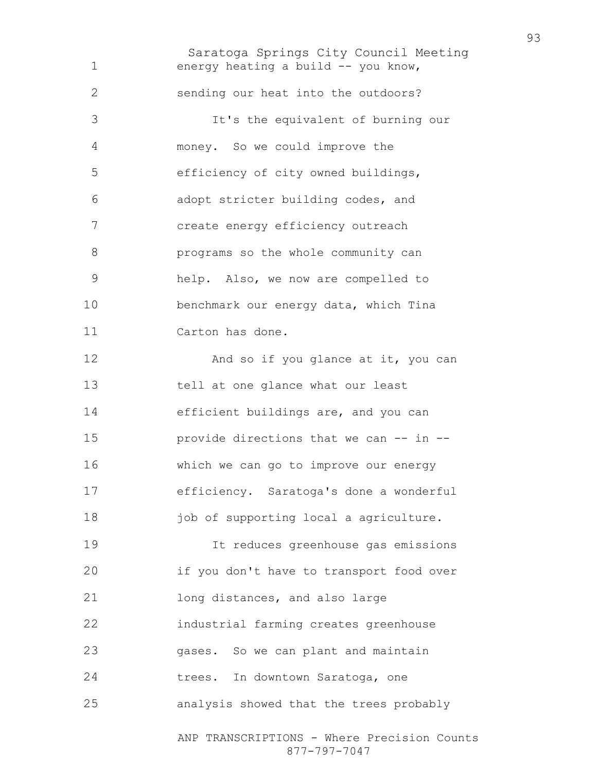energy heating a build -- you know, sending our heat into the outdoors?

It's the equivalent of burning our money. So we could improve the efficiency of city owned buildings, adopt stricter building codes, and create energy efficiency outreach programs so the whole community can help. Also, we now are compelled to benchmark our energy data, which Tina Carton has done.

And so if you glance at it, you can tell at one glance what our least efficient buildings are, and you can provide directions that we can -- in -- which we can go to improve our energy efficiency. Saratoga's done a wonderful job of supporting local a agriculture.

It reduces greenhouse gas emissions if you don't have to transport food over long distances, and also large industrial farming creates greenhouse gases. So we can plant and maintain trees. In downtown Saratoga, one analysis showed that the trees probably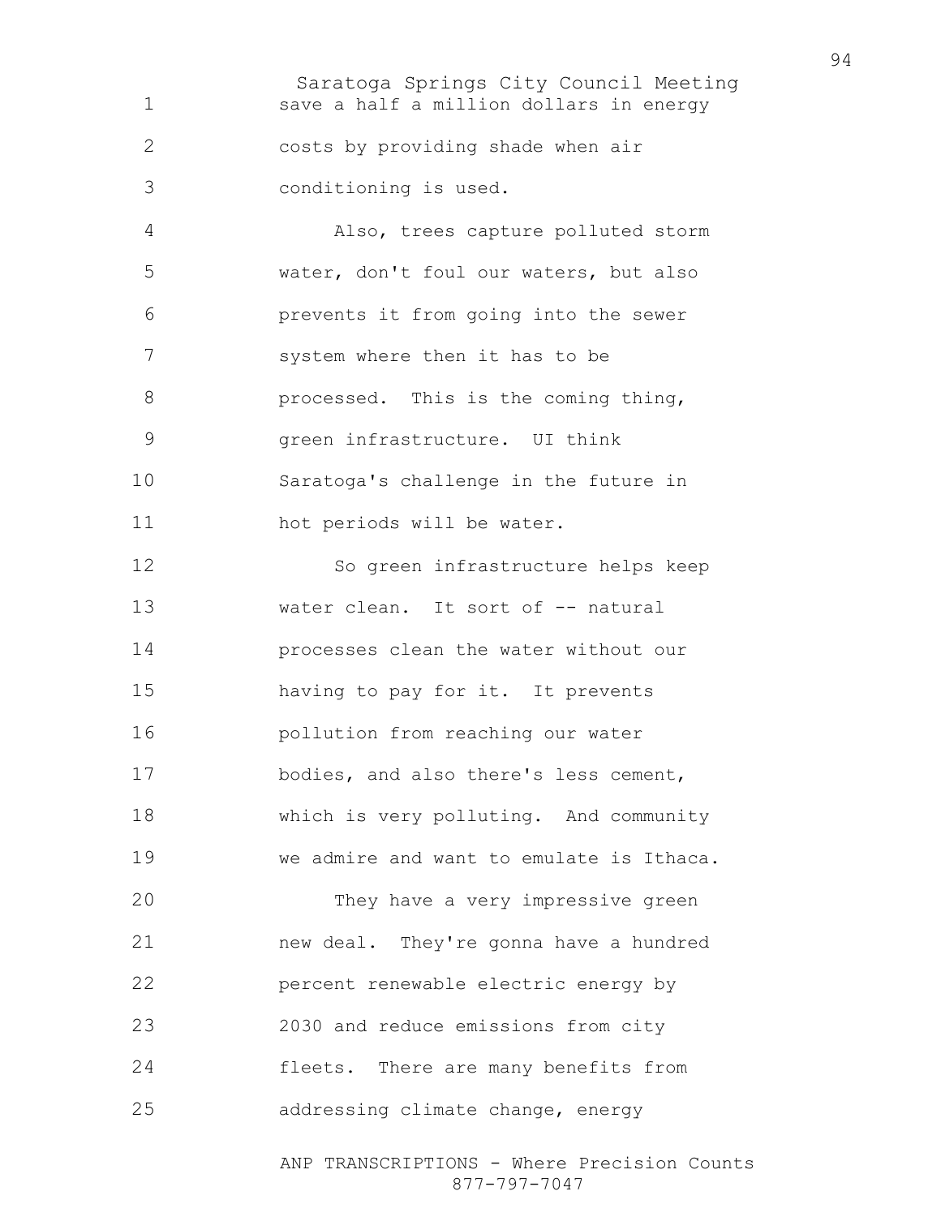save a half a million dollars in energy costs by providing shade when air conditioning is used.

Also, trees capture polluted storm water, don't foul our waters, but also prevents it from going into the sewer system where then it has to be processed. This is the coming thing, green infrastructure. UI think Saratoga's challenge in the future in hot periods will be water.

So green infrastructure helps keep water clean. It sort of -- natural processes clean the water without our having to pay for it. It prevents pollution from reaching our water bodies, and also there's less cement, which is very polluting. And community we admire and want to emulate is Ithaca.

They have a very impressive green new deal. They're gonna have a hundred percent renewable electric energy by 2030 and reduce emissions from city fleets. There are many benefits from addressing climate change, energy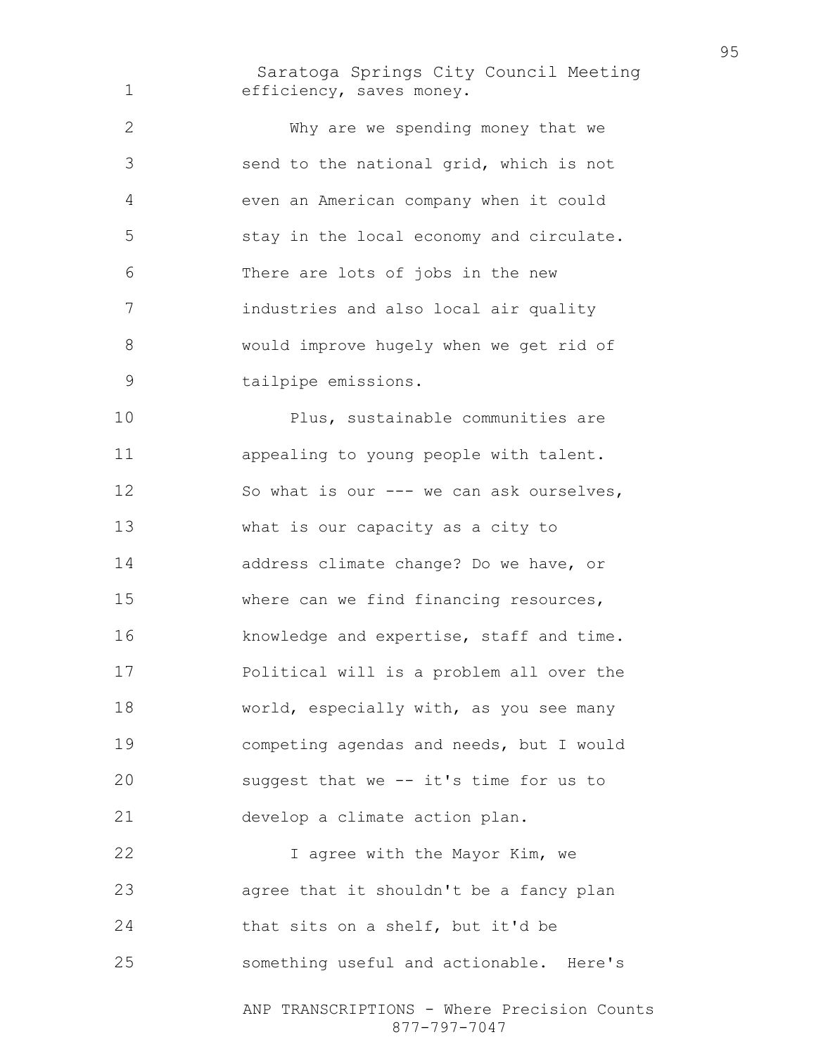efficiency, saves money.

Why are we spending money that we send to the national grid, which is not even an American company when it could stay in the local economy and circulate. There are lots of jobs in the new industries and also local air quality would improve hugely when we get rid of tailpipe emissions.

Plus, sustainable communities are appealing to young people with talent. So what is our --- we can ask ourselves, what is our capacity as a city to address climate change? Do we have, or where can we find financing resources, knowledge and expertise, staff and time. Political will is a problem all over the world, especially with, as you see many competing agendas and needs, but I would suggest that we -- it's time for us to develop a climate action plan.

I agree with the Mayor Kim, we agree that it shouldn't be a fancy plan that sits on a shelf, but it'd be something useful and actionable. Here's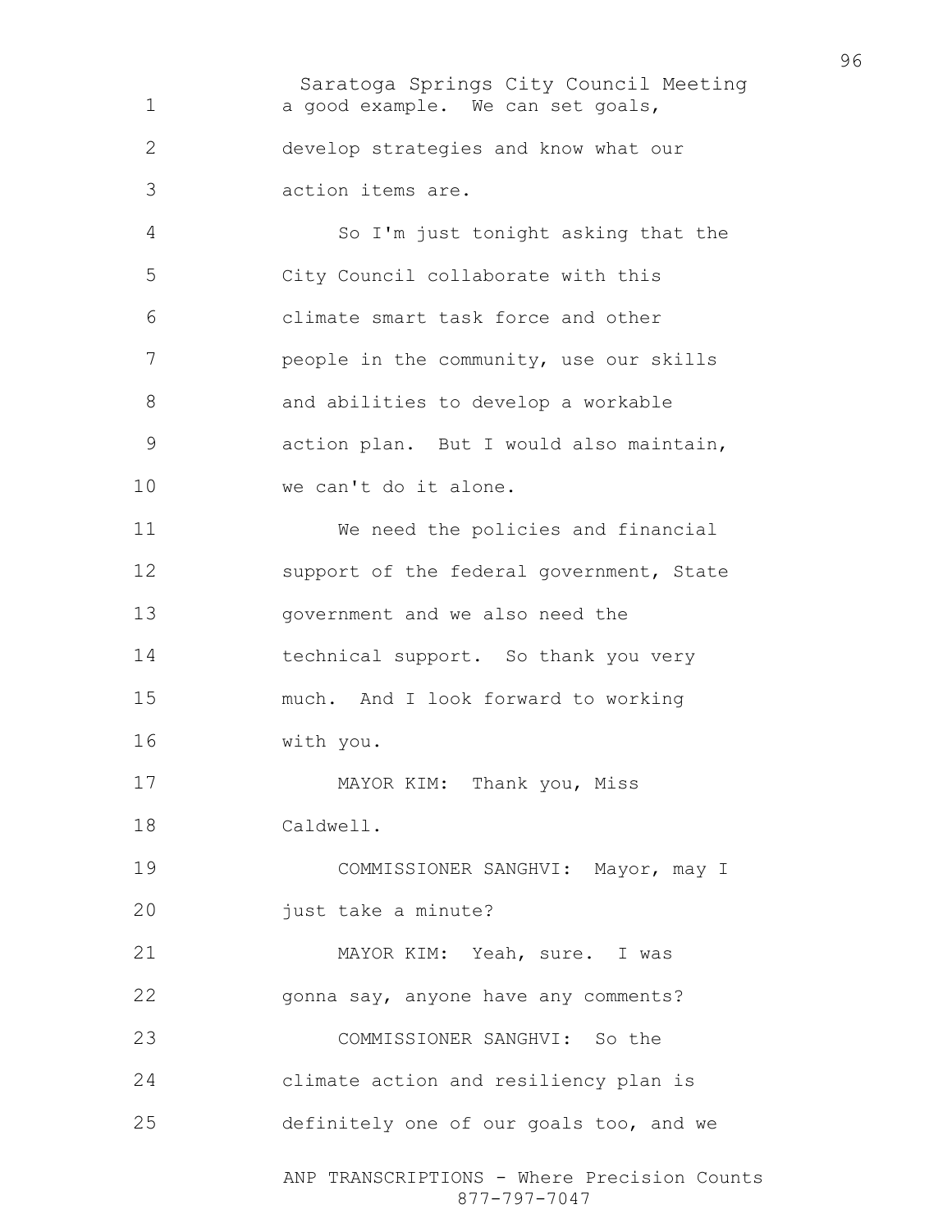a good example. We can set goals, develop strategies and know what our action items are.

So I'm just tonight asking that the City Council collaborate with this climate smart task force and other people in the community, use our skills and abilities to develop a workable action plan. But I would also maintain, we can't do it alone.

We need the policies and financial support of the federal government, State government and we also need the technical support. So thank you very much. And I look forward to working with you.

MAYOR KIM: Thank you, Miss Caldwell.

COMMISSIONER SANGHVI: Mayor, may I just take a minute?

MAYOR KIM: Yeah, sure. I was gonna say, anyone have any comments?

COMMISSIONER SANGHVI: So the climate action and resiliency plan is definitely one of our goals too, and we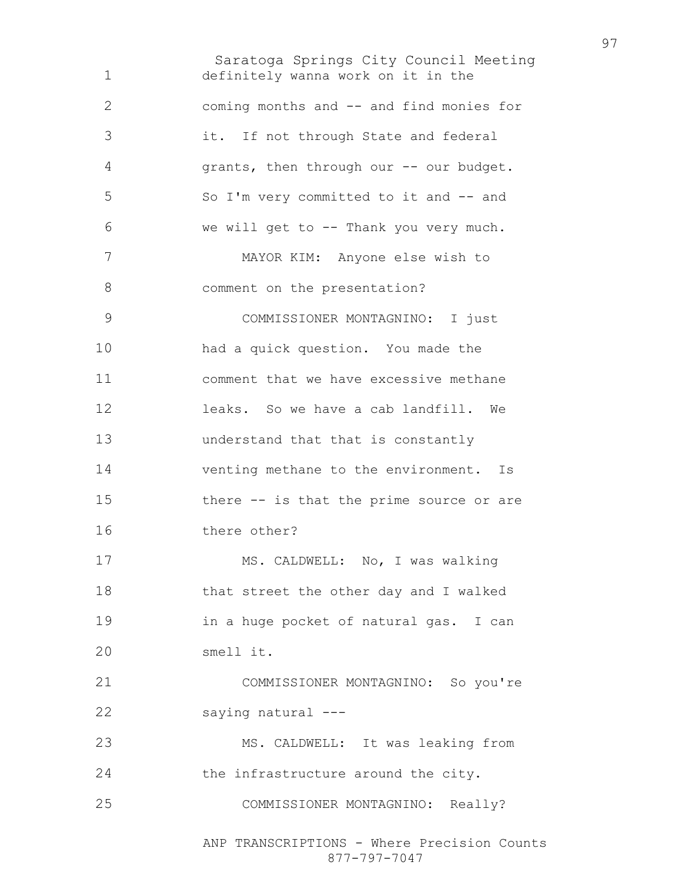definitely wanna work on it in the coming months and -- and find monies for it. If not through State and federal grants, then through our -- our budget. So I'm very committed to it and -- and we will get to -- Thank you very much.

MAYOR KIM: Anyone else wish to comment on the presentation?

COMMISSIONER MONTAGNINO: I just had a quick question. You made the comment that we have excessive methane leaks. So we have a cab landfill. We understand that that is constantly venting methane to the environment. Is there -- is that the prime source or are there other?

MS. CALDWELL: No, I was walking that street the other day and I walked in a huge pocket of natural gas. I can smell it.

COMMISSIONER MONTAGNINO: So you're saying natural ---

MS. CALDWELL: It was leaking from the infrastructure around the city.

COMMISSIONER MONTAGNINO: Really?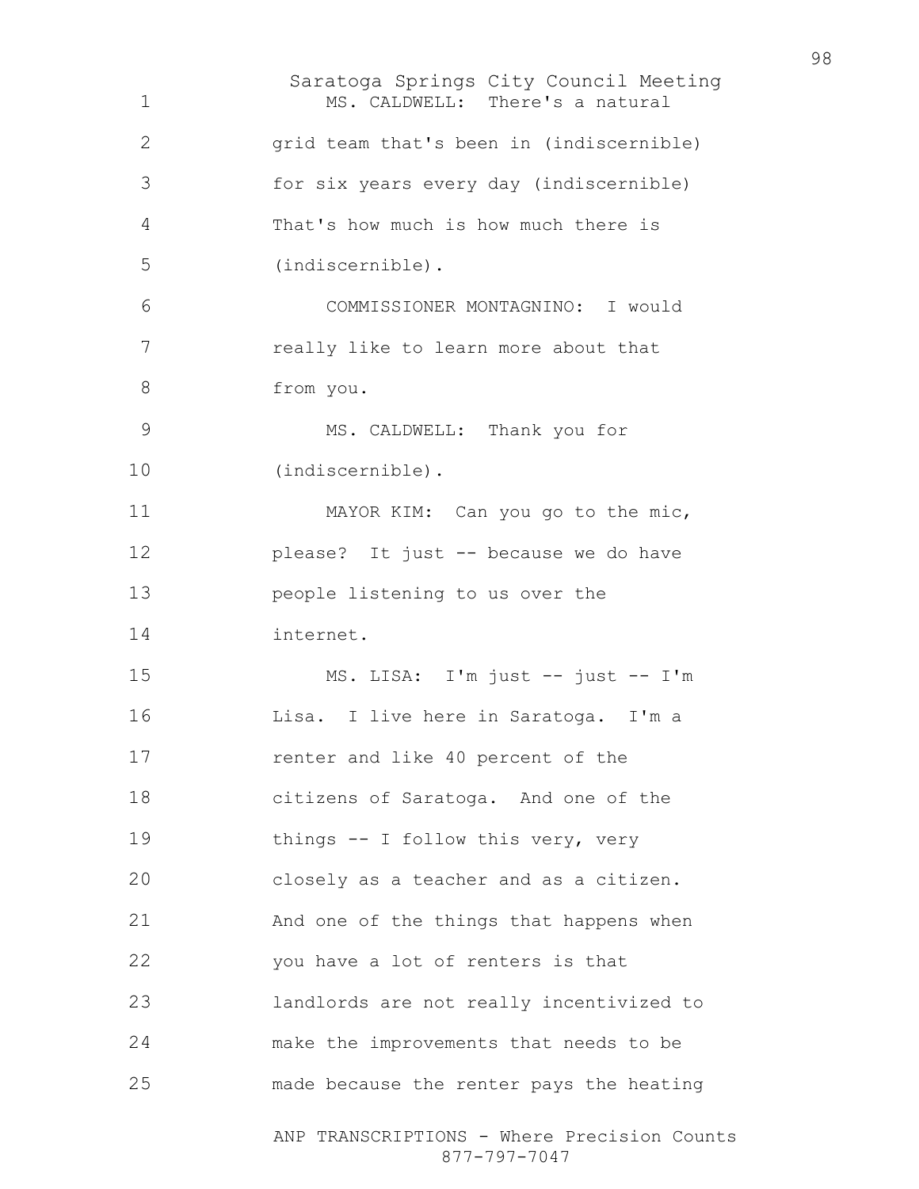MS. CALDWELL: There's a natural grid team that's been in (indiscernible) for six years every day (indiscernible) That's how much is how much there is (indiscernible).

COMMISSIONER MONTAGNINO: I would really like to learn more about that from you.

MS. CALDWELL: Thank you for (indiscernible).

MAYOR KIM: Can you go to the mic, please? It just -- because we do have people listening to us over the internet.

MS. LISA: I'm just -- just -- I'm Lisa. I live here in Saratoga. I'm a renter and like 40 percent of the citizens of Saratoga. And one of the things -- I follow this very, very closely as a teacher and as a citizen. And one of the things that happens when you have a lot of renters is that landlords are not really incentivized to make the improvements that needs to be made because the renter pays the heating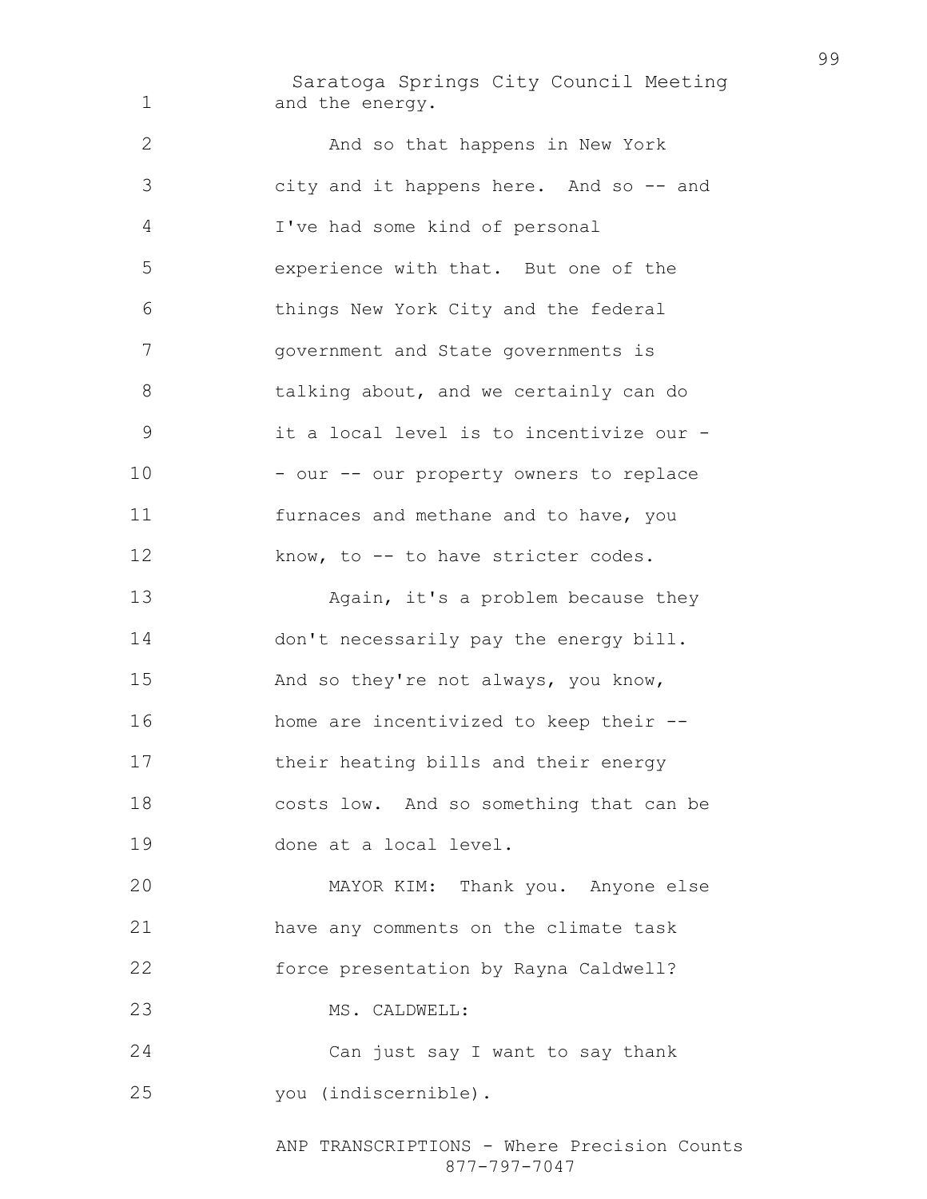and the energy.

And so that happens in New York city and it happens here. And so -- and I've had some kind of personal experience with that. But one of the things New York City and the federal government and State governments is talking about, and we certainly can do it a local level is to incentivize our -- our -- our property owners to replace furnaces and methane and to have, you know, to -- to have stricter codes.

Again, it's a problem because they don't necessarily pay the energy bill. And so they're not always, you know, home are incentivized to keep their -- their heating bills and their energy costs low. And so something that can be done at a local level.

MAYOR KIM: Thank you. Anyone else have any comments on the climate task force presentation by Rayna Caldwell?

MS. CALDWELL:

Can just say I want to say thank you (indiscernible).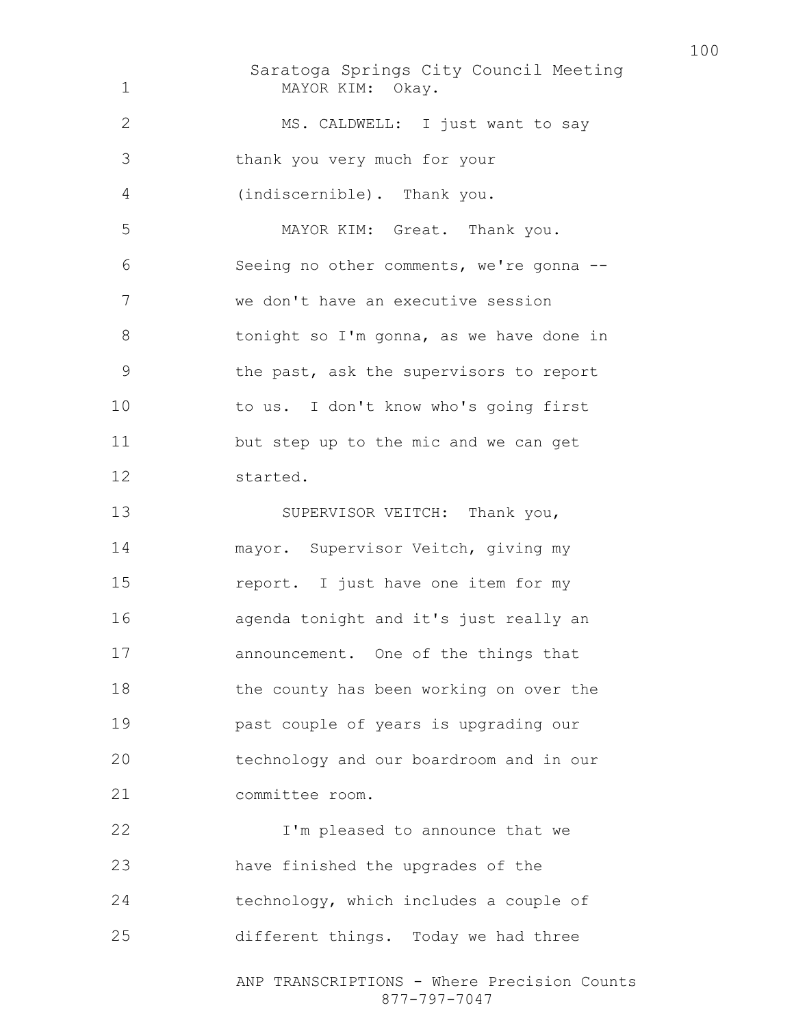MAYOR KIM: Okay.

MS. CALDWELL: I just want to say thank you very much for your (indiscernible). Thank you.

MAYOR KIM: Great. Thank you. Seeing no other comments, we're gonna -- we don't have an executive session tonight so I'm gonna, as we have done in the past, ask the supervisors to report to us. I don't know who's going first but step up to the mic and we can get started.

SUPERVISOR VEITCH: Thank you, mayor. Supervisor Veitch, giving my report. I just have one item for my agenda tonight and it's just really an announcement. One of the things that the county has been working on over the past couple of years is upgrading our technology and our boardroom and in our committee room.

I'm pleased to announce that we have finished the upgrades of the technology, which includes a couple of different things. Today we had three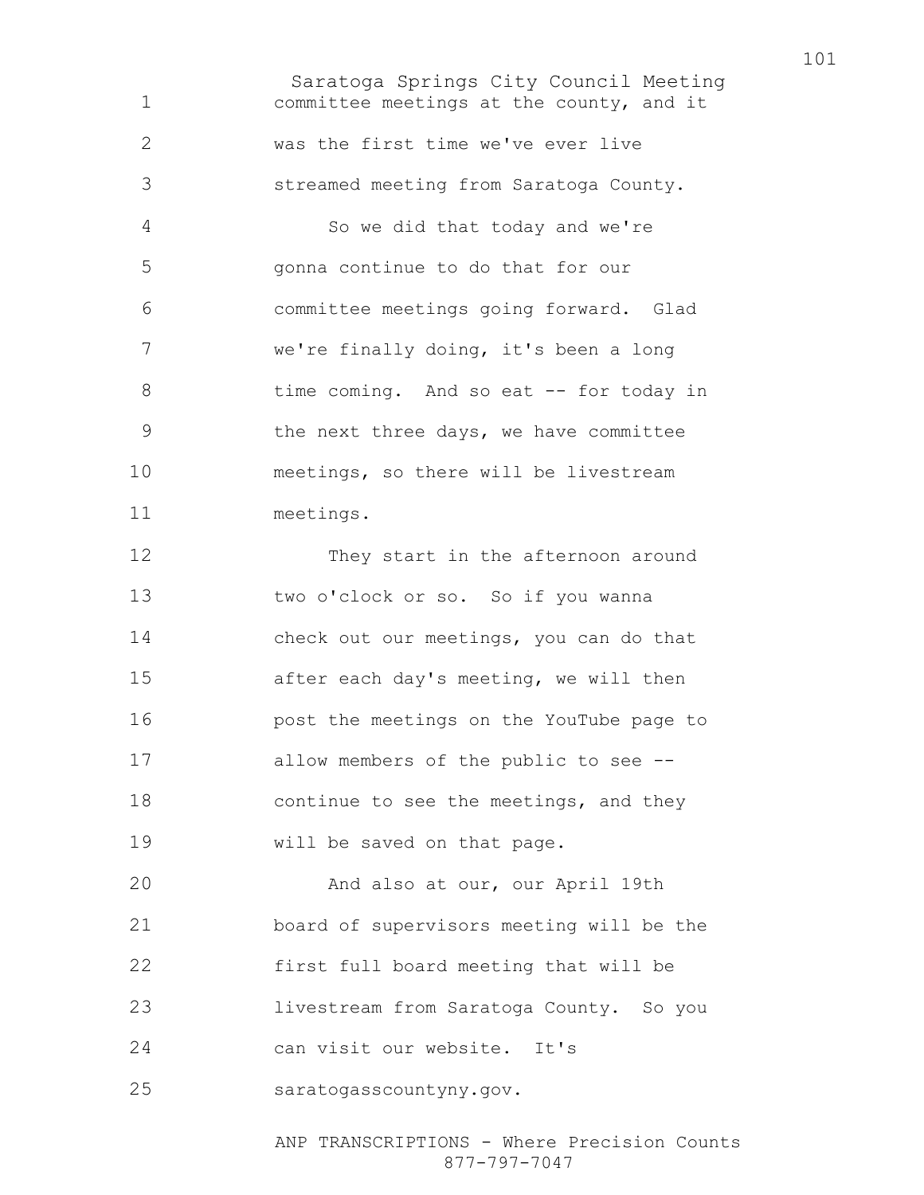committee meetings at the county, and it was the first time we've ever live streamed meeting from Saratoga County.

So we did that today and we're gonna continue to do that for our committee meetings going forward. Glad we're finally doing, it's been a long time coming. And so eat -- for today in the next three days, we have committee meetings, so there will be livestream meetings.

They start in the afternoon around two o'clock or so. So if you wanna check out our meetings, you can do that after each day's meeting, we will then post the meetings on the YouTube page to allow members of the public to see -- continue to see the meetings, and they will be saved on that page.

And also at our, our April 19th board of supervisors meeting will be the first full board meeting that will be livestream from Saratoga County. So you can visit our website. It's saratogasscountyny.gov.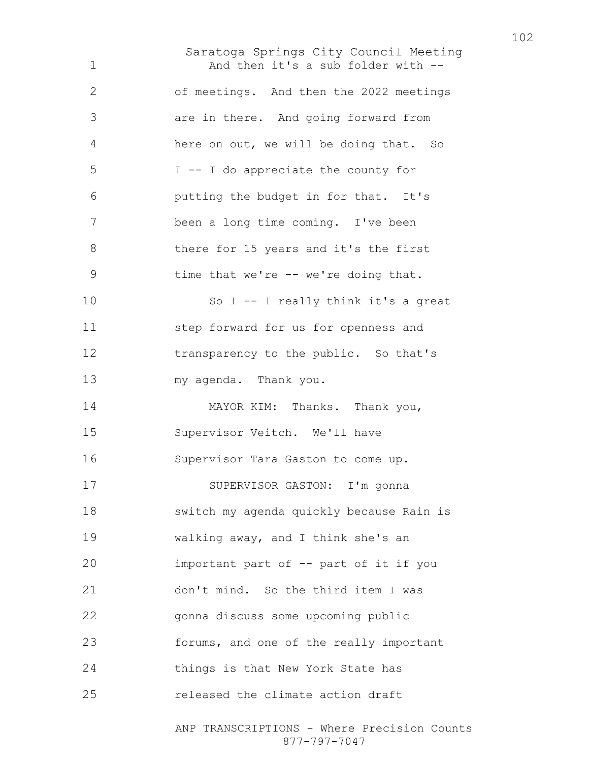And then it's a sub folder with -- of meetings. And then the 2022 meetings are in there. And going forward from here on out, we will be doing that. So I -- I do appreciate the county for putting the budget in for that. It's been a long time coming. I've been there for 15 years and it's the first time that we're -- we're doing that.

So I -- I really think it's a great step forward for us for openness and transparency to the public. So that's my agenda. Thank you.

MAYOR KIM: Thanks. Thank you, Supervisor Veitch. We'll have Supervisor Tara Gaston to come up.

SUPERVISOR GASTON: I'm gonna switch my agenda quickly because Rain is walking away, and I think she's an important part of -- part of it if you don't mind. So the third item I was gonna discuss some upcoming public forums, and one of the really important things is that New York State has released the climate action draft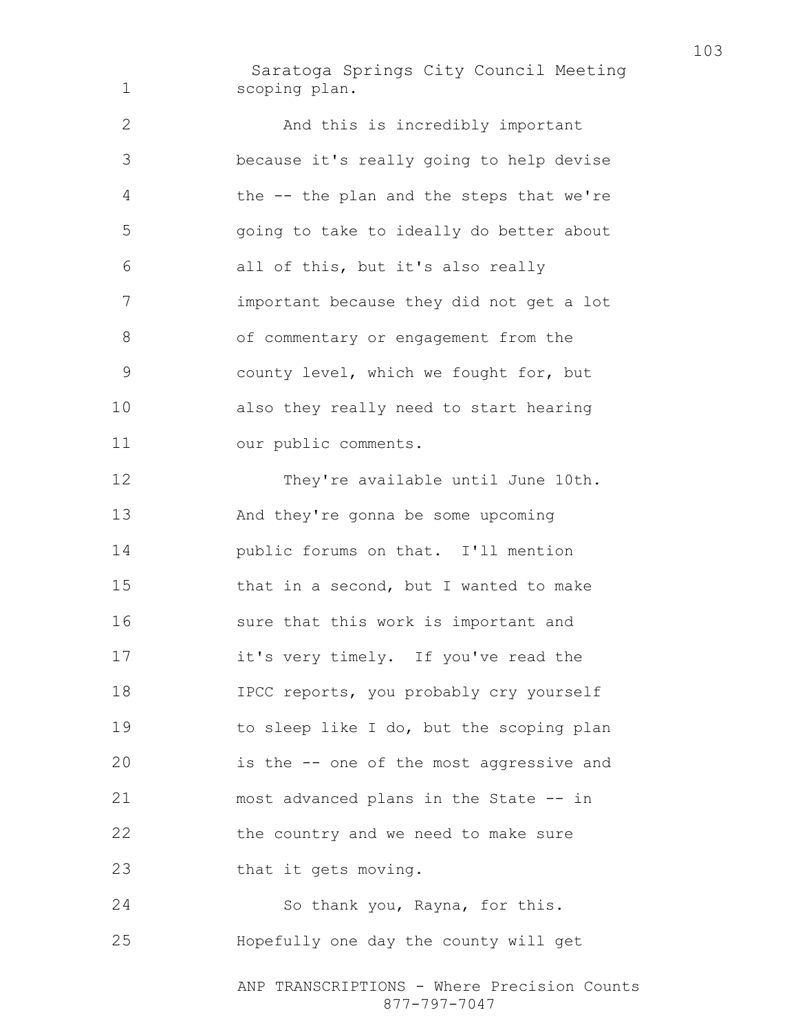scoping plan.

And this is incredibly important because it's really going to help devise the -- the plan and the steps that we're going to take to ideally do better about all of this, but it's also really important because they did not get a lot of commentary or engagement from the county level, which we fought for, but also they really need to start hearing our public comments.

They're available until June 10th. And they're gonna be some upcoming public forums on that. I'll mention that in a second, but I wanted to make sure that this work is important and it's very timely. If you've read the IPCC reports, you probably cry yourself to sleep like I do, but the scoping plan is the -- one of the most aggressive and most advanced plans in the State -- in the country and we need to make sure that it gets moving.

So thank you, Rayna, for this. Hopefully one day the county will get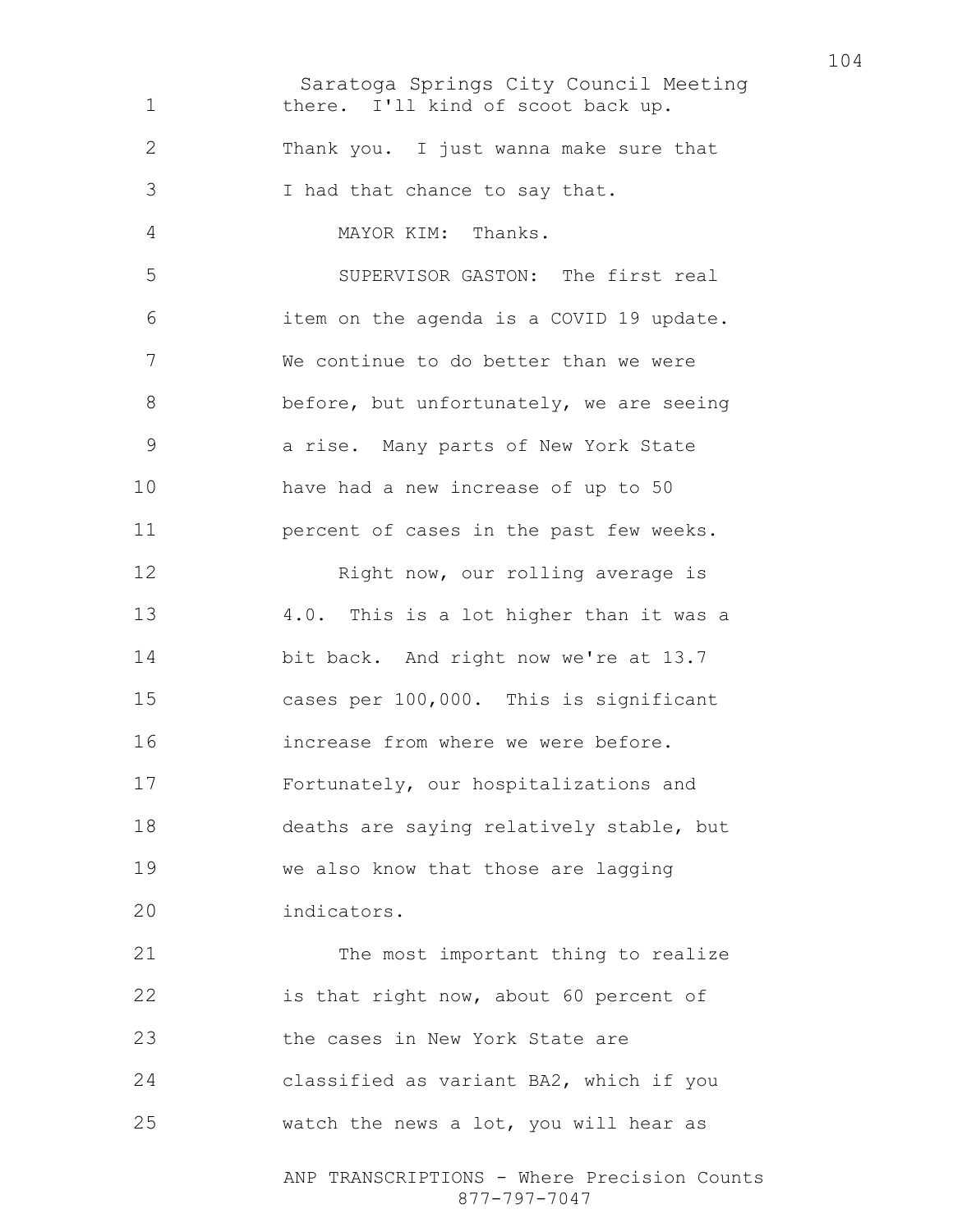there. I'll kind of scoot back up. Thank you. I just wanna make sure that I had that chance to say that.

MAYOR KIM: Thanks.

SUPERVISOR GASTON: The first real item on the agenda is a COVID 19 update. We continue to do better than we were before, but unfortunately, we are seeing a rise. Many parts of New York State have had a new increase of up to 50 percent of cases in the past few weeks.

Right now, our rolling average is 4.0. This is a lot higher than it was a bit back. And right now we're at 13.7 cases per 100,000. This is significant increase from where we were before. Fortunately, our hospitalizations and deaths are saying relatively stable, but we also know that those are lagging indicators.

The most important thing to realize is that right now, about 60 percent of the cases in New York State are classified as variant BA2, which if you watch the news a lot, you will hear as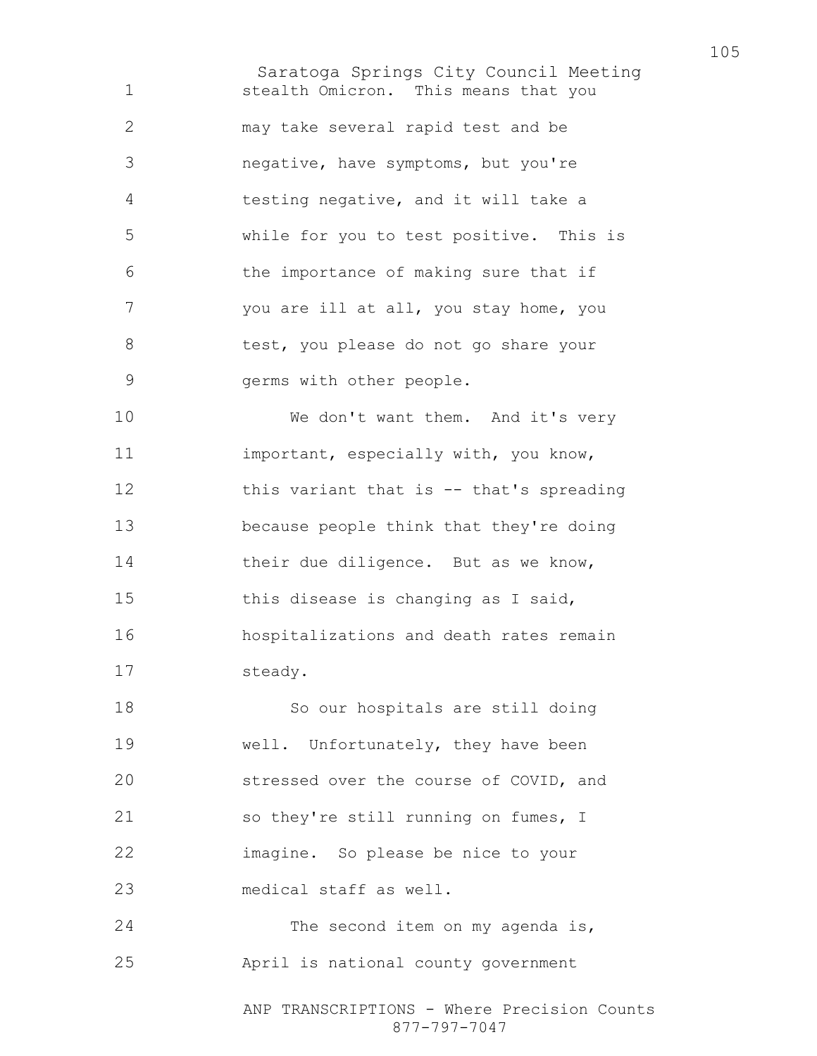stealth Omicron. This means that you may take several rapid test and be negative, have symptoms, but you're testing negative, and it will take a while for you to test positive. This is the importance of making sure that if you are ill at all, you stay home, you test, you please do not go share your germs with other people.

We don't want them. And it's very important, especially with, you know, this variant that is -- that's spreading because people think that they're doing their due diligence. But as we know, this disease is changing as I said, hospitalizations and death rates remain steady.

So our hospitals are still doing well. Unfortunately, they have been stressed over the course of COVID, and so they're still running on fumes, I imagine. So please be nice to your medical staff as well.

The second item on my agenda is, April is national county government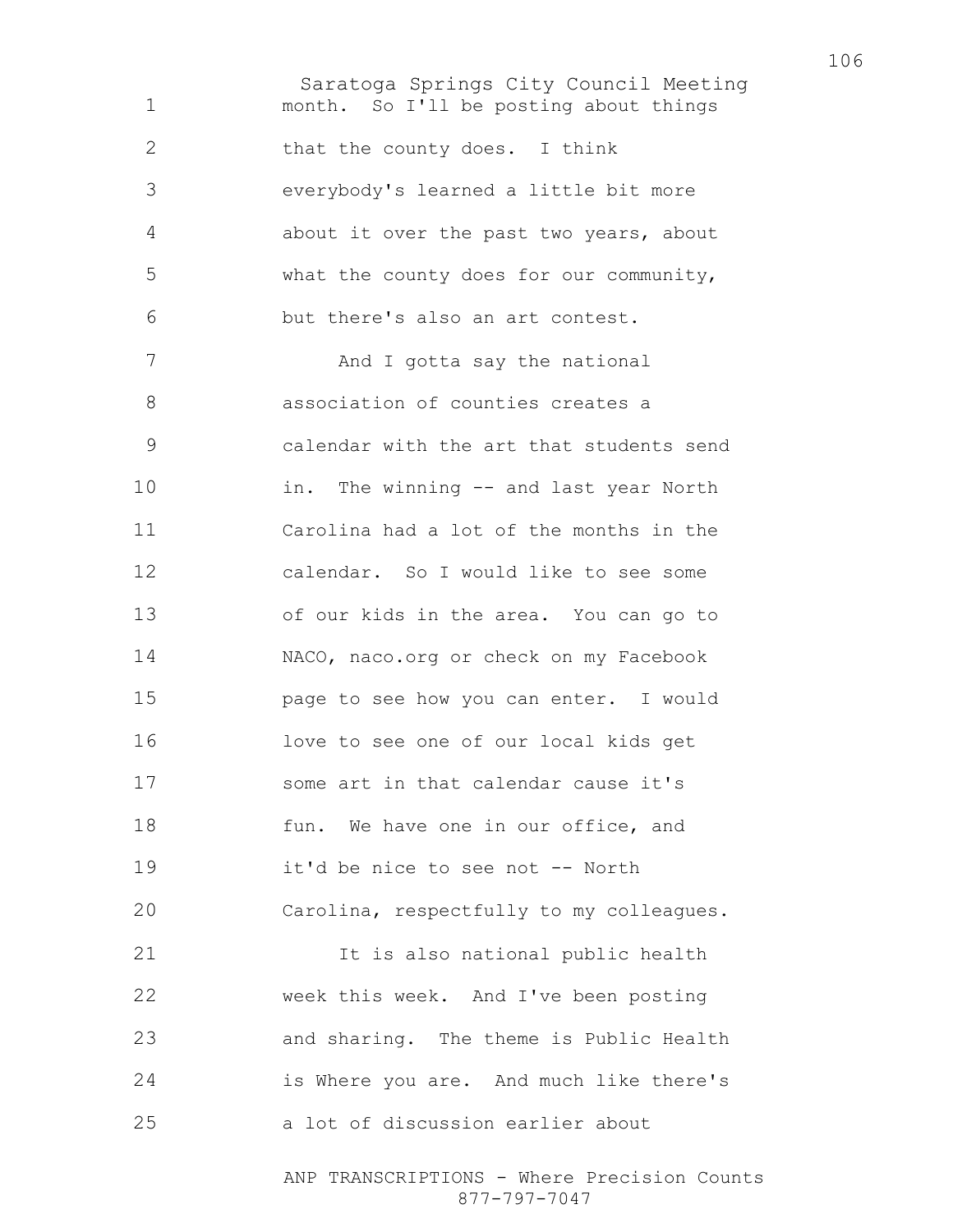month. So I'll be posting about things that the county does. I think everybody's learned a little bit more about it over the past two years, about what the county does for our community, but there's also an art contest.

And I gotta say the national association of counties creates a calendar with the art that students send in. The winning -- and last year North Carolina had a lot of the months in the calendar. So I would like to see some of our kids in the area. You can go to NACO, naco.org or check on my Facebook page to see how you can enter. I would love to see one of our local kids get some art in that calendar cause it's fun. We have one in our office, and it'd be nice to see not -- North Carolina, respectfully to my colleagues.

It is also national public health week this week. And I've been posting and sharing. The theme is Public Health is Where you are. And much like there's a lot of discussion earlier about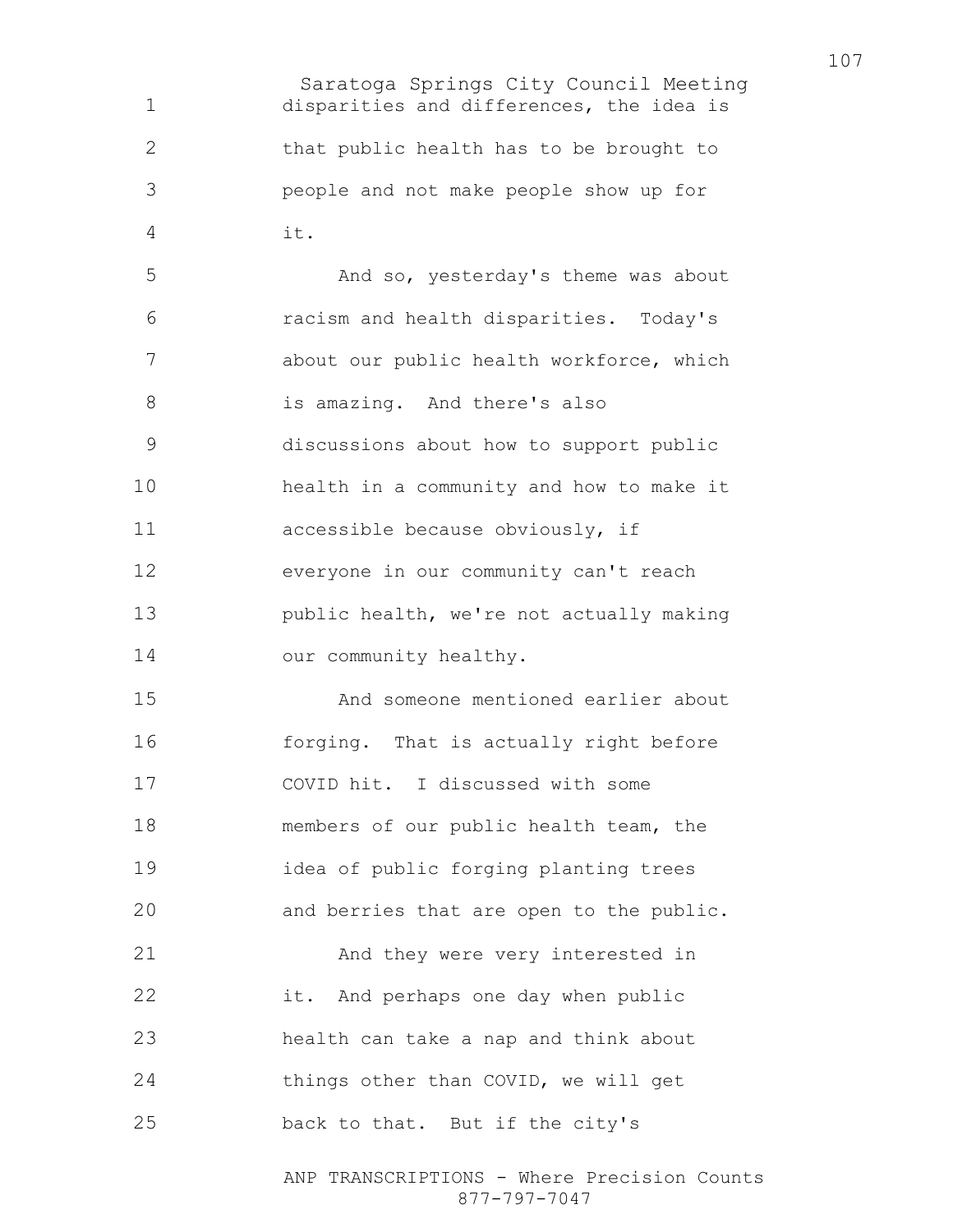disparities and differences, the idea is that public health has to be brought to people and not make people show up for it.

And so, yesterday's theme was about racism and health disparities. Today's about our public health workforce, which is amazing. And there's also discussions about how to support public health in a community and how to make it accessible because obviously, if everyone in our community can't reach public health, we're not actually making our community healthy.

And someone mentioned earlier about forging. That is actually right before COVID hit. I discussed with some members of our public health team, the idea of public forging planting trees and berries that are open to the public.

And they were very interested in it. And perhaps one day when public health can take a nap and think about things other than COVID, we will get back to that. But if the city's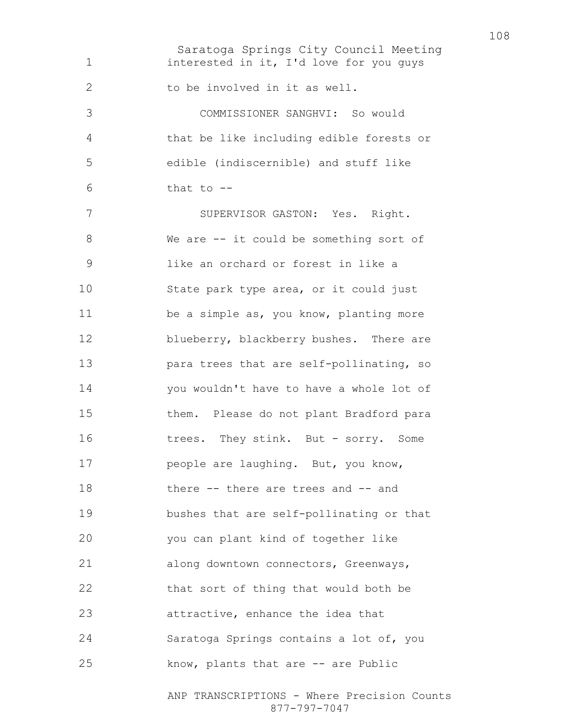interested in it, I'd love for you guys to be involved in it as well.

COMMISSIONER SANGHVI: So would that be like including edible forests or edible (indiscernible) and stuff like that to --

SUPERVISOR GASTON: Yes. Right. We are -- it could be something sort of like an orchard or forest in like a State park type area, or it could just be a simple as, you know, planting more blueberry, blackberry bushes. There are para trees that are self-pollinating, so you wouldn't have to have a whole lot of them. Please do not plant Bradford para trees. They stink. But - sorry. Some people are laughing. But, you know, there -- there are trees and -- and bushes that are self-pollinating or that you can plant kind of together like along downtown connectors, Greenways, that sort of thing that would both be attractive, enhance the idea that Saratoga Springs contains a lot of, you know, plants that are -- are Public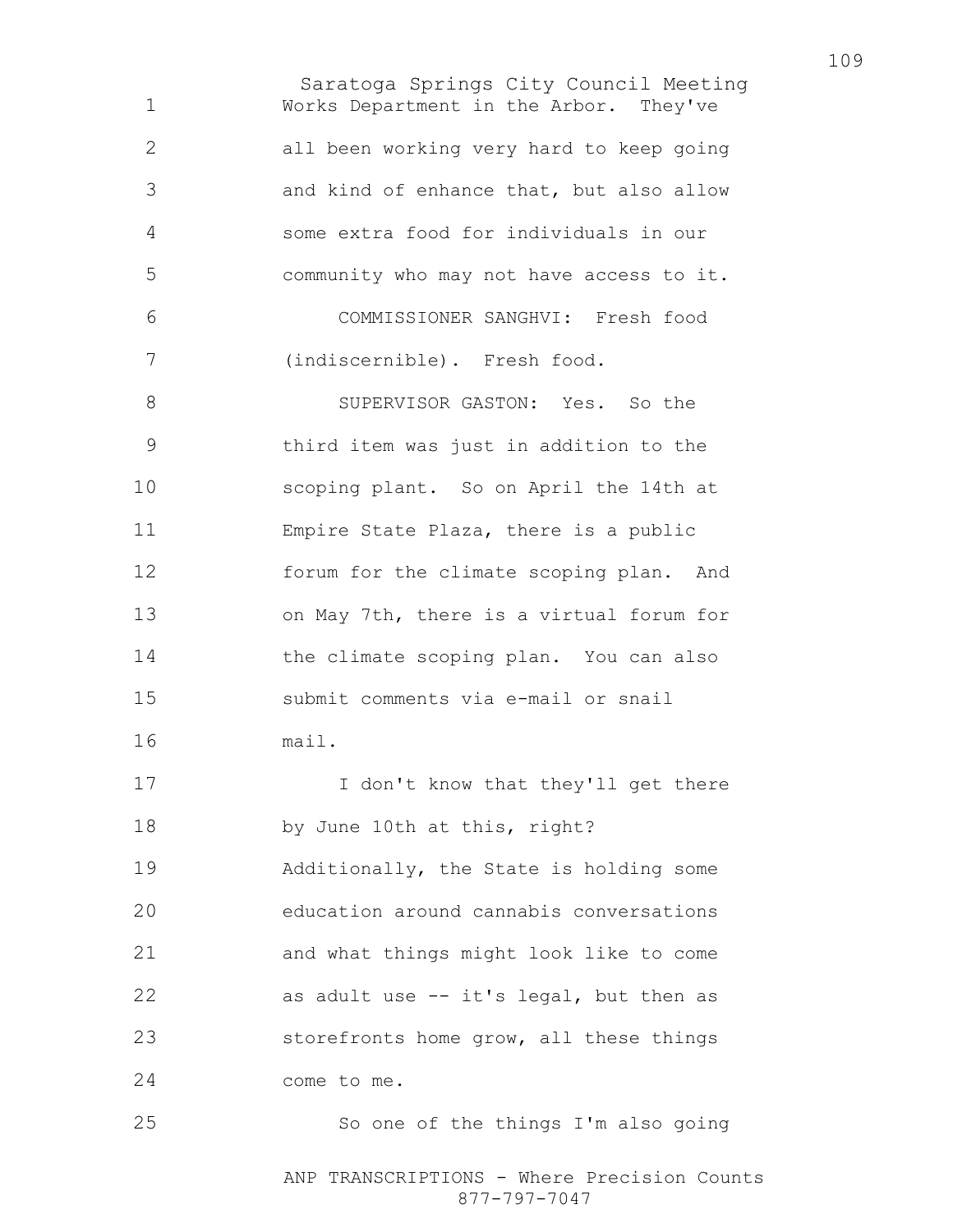Works Department in the Arbor. They've all been working very hard to keep going and kind of enhance that, but also allow some extra food for individuals in our community who may not have access to it.

COMMISSIONER SANGHVI: Fresh food (indiscernible). Fresh food.

SUPERVISOR GASTON: Yes. So the third item was just in addition to the scoping plant. So on April the 14th at Empire State Plaza, there is a public forum for the climate scoping plan. And on May 7th, there is a virtual forum for the climate scoping plan. You can also submit comments via e-mail or snail mail.

I don't know that they'll get there by June 10th at this, right? Additionally, the State is holding some education around cannabis conversations and what things might look like to come as adult use -- it's legal, but then as storefronts home grow, all these things come to me.

So one of the things I'm also going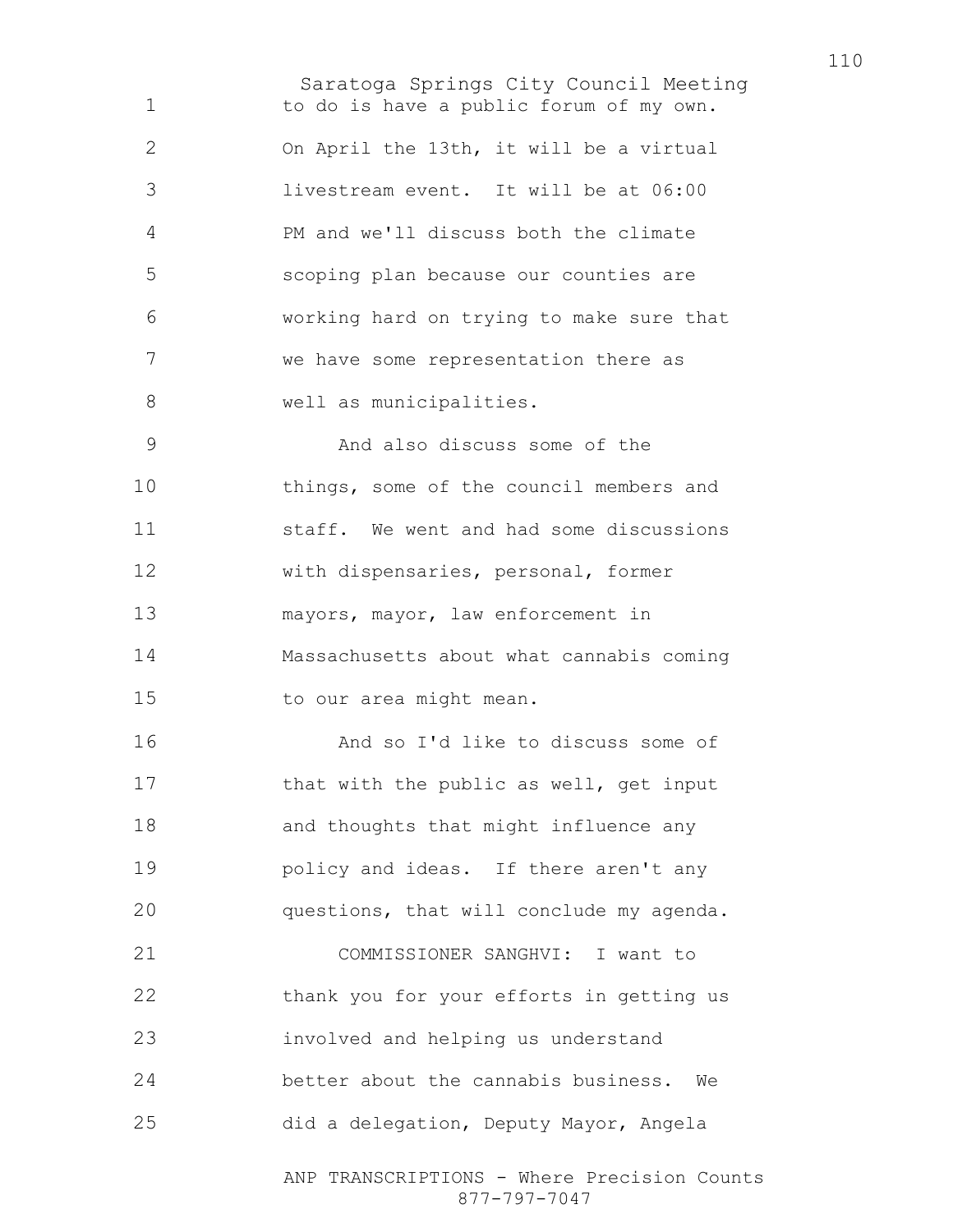to do is have a public forum of my own. On April the 13th, it will be a virtual livestream event. It will be at 06:00 PM and we'll discuss both the climate scoping plan because our counties are working hard on trying to make sure that we have some representation there as well as municipalities.

And also discuss some of the things, some of the council members and staff. We went and had some discussions with dispensaries, personal, former mayors, mayor, law enforcement in Massachusetts about what cannabis coming to our area might mean.

And so I'd like to discuss some of that with the public as well, get input and thoughts that might influence any policy and ideas. If there aren't any questions, that will conclude my agenda.

COMMISSIONER SANGHVI: I want to thank you for your efforts in getting us involved and helping us understand better about the cannabis business. We did a delegation, Deputy Mayor, Angela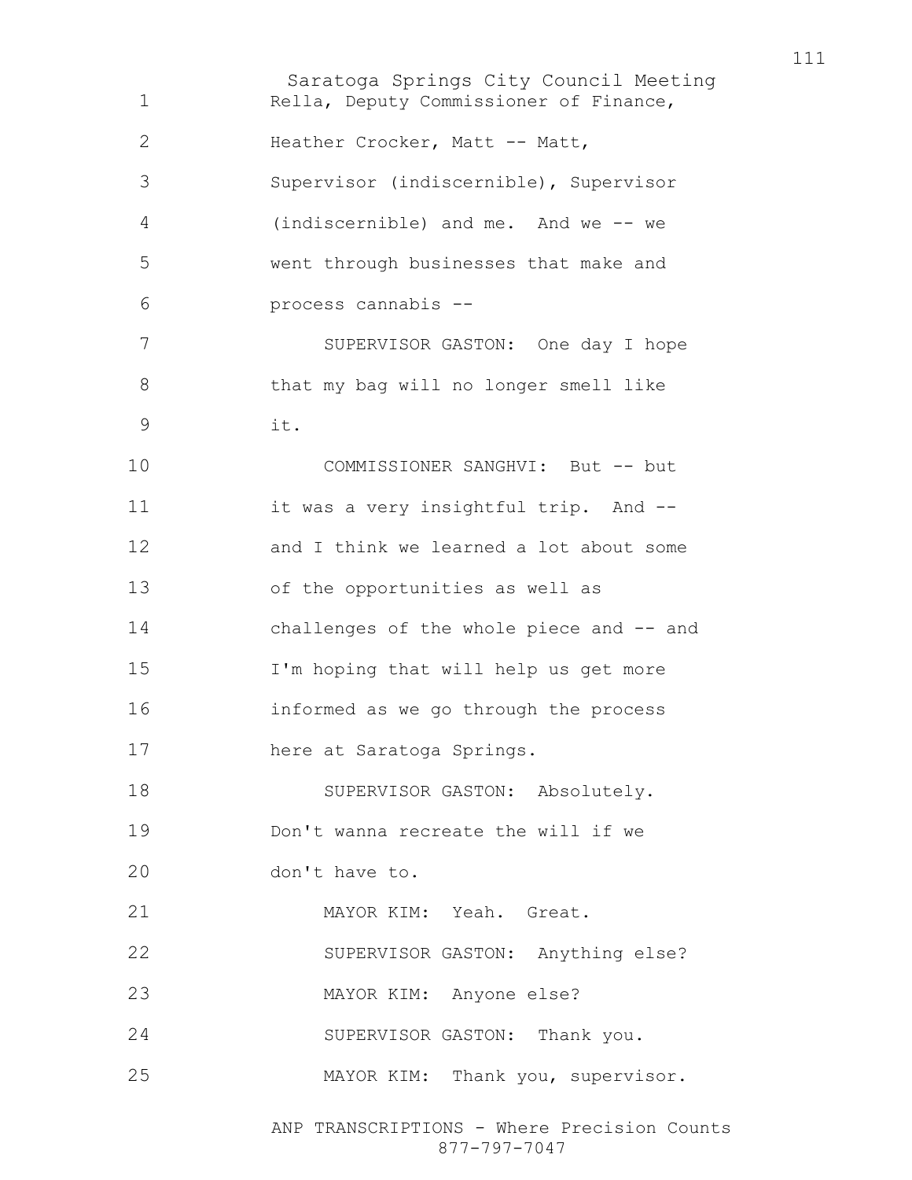Rella, Deputy Commissioner of Finance, Heather Crocker, Matt -- Matt, Supervisor (indiscernible), Supervisor (indiscernible) and me. And we -- we went through businesses that make and process cannabis --

SUPERVISOR GASTON: One day I hope that my bag will no longer smell like it.

COMMISSIONER SANGHVI: But -- but it was a very insightful trip. And -- and I think we learned a lot about some of the opportunities as well as challenges of the whole piece and -- and I'm hoping that will help us get more informed as we go through the process here at Saratoga Springs.

SUPERVISOR GASTON: Absolutely. Don't wanna recreate the will if we don't have to.

MAYOR KIM: Yeah. Great.

SUPERVISOR GASTON: Anything else?

MAYOR KIM: Anyone else?

SUPERVISOR GASTON: Thank you.

MAYOR KIM: Thank you, supervisor.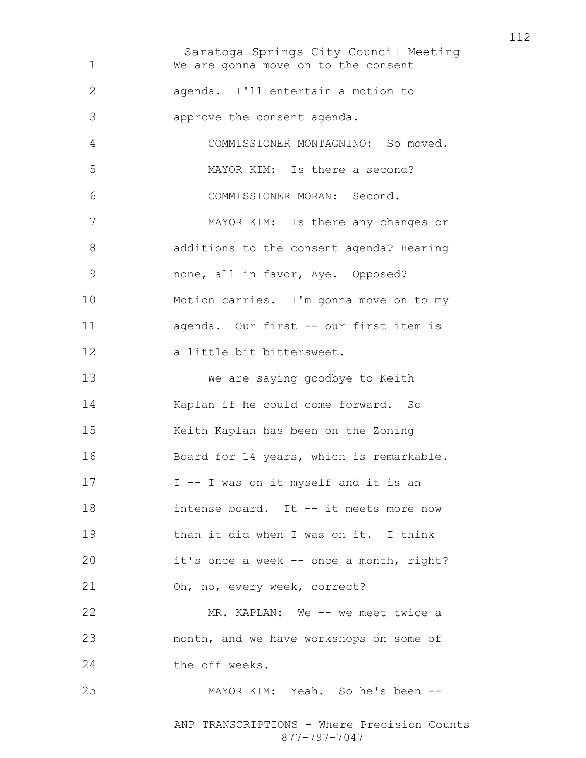We are gonna move on to the consent agenda. I'll entertain a motion to approve the consent agenda.

COMMISSIONER MONTAGNINO: So moved.

MAYOR KIM: Is there a second?

COMMISSIONER MORAN: Second.

MAYOR KIM: Is there any changes or additions to the consent agenda? Hearing none, all in favor, Aye. Opposed? Motion carries. I'm gonna move on to my agenda. Our first -- our first item is a little bit bittersweet.

We are saying goodbye to Keith Kaplan if he could come forward. So Keith Kaplan has been on the Zoning Board for 14 years, which is remarkable. I -- I was on it myself and it is an intense board. It -- it meets more now than it did when I was on it. I think it's once a week -- once a month, right? Oh, no, every week, correct?

MR. KAPLAN: We -- we meet twice a month, and we have workshops on some of the off weeks.

MAYOR KIM: Yeah. So he's been --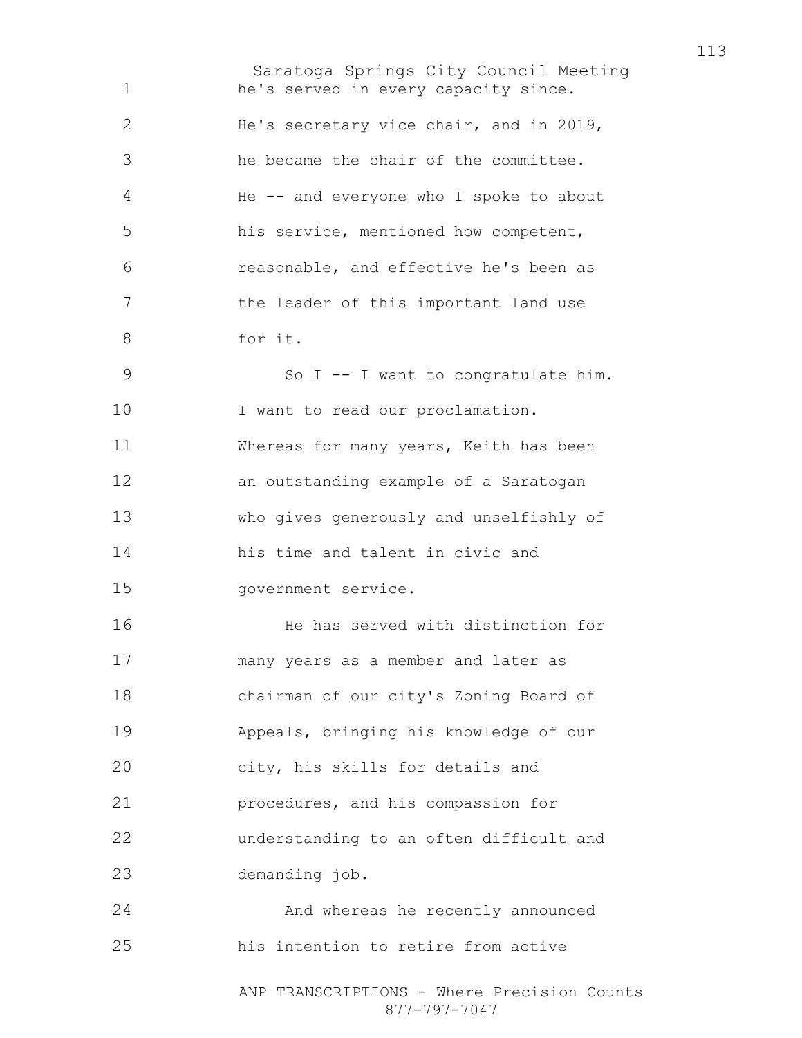he's served in every capacity since. He's secretary vice chair, and in 2019, he became the chair of the committee. He -- and everyone who I spoke to about his service, mentioned how competent, reasonable, and effective he's been as the leader of this important land use for it.

So I -- I want to congratulate him. I want to read our proclamation. Whereas for many years, Keith has been an outstanding example of a Saratogan who gives generously and unselfishly of his time and talent in civic and government service.

He has served with distinction for many years as a member and later as chairman of our city's Zoning Board of Appeals, bringing his knowledge of our city, his skills for details and procedures, and his compassion for understanding to an often difficult and demanding job.

And whereas he recently announced his intention to retire from active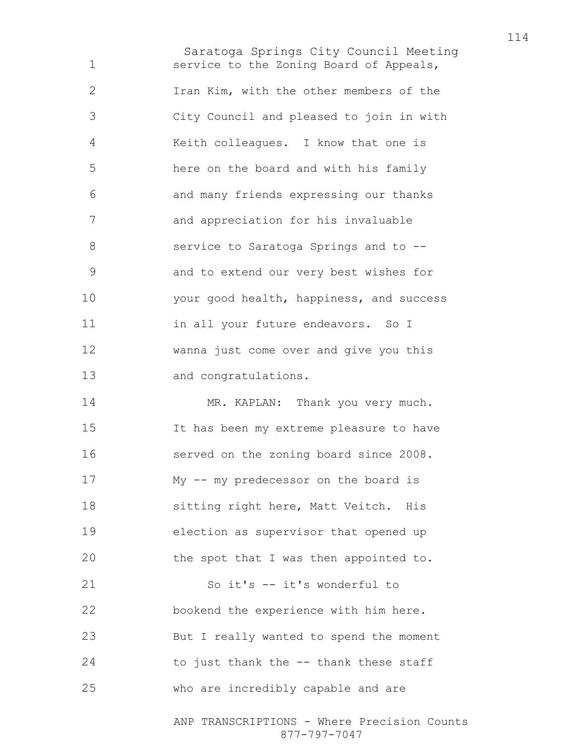service to the Zoning Board of Appeals, Iran Kim, with the other members of the City Council and pleased to join in with Keith colleagues. I know that one is here on the board and with his family and many friends expressing our thanks and appreciation for his invaluable service to Saratoga Springs and to -- and to extend our very best wishes for your good health, happiness, and success in all your future endeavors. So I wanna just come over and give you this and congratulations.

MR. KAPLAN: Thank you very much. It has been my extreme pleasure to have served on the zoning board since 2008. My -- my predecessor on the board is sitting right here, Matt Veitch. His election as supervisor that opened up the spot that I was then appointed to.

So it's -- it's wonderful to bookend the experience with him here. But I really wanted to spend the moment to just thank the -- thank these staff who are incredibly capable and are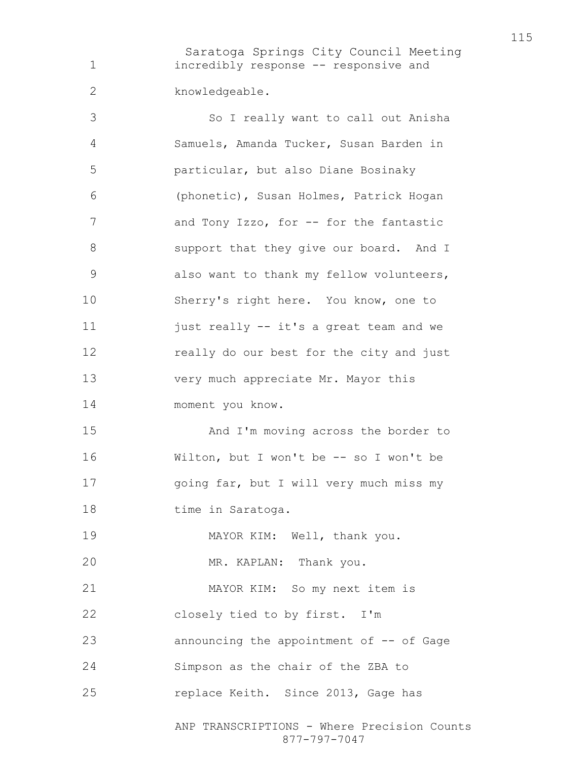incredibly response -- responsive and knowledgeable.

So I really want to call out Anisha Samuels, Amanda Tucker, Susan Barden in particular, but also Diane Bosinaky (phonetic), Susan Holmes, Patrick Hogan and Tony Izzo, for -- for the fantastic support that they give our board. And I also want to thank my fellow volunteers, Sherry's right here. You know, one to just really -- it's a great team and we really do our best for the city and just very much appreciate Mr. Mayor this moment you know.

And I'm moving across the border to Wilton, but I won't be -- so I won't be going far, but I will very much miss my time in Saratoga.

MAYOR KIM: Well, thank you.

MR. KAPLAN: Thank you.

MAYOR KIM: So my next item is closely tied to by first. I'm announcing the appointment of -- of Gage Simpson as the chair of the ZBA to replace Keith. Since 2013, Gage has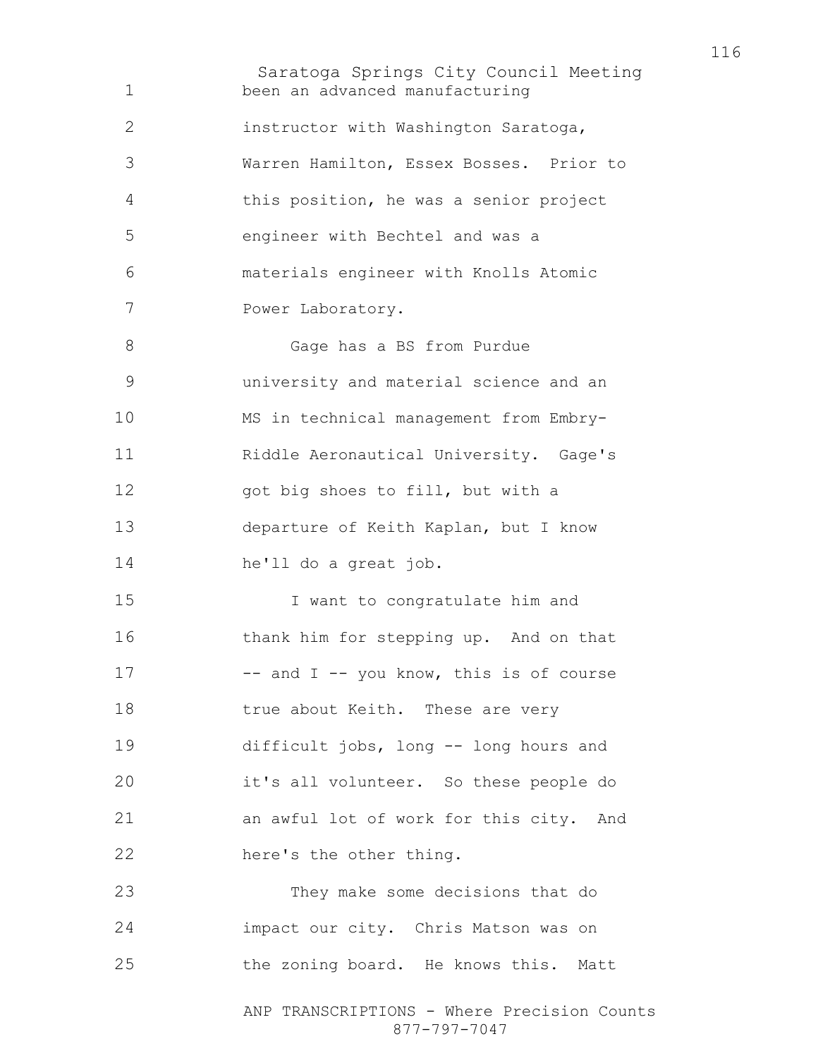been an advanced manufacturing instructor with Washington Saratoga, Warren Hamilton, Essex Bosses. Prior to this position, he was a senior project engineer with Bechtel and was a materials engineer with Knolls Atomic Power Laboratory.

Gage has a BS from Purdue university and material science and an MS in technical management from Embry-Riddle Aeronautical University. Gage's got big shoes to fill, but with a departure of Keith Kaplan, but I know he'll do a great job.

I want to congratulate him and thank him for stepping up. And on that -- and I -- you know, this is of course true about Keith. These are very difficult jobs, long -- long hours and it's all volunteer. So these people do an awful lot of work for this city. And here's the other thing.

They make some decisions that do impact our city. Chris Matson was on the zoning board. He knows this. Matt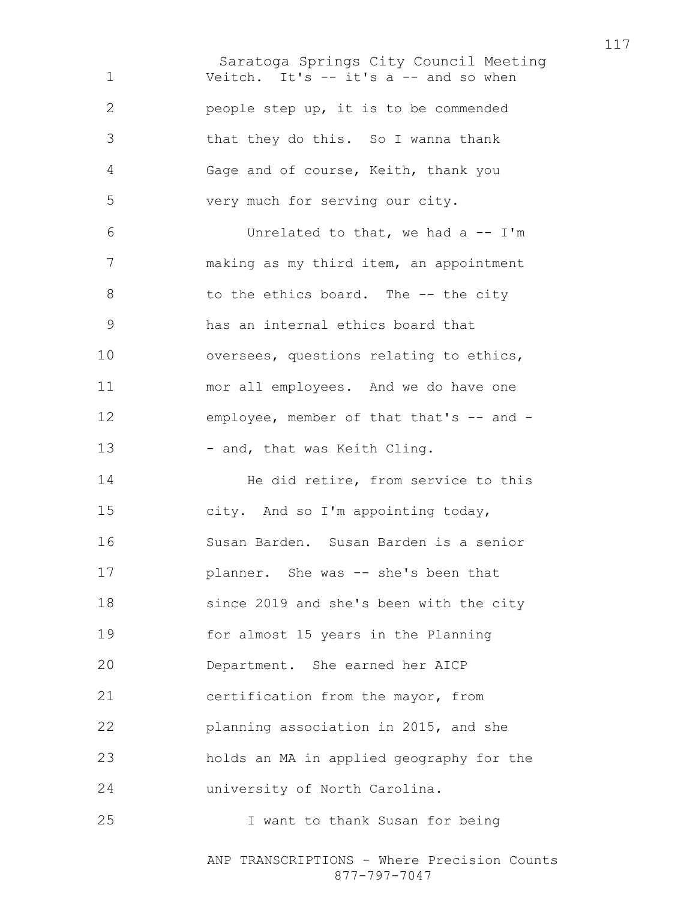Veitch. It's -- it's a -- and so when people step up, it is to be commended that they do this. So I wanna thank Gage and of course, Keith, thank you very much for serving our city.

Unrelated to that, we had a -- I'm making as my third item, an appointment to the ethics board. The -- the city has an internal ethics board that oversees, questions relating to ethics, mor all employees. And we do have one employee, member of that that's -- and - - and, that was Keith Cling.

He did retire, from service to this city. And so I'm appointing today, Susan Barden. Susan Barden is a senior planner. She was -- she's been that since 2019 and she's been with the city for almost 15 years in the Planning Department. She earned her AICP certification from the mayor, from planning association in 2015, and she holds an MA in applied geography for the university of North Carolina.

I want to thank Susan for being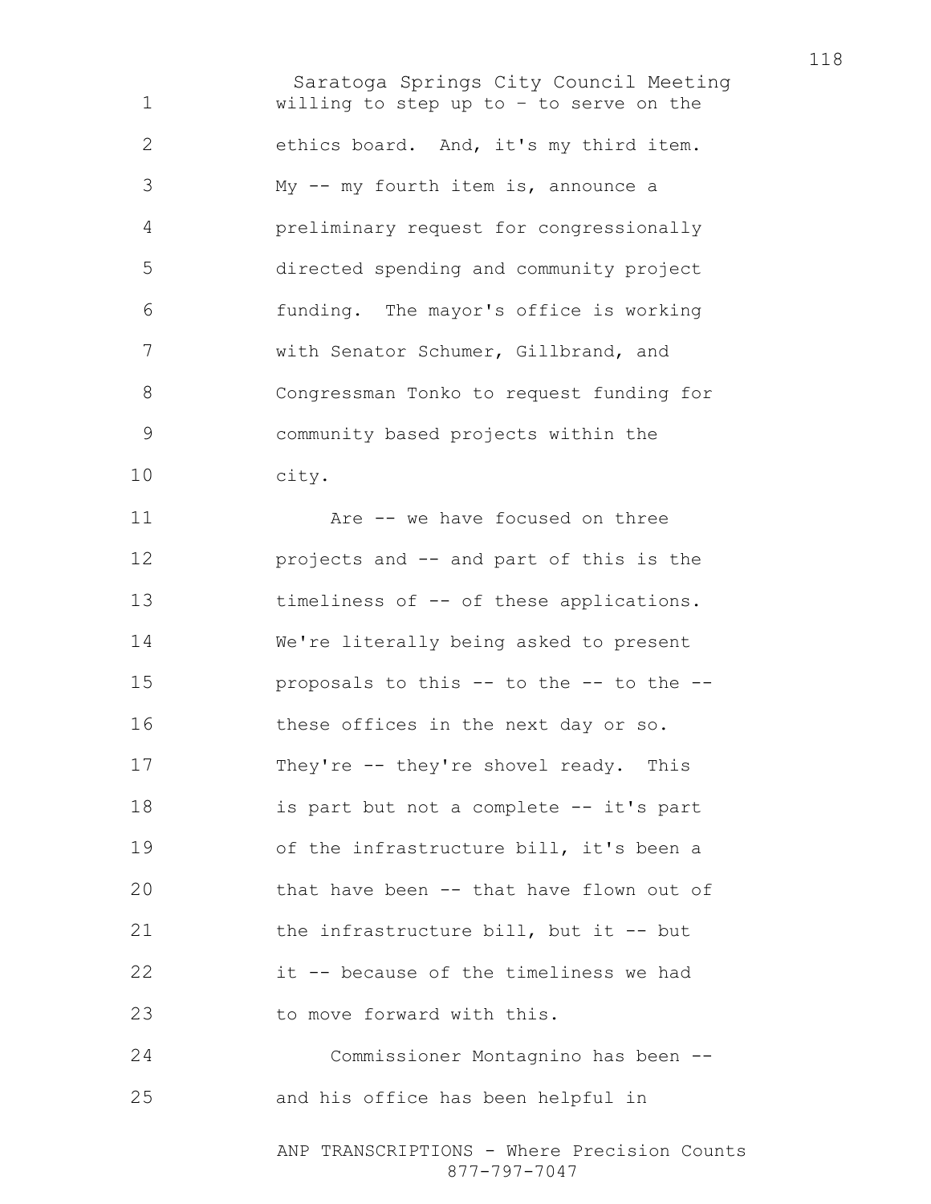willing to step up to – to serve on the ethics board. And, it's my third item. My -- my fourth item is, announce a preliminary request for congressionally directed spending and community project funding. The mayor's office is working with Senator Schumer, Gillbrand, and Congressman Tonko to request funding for community based projects within the city.

Are -- we have focused on three projects and -- and part of this is the timeliness of -- of these applications. We're literally being asked to present proposals to this -- to the -- to the -- these offices in the next day or so. They're -- they're shovel ready. This is part but not a complete -- it's part of the infrastructure bill, it's been a that have been -- that have flown out of the infrastructure bill, but it -- but it -- because of the timeliness we had to move forward with this.

Commissioner Montagnino has been -- and his office has been helpful in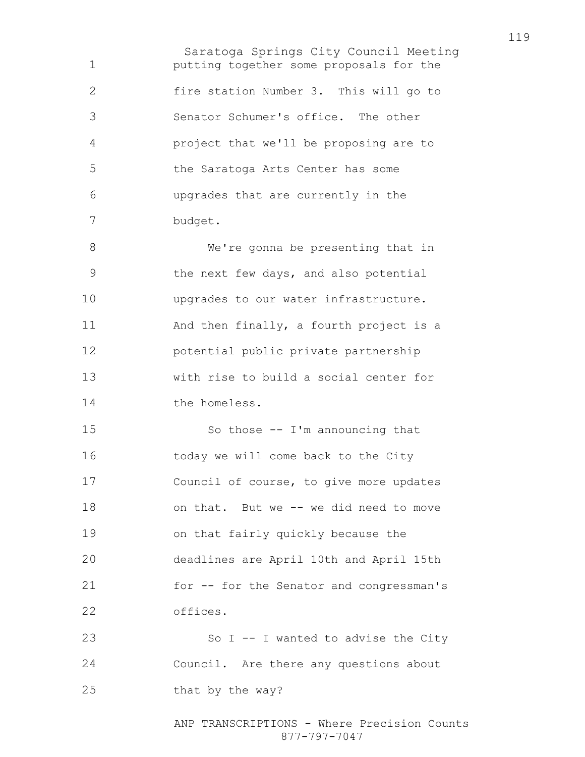putting together some proposals for the fire station Number 3. This will go to Senator Schumer's office. The other project that we'll be proposing are to the Saratoga Arts Center has some upgrades that are currently in the budget.

We're gonna be presenting that in the next few days, and also potential upgrades to our water infrastructure. And then finally, a fourth project is a potential public private partnership with rise to build a social center for the homeless.

So those -- I'm announcing that today we will come back to the City Council of course, to give more updates on that. But we -- we did need to move on that fairly quickly because the deadlines are April 10th and April 15th for -- for the Senator and congressman's offices.

So I -- I wanted to advise the City Council. Are there any questions about that by the way?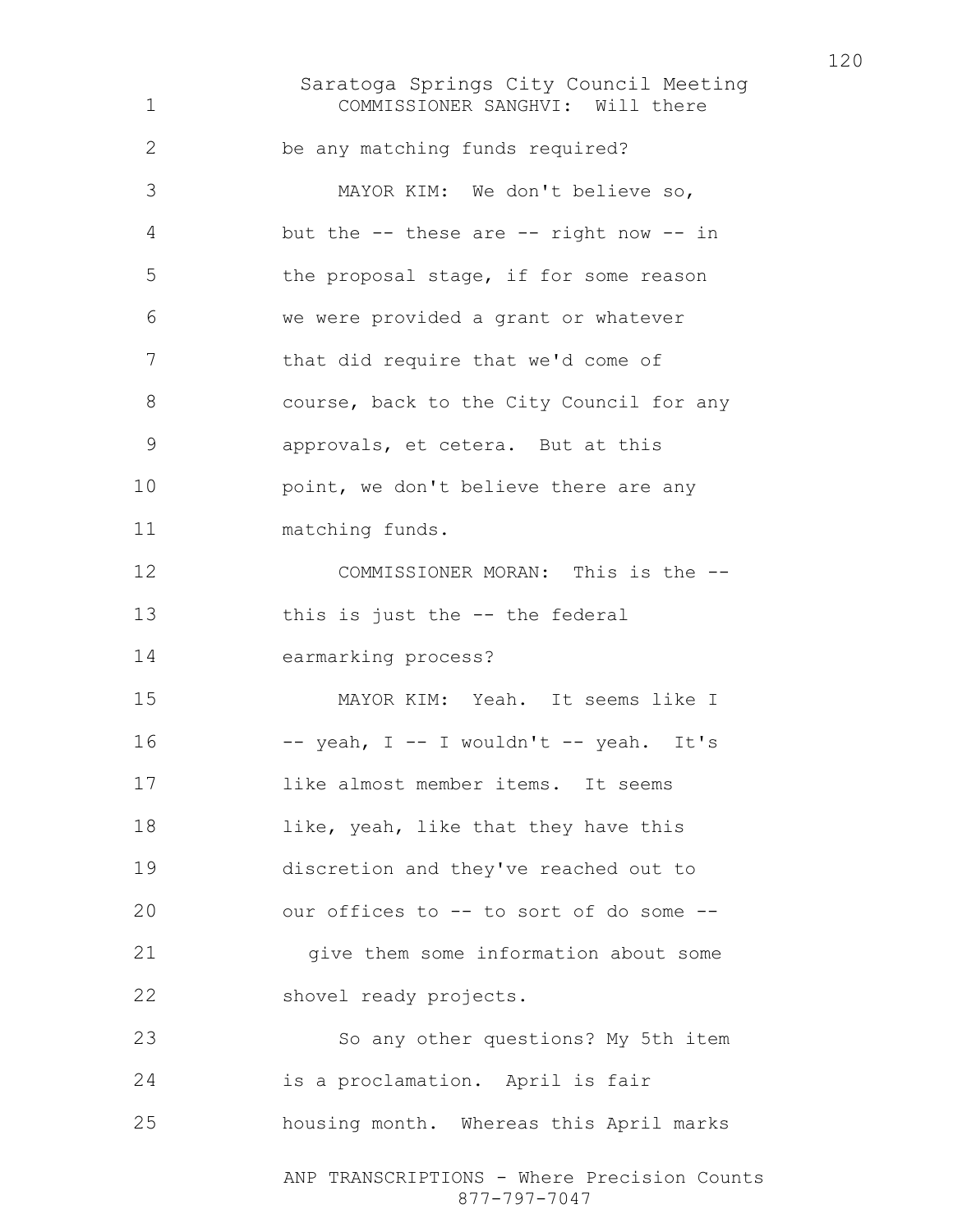COMMISSIONER SANGHVI: Will there be any matching funds required?

MAYOR KIM: We don't believe so, but the -- these are -- right now -- in the proposal stage, if for some reason we were provided a grant or whatever that did require that we'd come of course, back to the City Council for any approvals, et cetera. But at this point, we don't believe there are any matching funds.

COMMISSIONER MORAN: This is the -- this is just the -- the federal earmarking process?

MAYOR KIM: Yeah. It seems like I -- yeah, I -- I wouldn't -- yeah. It's like almost member items. It seems like, yeah, like that they have this discretion and they've reached out to our offices to -- to sort of do some -- give them some information about some shovel ready projects.

So any other questions? My 5th item is a proclamation. April is fair housing month. Whereas this April marks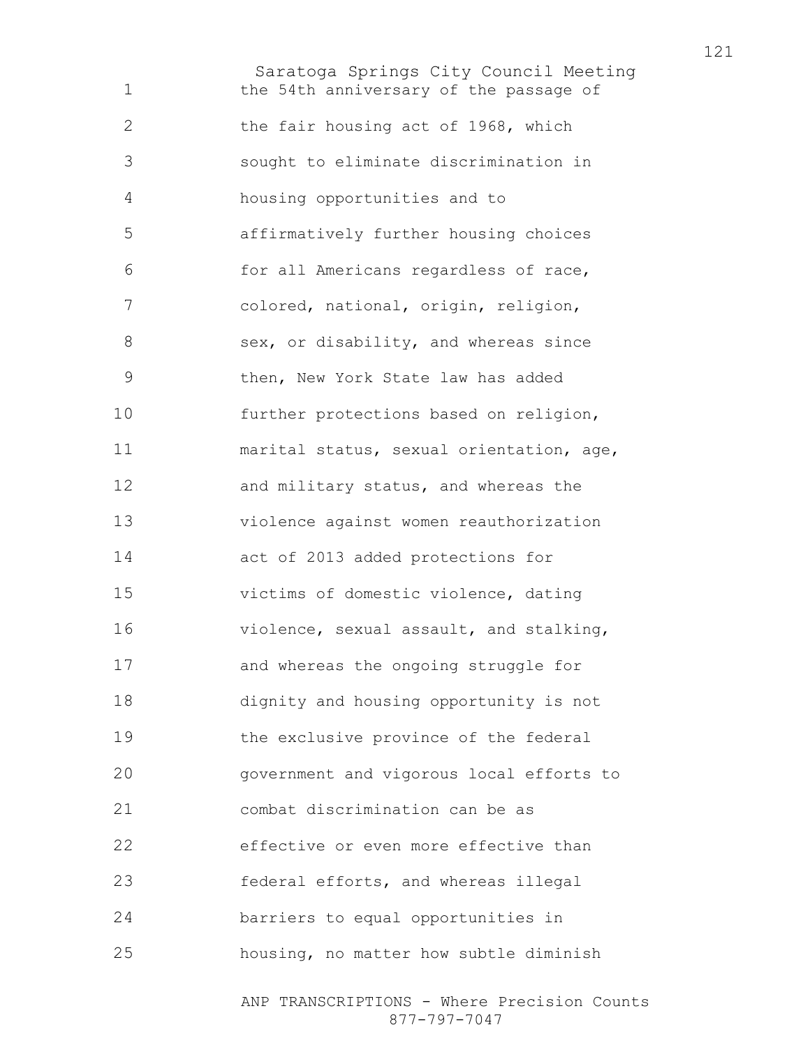1 the 54th anniversary of the passage of
2 the fair housing act of 1968, which
3 sought to eliminate discrimination in
4 housing opportunities and to
5 affirmatively further housing choices
6 for all Americans regardless of race,
7 colored, national, origin, religion,
8 sex, or disability, and whereas since
9 then, New York State law has added
10 further protections based on religion,
11 marital status, sexual orientation, age,
12 and military status, and whereas the
13 violence against women reauthorization
14 act of 2013 added protections for
15 victims of domestic violence, dating
16 violence, sexual assault, and stalking,
17 and whereas the ongoing struggle for
18 dignity and housing opportunity is not
19 the exclusive province of the federal
20 government and vigorous local efforts to
21 combat discrimination can be as
22 effective or even more effective than
23 federal efforts, and whereas illegal
24 barriers to equal opportunities in
25 housing, no matter how subtle diminish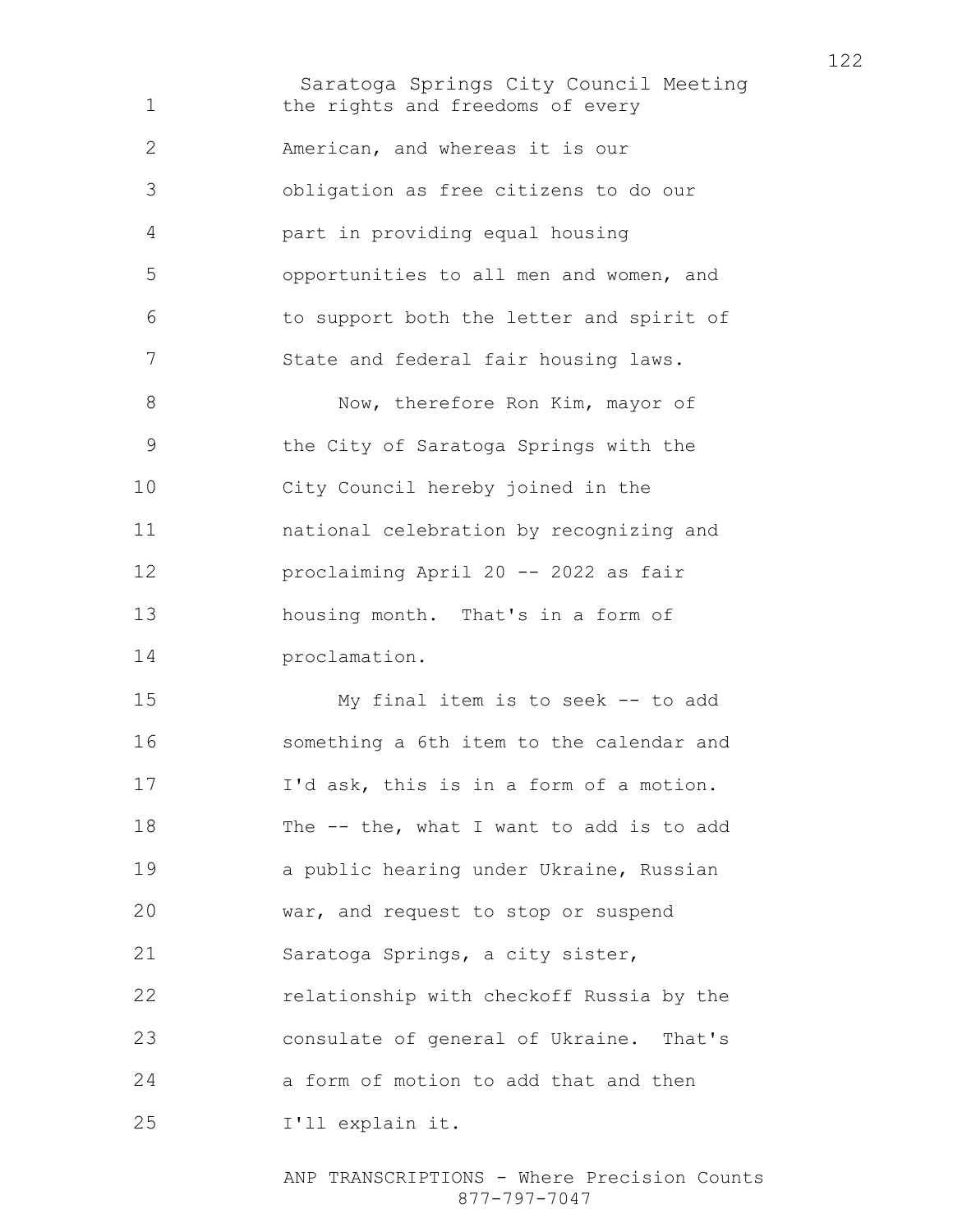the rights and freedoms of every American, and whereas it is our obligation as free citizens to do our part in providing equal housing opportunities to all men and women, and to support both the letter and spirit of State and federal fair housing laws.

Now, therefore Ron Kim, mayor of the City of Saratoga Springs with the City Council hereby joined in the national celebration by recognizing and proclaiming April 20 -- 2022 as fair housing month. That's in a form of proclamation.

My final item is to seek -- to add something a 6th item to the calendar and I'd ask, this is in a form of a motion. The -- the, what I want to add is to add a public hearing under Ukraine, Russian war, and request to stop or suspend Saratoga Springs, a city sister, relationship with checkoff Russia by the consulate of general of Ukraine. That's a form of motion to add that and then I'll explain it.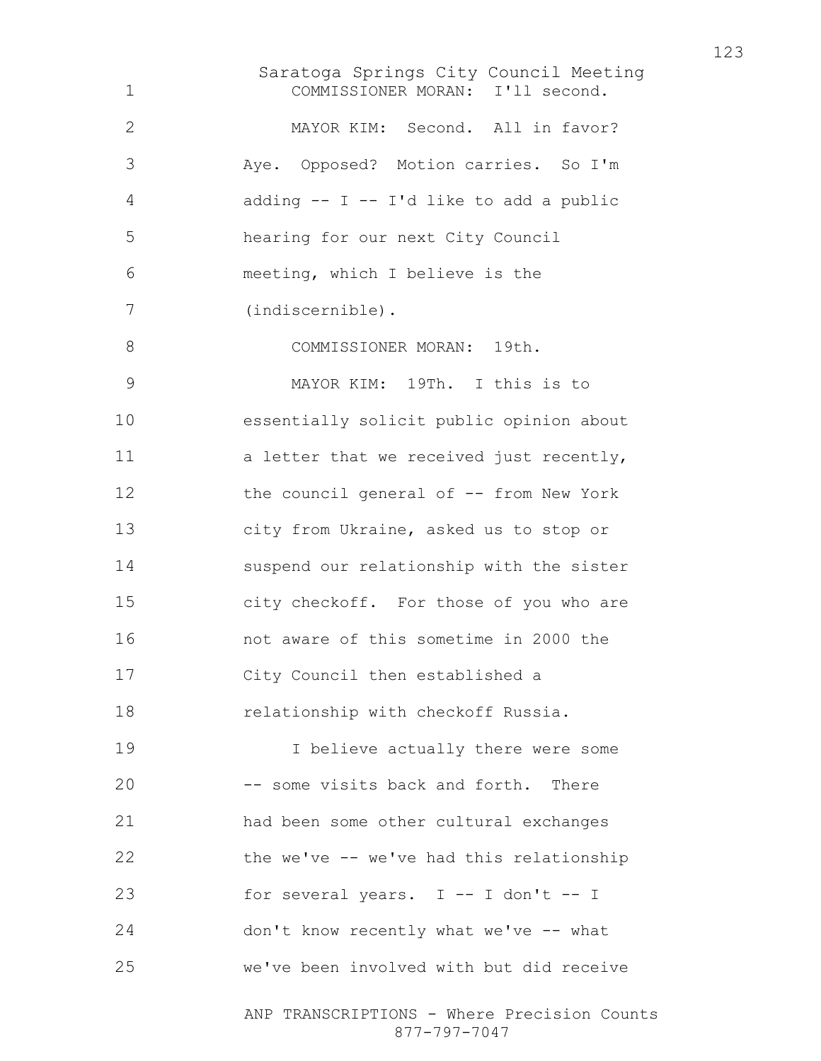COMMISSIONER MORAN: I'll second.

MAYOR KIM: Second. All in favor? Aye. Opposed? Motion carries. So I'm adding -- I -- I'd like to add a public hearing for our next City Council meeting, which I believe is the (indiscernible).

COMMISSIONER MORAN: 19th.

MAYOR KIM: 19Th. I this is to essentially solicit public opinion about a letter that we received just recently, the council general of -- from New York city from Ukraine, asked us to stop or suspend our relationship with the sister city checkoff. For those of you who are not aware of this sometime in 2000 the City Council then established a relationship with checkoff Russia.

I believe actually there were some -- some visits back and forth. There had been some other cultural exchanges the we've -- we've had this relationship for several years. I -- I don't -- I don't know recently what we've -- what we've been involved with but did receive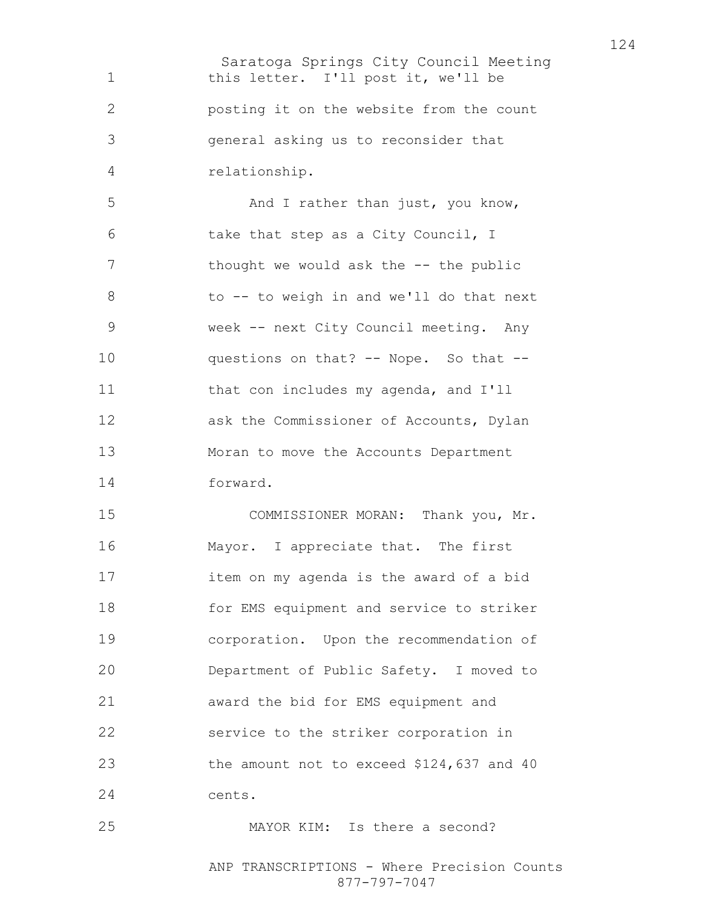this letter. I'll post it, we'll be posting it on the website from the count general asking us to reconsider that relationship.

And I rather than just, you know, take that step as a City Council, I thought we would ask the -- the public to -- to weigh in and we'll do that next week -- next City Council meeting. Any questions on that? -- Nope. So that -- that con includes my agenda, and I'll ask the Commissioner of Accounts, Dylan Moran to move the Accounts Department forward.

COMMISSIONER MORAN: Thank you, Mr. Mayor. I appreciate that. The first item on my agenda is the award of a bid for EMS equipment and service to striker corporation. Upon the recommendation of Department of Public Safety. I moved to award the bid for EMS equipment and service to the striker corporation in the amount not to exceed $124,637 and 40 cents.

MAYOR KIM: Is there a second?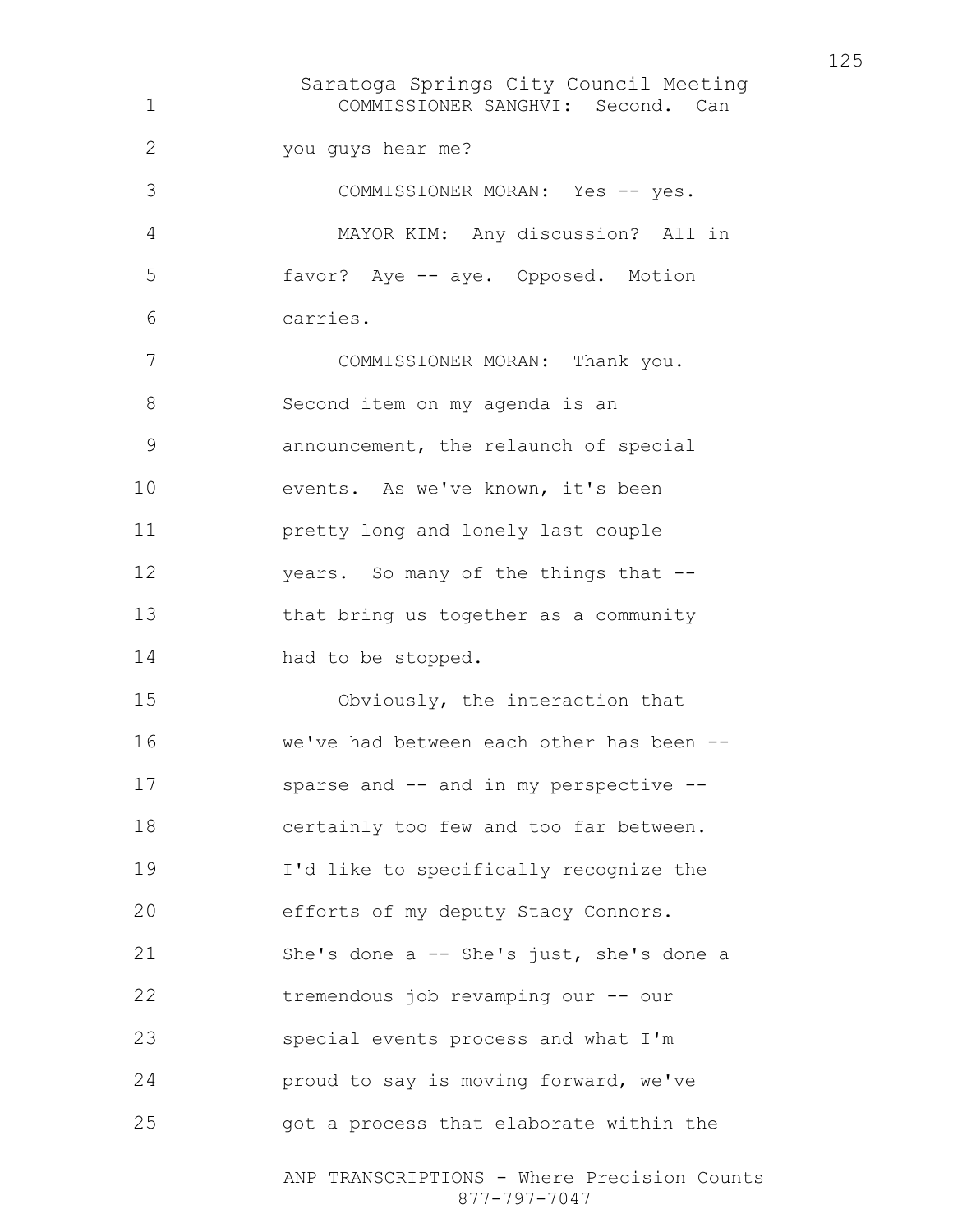COMMISSIONER SANGHVI: Second. Can you guys hear me?

COMMISSIONER MORAN: Yes -- yes.

MAYOR KIM: Any discussion? All in favor? Aye -- aye. Opposed. Motion carries.

COMMISSIONER MORAN: Thank you. Second item on my agenda is an announcement, the relaunch of special events. As we've known, it's been pretty long and lonely last couple years. So many of the things that -- that bring us together as a community had to be stopped.

Obviously, the interaction that we've had between each other has been -- sparse and -- and in my perspective -- certainly too few and too far between. I'd like to specifically recognize the efforts of my deputy Stacy Connors. She's done a -- She's just, she's done a tremendous job revamping our -- our special events process and what I'm proud to say is moving forward, we've got a process that elaborate within the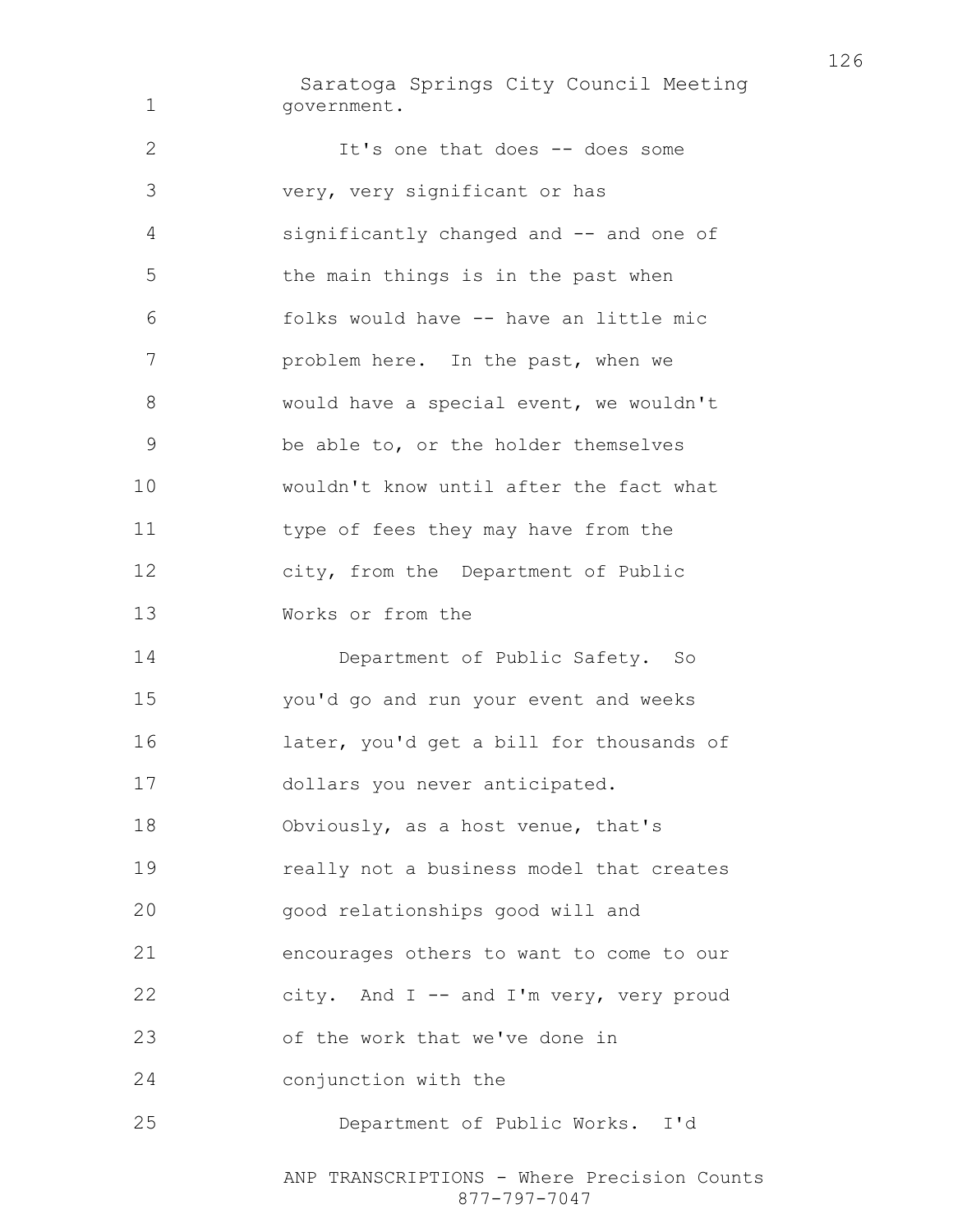government.

It's one that does -- does some very, very significant or has significantly changed and -- and one of the main things is in the past when folks would have -- have an little mic problem here. In the past, when we would have a special event, we wouldn't be able to, or the holder themselves wouldn't know until after the fact what type of fees they may have from the city, from the Department of Public Works or from the

Department of Public Safety. So you'd go and run your event and weeks later, you'd get a bill for thousands of dollars you never anticipated. Obviously, as a host venue, that's really not a business model that creates good relationships good will and encourages others to want to come to our city. And I -- and I'm very, very proud of the work that we've done in conjunction with the

Department of Public Works. I'd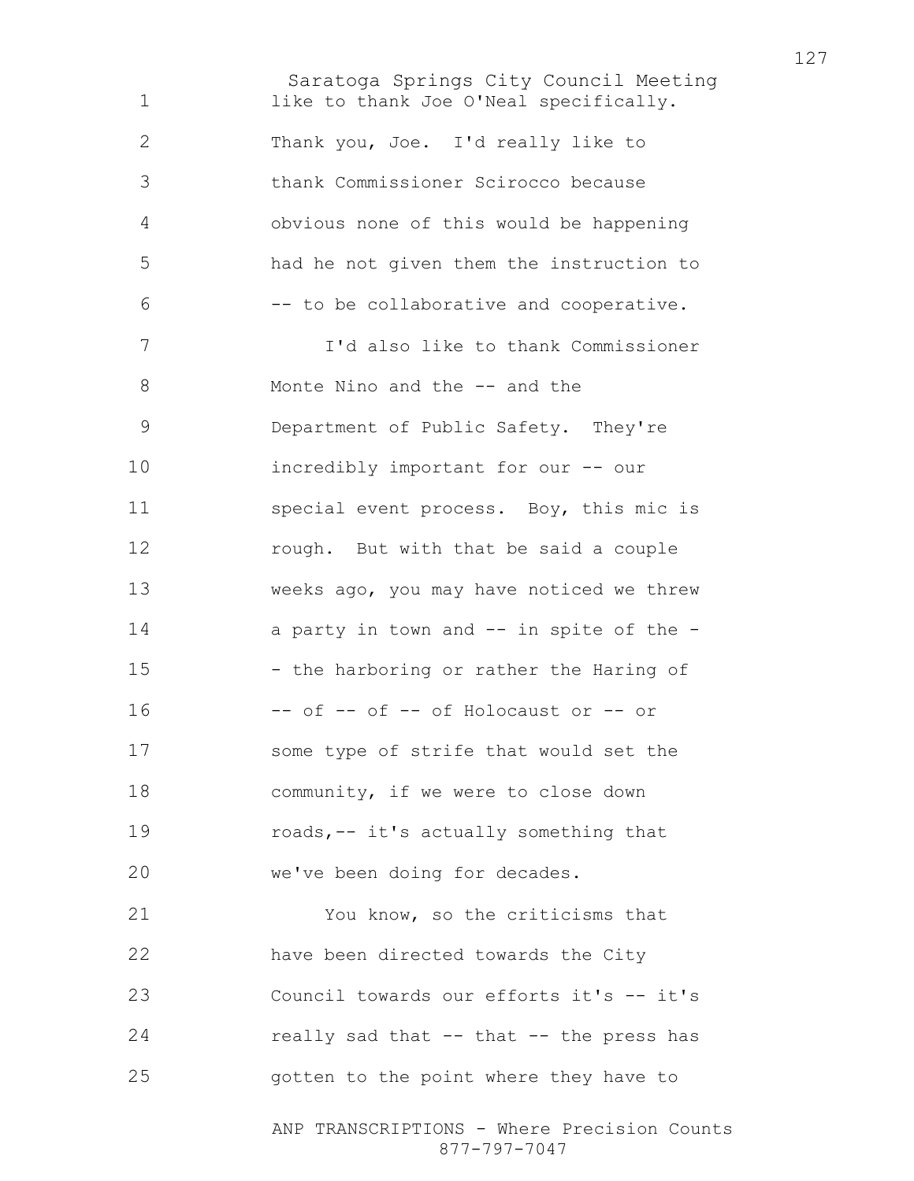like to thank Joe O'Neal specifically. Thank you, Joe. I'd really like to thank Commissioner Scirocco because obvious none of this would be happening had he not given them the instruction to -- to be collaborative and cooperative.

I'd also like to thank Commissioner Monte Nino and the -- and the Department of Public Safety. They're incredibly important for our -- our special event process. Boy, this mic is rough. But with that be said a couple weeks ago, you may have noticed we threw a party in town and -- in spite of the -- the harboring or rather the Haring of -- of -- of -- of Holocaust or -- or some type of strife that would set the community, if we were to close down roads,-- it's actually something that we've been doing for decades.

You know, so the criticisms that have been directed towards the City Council towards our efforts it's -- it's really sad that -- that -- the press has gotten to the point where they have to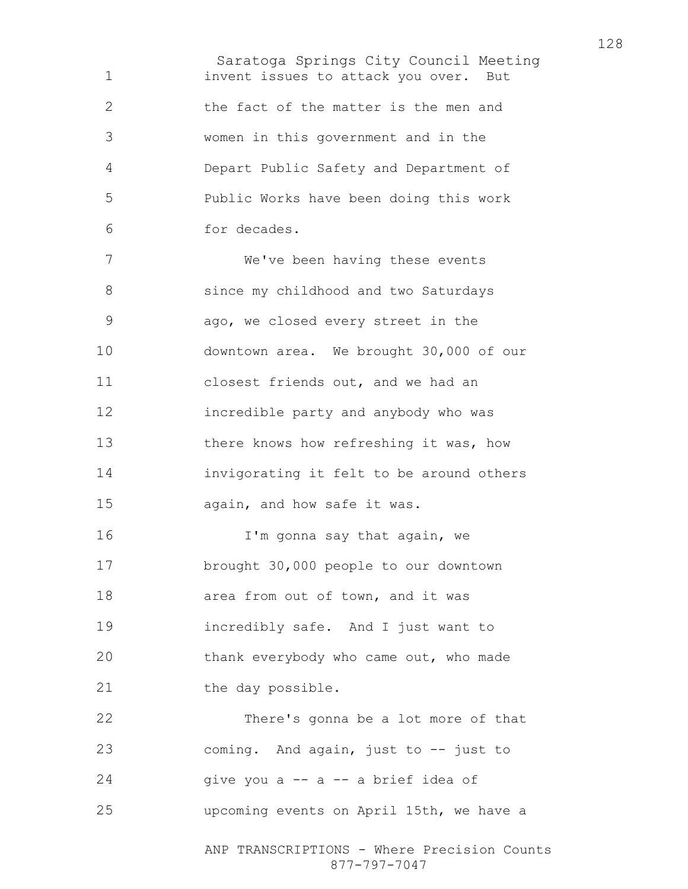invent issues to attack you over. But the fact of the matter is the men and women in this government and in the Depart Public Safety and Department of Public Works have been doing this work for decades.

We've been having these events since my childhood and two Saturdays ago, we closed every street in the downtown area. We brought 30,000 of our closest friends out, and we had an incredible party and anybody who was there knows how refreshing it was, how invigorating it felt to be around others again, and how safe it was.

I'm gonna say that again, we brought 30,000 people to our downtown area from out of town, and it was incredibly safe. And I just want to thank everybody who came out, who made the day possible.

There's gonna be a lot more of that coming. And again, just to -- just to give you a -- a -- a brief idea of upcoming events on April 15th, we have a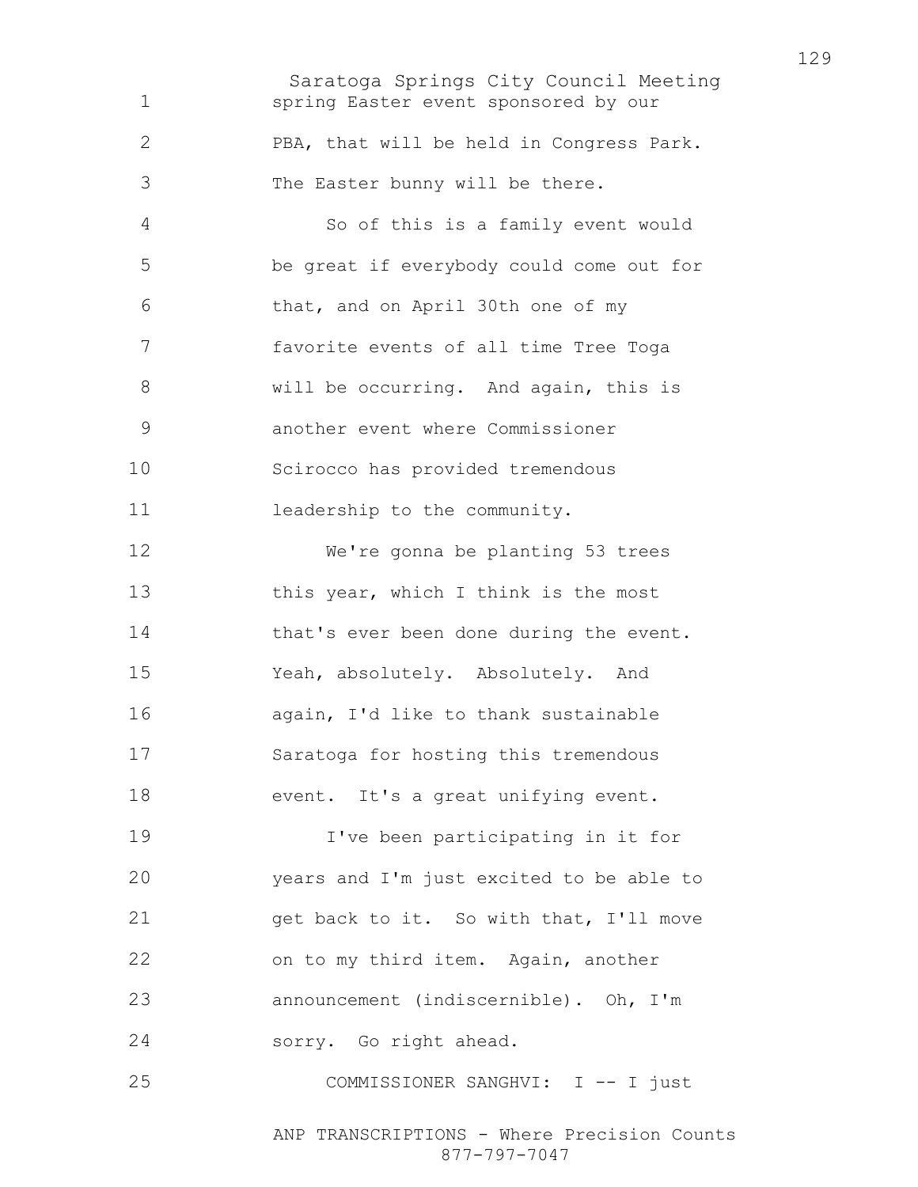spring Easter event sponsored by our PBA, that will be held in Congress Park. The Easter bunny will be there.

So of this is a family event would be great if everybody could come out for that, and on April 30th one of my favorite events of all time Tree Toga will be occurring. And again, this is another event where Commissioner Scirocco has provided tremendous leadership to the community.

We're gonna be planting 53 trees this year, which I think is the most that's ever been done during the event. Yeah, absolutely. Absolutely. And again, I'd like to thank sustainable Saratoga for hosting this tremendous event. It's a great unifying event.

I've been participating in it for years and I'm just excited to be able to get back to it. So with that, I'll move on to my third item. Again, another announcement (indiscernible). Oh, I'm sorry. Go right ahead.

COMMISSIONER SANGHVI: I -- I just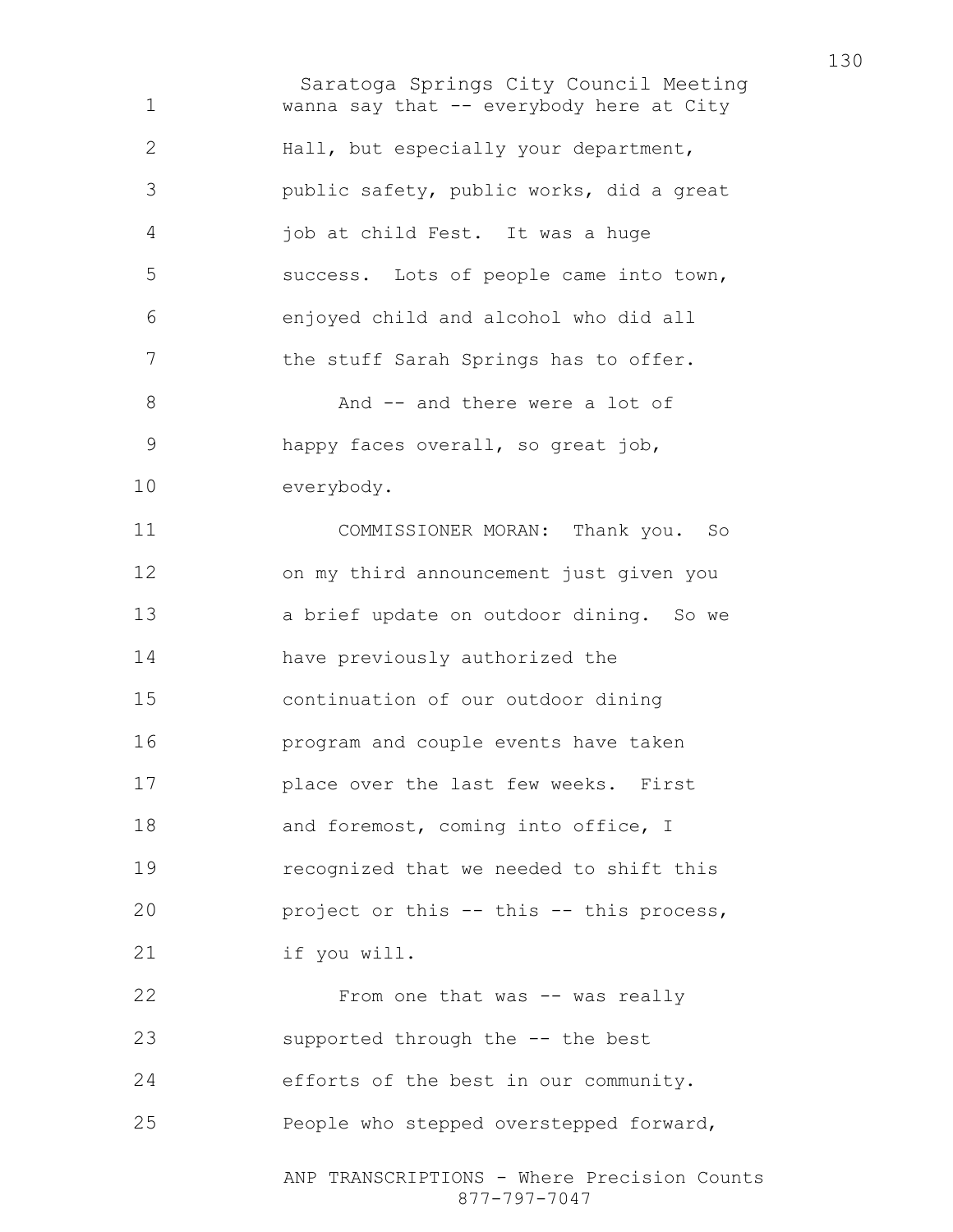wanna say that -- everybody here at City Hall, but especially your department, public safety, public works, did a great job at child Fest. It was a huge success. Lots of people came into town, enjoyed child and alcohol who did all the stuff Sarah Springs has to offer.

And -- and there were a lot of happy faces overall, so great job, everybody.

COMMISSIONER MORAN: Thank you. So on my third announcement just given you a brief update on outdoor dining. So we have previously authorized the continuation of our outdoor dining program and couple events have taken place over the last few weeks. First and foremost, coming into office, I recognized that we needed to shift this project or this -- this -- this process, if you will.

From one that was -- was really supported through the -- the best efforts of the best in our community. People who stepped overstepped forward,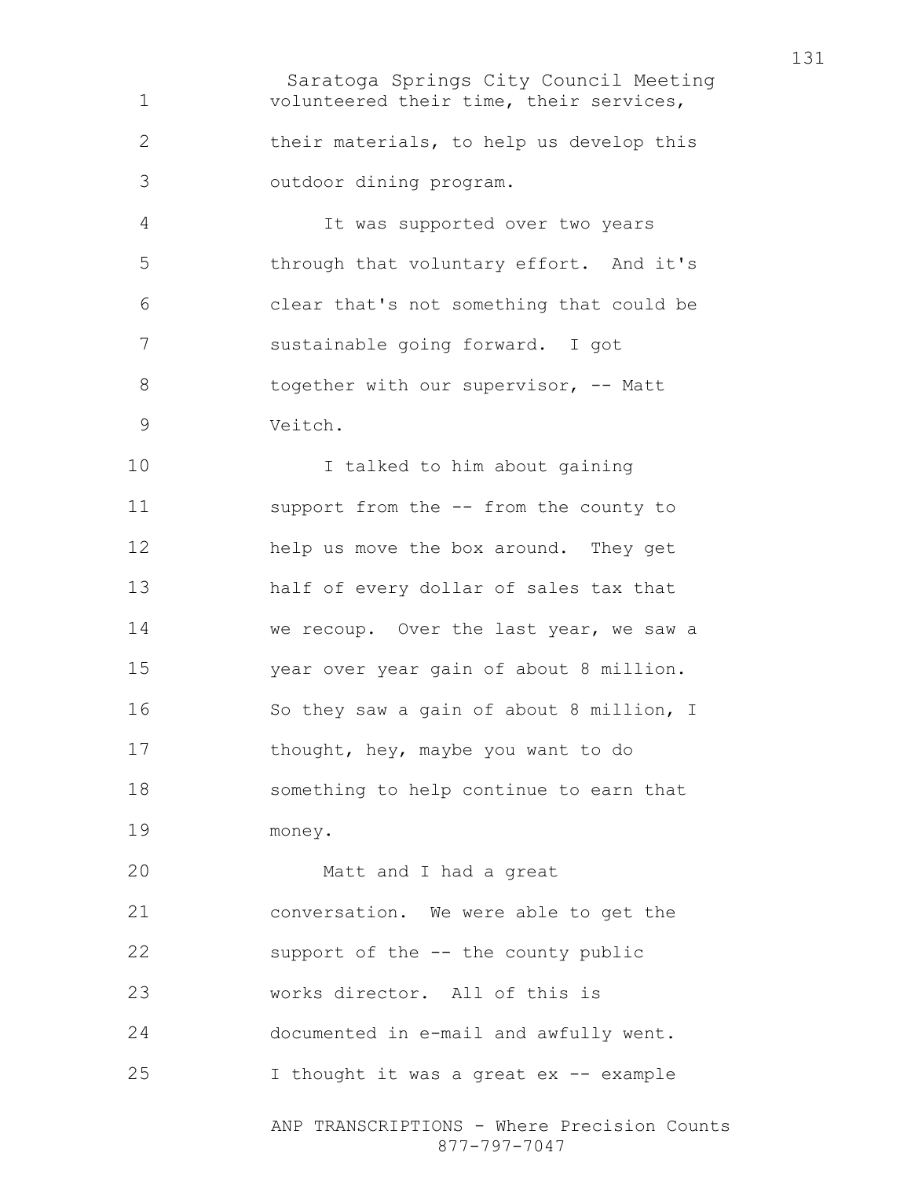volunteered their time, their services, their materials, to help us develop this outdoor dining program.

It was supported over two years through that voluntary effort. And it's clear that's not something that could be sustainable going forward. I got together with our supervisor, -- Matt Veitch.

I talked to him about gaining support from the -- from the county to help us move the box around. They get half of every dollar of sales tax that we recoup. Over the last year, we saw a year over year gain of about 8 million. So they saw a gain of about 8 million, I thought, hey, maybe you want to do something to help continue to earn that money.

Matt and I had a great conversation. We were able to get the support of the -- the county public works director. All of this is documented in e-mail and awfully went. I thought it was a great ex -- example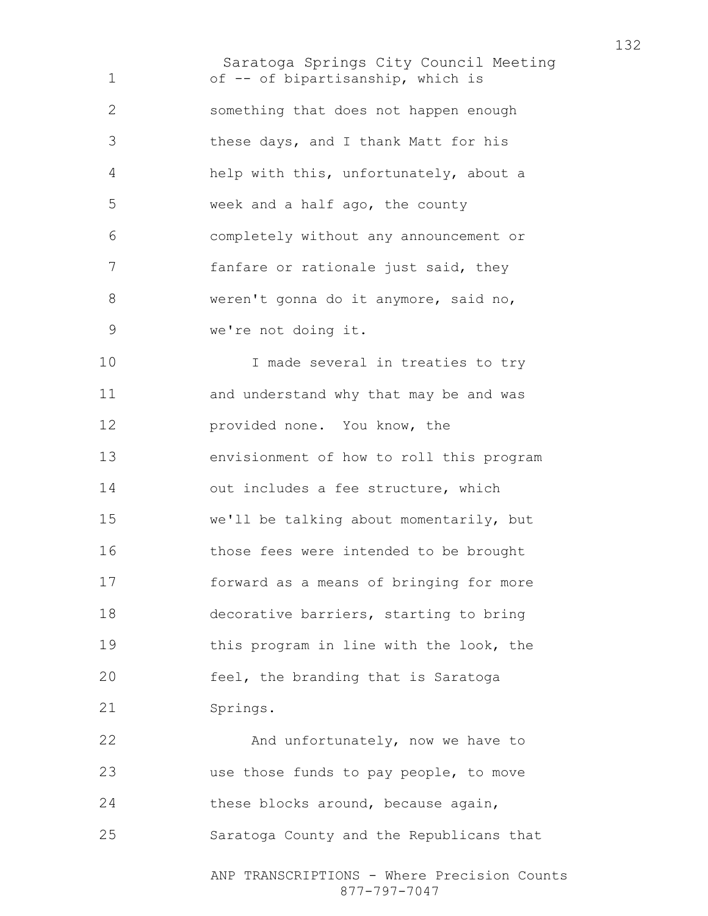of -- of bipartisanship, which is something that does not happen enough these days, and I thank Matt for his help with this, unfortunately, about a week and a half ago, the county completely without any announcement or fanfare or rationale just said, they weren't gonna do it anymore, said no, we're not doing it.

I made several in treaties to try and understand why that may be and was provided none. You know, the envisionment of how to roll this program out includes a fee structure, which we'll be talking about momentarily, but those fees were intended to be brought forward as a means of bringing for more decorative barriers, starting to bring this program in line with the look, the feel, the branding that is Saratoga Springs.

And unfortunately, now we have to use those funds to pay people, to move these blocks around, because again, Saratoga County and the Republicans that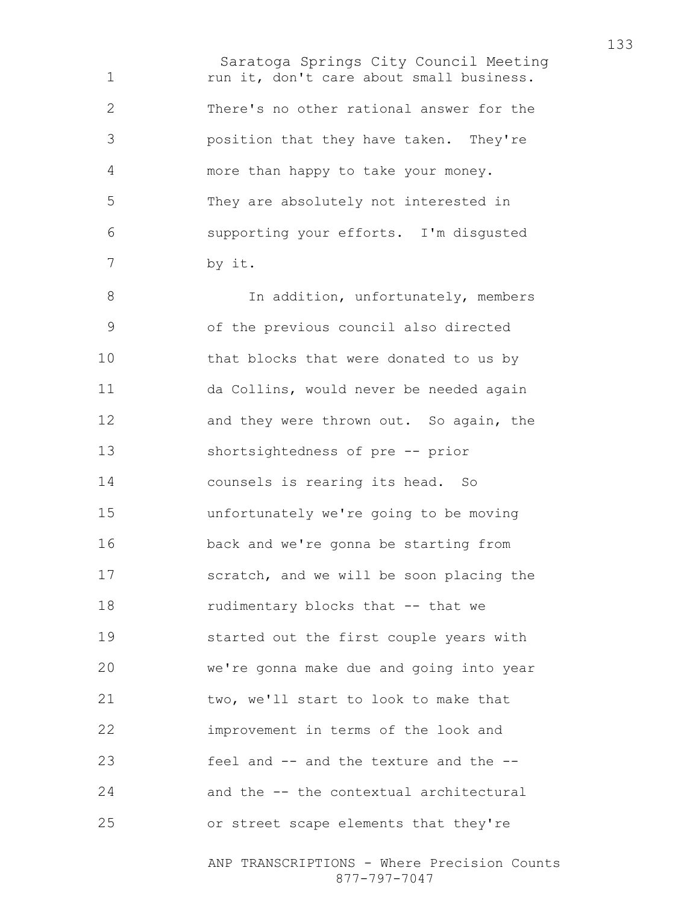run it, don't care about small business. There's no other rational answer for the position that they have taken. They're more than happy to take your money. They are absolutely not interested in supporting your efforts. I'm disgusted by it.

In addition, unfortunately, members of the previous council also directed that blocks that were donated to us by da Collins, would never be needed again and they were thrown out. So again, the shortsightedness of pre -- prior counsels is rearing its head. So unfortunately we're going to be moving back and we're gonna be starting from scratch, and we will be soon placing the rudimentary blocks that -- that we started out the first couple years with we're gonna make due and going into year two, we'll start to look to make that improvement in terms of the look and feel and -- and the texture and the -- and the -- the contextual architectural or street scape elements that they're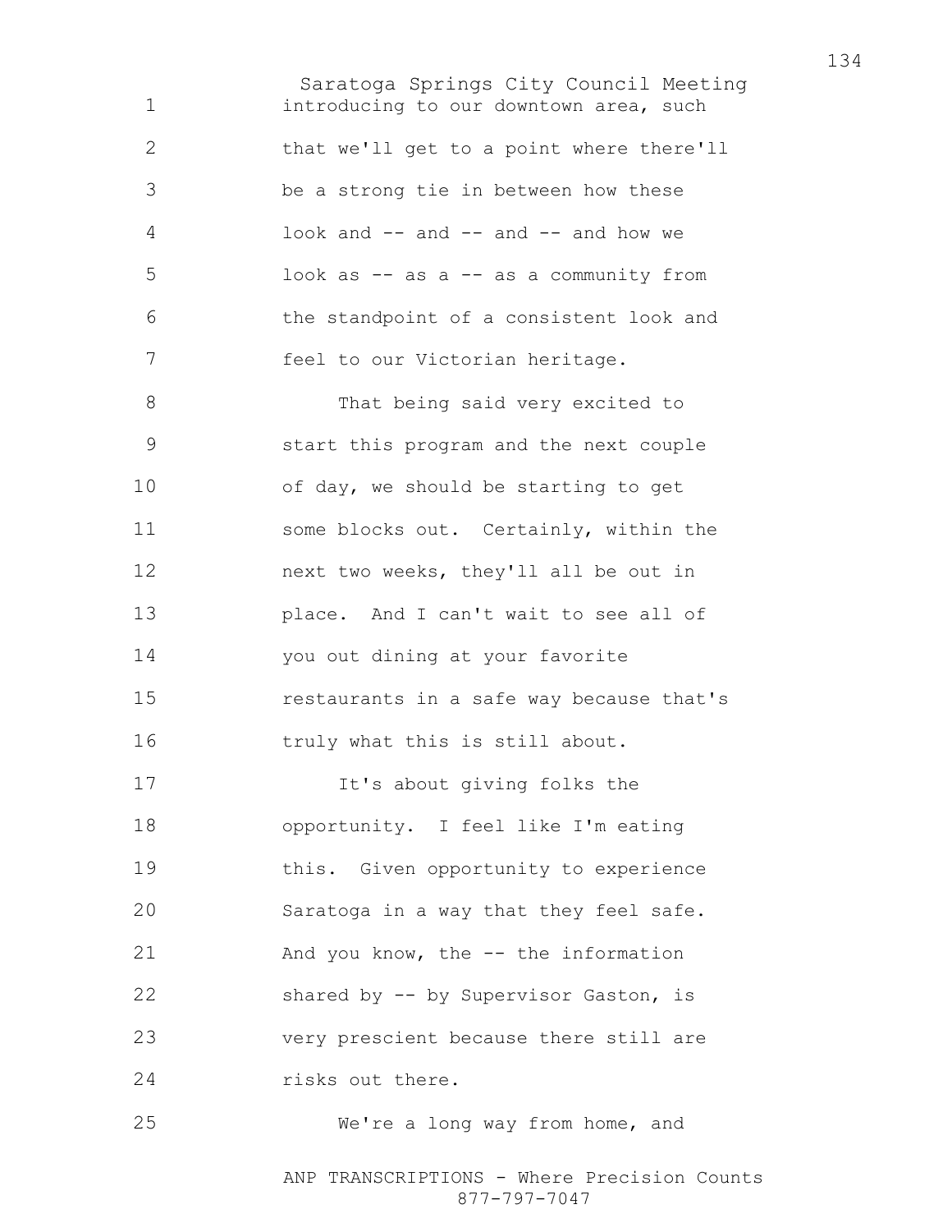introducing to our downtown area, such that we'll get to a point where there'll be a strong tie in between how these look and -- and -- and -- and how we look as -- as a -- as a community from the standpoint of a consistent look and feel to our Victorian heritage.

That being said very excited to start this program and the next couple of day, we should be starting to get some blocks out. Certainly, within the next two weeks, they'll all be out in place. And I can't wait to see all of you out dining at your favorite restaurants in a safe way because that's truly what this is still about.

It's about giving folks the opportunity. I feel like I'm eating this. Given opportunity to experience Saratoga in a way that they feel safe. And you know, the -- the information shared by -- by Supervisor Gaston, is very prescient because there still are risks out there.

We're a long way from home, and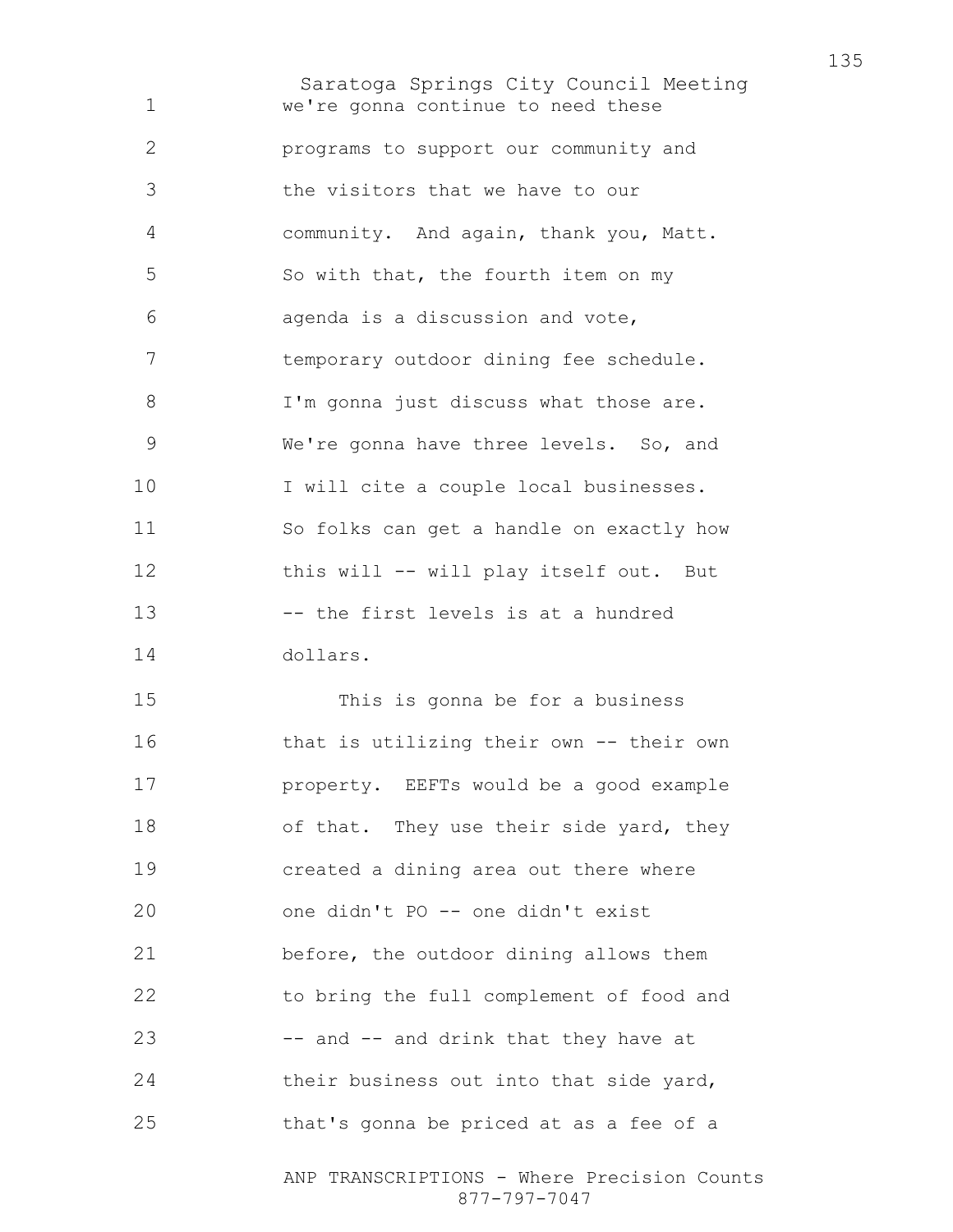we're gonna continue to need these programs to support our community and the visitors that we have to our community. And again, thank you, Matt. So with that, the fourth item on my agenda is a discussion and vote, temporary outdoor dining fee schedule. I'm gonna just discuss what those are. We're gonna have three levels. So, and I will cite a couple local businesses. So folks can get a handle on exactly how this will -- will play itself out. But -- the first levels is at a hundred dollars.

This is gonna be for a business that is utilizing their own -- their own property. EEFTs would be a good example of that. They use their side yard, they created a dining area out there where one didn't PO -- one didn't exist before, the outdoor dining allows them to bring the full complement of food and -- and -- and drink that they have at their business out into that side yard, that's gonna be priced at as a fee of a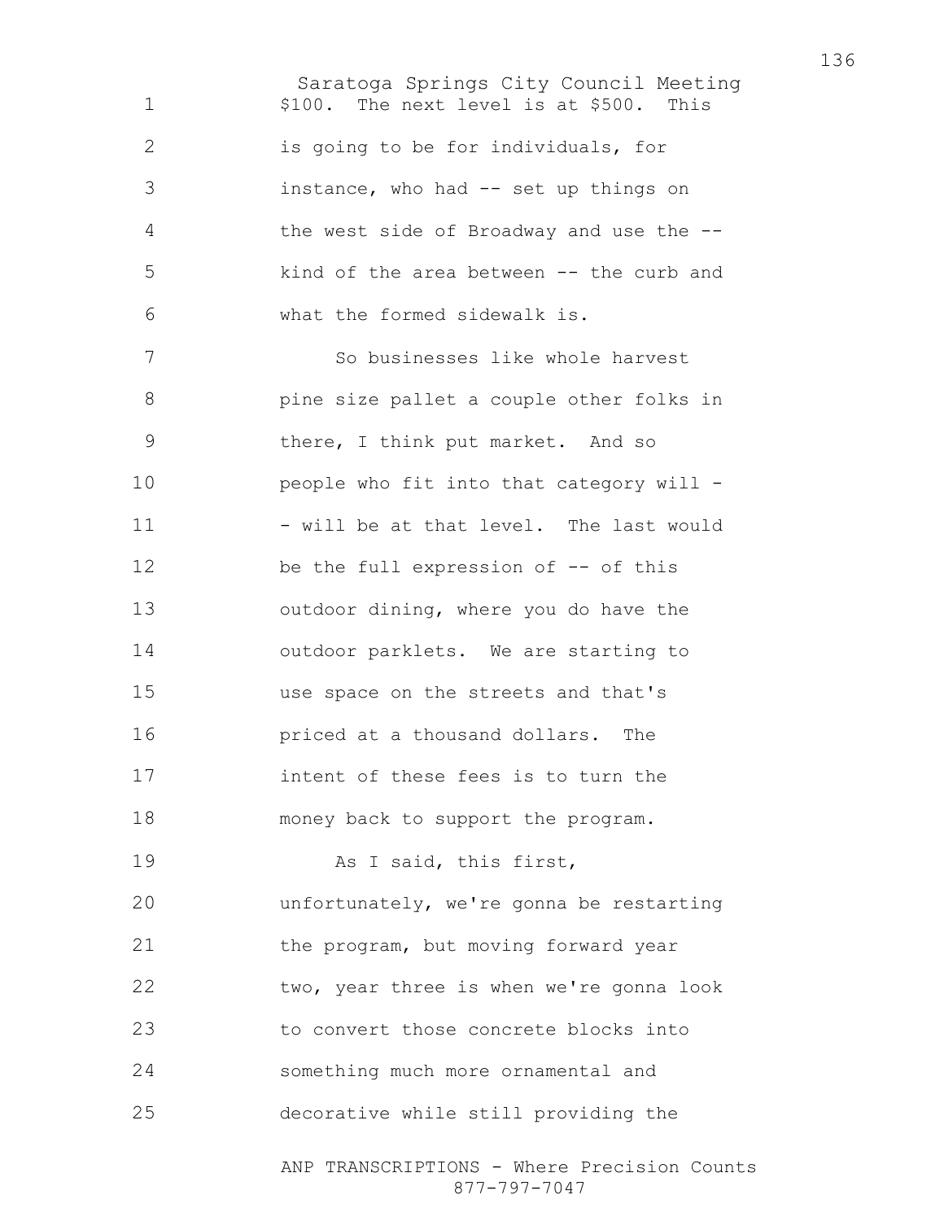$100. The next level is at $500. This is going to be for individuals, for instance, who had -- set up things on the west side of Broadway and use the -- kind of the area between -- the curb and what the formed sidewalk is.

So businesses like whole harvest pine size pallet a couple other folks in there, I think put market. And so people who fit into that category will -- will be at that level. The last would be the full expression of -- of this outdoor dining, where you do have the outdoor parklets. We are starting to use space on the streets and that's priced at a thousand dollars. The intent of these fees is to turn the money back to support the program.

As I said, this first, unfortunately, we're gonna be restarting the program, but moving forward year two, year three is when we're gonna look to convert those concrete blocks into something much more ornamental and decorative while still providing the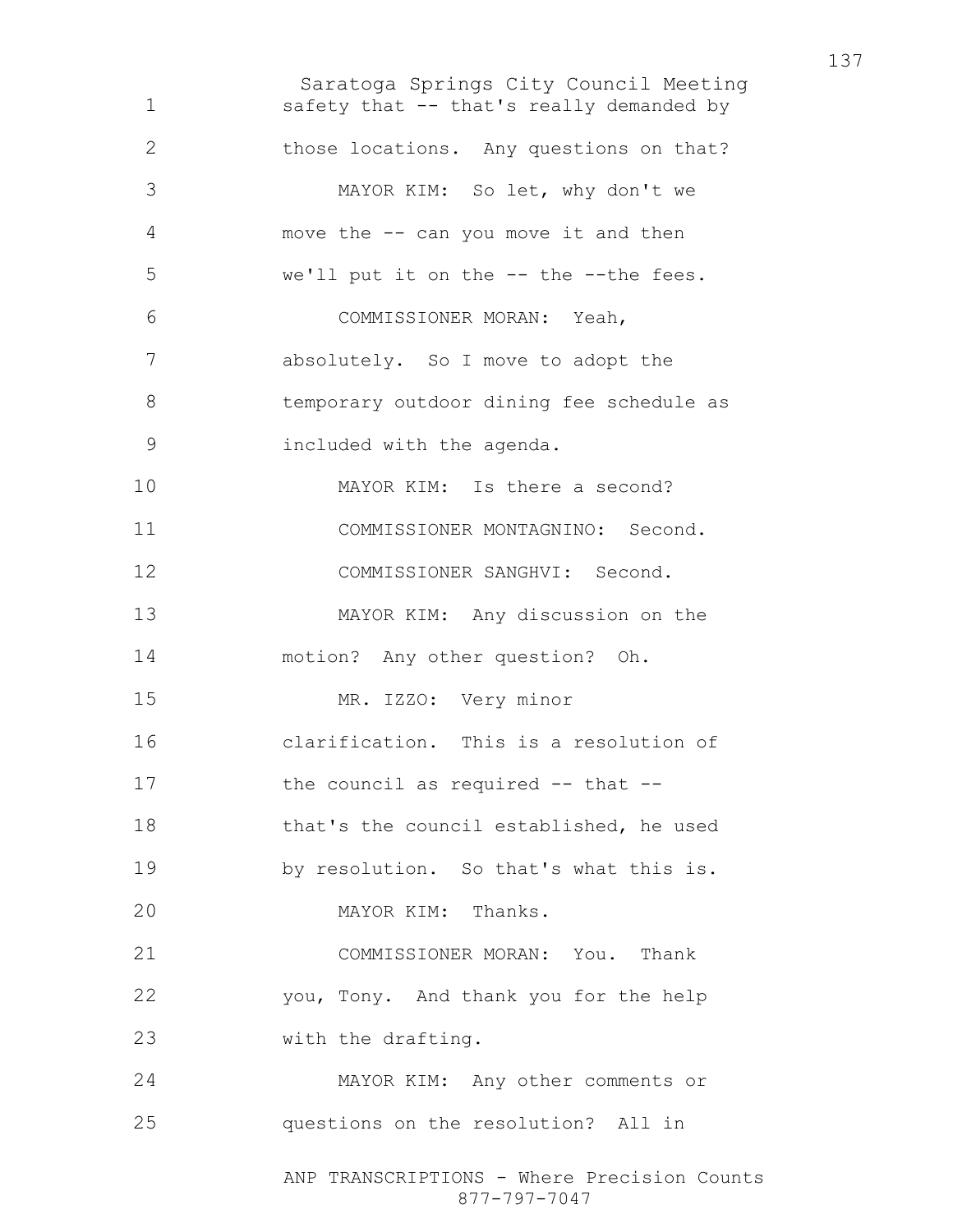1 safety that -- that's really demanded by

2 those locations. Any questions on that?

3 MAYOR KIM: So let, why don't we

4 move the -- can you move it and then

5 we'll put it on the -- the --the fees.

6 COMMISSIONER MORAN: Yeah,

7 absolutely. So I move to adopt the

8 temporary outdoor dining fee schedule as

9 included with the agenda.

10 MAYOR KIM: Is there a second?

11 COMMISSIONER MONTAGNINO: Second.

12 COMMISSIONER SANGHVI: Second.

13 MAYOR KIM: Any discussion on the

14 motion? Any other question? Oh.

15 MR. IZZO: Very minor

16 clarification. This is a resolution of

17 the council as required -- that --

18 that's the council established, he used

19 by resolution. So that's what this is.

20 MAYOR KIM: Thanks.

21 COMMISSIONER MORAN: You. Thank

22 you, Tony. And thank you for the help

23 with the drafting.

24 MAYOR KIM: Any other comments or

25 questions on the resolution? All in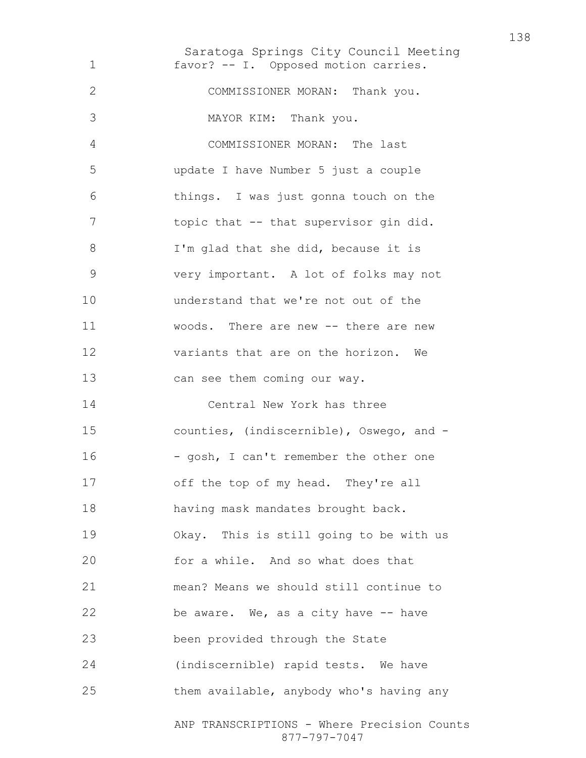favor? -- I. Opposed motion carries.

COMMISSIONER MORAN: Thank you.

MAYOR KIM: Thank you.

COMMISSIONER MORAN: The last update I have Number 5 just a couple things. I was just gonna touch on the topic that -- that supervisor gin did. I'm glad that she did, because it is very important. A lot of folks may not understand that we're not out of the woods. There are new -- there are new variants that are on the horizon. We can see them coming our way.

Central New York has three counties, (indiscernible), Oswego, and -- gosh, I can't remember the other one off the top of my head. They're all having mask mandates brought back. Okay. This is still going to be with us for a while. And so what does that mean? Means we should still continue to be aware. We, as a city have -- have been provided through the State (indiscernible) rapid tests. We have them available, anybody who's having any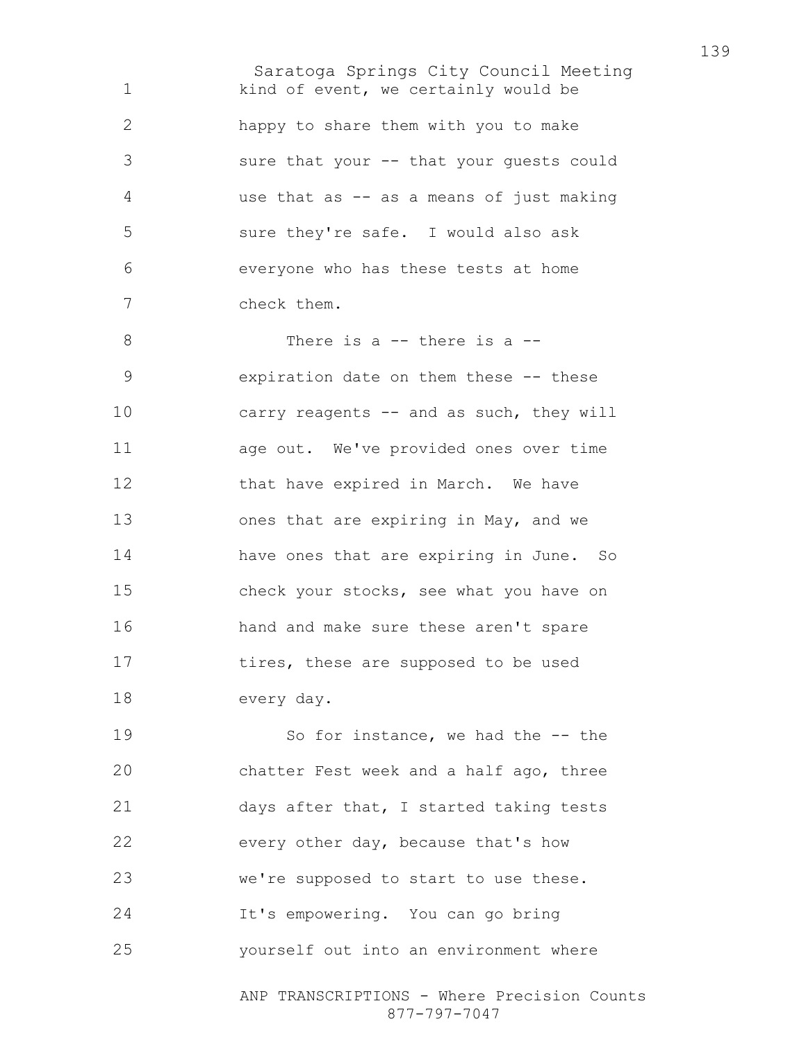kind of event, we certainly would be happy to share them with you to make sure that your -- that your guests could use that as -- as a means of just making sure they're safe. I would also ask everyone who has these tests at home check them.

There is a -- there is a -- expiration date on them these -- these carry reagents -- and as such, they will age out. We've provided ones over time that have expired in March. We have ones that are expiring in May, and we have ones that are expiring in June. So check your stocks, see what you have on hand and make sure these aren't spare tires, these are supposed to be used every day.

So for instance, we had the -- the chatter Fest week and a half ago, three days after that, I started taking tests every other day, because that's how we're supposed to start to use these. It's empowering. You can go bring yourself out into an environment where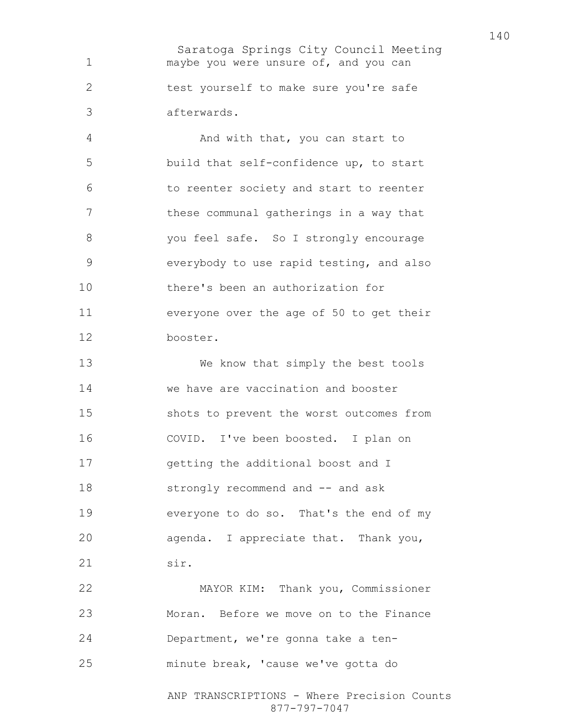maybe you were unsure of, and you can test yourself to make sure you're safe afterwards.

And with that, you can start to build that self-confidence up, to start to reenter society and start to reenter these communal gatherings in a way that you feel safe. So I strongly encourage everybody to use rapid testing, and also there's been an authorization for everyone over the age of 50 to get their booster.

We know that simply the best tools we have are vaccination and booster shots to prevent the worst outcomes from COVID. I've been boosted. I plan on getting the additional boost and I strongly recommend and -- and ask everyone to do so. That's the end of my agenda. I appreciate that. Thank you, sir.

MAYOR KIM: Thank you, Commissioner Moran. Before we move on to the Finance Department, we're gonna take a ten-minute break, 'cause we've gotta do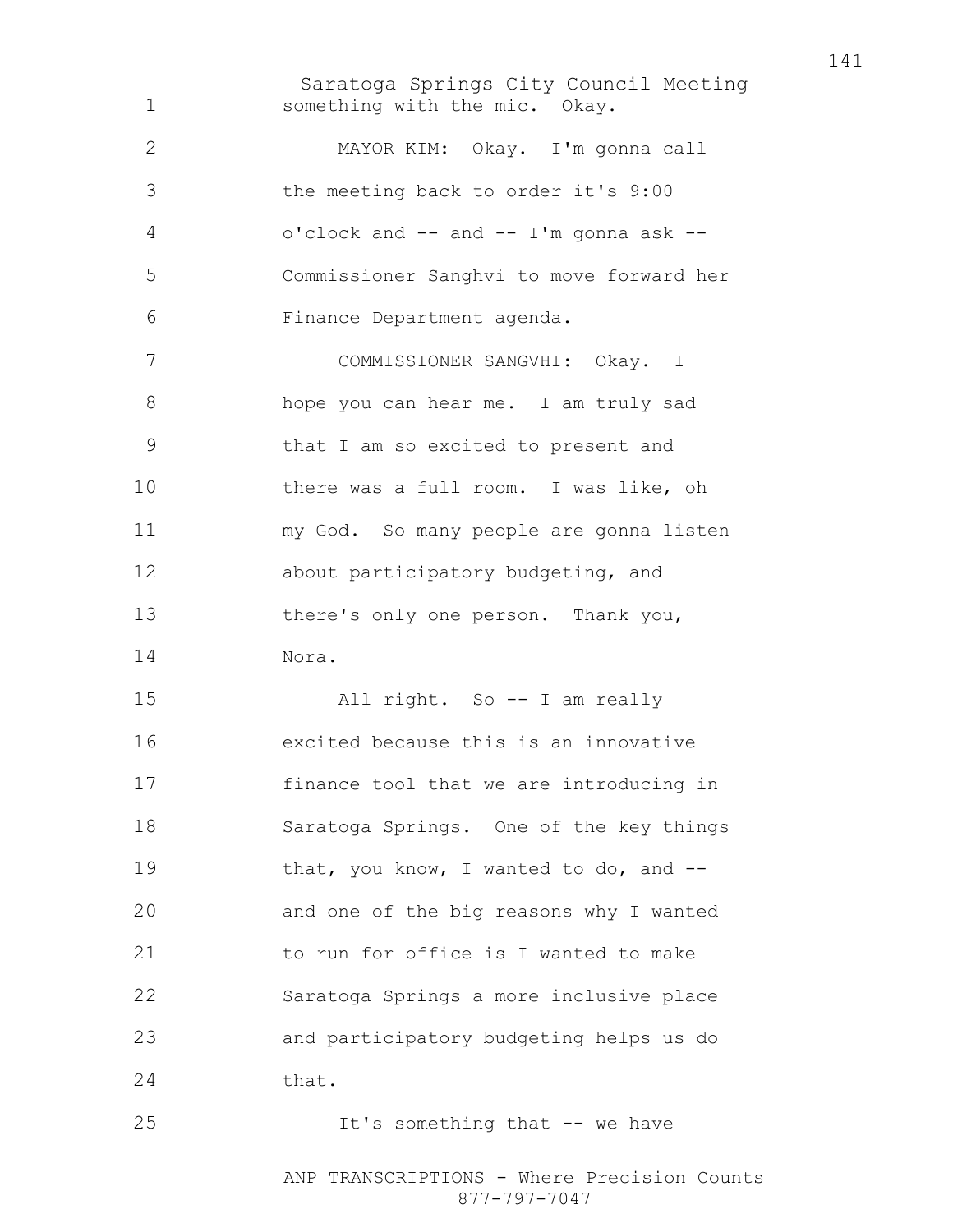something with the mic. Okay.

MAYOR KIM: Okay. I'm gonna call the meeting back to order it's 9:00 o'clock and -- and -- I'm gonna ask -- Commissioner Sanghvi to move forward her Finance Department agenda.

COMMISSIONER SANGVHI: Okay. I hope you can hear me. I am truly sad that I am so excited to present and there was a full room. I was like, oh my God. So many people are gonna listen about participatory budgeting, and there's only one person. Thank you, Nora.

All right. So -- I am really excited because this is an innovative finance tool that we are introducing in Saratoga Springs. One of the key things that, you know, I wanted to do, and -- and one of the big reasons why I wanted to run for office is I wanted to make Saratoga Springs a more inclusive place and participatory budgeting helps us do that.

It's something that -- we have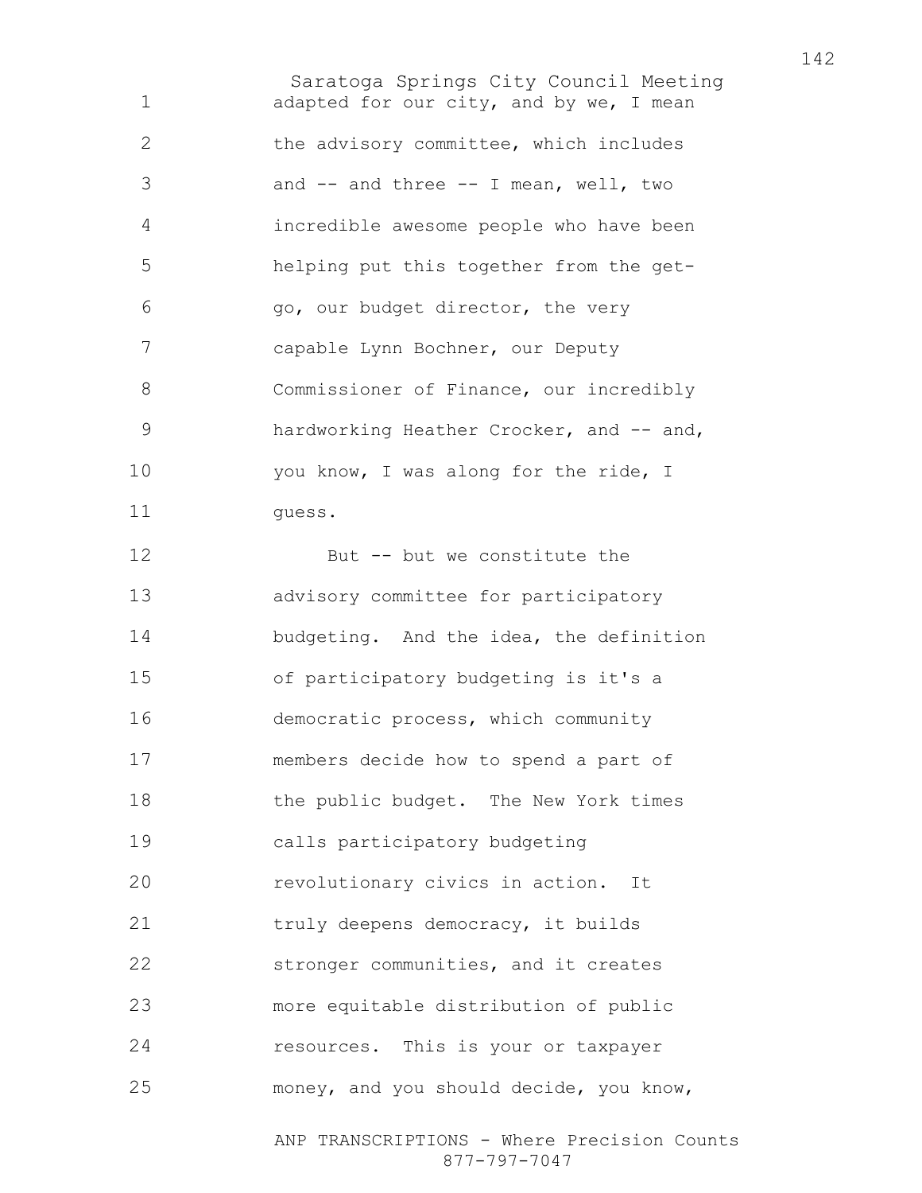adapted for our city, and by we, I mean the advisory committee, which includes and -- and three -- I mean, well, two incredible awesome people who have been helping put this together from the get-go, our budget director, the very capable Lynn Bochner, our Deputy Commissioner of Finance, our incredibly hardworking Heather Crocker, and -- and, you know, I was along for the ride, I guess.

But -- but we constitute the advisory committee for participatory budgeting. And the idea, the definition of participatory budgeting is it's a democratic process, which community members decide how to spend a part of the public budget. The New York times calls participatory budgeting revolutionary civics in action. It truly deepens democracy, it builds stronger communities, and it creates more equitable distribution of public resources. This is your or taxpayer money, and you should decide, you know,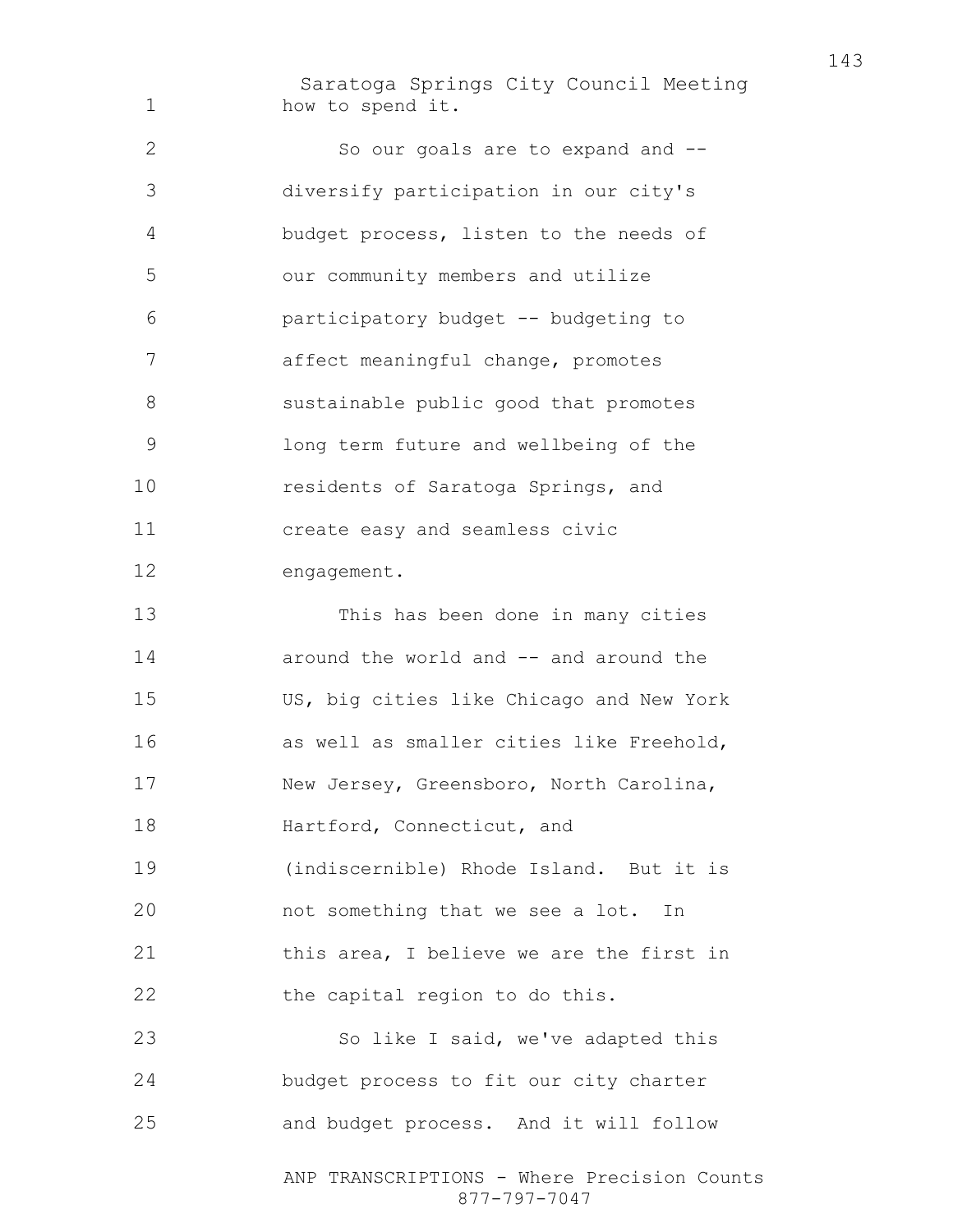how to spend it.

So our goals are to expand and -- diversify participation in our city's budget process, listen to the needs of our community members and utilize participatory budget -- budgeting to affect meaningful change, promotes sustainable public good that promotes long term future and wellbeing of the residents of Saratoga Springs, and create easy and seamless civic engagement.

This has been done in many cities around the world and -- and around the US, big cities like Chicago and New York as well as smaller cities like Freehold, New Jersey, Greensboro, North Carolina, Hartford, Connecticut, and (indiscernible) Rhode Island. But it is not something that we see a lot. In this area, I believe we are the first in the capital region to do this.

So like I said, we've adapted this budget process to fit our city charter and budget process. And it will follow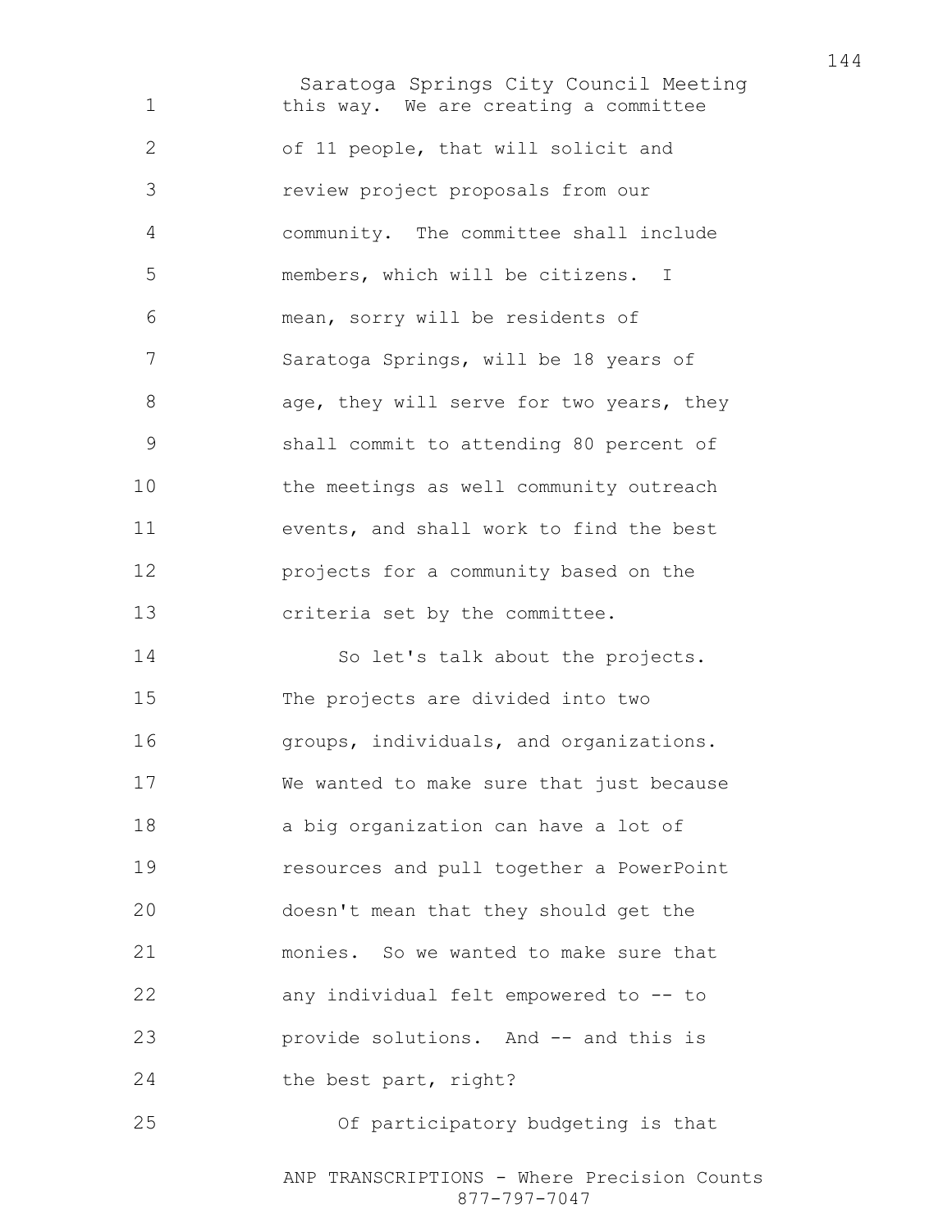this way. We are creating a committee of 11 people, that will solicit and review project proposals from our community. The committee shall include members, which will be citizens. I mean, sorry will be residents of Saratoga Springs, will be 18 years of age, they will serve for two years, they shall commit to attending 80 percent of the meetings as well community outreach events, and shall work to find the best projects for a community based on the criteria set by the committee.

So let's talk about the projects. The projects are divided into two groups, individuals, and organizations. We wanted to make sure that just because a big organization can have a lot of resources and pull together a PowerPoint doesn't mean that they should get the monies. So we wanted to make sure that any individual felt empowered to -- to provide solutions. And -- and this is the best part, right?

Of participatory budgeting is that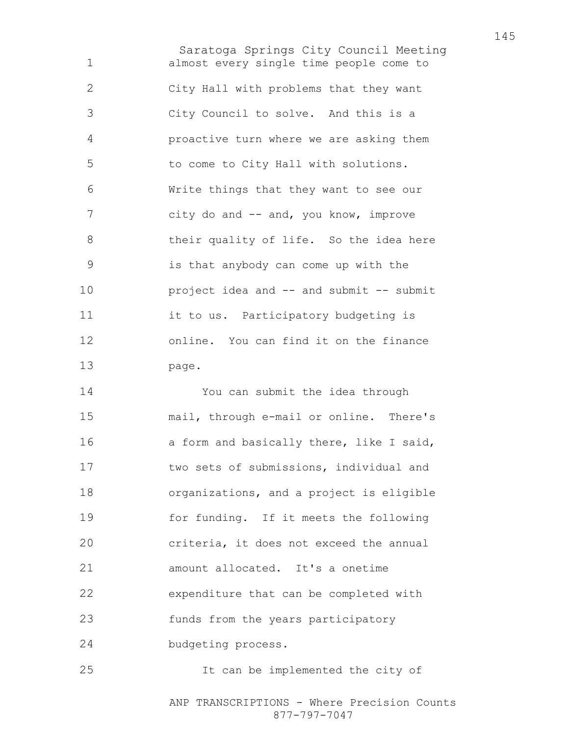almost every single time people come to City Hall with problems that they want City Council to solve. And this is a proactive turn where we are asking them to come to City Hall with solutions. Write things that they want to see our city do and -- and, you know, improve their quality of life. So the idea here is that anybody can come up with the project idea and -- and submit -- submit it to us. Participatory budgeting is online. You can find it on the finance page.

You can submit the idea through mail, through e-mail or online. There's a form and basically there, like I said, two sets of submissions, individual and organizations, and a project is eligible for funding. If it meets the following criteria, it does not exceed the annual amount allocated. It's a onetime expenditure that can be completed with funds from the years participatory budgeting process.

It can be implemented the city of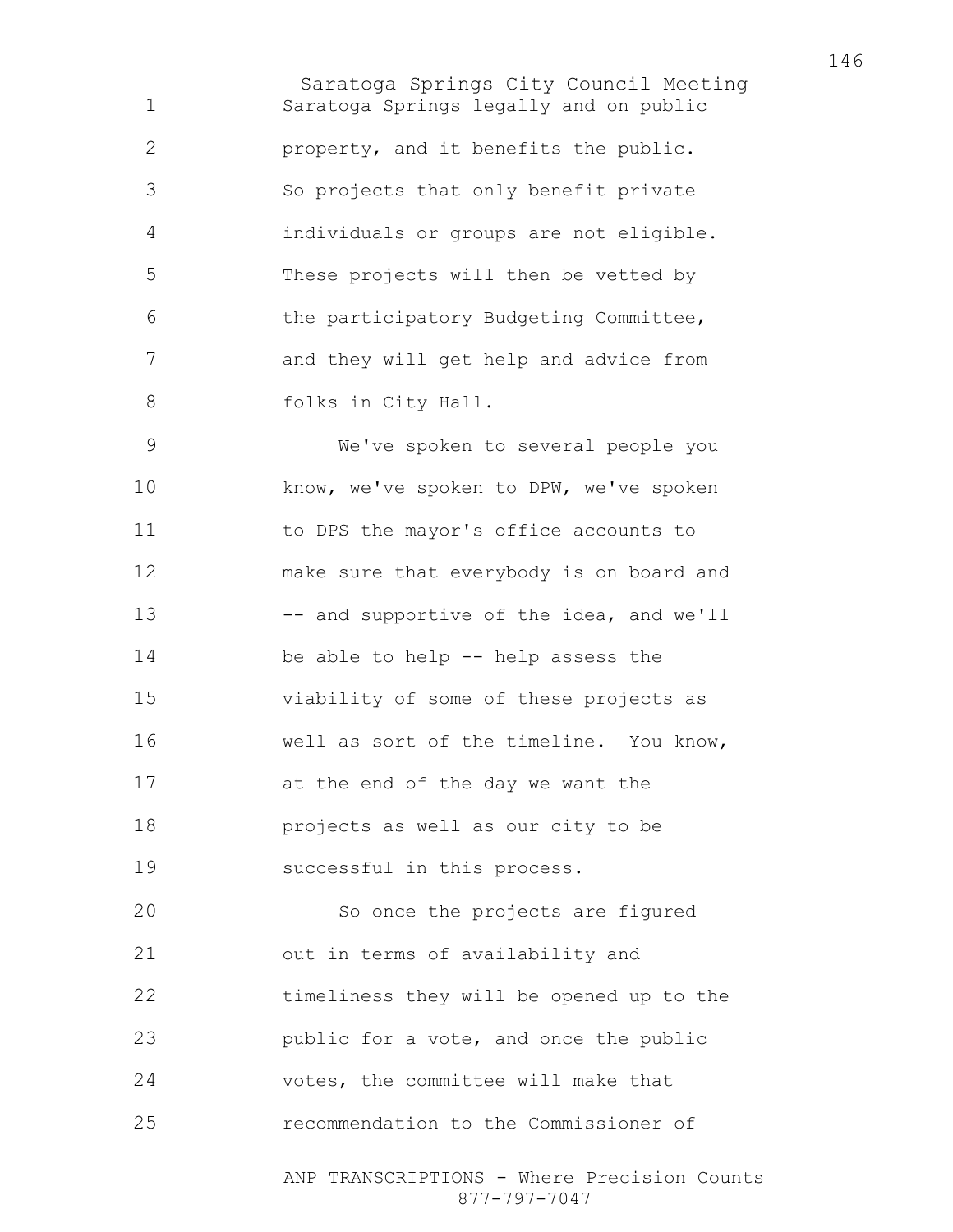Saratoga Springs legally and on public property, and it benefits the public. So projects that only benefit private individuals or groups are not eligible. These projects will then be vetted by the participatory Budgeting Committee, and they will get help and advice from folks in City Hall.

We've spoken to several people you know, we've spoken to DPW, we've spoken to DPS the mayor's office accounts to make sure that everybody is on board and -- and supportive of the idea, and we'll be able to help -- help assess the viability of some of these projects as well as sort of the timeline. You know, at the end of the day we want the projects as well as our city to be successful in this process.

So once the projects are figured out in terms of availability and timeliness they will be opened up to the public for a vote, and once the public votes, the committee will make that recommendation to the Commissioner of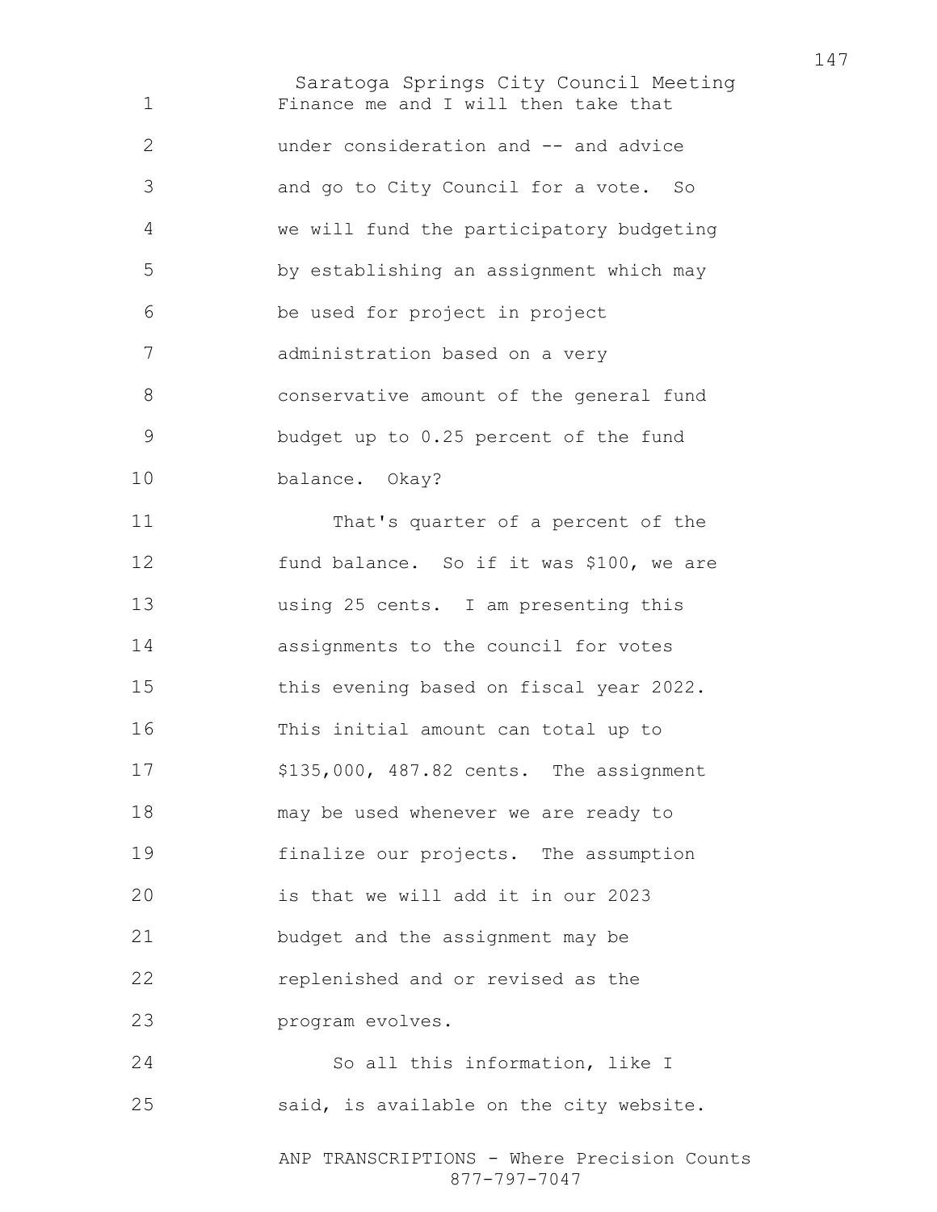Finance me and I will then take that under consideration and -- and advice and go to City Council for a vote. So we will fund the participatory budgeting by establishing an assignment which may be used for project in project administration based on a very conservative amount of the general fund budget up to 0.25 percent of the fund balance. Okay?

That's quarter of a percent of the fund balance. So if it was $100, we are using 25 cents. I am presenting this assignments to the council for votes this evening based on fiscal year 2022. This initial amount can total up to $135,000, 487.82 cents. The assignment may be used whenever we are ready to finalize our projects. The assumption is that we will add it in our 2023 budget and the assignment may be replenished and or revised as the program evolves.

So all this information, like I said, is available on the city website.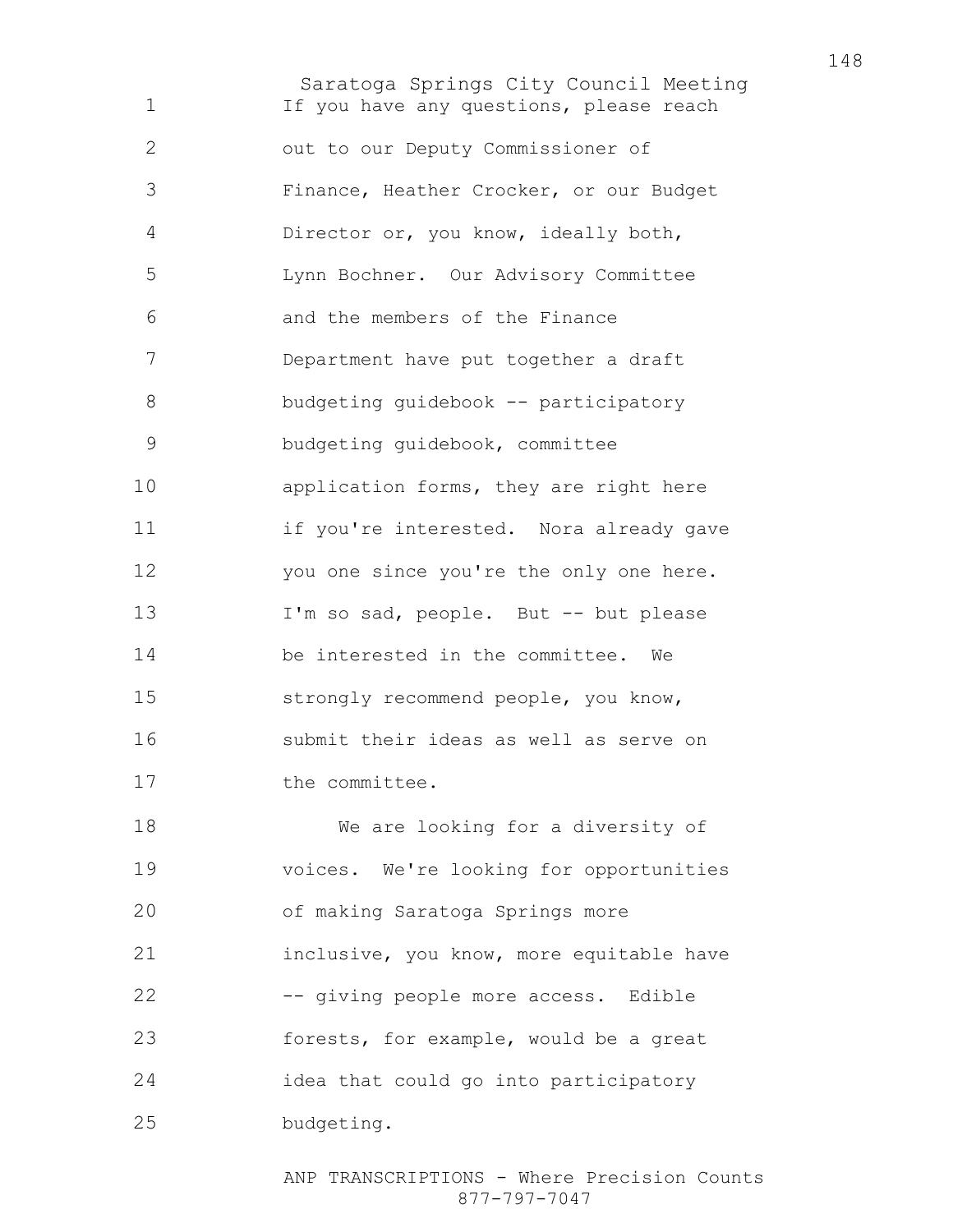If you have any questions, please reach out to our Deputy Commissioner of Finance, Heather Crocker, or our Budget Director or, you know, ideally both, Lynn Bochner. Our Advisory Committee and the members of the Finance Department have put together a draft budgeting guidebook -- participatory budgeting guidebook, committee application forms, they are right here if you're interested. Nora already gave you one since you're the only one here. I'm so sad, people. But -- but please be interested in the committee. We strongly recommend people, you know, submit their ideas as well as serve on the committee.

We are looking for a diversity of voices. We're looking for opportunities of making Saratoga Springs more inclusive, you know, more equitable have -- giving people more access. Edible forests, for example, would be a great idea that could go into participatory budgeting.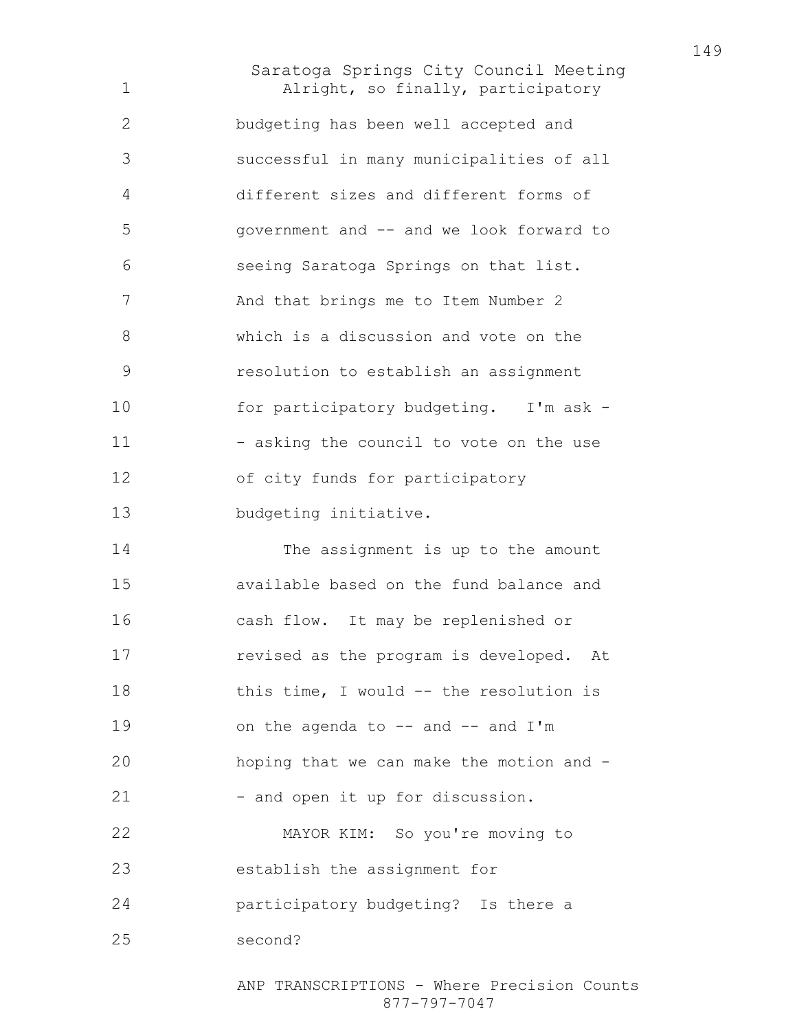Alright, so finally, participatory budgeting has been well accepted and successful in many municipalities of all different sizes and different forms of government and -- and we look forward to seeing Saratoga Springs on that list. And that brings me to Item Number 2 which is a discussion and vote on the resolution to establish an assignment for participatory budgeting. I'm ask - - asking the council to vote on the use of city funds for participatory budgeting initiative.

The assignment is up to the amount available based on the fund balance and cash flow. It may be replenished or revised as the program is developed. At this time, I would -- the resolution is on the agenda to -- and -- and I'm hoping that we can make the motion and - - and open it up for discussion.

MAYOR KIM: So you're moving to establish the assignment for participatory budgeting? Is there a second?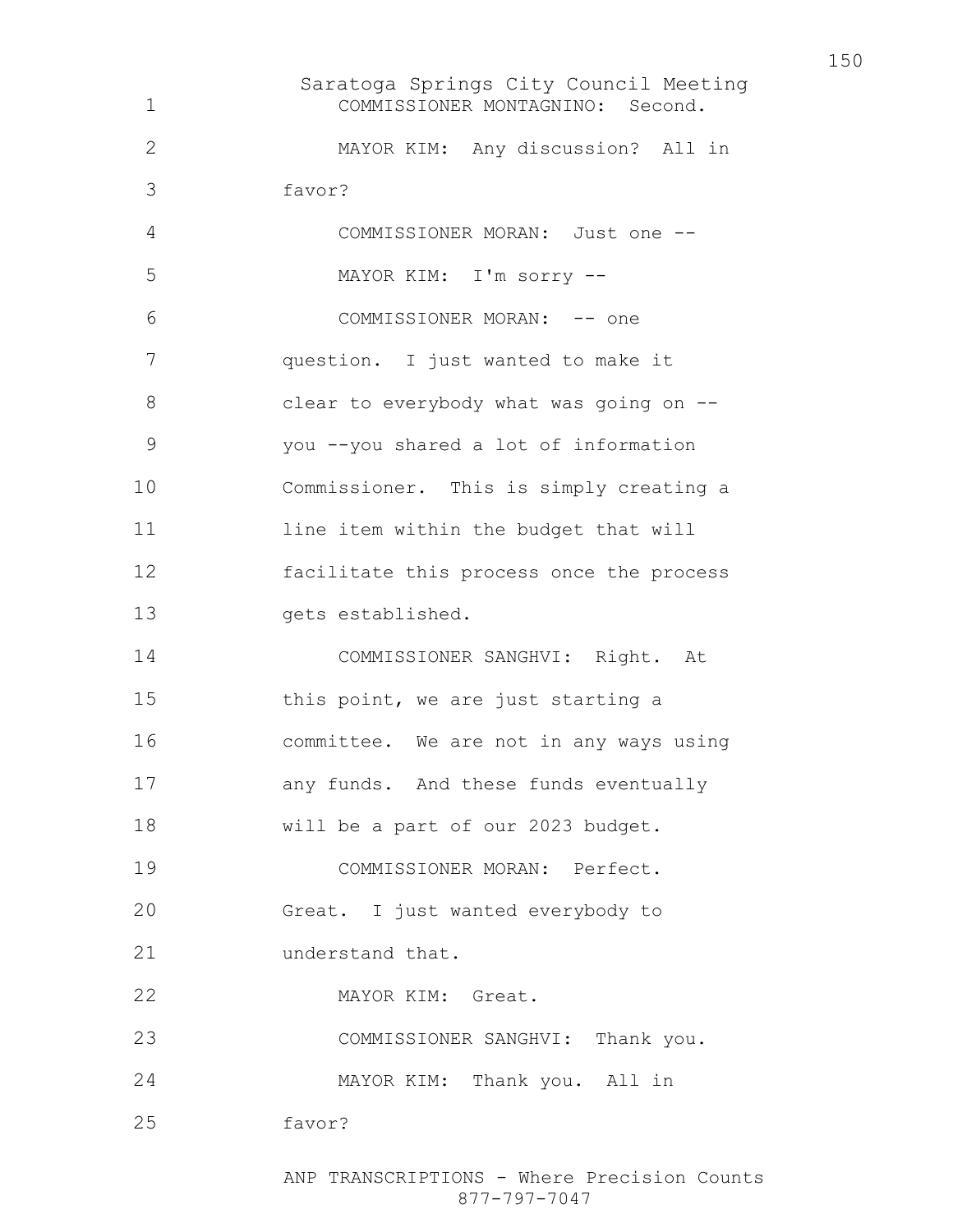COMMISSIONER MONTAGNINO: Second.

MAYOR KIM: Any discussion? All in favor?

COMMISSIONER MORAN: Just one --

MAYOR KIM: I'm sorry --

COMMISSIONER MORAN: -- one question. I just wanted to make it clear to everybody what was going on -- you --you shared a lot of information Commissioner. This is simply creating a line item within the budget that will facilitate this process once the process gets established.

COMMISSIONER SANGHVI: Right. At this point, we are just starting a committee. We are not in any ways using any funds. And these funds eventually will be a part of our 2023 budget.

COMMISSIONER MORAN: Perfect. Great. I just wanted everybody to understand that.

MAYOR KIM: Great.

COMMISSIONER SANGHVI: Thank you.

MAYOR KIM: Thank you. All in favor?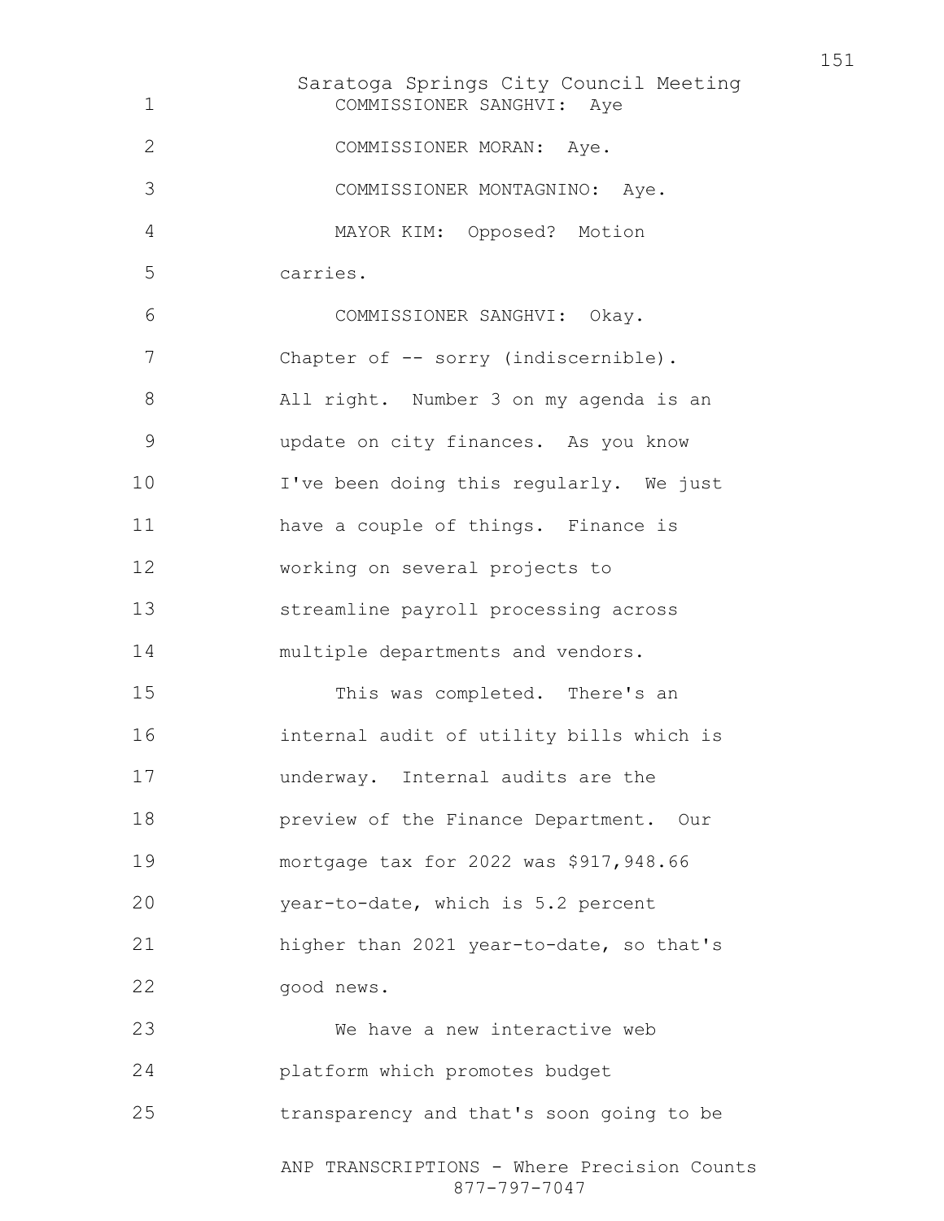COMMISSIONER SANGHVI: Aye

COMMISSIONER MORAN: Aye.

COMMISSIONER MONTAGNINO: Aye.

MAYOR KIM: Opposed? Motion carries.

COMMISSIONER SANGHVI: Okay. Chapter of -- sorry (indiscernible). All right. Number 3 on my agenda is an update on city finances. As you know I've been doing this regularly. We just have a couple of things. Finance is working on several projects to streamline payroll processing across multiple departments and vendors.

This was completed. There's an internal audit of utility bills which is underway. Internal audits are the preview of the Finance Department. Our mortgage tax for 2022 was $917,948.66 year-to-date, which is 5.2 percent higher than 2021 year-to-date, so that's good news.

We have a new interactive web platform which promotes budget transparency and that's soon going to be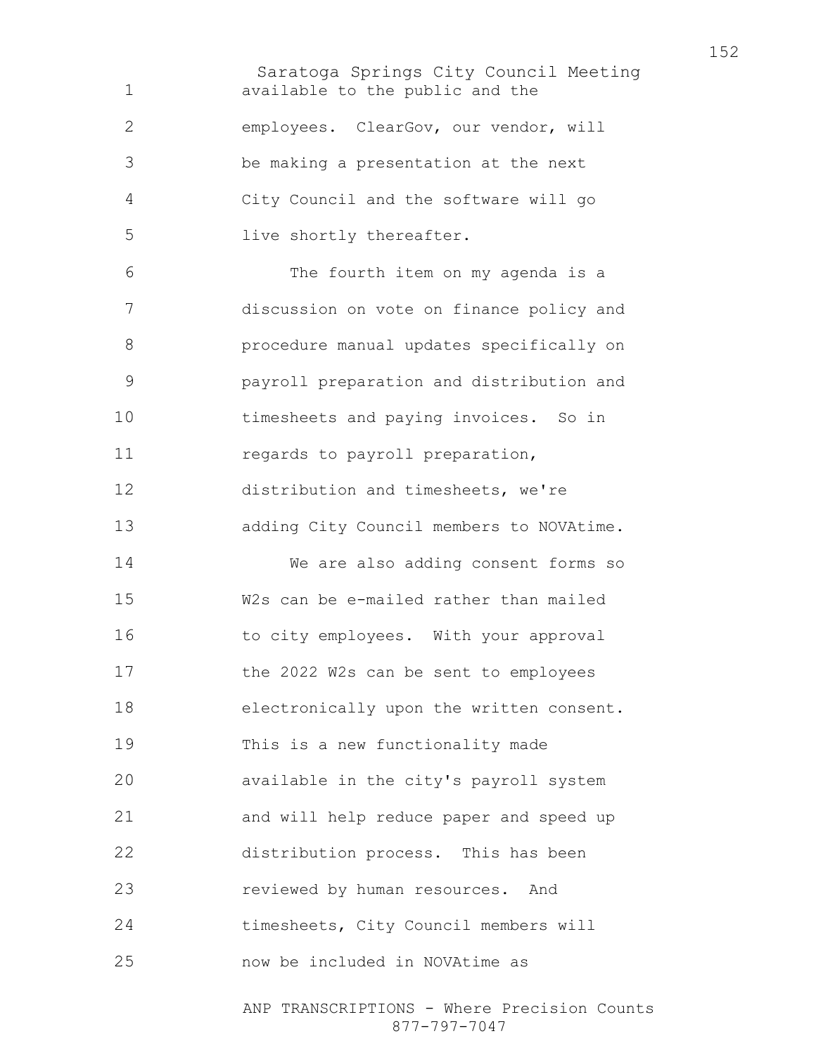available to the public and the employees. ClearGov, our vendor, will be making a presentation at the next City Council and the software will go live shortly thereafter.

The fourth item on my agenda is a discussion on vote on finance policy and procedure manual updates specifically on payroll preparation and distribution and timesheets and paying invoices. So in regards to payroll preparation, distribution and timesheets, we're adding City Council members to NOVAtime.

We are also adding consent forms so W2s can be e-mailed rather than mailed to city employees. With your approval the 2022 W2s can be sent to employees electronically upon the written consent. This is a new functionality made available in the city's payroll system and will help reduce paper and speed up distribution process. This has been reviewed by human resources. And timesheets, City Council members will now be included in NOVAtime as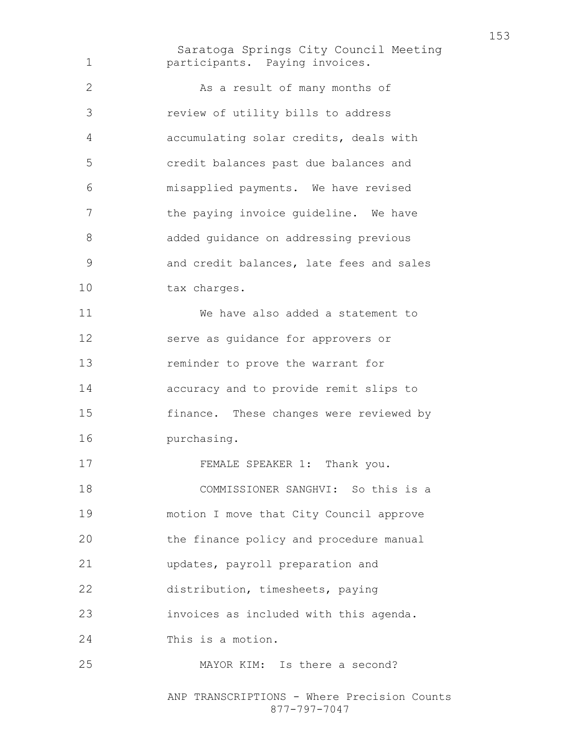participants. Paying invoices.

As a result of many months of review of utility bills to address accumulating solar credits, deals with credit balances past due balances and misapplied payments. We have revised the paying invoice guideline. We have added guidance on addressing previous and credit balances, late fees and sales tax charges.

We have also added a statement to serve as guidance for approvers or reminder to prove the warrant for accuracy and to provide remit slips to finance. These changes were reviewed by purchasing.

FEMALE SPEAKER 1: Thank you.

COMMISSIONER SANGHVI: So this is a motion I move that City Council approve the finance policy and procedure manual updates, payroll preparation and distribution, timesheets, paying invoices as included with this agenda. This is a motion.

MAYOR KIM: Is there a second?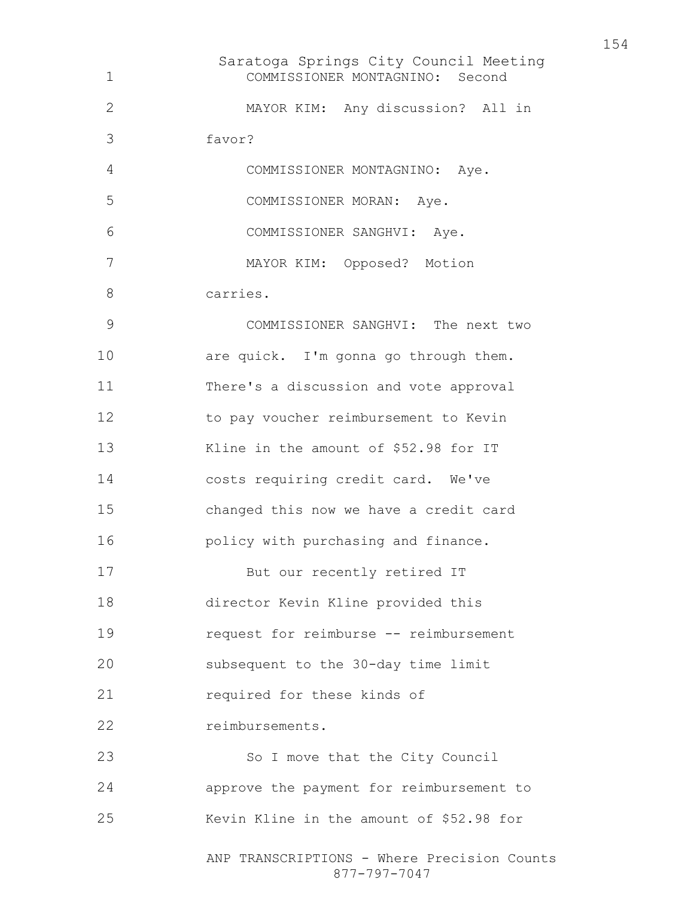COMMISSIONER MONTAGNINO: Second

MAYOR KIM: Any discussion? All in favor?

COMMISSIONER MONTAGNINO: Aye.

COMMISSIONER MORAN: Aye.

COMMISSIONER SANGHVI: Aye.

MAYOR KIM: Opposed? Motion carries.

COMMISSIONER SANGHVI: The next two are quick. I'm gonna go through them. There's a discussion and vote approval to pay voucher reimbursement to Kevin Kline in the amount of $52.98 for IT costs requiring credit card. We've changed this now we have a credit card policy with purchasing and finance.

But our recently retired IT director Kevin Kline provided this request for reimburse -- reimbursement subsequent to the 30-day time limit required for these kinds of reimbursements.

So I move that the City Council approve the payment for reimbursement to Kevin Kline in the amount of $52.98 for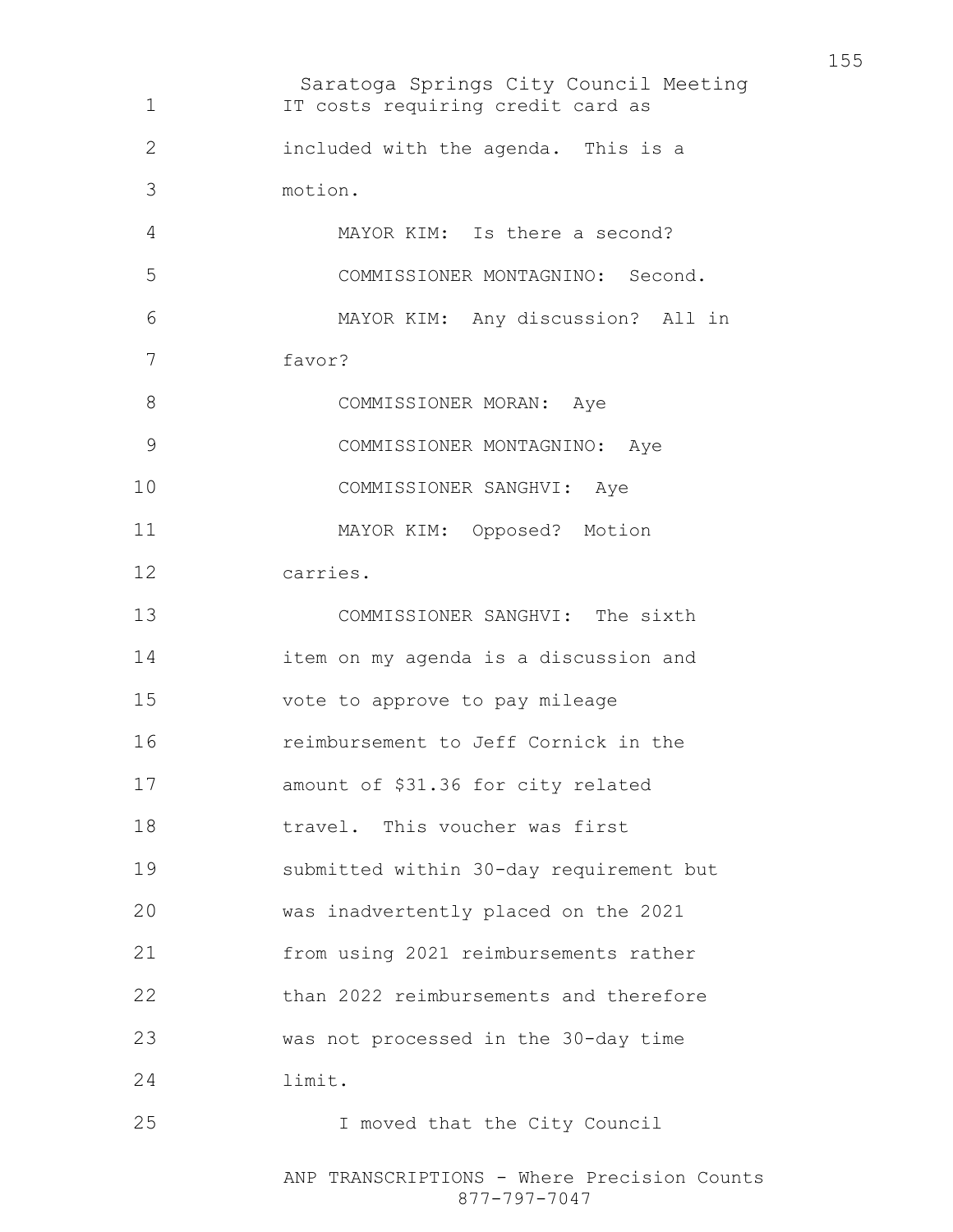IT costs requiring credit card as included with the agenda. This is a motion.

MAYOR KIM: Is there a second?

COMMISSIONER MONTAGNINO: Second.

MAYOR KIM: Any discussion? All in favor?

COMMISSIONER MORAN: Aye

COMMISSIONER MONTAGNINO: Aye

COMMISSIONER SANGHVI: Aye

MAYOR KIM: Opposed? Motion carries.

COMMISSIONER SANGHVI: The sixth item on my agenda is a discussion and vote to approve to pay mileage reimbursement to Jeff Cornick in the amount of $31.36 for city related travel. This voucher was first submitted within 30-day requirement but was inadvertently placed on the 2021 from using 2021 reimbursements rather than 2022 reimbursements and therefore was not processed in the 30-day time limit.

I moved that the City Council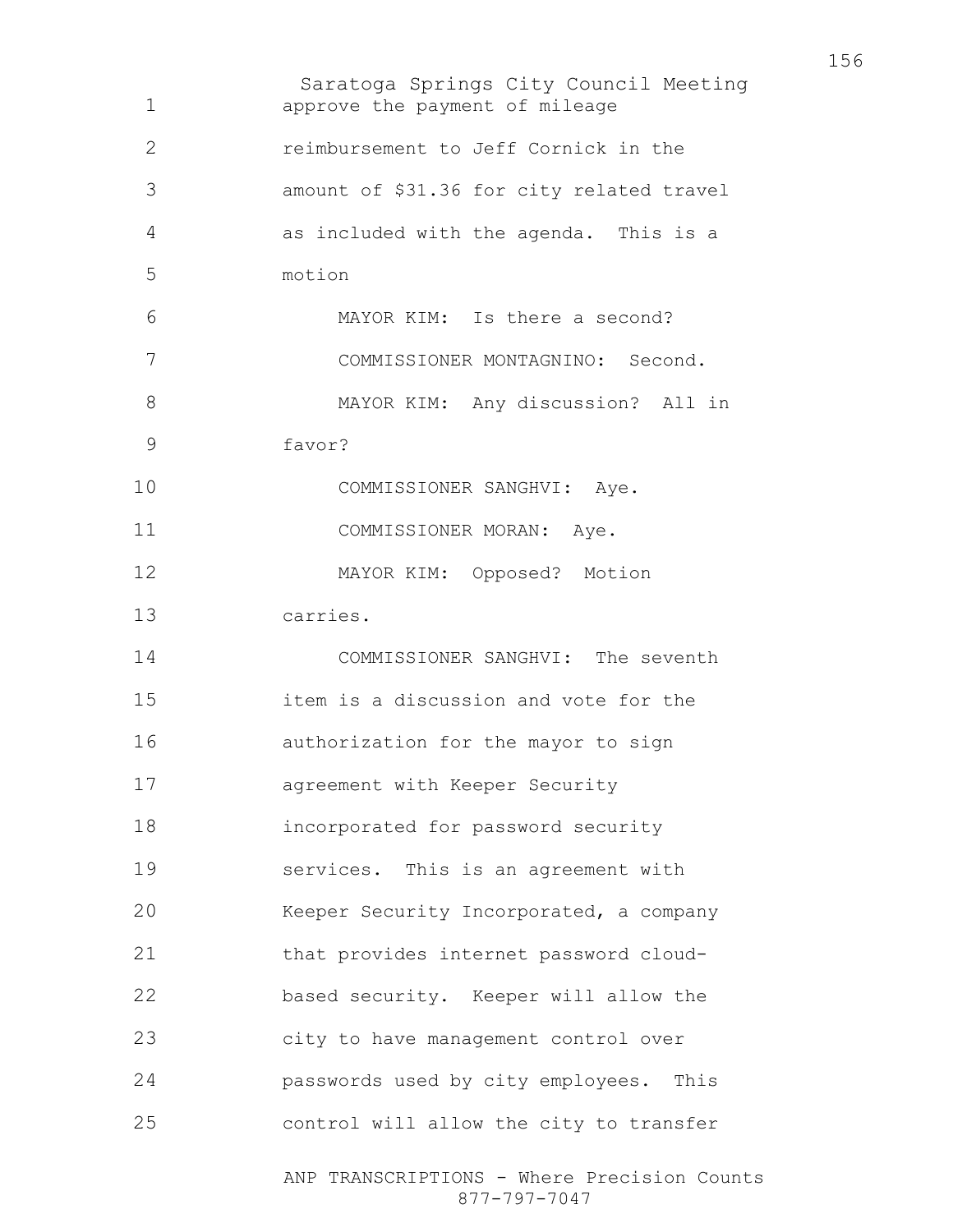approve the payment of mileage reimbursement to Jeff Cornick in the amount of $31.36 for city related travel as included with the agenda. This is a motion

MAYOR KIM: Is there a second?

COMMISSIONER MONTAGNINO: Second.

MAYOR KIM: Any discussion? All in favor?

COMMISSIONER SANGHVI: Aye.

COMMISSIONER MORAN: Aye.

MAYOR KIM: Opposed? Motion carries.

COMMISSIONER SANGHVI: The seventh item is a discussion and vote for the authorization for the mayor to sign agreement with Keeper Security incorporated for password security services. This is an agreement with Keeper Security Incorporated, a company that provides internet password cloud-based security. Keeper will allow the city to have management control over passwords used by city employees. This control will allow the city to transfer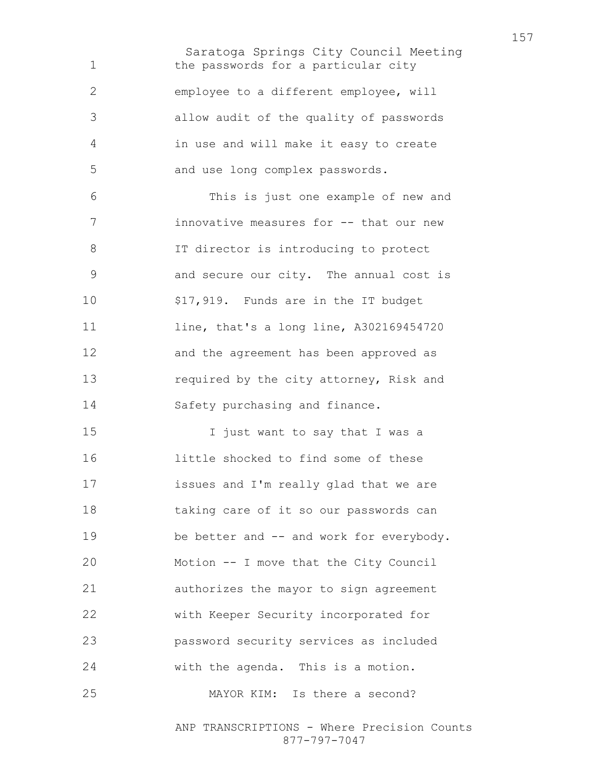the passwords for a particular city employee to a different employee, will allow audit of the quality of passwords in use and will make it easy to create and use long complex passwords.

This is just one example of new and innovative measures for -- that our new IT director is introducing to protect and secure our city. The annual cost is $17,919. Funds are in the IT budget line, that's a long line, A302169454720 and the agreement has been approved as required by the city attorney, Risk and Safety purchasing and finance.

I just want to say that I was a little shocked to find some of these issues and I'm really glad that we are taking care of it so our passwords can be better and -- and work for everybody. Motion -- I move that the City Council authorizes the mayor to sign agreement with Keeper Security incorporated for password security services as included with the agenda. This is a motion.

MAYOR KIM: Is there a second?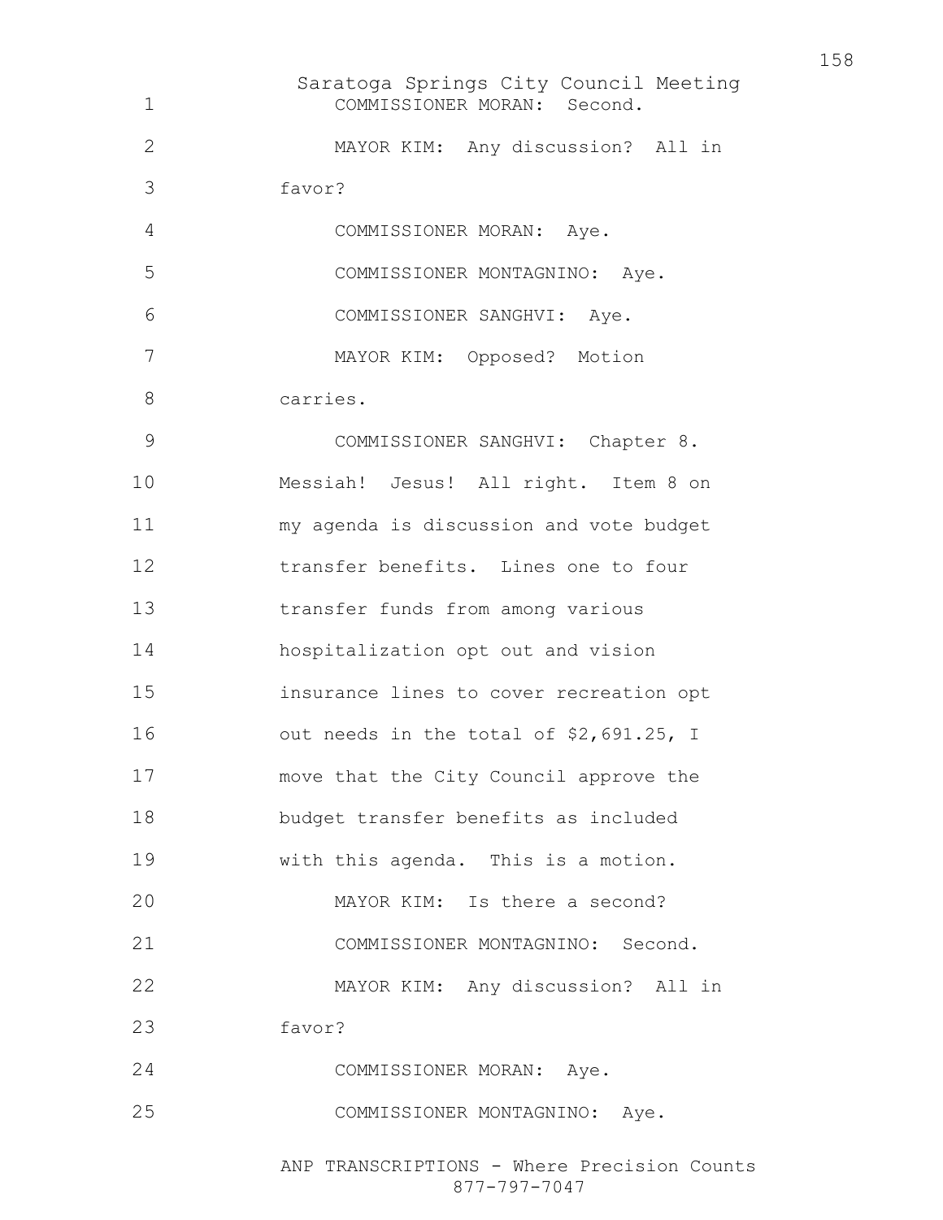COMMISSIONER MORAN: Second.

MAYOR KIM: Any discussion? All in favor?

COMMISSIONER MORAN: Aye.

COMMISSIONER MONTAGNINO: Aye.

COMMISSIONER SANGHVI: Aye.

MAYOR KIM: Opposed? Motion carries.

COMMISSIONER SANGHVI: Chapter 8. Messiah! Jesus! All right. Item 8 on my agenda is discussion and vote budget transfer benefits. Lines one to four transfer funds from among various hospitalization opt out and vision insurance lines to cover recreation opt out needs in the total of $2,691.25, I move that the City Council approve the budget transfer benefits as included with this agenda. This is a motion.

MAYOR KIM: Is there a second?

COMMISSIONER MONTAGNINO: Second.

MAYOR KIM: Any discussion? All in favor?

COMMISSIONER MORAN: Aye.

COMMISSIONER MONTAGNINO: Aye.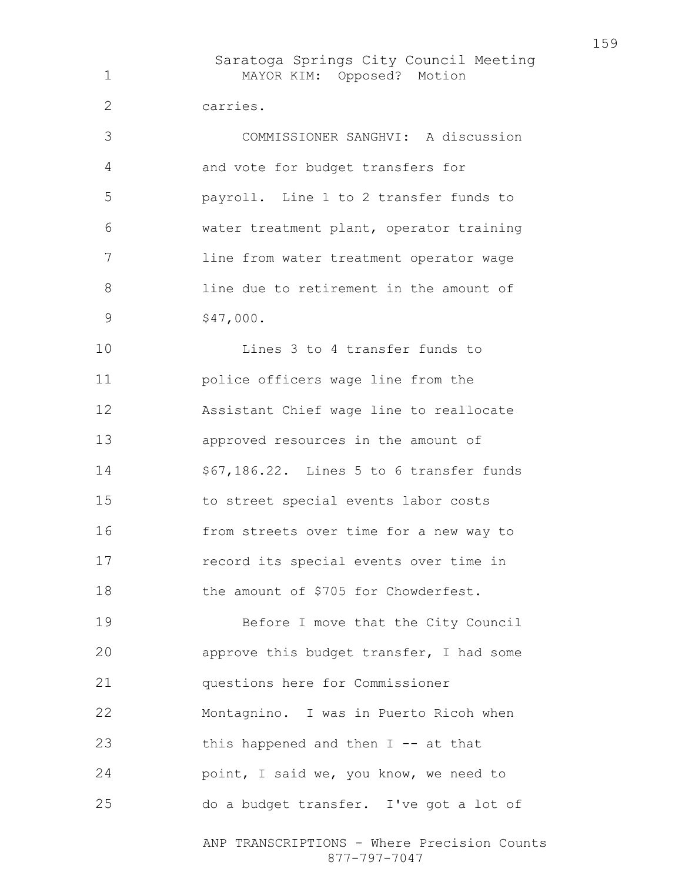MAYOR KIM: Opposed? Motion carries.

COMMISSIONER SANGHVI: A discussion and vote for budget transfers for payroll. Line 1 to 2 transfer funds to water treatment plant, operator training line from water treatment operator wage line due to retirement in the amount of $47,000.

Lines 3 to 4 transfer funds to police officers wage line from the Assistant Chief wage line to reallocate approved resources in the amount of $67,186.22. Lines 5 to 6 transfer funds to street special events labor costs from streets over time for a new way to record its special events over time in the amount of $705 for Chowderfest.

Before I move that the City Council approve this budget transfer, I had some questions here for Commissioner Montagnino. I was in Puerto Ricoh when this happened and then I -- at that point, I said we, you know, we need to do a budget transfer. I've got a lot of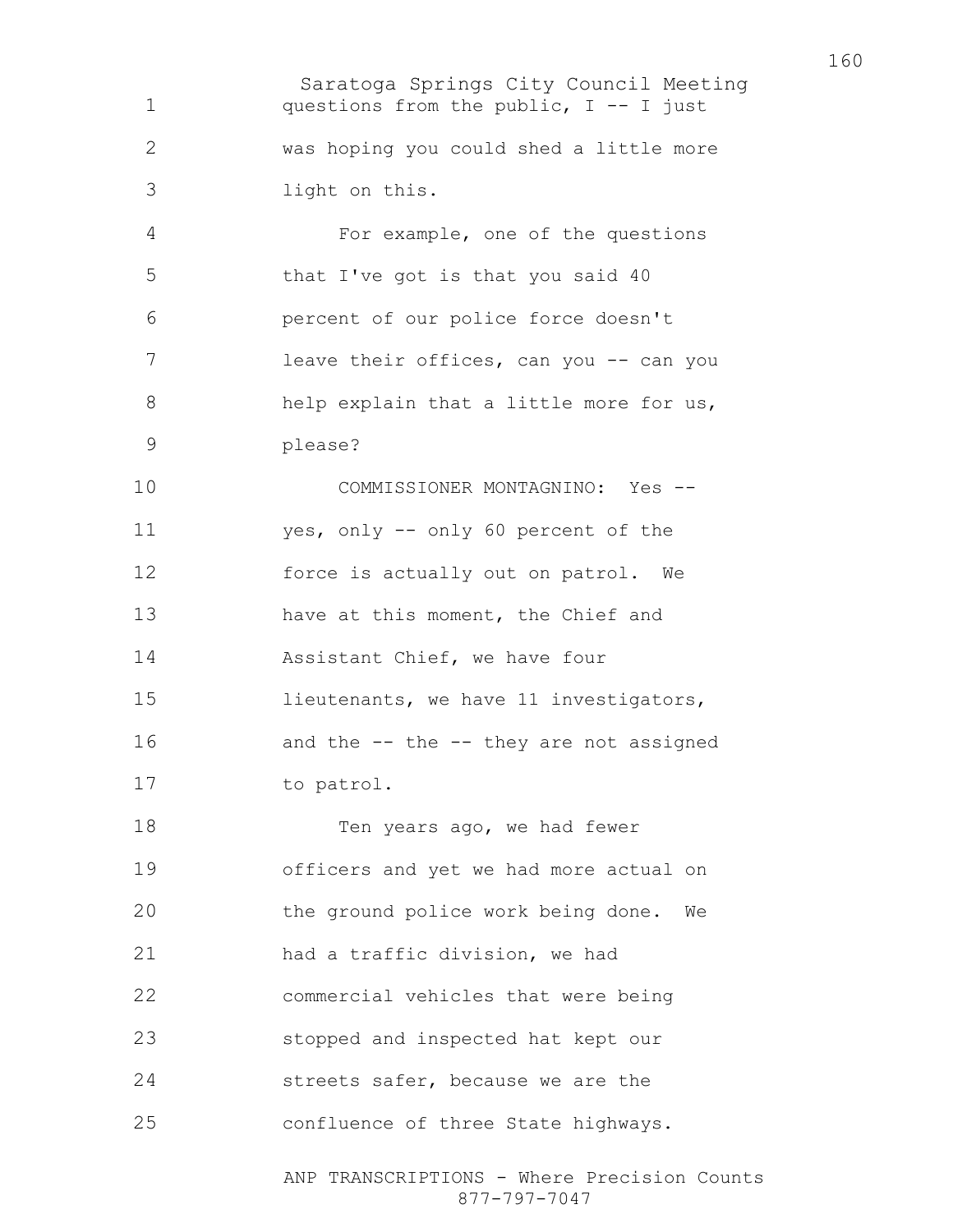questions from the public, I -- I just was hoping you could shed a little more light on this.

For example, one of the questions that I've got is that you said 40 percent of our police force doesn't leave their offices, can you -- can you help explain that a little more for us, please?

COMMISSIONER MONTAGNINO: Yes -- yes, only -- only 60 percent of the force is actually out on patrol. We have at this moment, the Chief and Assistant Chief, we have four lieutenants, we have 11 investigators, and the -- the -- they are not assigned to patrol.

Ten years ago, we had fewer officers and yet we had more actual on the ground police work being done. We had a traffic division, we had commercial vehicles that were being stopped and inspected hat kept our streets safer, because we are the confluence of three State highways.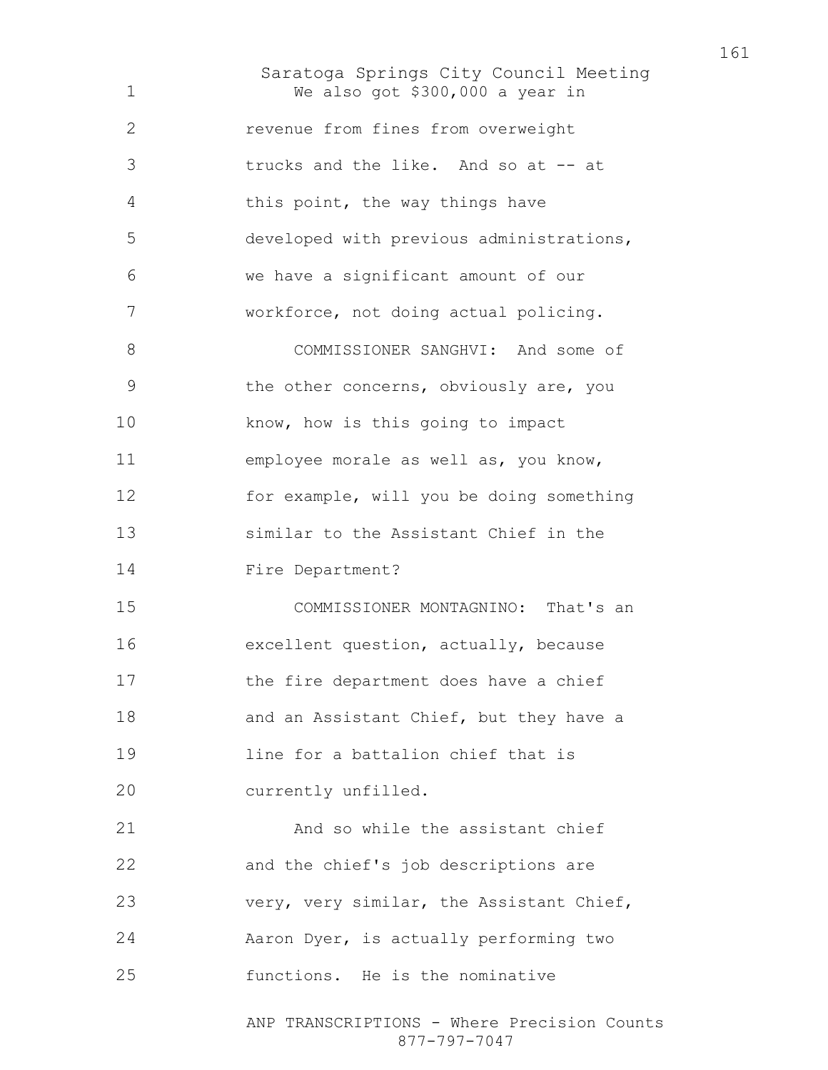We also got $300,000 a year in revenue from fines from overweight trucks and the like. And so at -- at this point, the way things have developed with previous administrations, we have a significant amount of our workforce, not doing actual policing.

COMMISSIONER SANGHVI: And some of the other concerns, obviously are, you know, how is this going to impact employee morale as well as, you know, for example, will you be doing something similar to the Assistant Chief in the Fire Department?

COMMISSIONER MONTAGNINO: That's an excellent question, actually, because the fire department does have a chief and an Assistant Chief, but they have a line for a battalion chief that is currently unfilled.

And so while the assistant chief and the chief's job descriptions are very, very similar, the Assistant Chief, Aaron Dyer, is actually performing two functions. He is the nominative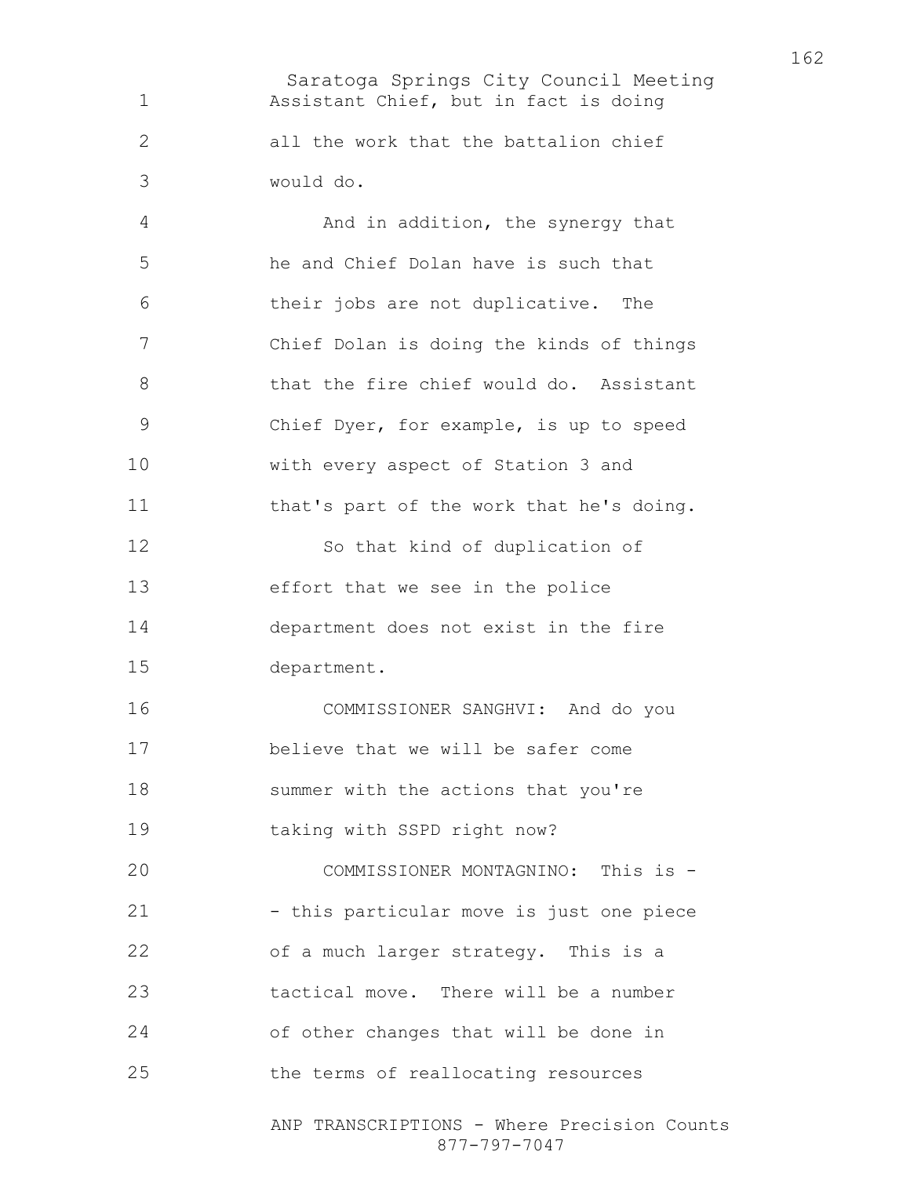Assistant Chief, but in fact is doing all the work that the battalion chief would do.

And in addition, the synergy that he and Chief Dolan have is such that their jobs are not duplicative. The Chief Dolan is doing the kinds of things that the fire chief would do. Assistant Chief Dyer, for example, is up to speed with every aspect of Station 3 and that's part of the work that he's doing.

So that kind of duplication of effort that we see in the police department does not exist in the fire department.

COMMISSIONER SANGHVI: And do you believe that we will be safer come summer with the actions that you're taking with SSPD right now?

COMMISSIONER MONTAGNINO: This is -- this particular move is just one piece of a much larger strategy. This is a tactical move. There will be a number of other changes that will be done in the terms of reallocating resources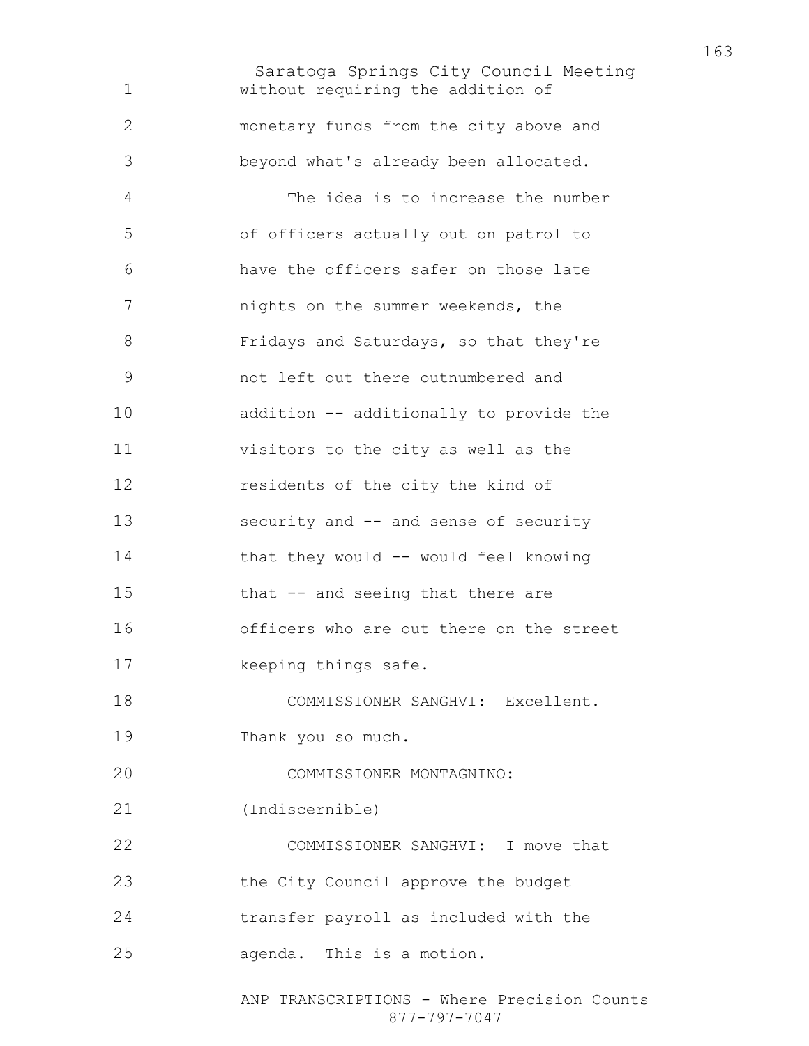without requiring the addition of monetary funds from the city above and beyond what's already been allocated.

The idea is to increase the number of officers actually out on patrol to have the officers safer on those late nights on the summer weekends, the Fridays and Saturdays, so that they're not left out there outnumbered and addition -- additionally to provide the visitors to the city as well as the residents of the city the kind of security and -- and sense of security that they would -- would feel knowing that -- and seeing that there are officers who are out there on the street keeping things safe.

COMMISSIONER SANGHVI: Excellent. Thank you so much.

COMMISSIONER MONTAGNINO: (Indiscernible)

COMMISSIONER SANGHVI: I move that the City Council approve the budget transfer payroll as included with the agenda. This is a motion.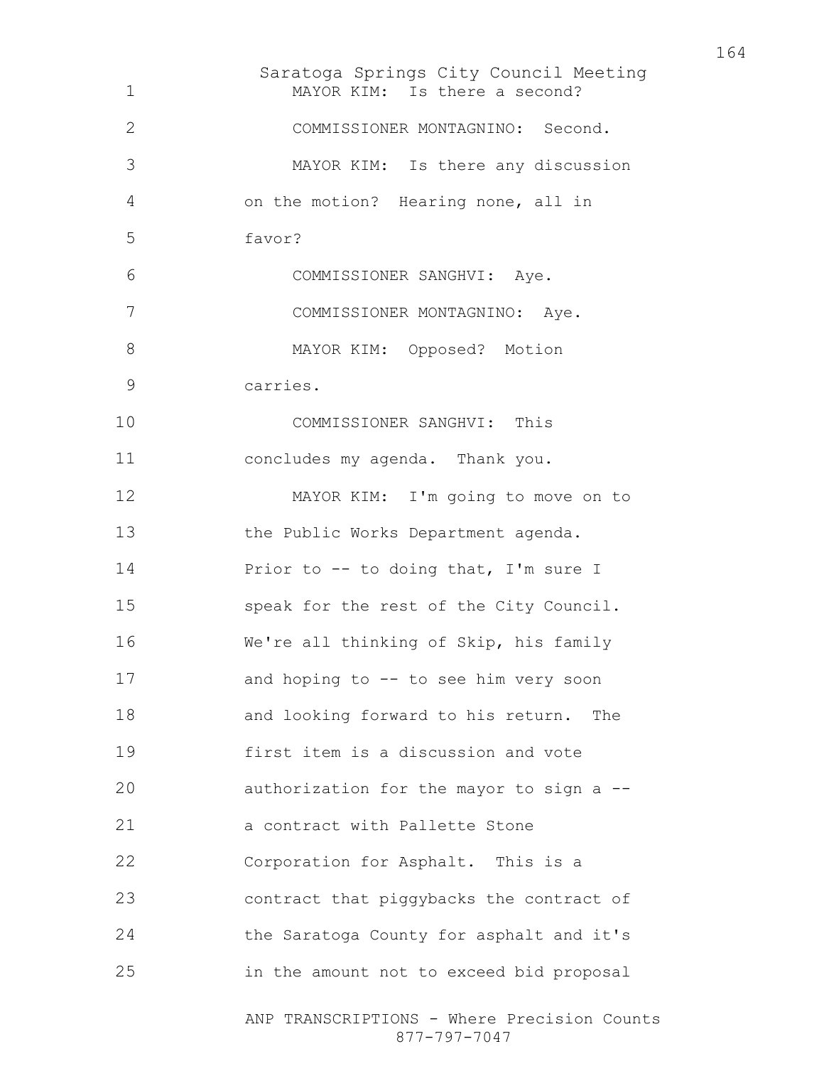MAYOR KIM: Is there a second?

COMMISSIONER MONTAGNINO: Second.

MAYOR KIM: Is there any discussion on the motion? Hearing none, all in favor?

COMMISSIONER SANGHVI: Aye.

COMMISSIONER MONTAGNINO: Aye.

MAYOR KIM: Opposed? Motion carries.

COMMISSIONER SANGHVI: This concludes my agenda. Thank you.

MAYOR KIM: I'm going to move on to the Public Works Department agenda. Prior to -- to doing that, I'm sure I speak for the rest of the City Council. We're all thinking of Skip, his family and hoping to -- to see him very soon and looking forward to his return. The first item is a discussion and vote authorization for the mayor to sign a -- a contract with Pallette Stone Corporation for Asphalt. This is a contract that piggybacks the contract of the Saratoga County for asphalt and it's in the amount not to exceed bid proposal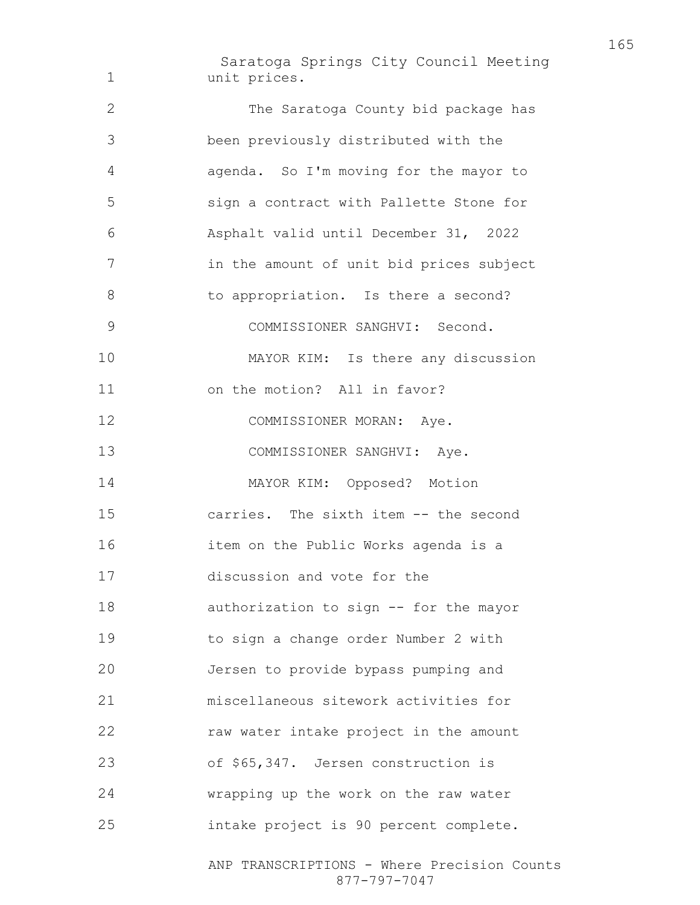unit prices.

The Saratoga County bid package has been previously distributed with the agenda. So I'm moving for the mayor to sign a contract with Pallette Stone for Asphalt valid until December 31, 2022 in the amount of unit bid prices subject to appropriation. Is there a second?

COMMISSIONER SANGHVI: Second.

MAYOR KIM: Is there any discussion on the motion? All in favor?

COMMISSIONER MORAN: Aye.

COMMISSIONER SANGHVI: Aye.

MAYOR KIM: Opposed? Motion carries. The sixth item -- the second item on the Public Works agenda is a discussion and vote for the authorization to sign -- for the mayor to sign a change order Number 2 with Jersen to provide bypass pumping and miscellaneous sitework activities for raw water intake project in the amount of $65,347. Jersen construction is wrapping up the work on the raw water intake project is 90 percent complete.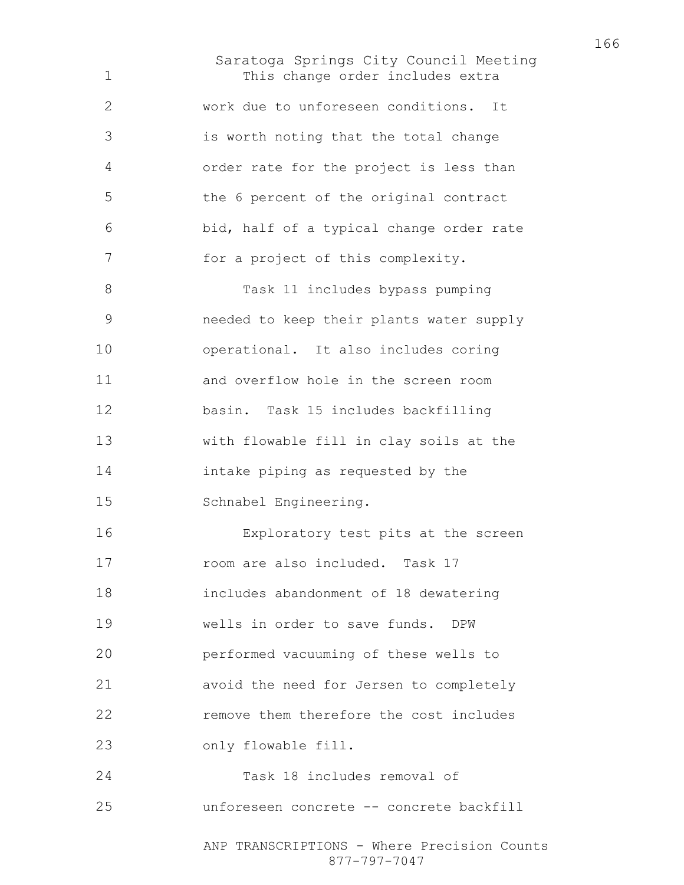This change order includes extra work due to unforeseen conditions. It is worth noting that the total change order rate for the project is less than the 6 percent of the original contract bid, half of a typical change order rate for a project of this complexity.

Task 11 includes bypass pumping needed to keep their plants water supply operational. It also includes coring and overflow hole in the screen room basin. Task 15 includes backfilling with flowable fill in clay soils at the intake piping as requested by the Schnabel Engineering.

Exploratory test pits at the screen room are also included. Task 17 includes abandonment of 18 dewatering wells in order to save funds. DPW performed vacuuming of these wells to avoid the need for Jersen to completely remove them therefore the cost includes only flowable fill.

Task 18 includes removal of unforeseen concrete -- concrete backfill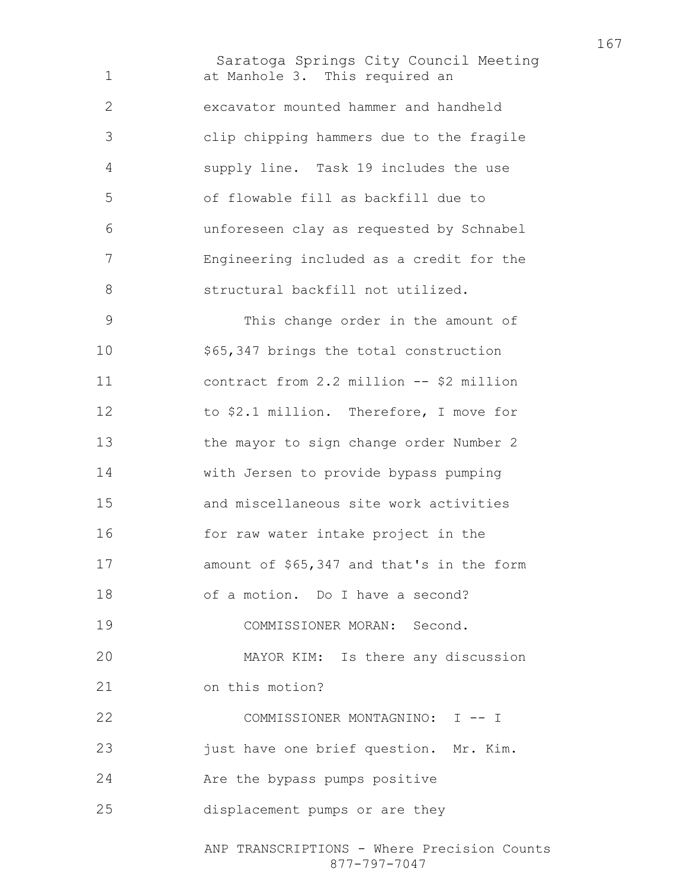at Manhole 3. This required an excavator mounted hammer and handheld clip chipping hammers due to the fragile supply line. Task 19 includes the use of flowable fill as backfill due to unforeseen clay as requested by Schnabel Engineering included as a credit for the structural backfill not utilized.

This change order in the amount of $65,347 brings the total construction contract from 2.2 million -- $2 million to $2.1 million. Therefore, I move for the mayor to sign change order Number 2 with Jersen to provide bypass pumping and miscellaneous site work activities for raw water intake project in the amount of $65,347 and that's in the form of a motion. Do I have a second?

COMMISSIONER MORAN: Second.

MAYOR KIM: Is there any discussion on this motion?

COMMISSIONER MONTAGNINO: I -- I just have one brief question. Mr. Kim. Are the bypass pumps positive displacement pumps or are they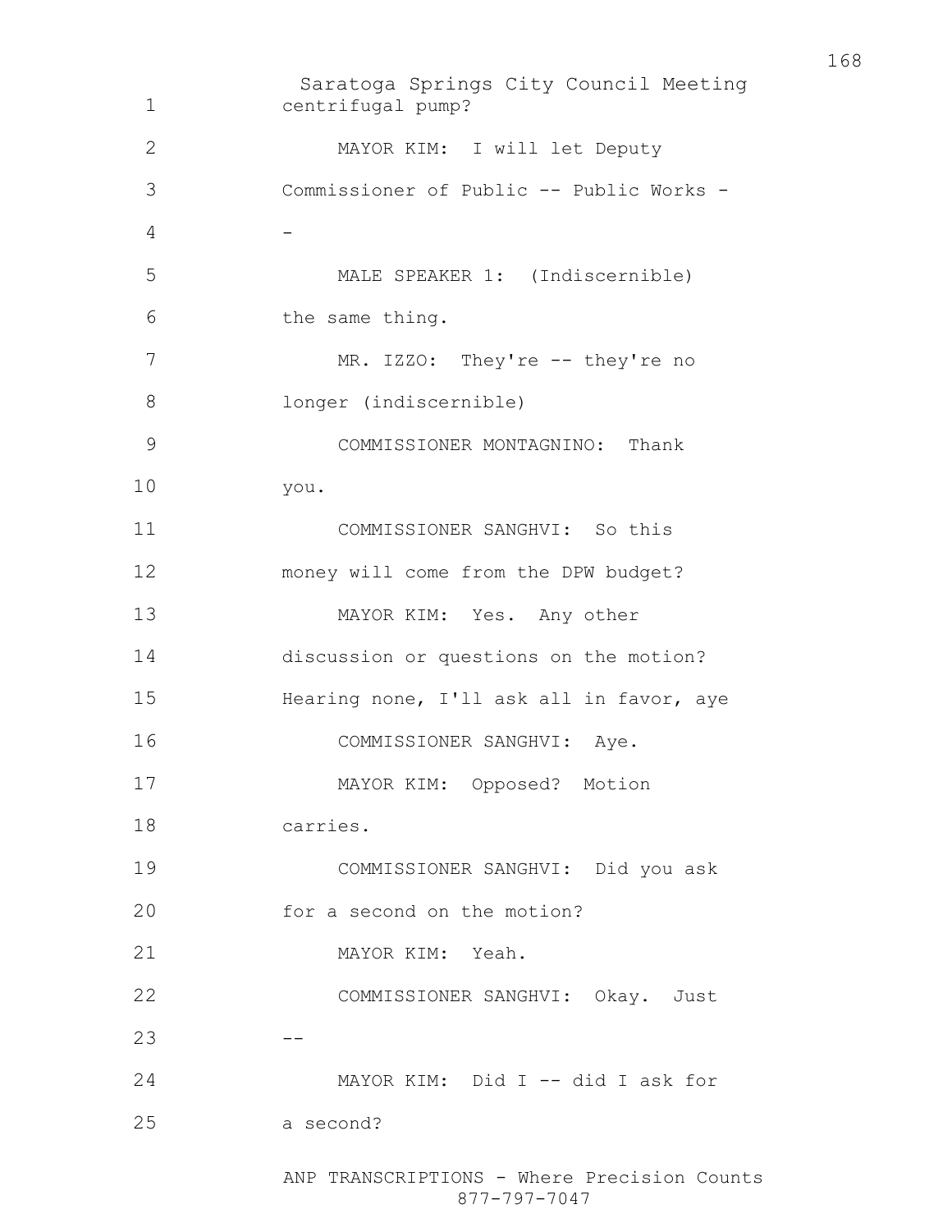centrifugal pump?

MAYOR KIM: I will let Deputy Commissioner of Public -- Public Works --

MALE SPEAKER 1: (Indiscernible) the same thing.

MR. IZZO: They're -- they're no longer (indiscernible)

COMMISSIONER MONTAGNINO: Thank you.

COMMISSIONER SANGHVI: So this money will come from the DPW budget?

MAYOR KIM: Yes. Any other discussion or questions on the motion? Hearing none, I'll ask all in favor, aye

COMMISSIONER SANGHVI: Aye.

MAYOR KIM: Opposed? Motion carries.

COMMISSIONER SANGHVI: Did you ask for a second on the motion?

MAYOR KIM: Yeah.

COMMISSIONER SANGHVI: Okay. Just --

MAYOR KIM: Did I -- did I ask for a second?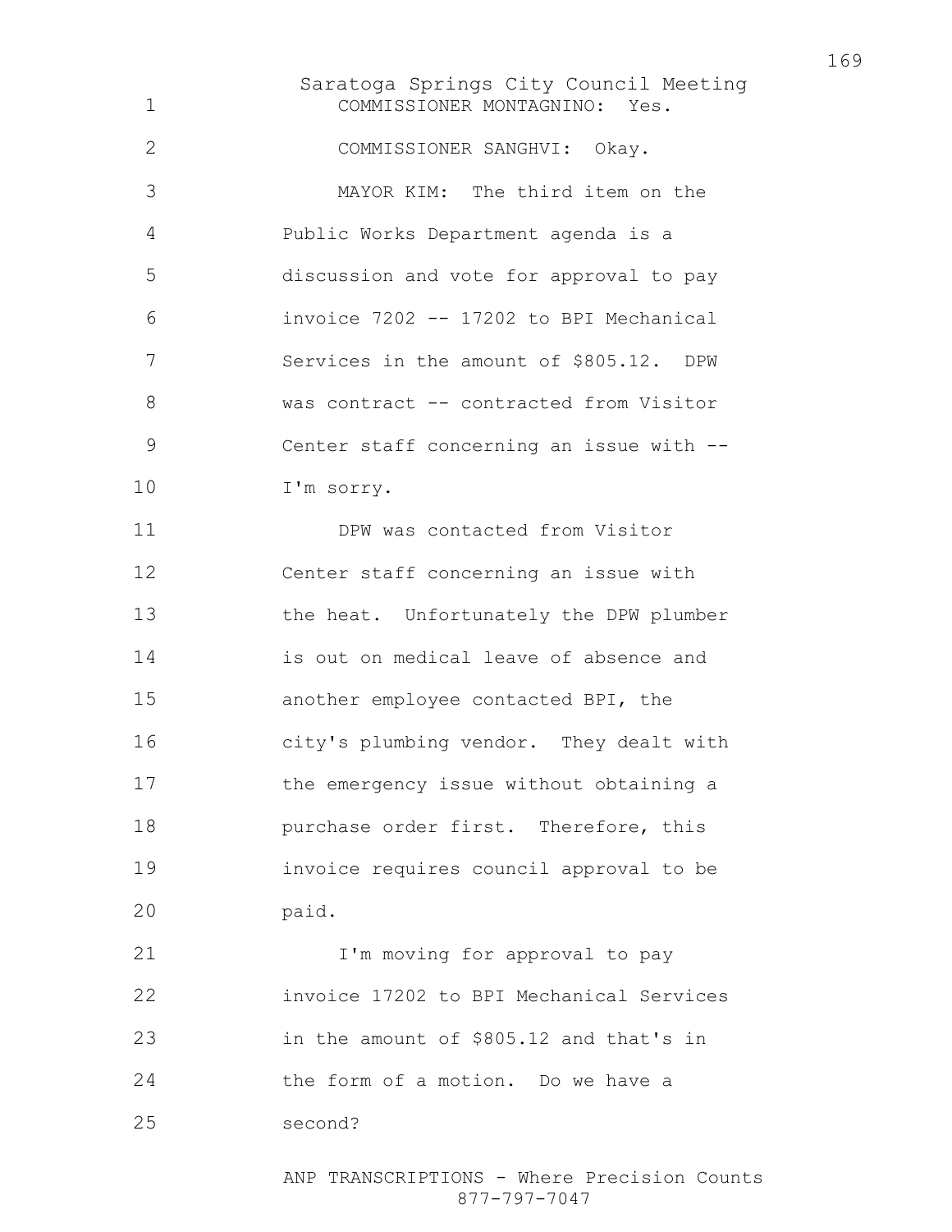COMMISSIONER MONTAGNINO: Yes.

COMMISSIONER SANGHVI: Okay.

MAYOR KIM: The third item on the Public Works Department agenda is a discussion and vote for approval to pay invoice 7202 -- 17202 to BPI Mechanical Services in the amount of $805.12. DPW was contract -- contracted from Visitor Center staff concerning an issue with -- I'm sorry.

DPW was contacted from Visitor Center staff concerning an issue with the heat. Unfortunately the DPW plumber is out on medical leave of absence and another employee contacted BPI, the city's plumbing vendor. They dealt with the emergency issue without obtaining a purchase order first. Therefore, this invoice requires council approval to be paid.

I'm moving for approval to pay invoice 17202 to BPI Mechanical Services in the amount of $805.12 and that's in the form of a motion. Do we have a second?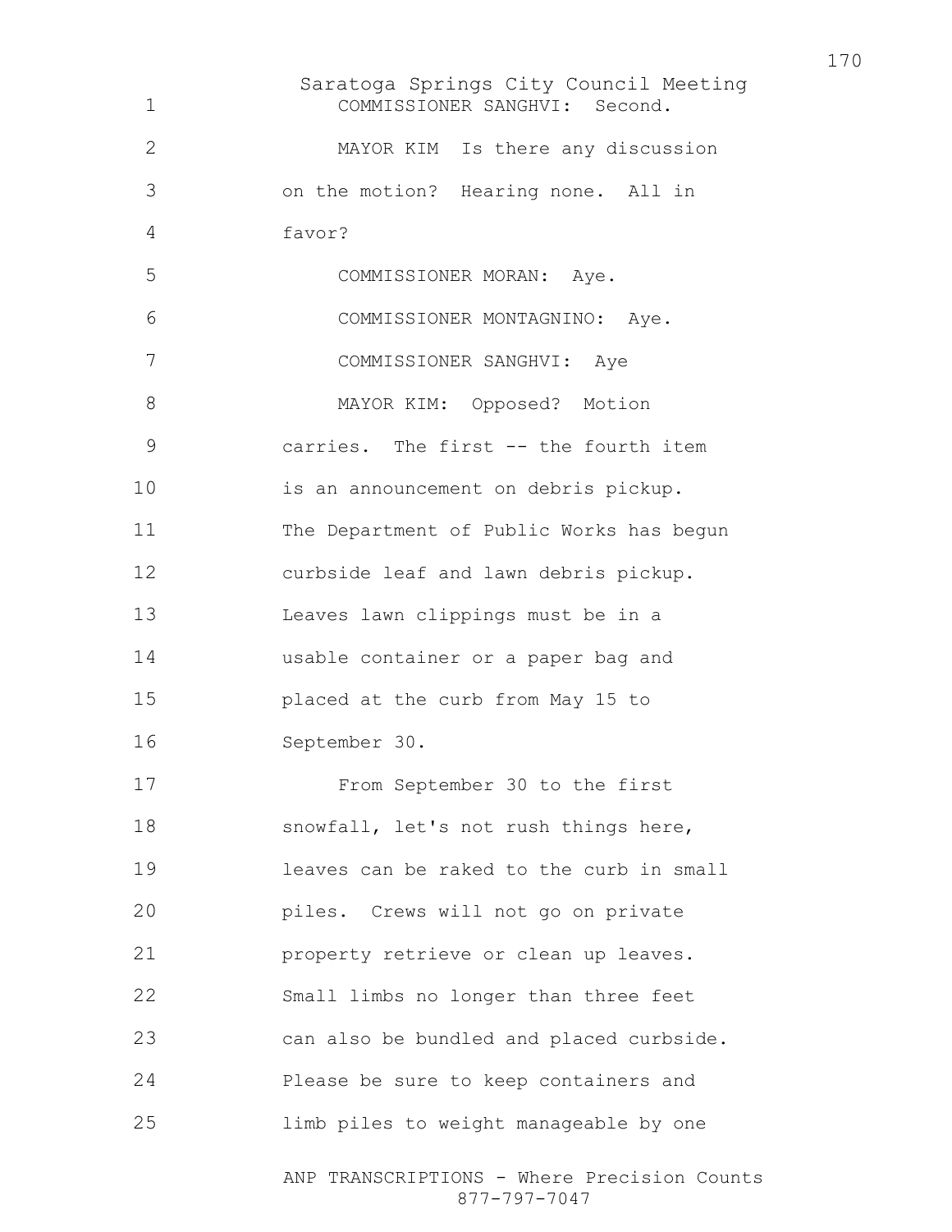COMMISSIONER SANGHVI: Second.

MAYOR KIM Is there any discussion on the motion? Hearing none. All in favor?

COMMISSIONER MORAN: Aye.

COMMISSIONER MONTAGNINO: Aye.

COMMISSIONER SANGHVI: Aye

MAYOR KIM: Opposed? Motion carries. The first -- the fourth item is an announcement on debris pickup. The Department of Public Works has begun curbside leaf and lawn debris pickup. Leaves lawn clippings must be in a usable container or a paper bag and placed at the curb from May 15 to September 30.

From September 30 to the first snowfall, let's not rush things here, leaves can be raked to the curb in small piles. Crews will not go on private property retrieve or clean up leaves. Small limbs no longer than three feet can also be bundled and placed curbside. Please be sure to keep containers and limb piles to weight manageable by one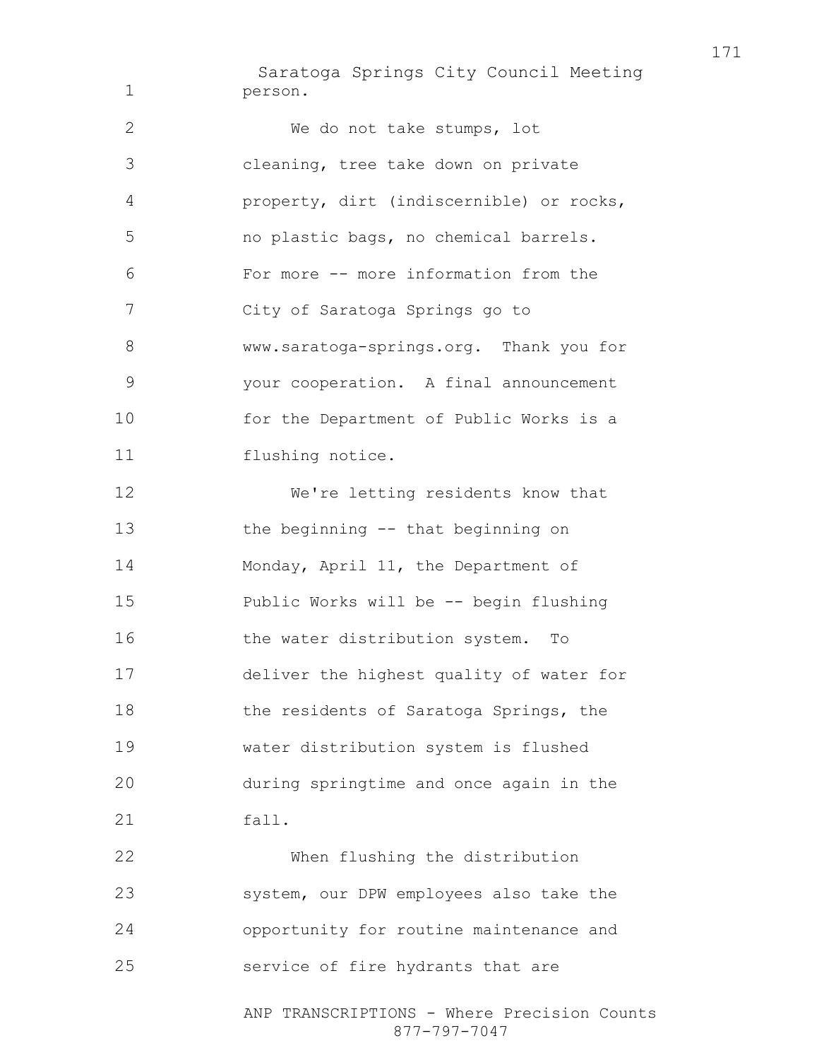person.

We do not take stumps, lot cleaning, tree take down on private property, dirt (indiscernible) or rocks, no plastic bags, no chemical barrels. For more -- more information from the City of Saratoga Springs go to www.saratoga-springs.org. Thank you for your cooperation. A final announcement for the Department of Public Works is a flushing notice.

We're letting residents know that the beginning -- that beginning on Monday, April 11, the Department of Public Works will be -- begin flushing the water distribution system. To deliver the highest quality of water for the residents of Saratoga Springs, the water distribution system is flushed during springtime and once again in the fall.

When flushing the distribution system, our DPW employees also take the opportunity for routine maintenance and service of fire hydrants that are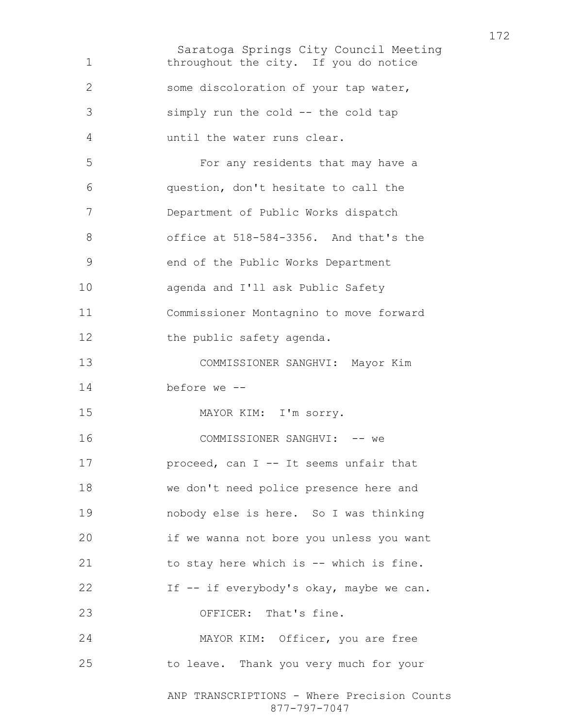throughout the city. If you do notice some discoloration of your tap water, simply run the cold -- the cold tap until the water runs clear.

For any residents that may have a question, don't hesitate to call the Department of Public Works dispatch office at 518-584-3356. And that's the end of the Public Works Department agenda and I'll ask Public Safety Commissioner Montagnino to move forward the public safety agenda.

COMMISSIONER SANGHVI: Mayor Kim before we --

MAYOR KIM: I'm sorry.

COMMISSIONER SANGHVI: -- we proceed, can I -- It seems unfair that we don't need police presence here and nobody else is here. So I was thinking if we wanna not bore you unless you want to stay here which is -- which is fine. If -- if everybody's okay, maybe we can.

OFFICER: That's fine.

MAYOR KIM: Officer, you are free to leave. Thank you very much for your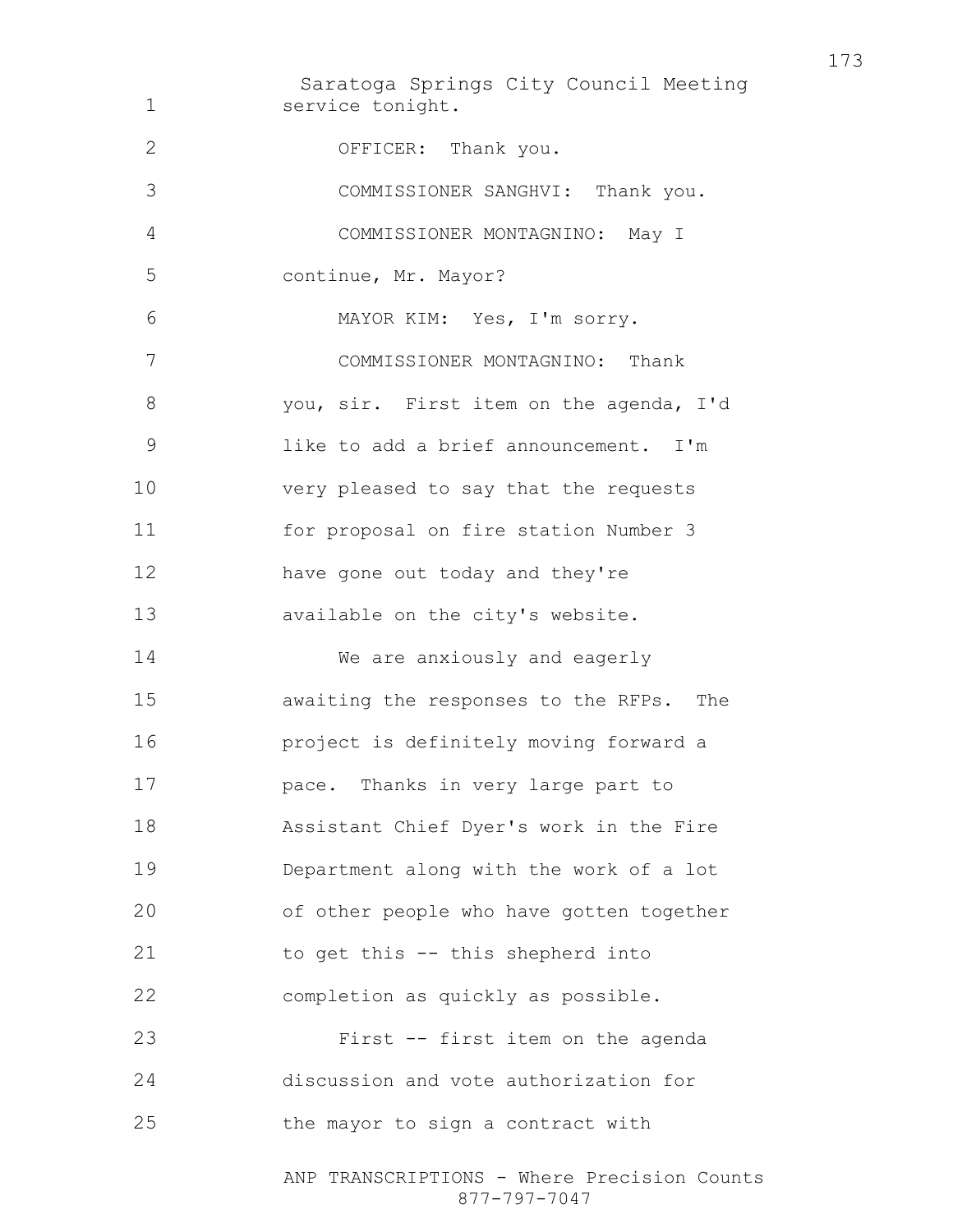service tonight.

OFFICER: Thank you.

COMMISSIONER SANGHVI: Thank you.

COMMISSIONER MONTAGNINO: May I continue, Mr. Mayor?

MAYOR KIM: Yes, I'm sorry.

COMMISSIONER MONTAGNINO: Thank you, sir. First item on the agenda, I'd like to add a brief announcement. I'm very pleased to say that the requests for proposal on fire station Number 3 have gone out today and they're available on the city's website.

We are anxiously and eagerly awaiting the responses to the RFPs. The project is definitely moving forward a pace. Thanks in very large part to Assistant Chief Dyer's work in the Fire Department along with the work of a lot of other people who have gotten together to get this -- this shepherd into completion as quickly as possible.

First -- first item on the agenda discussion and vote authorization for the mayor to sign a contract with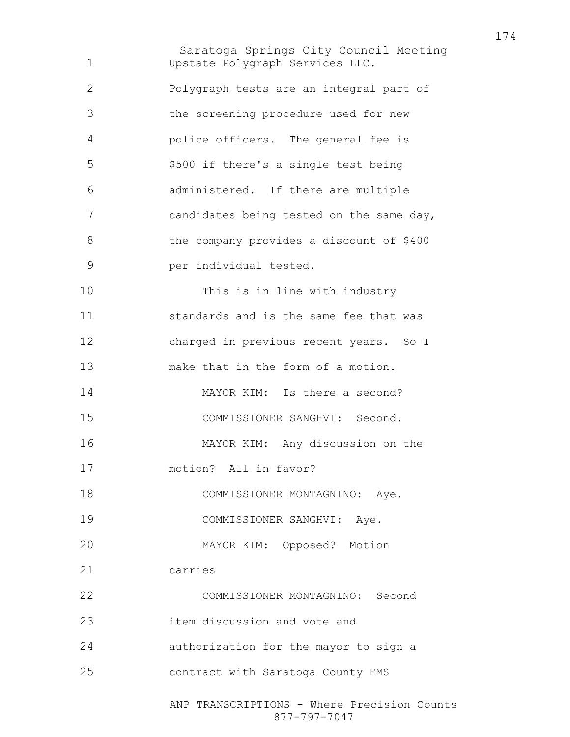Upstate Polygraph Services LLC. Polygraph tests are an integral part of the screening procedure used for new police officers. The general fee is $500 if there's a single test being administered. If there are multiple candidates being tested on the same day, the company provides a discount of $400 per individual tested.

This is in line with industry standards and is the same fee that was charged in previous recent years. So I make that in the form of a motion.

MAYOR KIM: Is there a second?

COMMISSIONER SANGHVI: Second.

MAYOR KIM: Any discussion on the motion? All in favor?

COMMISSIONER MONTAGNINO: Aye.

COMMISSIONER SANGHVI: Aye.

MAYOR KIM: Opposed? Motion carries

COMMISSIONER MONTAGNINO: Second item discussion and vote and authorization for the mayor to sign a contract with Saratoga County EMS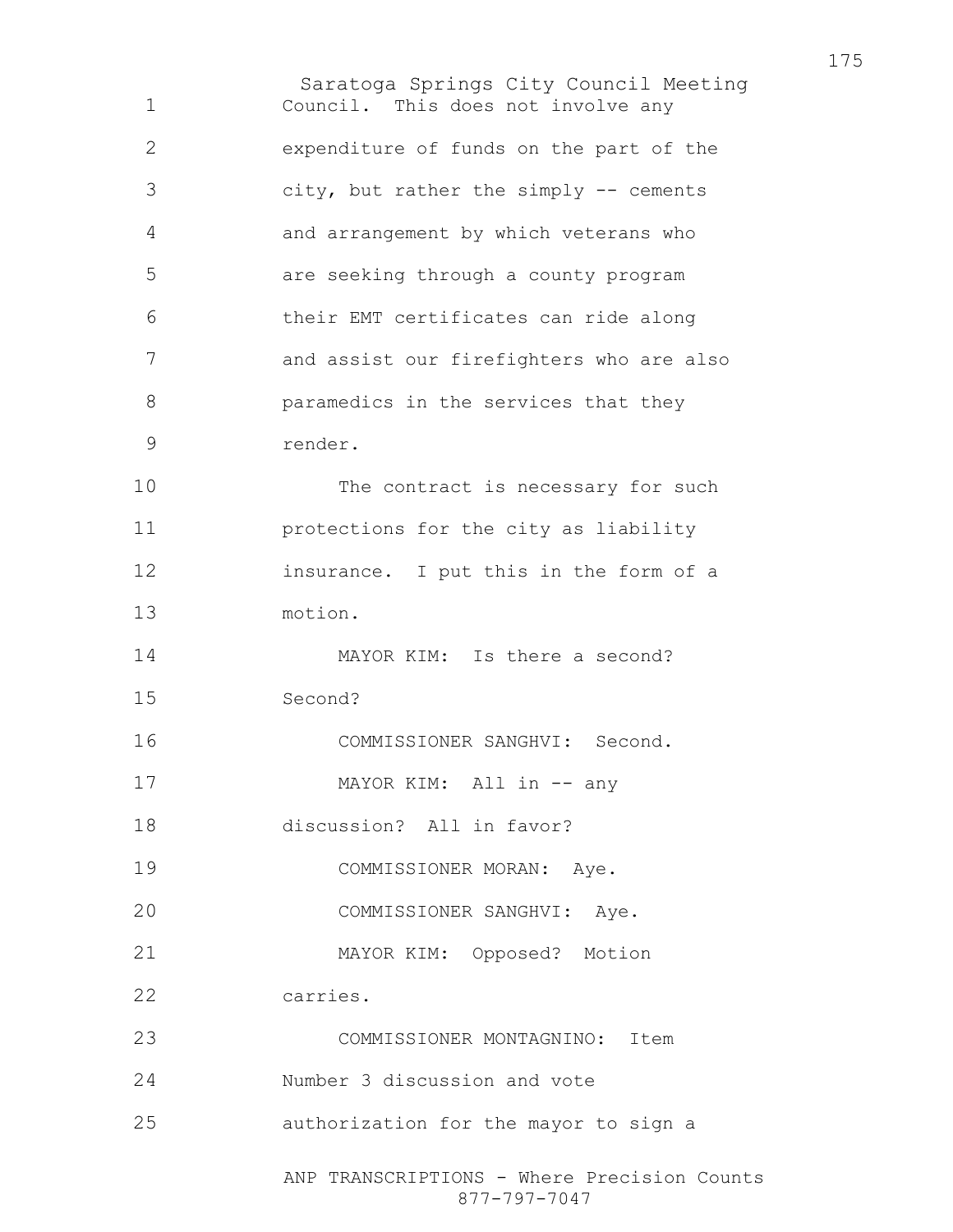Council. This does not involve any expenditure of funds on the part of the city, but rather the simply -- cements and arrangement by which veterans who are seeking through a county program their EMT certificates can ride along and assist our firefighters who are also paramedics in the services that they render.

The contract is necessary for such protections for the city as liability insurance. I put this in the form of a motion.

MAYOR KIM: Is there a second? Second?

COMMISSIONER SANGHVI: Second.

MAYOR KIM: All in -- any discussion? All in favor?

COMMISSIONER MORAN: Aye.

COMMISSIONER SANGHVI: Aye.

MAYOR KIM: Opposed? Motion carries.

COMMISSIONER MONTAGNINO: Item Number 3 discussion and vote authorization for the mayor to sign a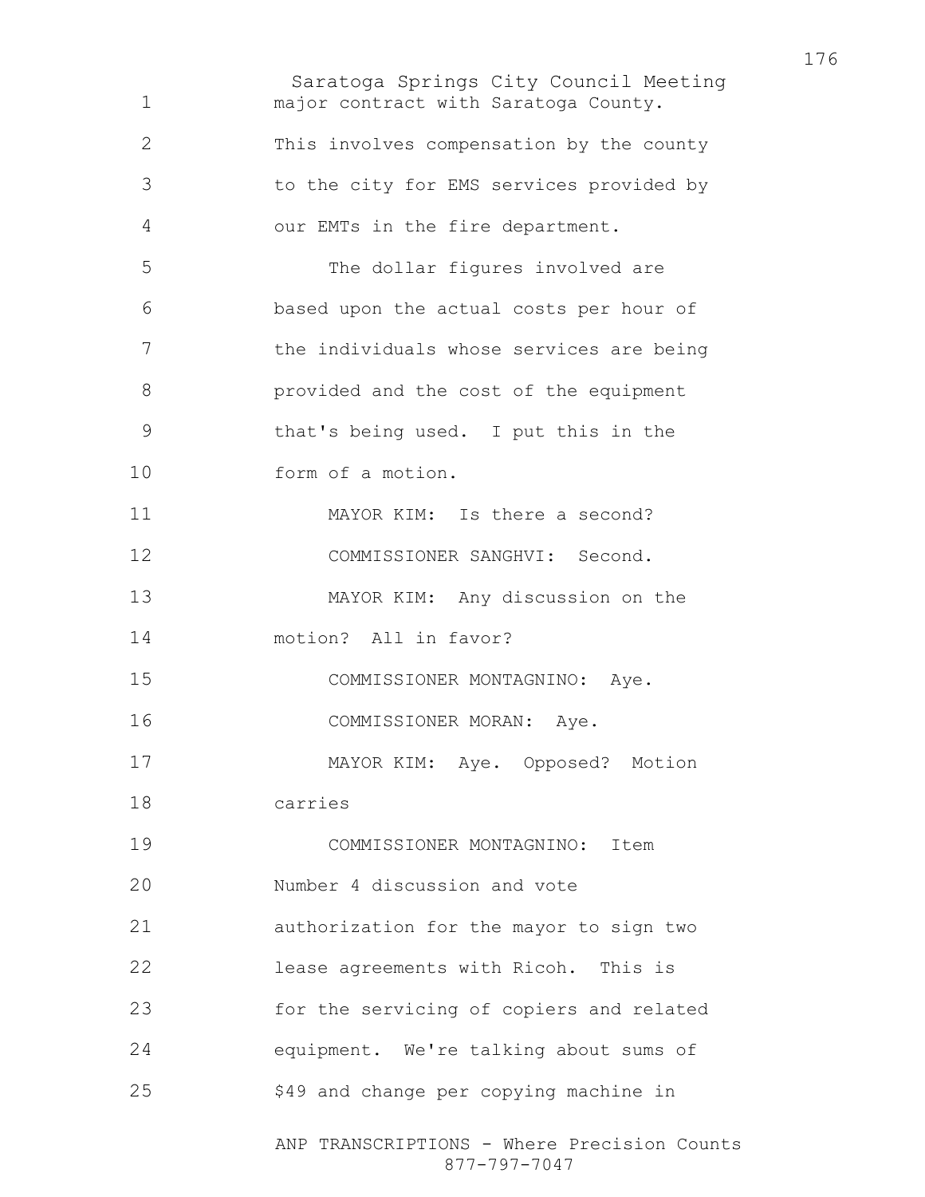major contract with Saratoga County. This involves compensation by the county to the city for EMS services provided by our EMTs in the fire department.

The dollar figures involved are based upon the actual costs per hour of the individuals whose services are being provided and the cost of the equipment that's being used. I put this in the form of a motion.

MAYOR KIM: Is there a second?

COMMISSIONER SANGHVI: Second.

MAYOR KIM: Any discussion on the motion? All in favor?

COMMISSIONER MONTAGNINO: Aye.

COMMISSIONER MORAN: Aye.

MAYOR KIM: Aye. Opposed? Motion carries

COMMISSIONER MONTAGNINO: Item Number 4 discussion and vote authorization for the mayor to sign two lease agreements with Ricoh. This is for the servicing of copiers and related equipment. We're talking about sums of $49 and change per copying machine in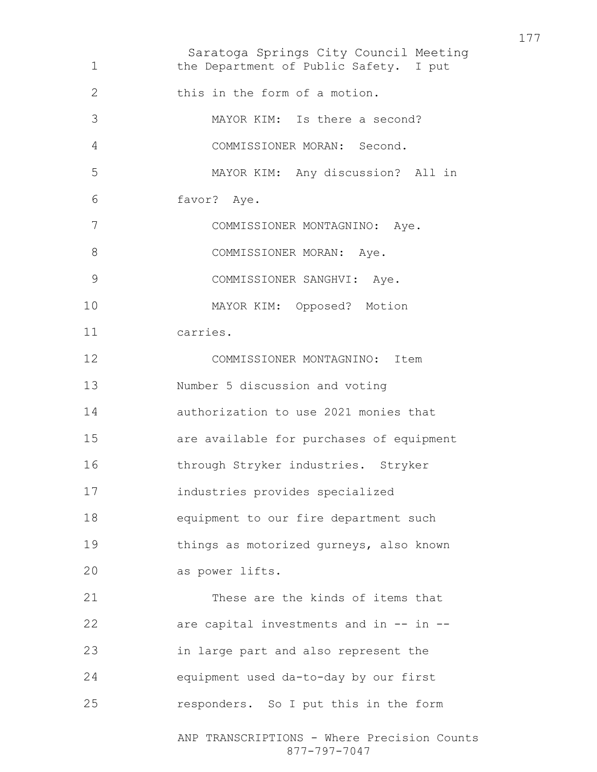the Department of Public Safety. I put this in the form of a motion.

MAYOR KIM: Is there a second?

COMMISSIONER MORAN: Second.

MAYOR KIM: Any discussion? All in favor? Aye.

COMMISSIONER MONTAGNINO: Aye.

COMMISSIONER MORAN: Aye.

COMMISSIONER SANGHVI: Aye.

MAYOR KIM: Opposed? Motion carries.

COMMISSIONER MONTAGNINO: Item Number 5 discussion and voting authorization to use 2021 monies that are available for purchases of equipment through Stryker industries. Stryker industries provides specialized equipment to our fire department such things as motorized gurneys, also known as power lifts.

These are the kinds of items that are capital investments and in -- in -- in large part and also represent the equipment used da-to-day by our first responders. So I put this in the form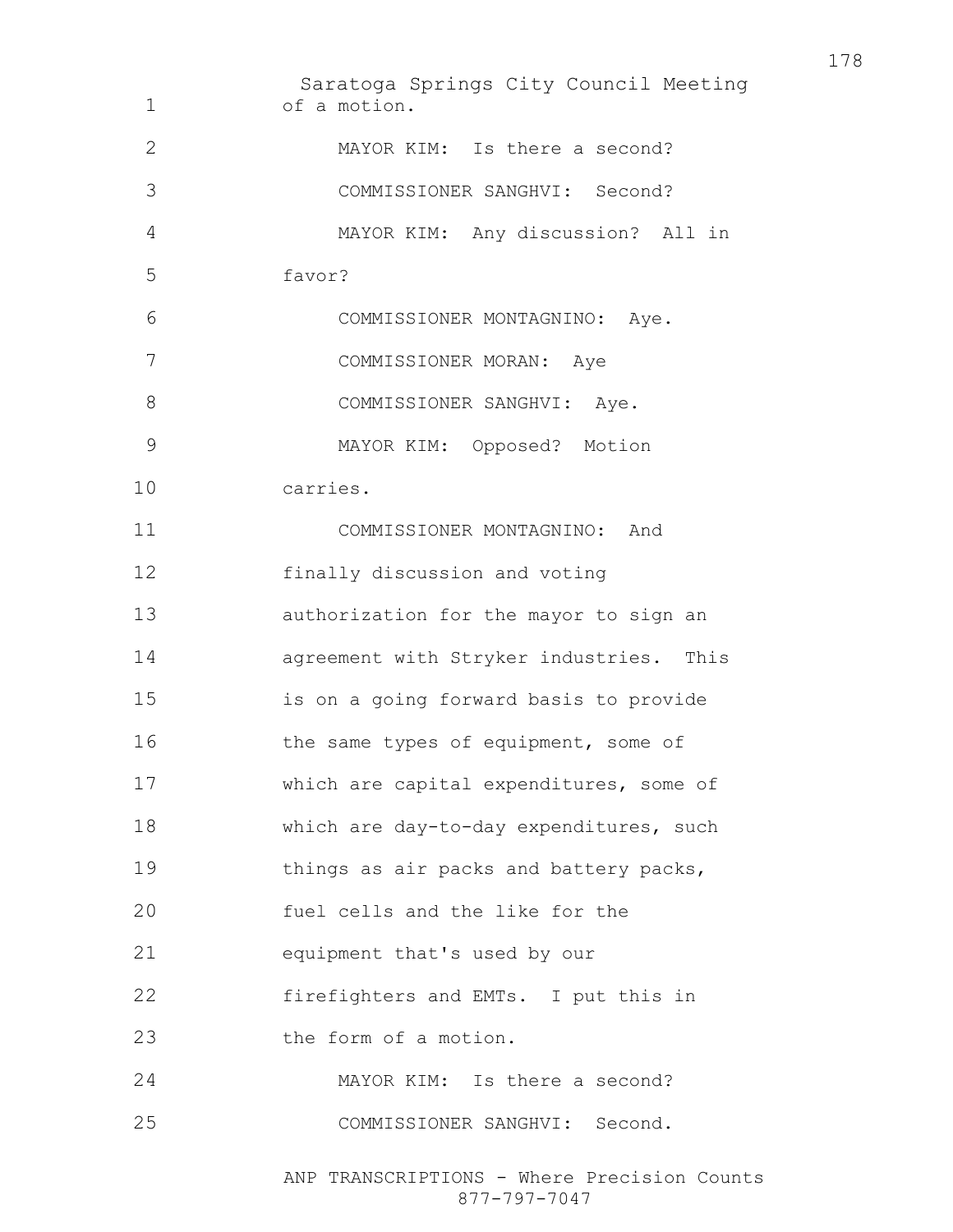of a motion.

MAYOR KIM: Is there a second?

COMMISSIONER SANGHVI: Second?

MAYOR KIM: Any discussion? All in favor?

COMMISSIONER MONTAGNINO: Aye.

COMMISSIONER MORAN: Aye

COMMISSIONER SANGHVI: Aye.

MAYOR KIM: Opposed? Motion carries.

COMMISSIONER MONTAGNINO: And finally discussion and voting authorization for the mayor to sign an agreement with Stryker industries. This is on a going forward basis to provide the same types of equipment, some of which are capital expenditures, some of which are day-to-day expenditures, such things as air packs and battery packs, fuel cells and the like for the equipment that's used by our firefighters and EMTs. I put this in the form of a motion.

MAYOR KIM: Is there a second?

COMMISSIONER SANGHVI: Second.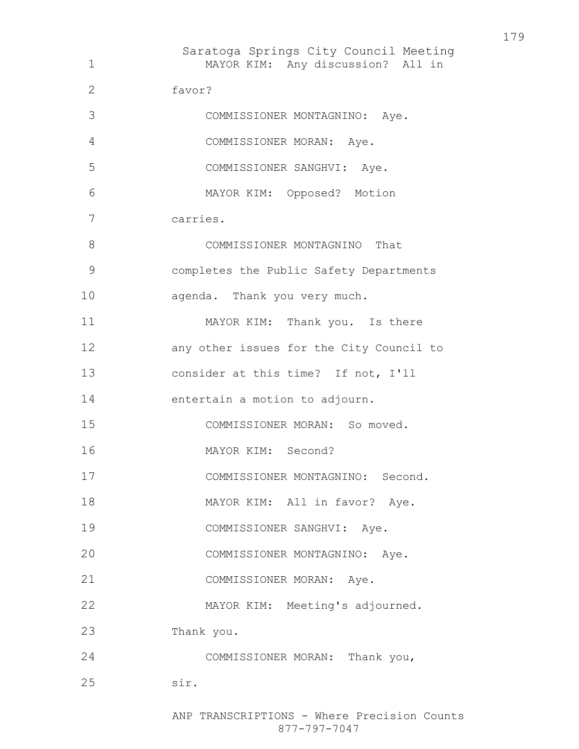MAYOR KIM: Any discussion? All in favor?

COMMISSIONER MONTAGNINO: Aye.

COMMISSIONER MORAN: Aye.

COMMISSIONER SANGHVI: Aye.

MAYOR KIM: Opposed? Motion carries.

COMMISSIONER MONTAGNINO That completes the Public Safety Departments agenda. Thank you very much.

MAYOR KIM: Thank you. Is there any other issues for the City Council to consider at this time? If not, I'll entertain a motion to adjourn.

COMMISSIONER MORAN: So moved.

MAYOR KIM: Second?

COMMISSIONER MONTAGNINO: Second.

MAYOR KIM: All in favor? Aye.

COMMISSIONER SANGHVI: Aye.

COMMISSIONER MONTAGNINO: Aye.

COMMISSIONER MORAN: Aye.

MAYOR KIM: Meeting's adjourned. Thank you.

COMMISSIONER MORAN: Thank you, sir.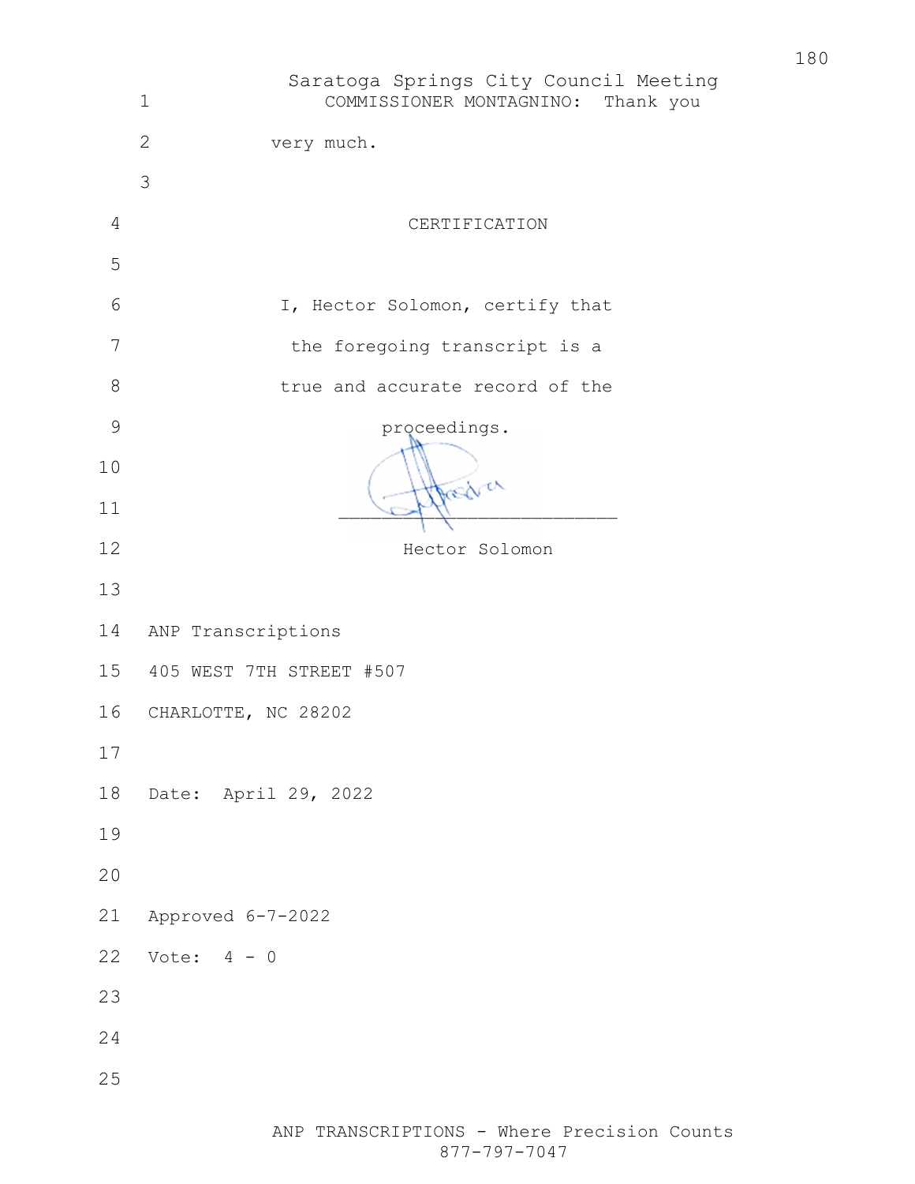COMMISSIONER MONTAGNINO: Thank you very much.

## CERTIFICATION

I, Hector Solomon, certify that the foregoing transcript is a true and accurate record of the proceedings.

___________________________

Hector Solomon

ANP Transcriptions
405 WEST 7TH STREET #507
CHARLOTTE, NC 28202

Date: April 29, 2022

Approved 6-7-2022
Vote: 4 - 0